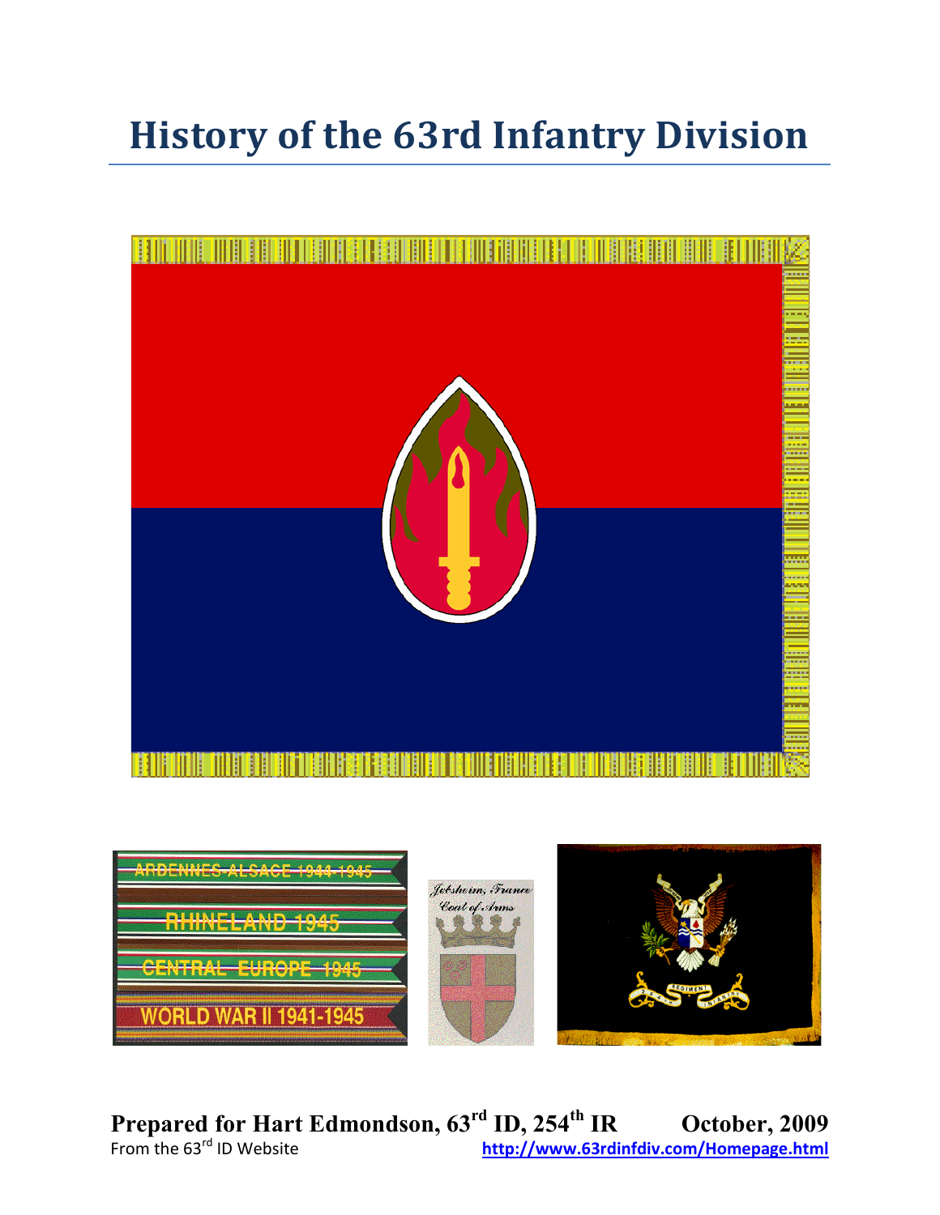# History of the 63rd Infantry Division

**Prepared for Hart Edmondson, 63rd ID, 254th IR** **October, 2009**

From the 63rd ID Website http://www.63rdinfdiv.com/Homepage.html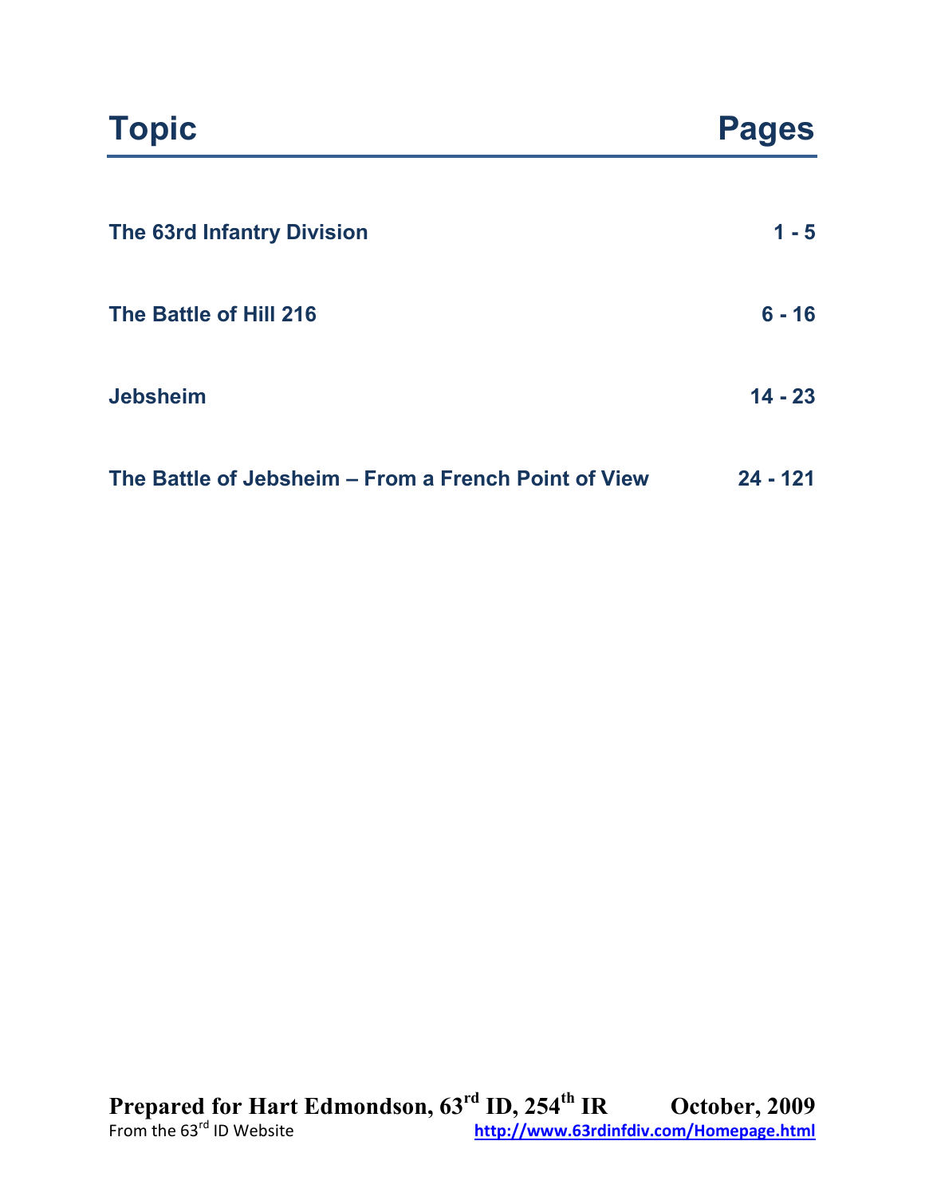| Topic | Pages |
| --- | --- |
| **The 63rd Infantry Division** | **1 - 5** |
| **The Battle of Hill 216** | **6 - 16** |
| **Jebsheim** | **14 - 23** |
| **The Battle of Jebsheim – From a French Point of View** | **24 - 121** |

**Prepared for Hart Edmondson, 63rd ID, 254th IR** **October, 2009**

From the 63rd ID Website http://www.63rdinfdiv.com/Homepage.html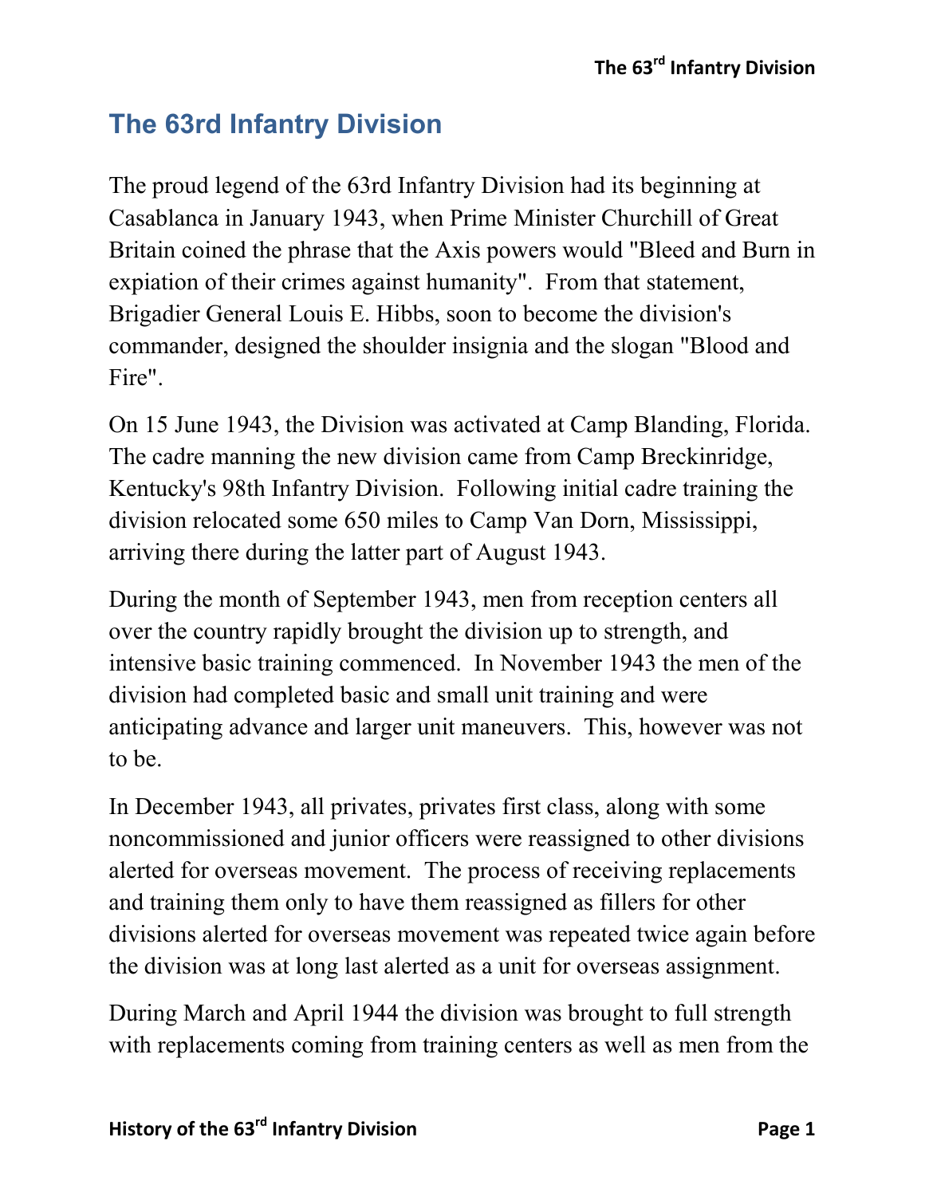# The 63rd Infantry Division

The proud legend of the 63rd Infantry Division had its beginning at Casablanca in January 1943, when Prime Minister Churchill of Great Britain coined the phrase that the Axis powers would "Bleed and Burn in expiation of their crimes against humanity". From that statement, Brigadier General Louis E. Hibbs, soon to become the division's commander, designed the shoulder insignia and the slogan "Blood and Fire".

On 15 June 1943, the Division was activated at Camp Blanding, Florida. The cadre manning the new division came from Camp Breckinridge, Kentucky's 98th Infantry Division. Following initial cadre training the division relocated some 650 miles to Camp Van Dorn, Mississippi, arriving there during the latter part of August 1943.

During the month of September 1943, men from reception centers all over the country rapidly brought the division up to strength, and intensive basic training commenced. In November 1943 the men of the division had completed basic and small unit training and were anticipating advance and larger unit maneuvers. This, however was not to be.

In December 1943, all privates, privates first class, along with some noncommissioned and junior officers were reassigned to other divisions alerted for overseas movement. The process of receiving replacements and training them only to have them reassigned as fillers for other divisions alerted for overseas movement was repeated twice again before the division was at long last alerted as a unit for overseas assignment.

During March and April 1944 the division was brought to full strength with replacements coming from training centers as well as men from the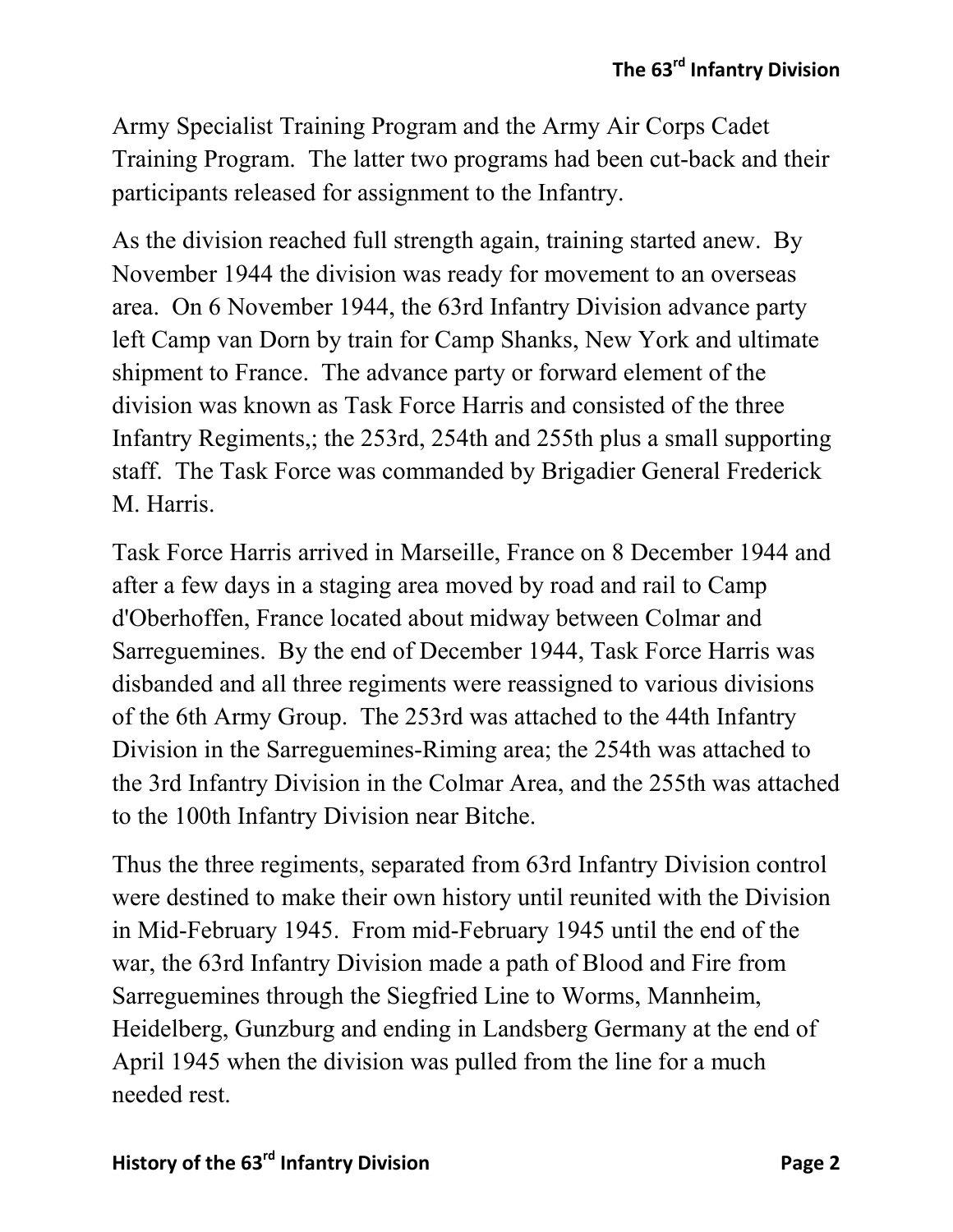Army Specialist Training Program and the Army Air Corps Cadet Training Program. The latter two programs had been cut-back and their participants released for assignment to the Infantry.

As the division reached full strength again, training started anew. By November 1944 the division was ready for movement to an overseas area. On 6 November 1944, the 63rd Infantry Division advance party left Camp van Dorn by train for Camp Shanks, New York and ultimate shipment to France. The advance party or forward element of the division was known as Task Force Harris and consisted of the three Infantry Regiments,; the 253rd, 254th and 255th plus a small supporting staff. The Task Force was commanded by Brigadier General Frederick M. Harris.

Task Force Harris arrived in Marseille, France on 8 December 1944 and after a few days in a staging area moved by road and rail to Camp d'Oberhoffen, France located about midway between Colmar and Sarreguemines. By the end of December 1944, Task Force Harris was disbanded and all three regiments were reassigned to various divisions of the 6th Army Group. The 253rd was attached to the 44th Infantry Division in the Sarreguemines-Riming area; the 254th was attached to the 3rd Infantry Division in the Colmar Area, and the 255th was attached to the 100th Infantry Division near Bitche.

Thus the three regiments, separated from 63rd Infantry Division control were destined to make their own history until reunited with the Division in Mid-February 1945. From mid-February 1945 until the end of the war, the 63rd Infantry Division made a path of Blood and Fire from Sarreguemines through the Siegfried Line to Worms, Mannheim, Heidelberg, Gunzburg and ending in Landsberg Germany at the end of April 1945 when the division was pulled from the line for a much needed rest.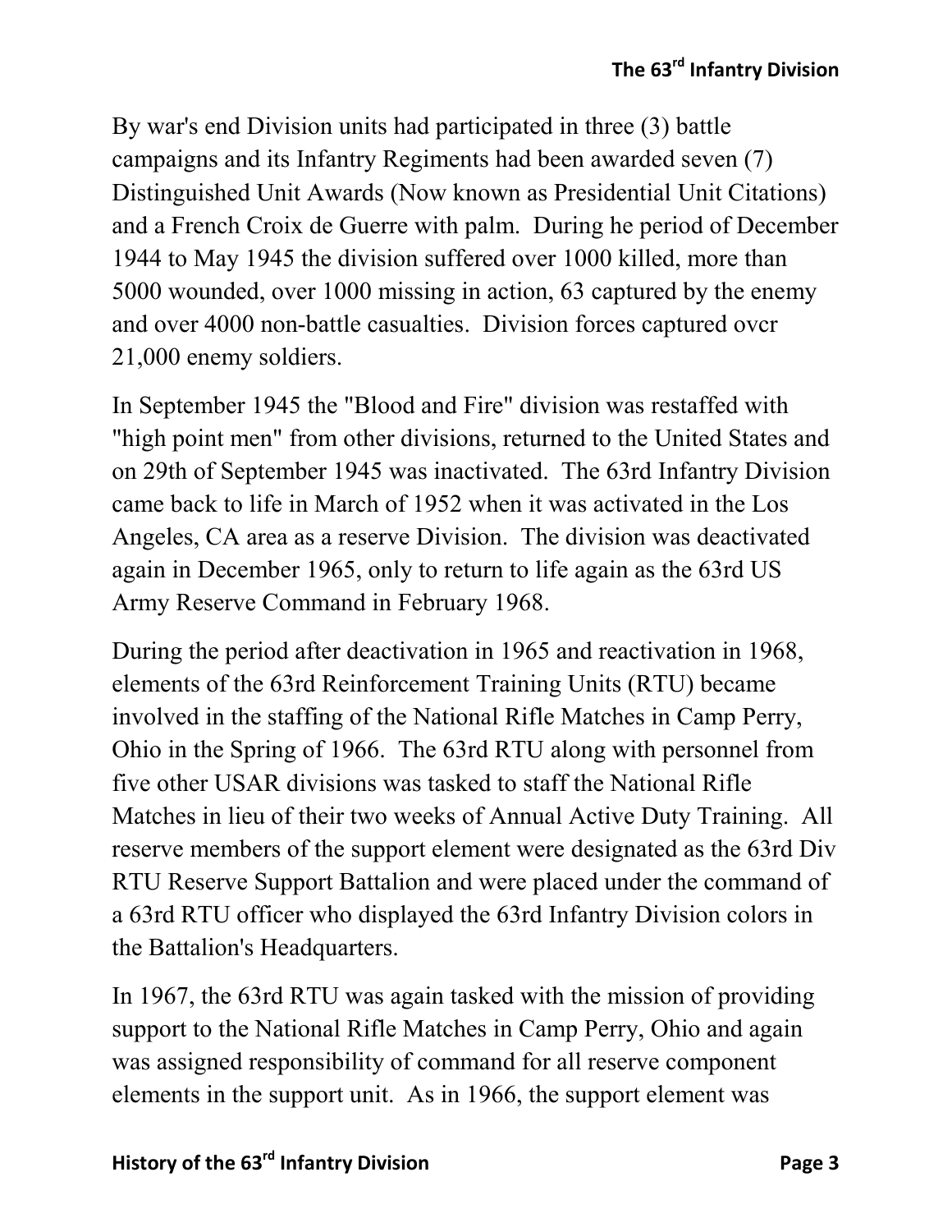By war's end Division units had participated in three (3) battle campaigns and its Infantry Regiments had been awarded seven (7) Distinguished Unit Awards (Now known as Presidential Unit Citations) and a French Croix de Guerre with palm. During he period of December 1944 to May 1945 the division suffered over 1000 killed, more than 5000 wounded, over 1000 missing in action, 63 captured by the enemy and over 4000 non-battle casualties. Division forces captured ovcr 21,000 enemy soldiers.

In September 1945 the "Blood and Fire" division was restaffed with "high point men" from other divisions, returned to the United States and on 29th of September 1945 was inactivated. The 63rd Infantry Division came back to life in March of 1952 when it was activated in the Los Angeles, CA area as a reserve Division. The division was deactivated again in December 1965, only to return to life again as the 63rd US Army Reserve Command in February 1968.

During the period after deactivation in 1965 and reactivation in 1968, elements of the 63rd Reinforcement Training Units (RTU) became involved in the staffing of the National Rifle Matches in Camp Perry, Ohio in the Spring of 1966. The 63rd RTU along with personnel from five other USAR divisions was tasked to staff the National Rifle Matches in lieu of their two weeks of Annual Active Duty Training. All reserve members of the support element were designated as the 63rd Div RTU Reserve Support Battalion and were placed under the command of a 63rd RTU officer who displayed the 63rd Infantry Division colors in the Battalion's Headquarters.

In 1967, the 63rd RTU was again tasked with the mission of providing support to the National Rifle Matches in Camp Perry, Ohio and again was assigned responsibility of command for all reserve component elements in the support unit. As in 1966, the support element was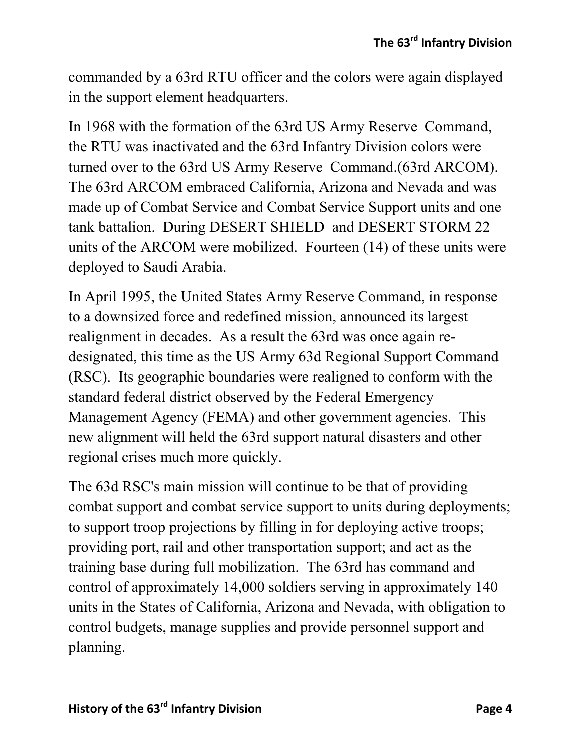commanded by a 63rd RTU officer and the colors were again displayed in the support element headquarters.

In 1968 with the formation of the 63rd US Army Reserve Command, the RTU was inactivated and the 63rd Infantry Division colors were turned over to the 63rd US Army Reserve Command.(63rd ARCOM). The 63rd ARCOM embraced California, Arizona and Nevada and was made up of Combat Service and Combat Service Support units and one tank battalion. During DESERT SHIELD and DESERT STORM 22 units of the ARCOM were mobilized. Fourteen (14) of these units were deployed to Saudi Arabia.

In April 1995, the United States Army Reserve Command, in response to a downsized force and redefined mission, announced its largest realignment in decades. As a result the 63rd was once again re-designated, this time as the US Army 63d Regional Support Command (RSC). Its geographic boundaries were realigned to conform with the standard federal district observed by the Federal Emergency Management Agency (FEMA) and other government agencies. This new alignment will held the 63rd support natural disasters and other regional crises much more quickly.

The 63d RSC's main mission will continue to be that of providing combat support and combat service support to units during deployments; to support troop projections by filling in for deploying active troops; providing port, rail and other transportation support; and act as the training base during full mobilization. The 63rd has command and control of approximately 14,000 soldiers serving in approximately 140 units in the States of California, Arizona and Nevada, with obligation to control budgets, manage supplies and provide personnel support and planning.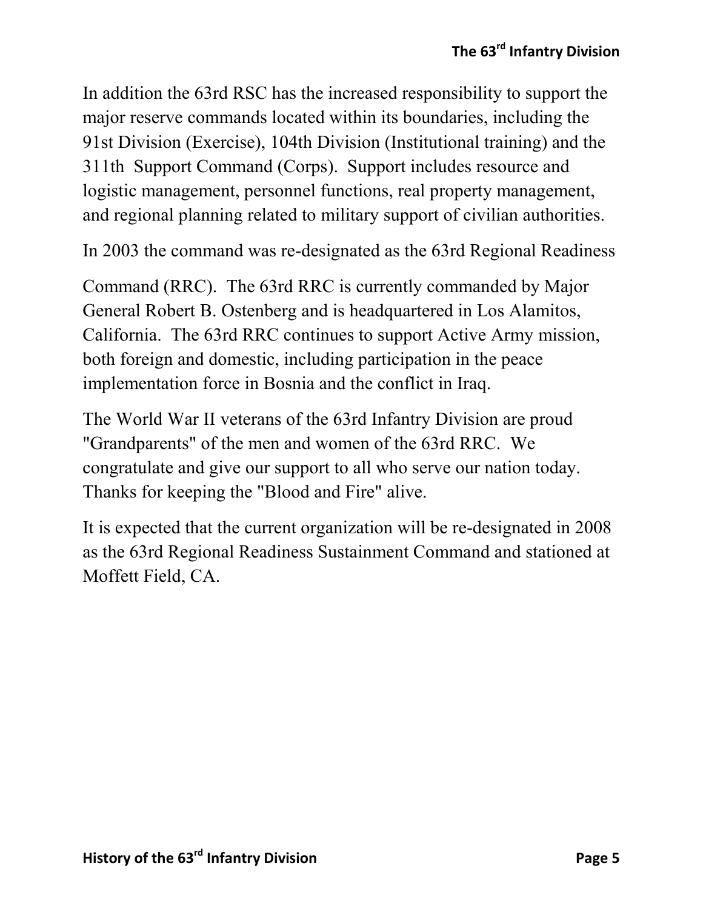In addition the 63rd RSC has the increased responsibility to support the major reserve commands located within its boundaries, including the 91st Division (Exercise), 104th Division (Institutional training) and the 311th Support Command (Corps). Support includes resource and logistic management, personnel functions, real property management, and regional planning related to military support of civilian authorities.

In 2003 the command was re-designated as the 63rd Regional Readiness Command (RRC). The 63rd RRC is currently commanded by Major General Robert B. Ostenberg and is headquartered in Los Alamitos, California. The 63rd RRC continues to support Active Army mission, both foreign and domestic, including participation in the peace implementation force in Bosnia and the conflict in Iraq.

The World War II veterans of the 63rd Infantry Division are proud "Grandparents" of the men and women of the 63rd RRC. We congratulate and give our support to all who serve our nation today. Thanks for keeping the "Blood and Fire" alive.

It is expected that the current organization will be re-designated in 2008 as the 63rd Regional Readiness Sustainment Command and stationed at Moffett Field, CA.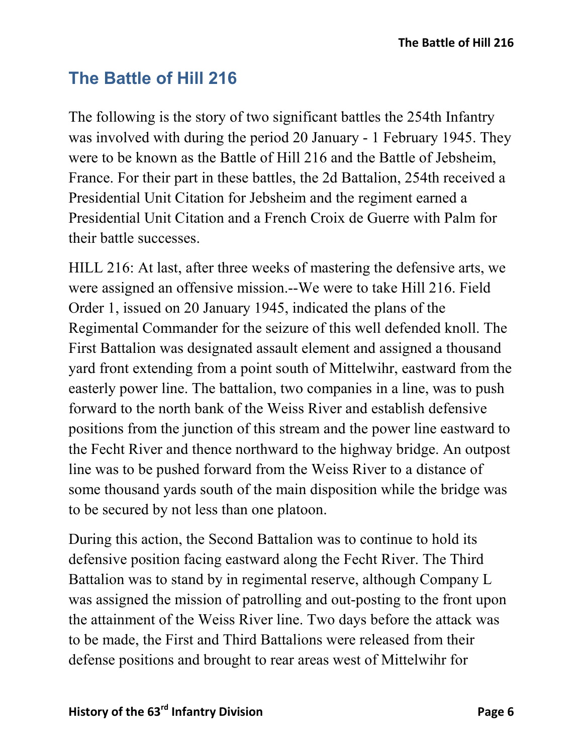## The Battle of Hill 216

The following is the story of two significant battles the 254th Infantry was involved with during the period 20 January - 1 February 1945. They were to be known as the Battle of Hill 216 and the Battle of Jebsheim, France. For their part in these battles, the 2d Battalion, 254th received a Presidential Unit Citation for Jebsheim and the regiment earned a Presidential Unit Citation and a French Croix de Guerre with Palm for their battle successes.

HILL 216: At last, after three weeks of mastering the defensive arts, we were assigned an offensive mission.--We were to take Hill 216. Field Order 1, issued on 20 January 1945, indicated the plans of the Regimental Commander for the seizure of this well defended knoll. The First Battalion was designated assault element and assigned a thousand yard front extending from a point south of Mittelwihr, eastward from the easterly power line. The battalion, two companies in a line, was to push forward to the north bank of the Weiss River and establish defensive positions from the junction of this stream and the power line eastward to the Fecht River and thence northward to the highway bridge. An outpost line was to be pushed forward from the Weiss River to a distance of some thousand yards south of the main disposition while the bridge was to be secured by not less than one platoon.

During this action, the Second Battalion was to continue to hold its defensive position facing eastward along the Fecht River. The Third Battalion was to stand by in regimental reserve, although Company L was assigned the mission of patrolling and out-posting to the front upon the attainment of the Weiss River line. Two days before the attack was to be made, the First and Third Battalions were released from their defense positions and brought to rear areas west of Mittelwihr for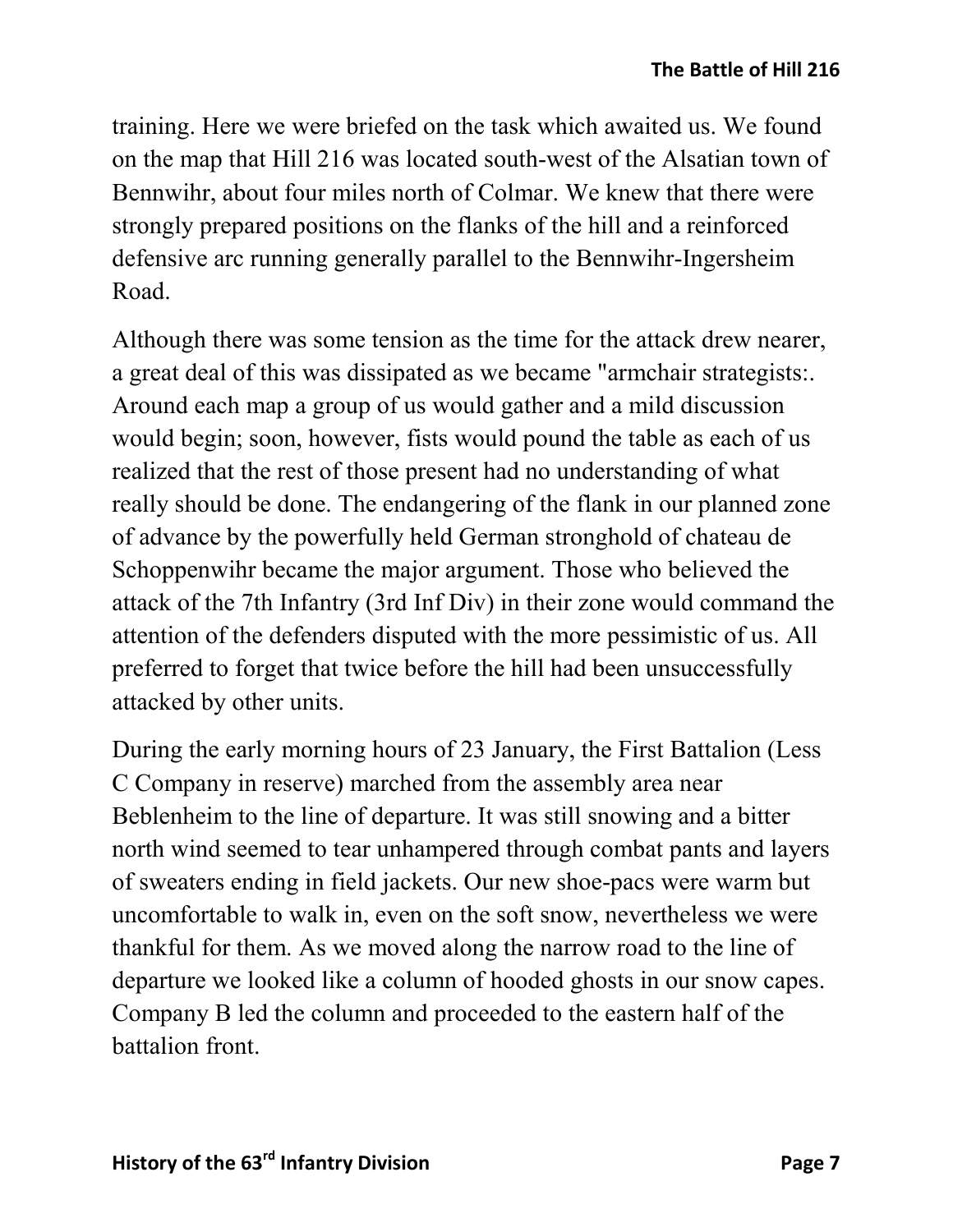training. Here we were briefed on the task which awaited us. We found on the map that Hill 216 was located south-west of the Alsatian town of Bennwihr, about four miles north of Colmar. We knew that there were strongly prepared positions on the flanks of the hill and a reinforced defensive arc running generally parallel to the Bennwihr-Ingersheim Road.

Although there was some tension as the time for the attack drew nearer, a great deal of this was dissipated as we became "armchair strategists:. Around each map a group of us would gather and a mild discussion would begin; soon, however, fists would pound the table as each of us realized that the rest of those present had no understanding of what really should be done. The endangering of the flank in our planned zone of advance by the powerfully held German stronghold of chateau de Schoppenwihr became the major argument. Those who believed the attack of the 7th Infantry (3rd Inf Div) in their zone would command the attention of the defenders disputed with the more pessimistic of us. All preferred to forget that twice before the hill had been unsuccessfully attacked by other units.

During the early morning hours of 23 January, the First Battalion (Less C Company in reserve) marched from the assembly area near Beblenheim to the line of departure. It was still snowing and a bitter north wind seemed to tear unhampered through combat pants and layers of sweaters ending in field jackets. Our new shoe-pacs were warm but uncomfortable to walk in, even on the soft snow, nevertheless we were thankful for them. As we moved along the narrow road to the line of departure we looked like a column of hooded ghosts in our snow capes. Company B led the column and proceeded to the eastern half of the battalion front.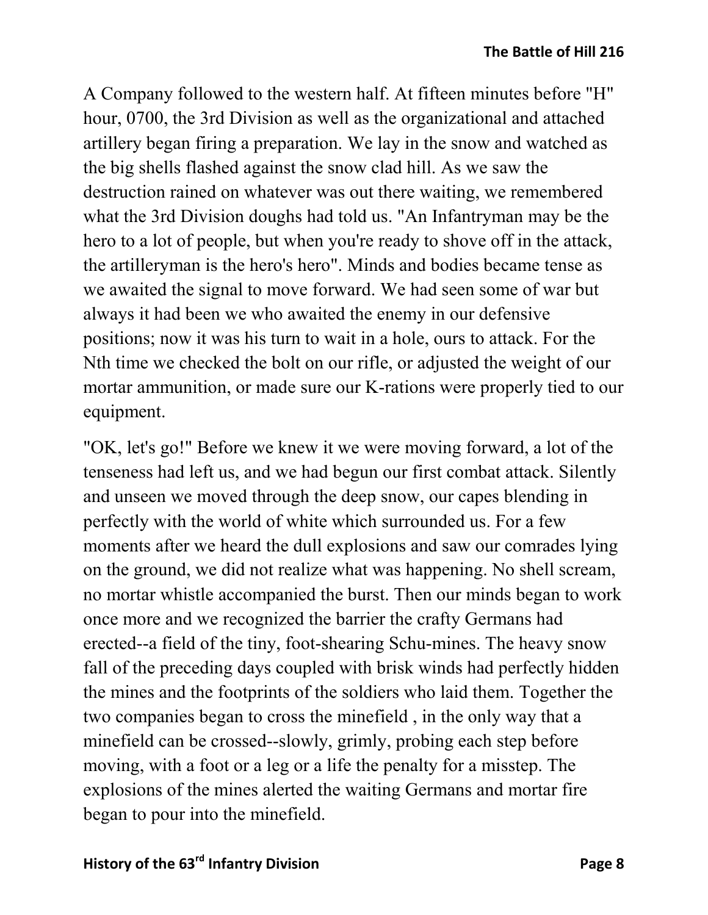A Company followed to the western half. At fifteen minutes before "H" hour, 0700, the 3rd Division as well as the organizational and attached artillery began firing a preparation. We lay in the snow and watched as the big shells flashed against the snow clad hill. As we saw the destruction rained on whatever was out there waiting, we remembered what the 3rd Division doughs had told us. "An Infantryman may be the hero to a lot of people, but when you're ready to shove off in the attack, the artilleryman is the hero's hero". Minds and bodies became tense as we awaited the signal to move forward. We had seen some of war but always it had been we who awaited the enemy in our defensive positions; now it was his turn to wait in a hole, ours to attack. For the Nth time we checked the bolt on our rifle, or adjusted the weight of our mortar ammunition, or made sure our K-rations were properly tied to our equipment.

"OK, let's go!" Before we knew it we were moving forward, a lot of the tenseness had left us, and we had begun our first combat attack. Silently and unseen we moved through the deep snow, our capes blending in perfectly with the world of white which surrounded us. For a few moments after we heard the dull explosions and saw our comrades lying on the ground, we did not realize what was happening. No shell scream, no mortar whistle accompanied the burst. Then our minds began to work once more and we recognized the barrier the crafty Germans had erected--a field of the tiny, foot-shearing Schu-mines. The heavy snow fall of the preceding days coupled with brisk winds had perfectly hidden the mines and the footprints of the soldiers who laid them. Together the two companies began to cross the minefield , in the only way that a minefield can be crossed--slowly, grimly, probing each step before moving, with a foot or a leg or a life the penalty for a misstep. The explosions of the mines alerted the waiting Germans and mortar fire began to pour into the minefield.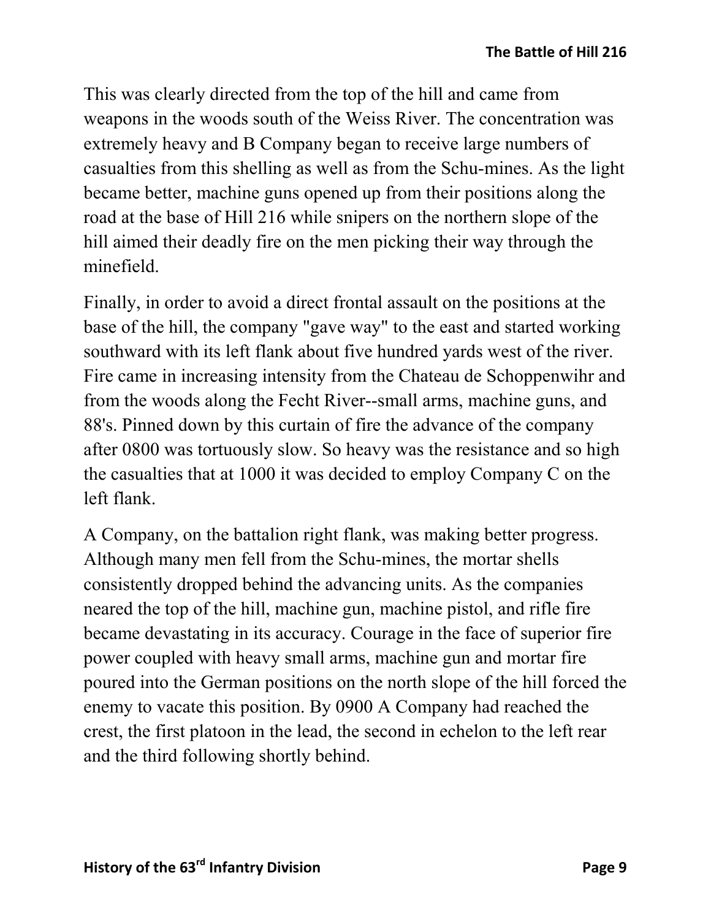This was clearly directed from the top of the hill and came from weapons in the woods south of the Weiss River. The concentration was extremely heavy and B Company began to receive large numbers of casualties from this shelling as well as from the Schu-mines. As the light became better, machine guns opened up from their positions along the road at the base of Hill 216 while snipers on the northern slope of the hill aimed their deadly fire on the men picking their way through the minefield.

Finally, in order to avoid a direct frontal assault on the positions at the base of the hill, the company "gave way" to the east and started working southward with its left flank about five hundred yards west of the river. Fire came in increasing intensity from the Chateau de Schoppenwihr and from the woods along the Fecht River--small arms, machine guns, and 88's. Pinned down by this curtain of fire the advance of the company after 0800 was tortuously slow. So heavy was the resistance and so high the casualties that at 1000 it was decided to employ Company C on the left flank.

A Company, on the battalion right flank, was making better progress. Although many men fell from the Schu-mines, the mortar shells consistently dropped behind the advancing units. As the companies neared the top of the hill, machine gun, machine pistol, and rifle fire became devastating in its accuracy. Courage in the face of superior fire power coupled with heavy small arms, machine gun and mortar fire poured into the German positions on the north slope of the hill forced the enemy to vacate this position. By 0900 A Company had reached the crest, the first platoon in the lead, the second in echelon to the left rear and the third following shortly behind.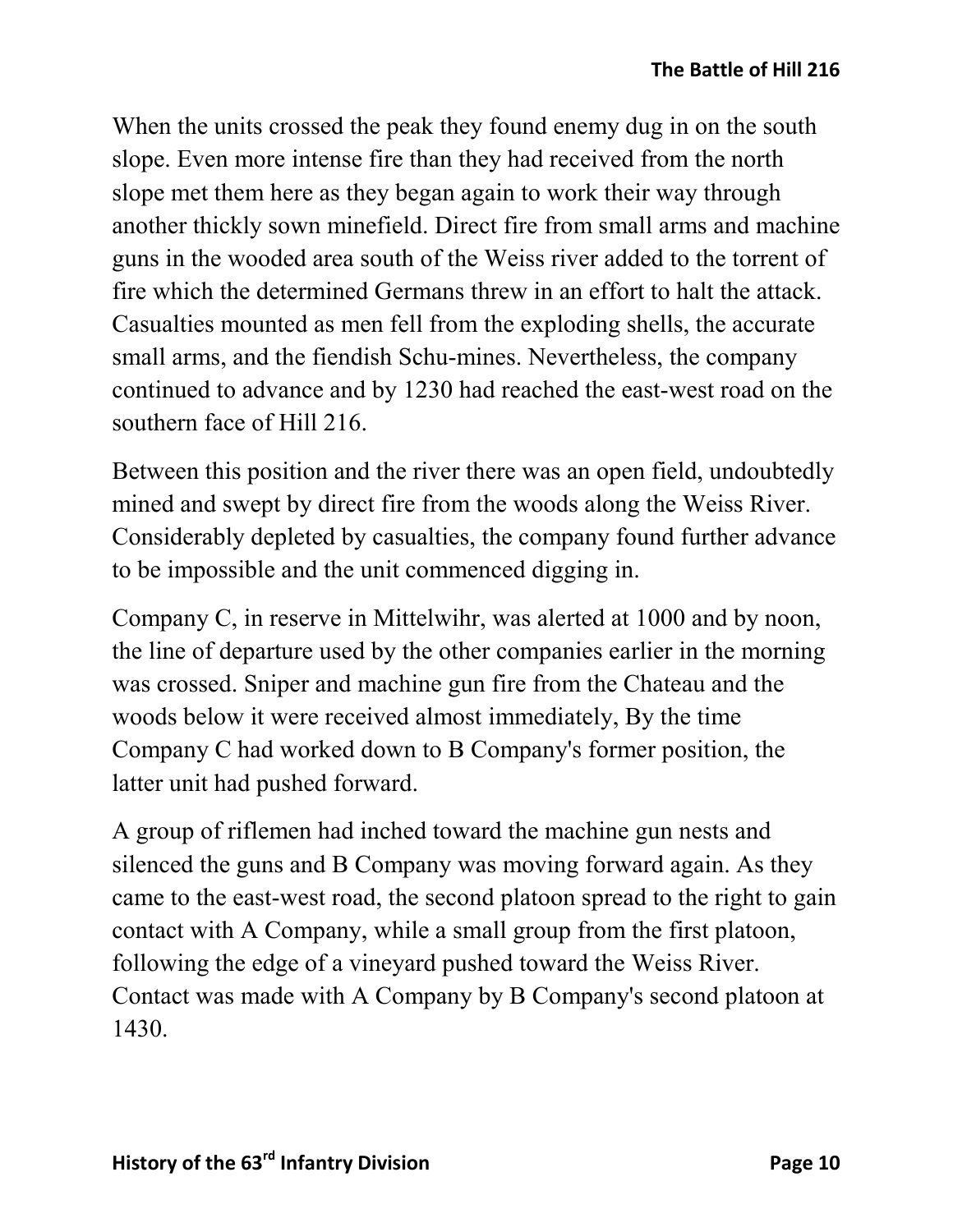When the units crossed the peak they found enemy dug in on the south slope. Even more intense fire than they had received from the north slope met them here as they began again to work their way through another thickly sown minefield. Direct fire from small arms and machine guns in the wooded area south of the Weiss river added to the torrent of fire which the determined Germans threw in an effort to halt the attack. Casualties mounted as men fell from the exploding shells, the accurate small arms, and the fiendish Schu-mines. Nevertheless, the company continued to advance and by 1230 had reached the east-west road on the southern face of Hill 216.

Between this position and the river there was an open field, undoubtedly mined and swept by direct fire from the woods along the Weiss River. Considerably depleted by casualties, the company found further advance to be impossible and the unit commenced digging in.

Company C, in reserve in Mittelwihr, was alerted at 1000 and by noon, the line of departure used by the other companies earlier in the morning was crossed. Sniper and machine gun fire from the Chateau and the woods below it were received almost immediately, By the time Company C had worked down to B Company's former position, the latter unit had pushed forward.

A group of riflemen had inched toward the machine gun nests and silenced the guns and B Company was moving forward again. As they came to the east-west road, the second platoon spread to the right to gain contact with A Company, while a small group from the first platoon, following the edge of a vineyard pushed toward the Weiss River. Contact was made with A Company by B Company's second platoon at 1430.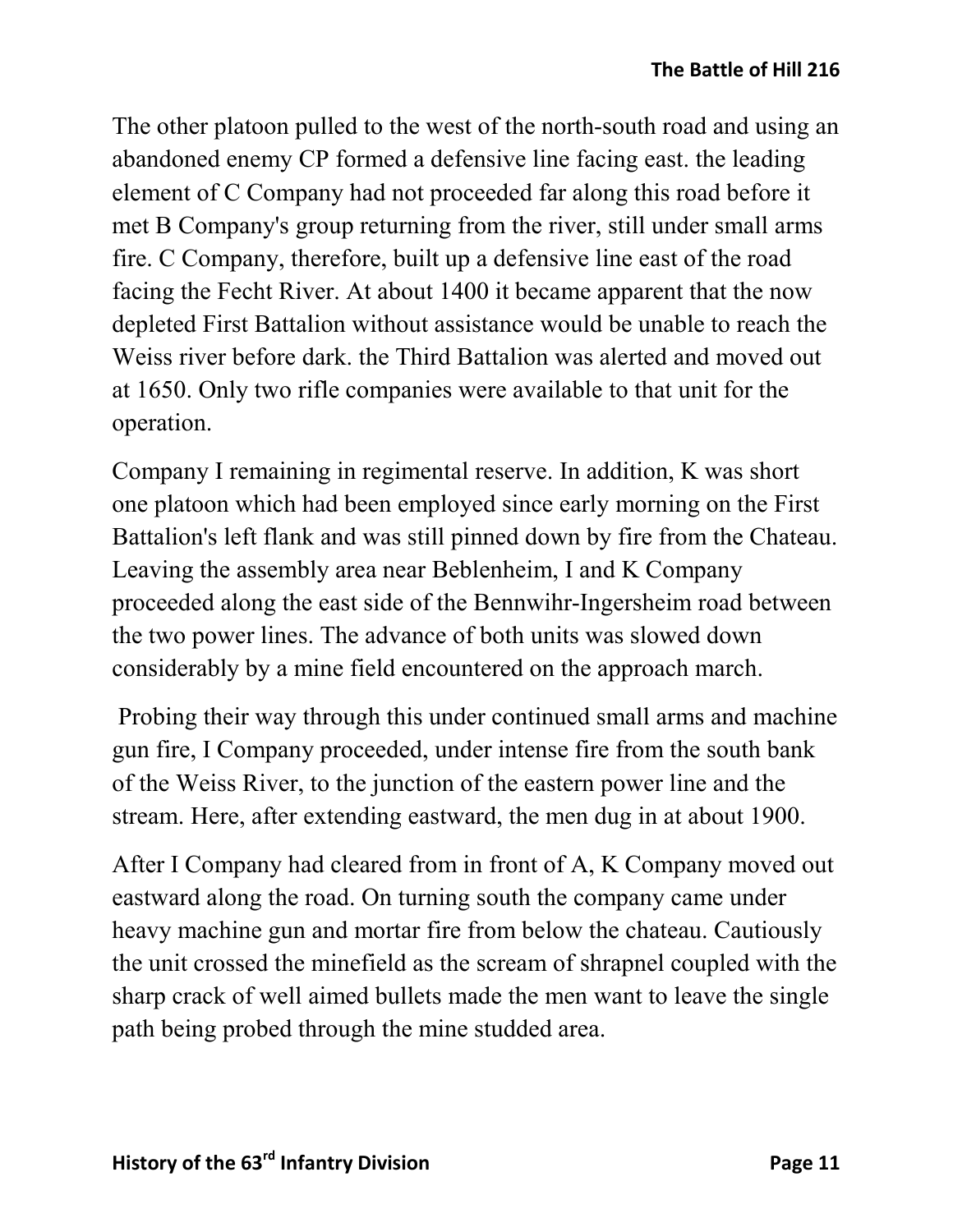The other platoon pulled to the west of the north-south road and using an abandoned enemy CP formed a defensive line facing east. the leading element of C Company had not proceeded far along this road before it met B Company's group returning from the river, still under small arms fire. C Company, therefore, built up a defensive line east of the road facing the Fecht River. At about 1400 it became apparent that the now depleted First Battalion without assistance would be unable to reach the Weiss river before dark. the Third Battalion was alerted and moved out at 1650. Only two rifle companies were available to that unit for the operation.

Company I remaining in regimental reserve. In addition, K was short one platoon which had been employed since early morning on the First Battalion's left flank and was still pinned down by fire from the Chateau. Leaving the assembly area near Beblenheim, I and K Company proceeded along the east side of the Bennwihr-Ingersheim road between the two power lines. The advance of both units was slowed down considerably by a mine field encountered on the approach march.

Probing their way through this under continued small arms and machine gun fire, I Company proceeded, under intense fire from the south bank of the Weiss River, to the junction of the eastern power line and the stream. Here, after extending eastward, the men dug in at about 1900.

After I Company had cleared from in front of A, K Company moved out eastward along the road. On turning south the company came under heavy machine gun and mortar fire from below the chateau. Cautiously the unit crossed the minefield as the scream of shrapnel coupled with the sharp crack of well aimed bullets made the men want to leave the single path being probed through the mine studded area.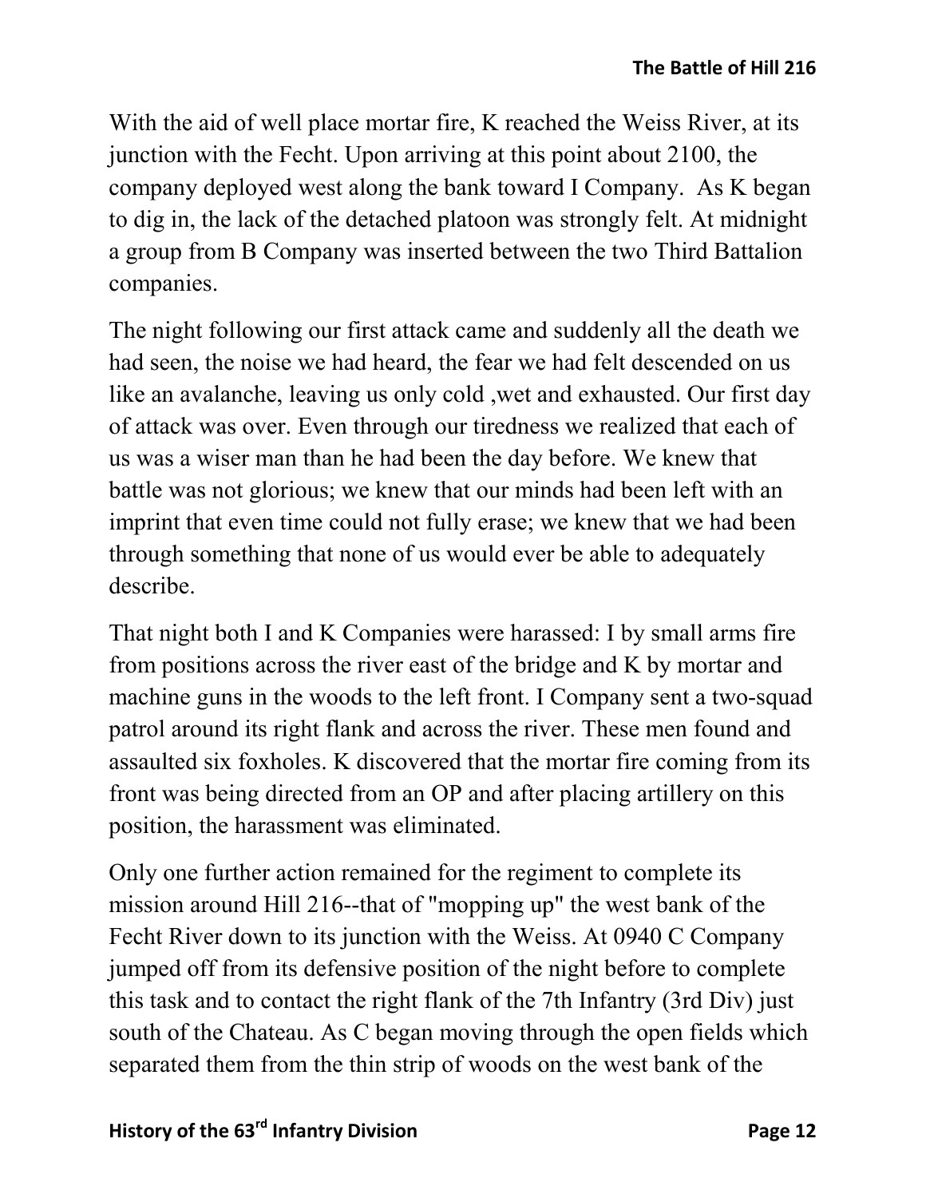With the aid of well place mortar fire, K reached the Weiss River, at its junction with the Fecht. Upon arriving at this point about 2100, the company deployed west along the bank toward I Company. As K began to dig in, the lack of the detached platoon was strongly felt. At midnight a group from B Company was inserted between the two Third Battalion companies.

The night following our first attack came and suddenly all the death we had seen, the noise we had heard, the fear we had felt descended on us like an avalanche, leaving us only cold ,wet and exhausted. Our first day of attack was over. Even through our tiredness we realized that each of us was a wiser man than he had been the day before. We knew that battle was not glorious; we knew that our minds had been left with an imprint that even time could not fully erase; we knew that we had been through something that none of us would ever be able to adequately describe.

That night both I and K Companies were harassed: I by small arms fire from positions across the river east of the bridge and K by mortar and machine guns in the woods to the left front. I Company sent a two-squad patrol around its right flank and across the river. These men found and assaulted six foxholes. K discovered that the mortar fire coming from its front was being directed from an OP and after placing artillery on this position, the harassment was eliminated.

Only one further action remained for the regiment to complete its mission around Hill 216--that of "mopping up" the west bank of the Fecht River down to its junction with the Weiss. At 0940 C Company jumped off from its defensive position of the night before to complete this task and to contact the right flank of the 7th Infantry (3rd Div) just south of the Chateau. As C began moving through the open fields which separated them from the thin strip of woods on the west bank of the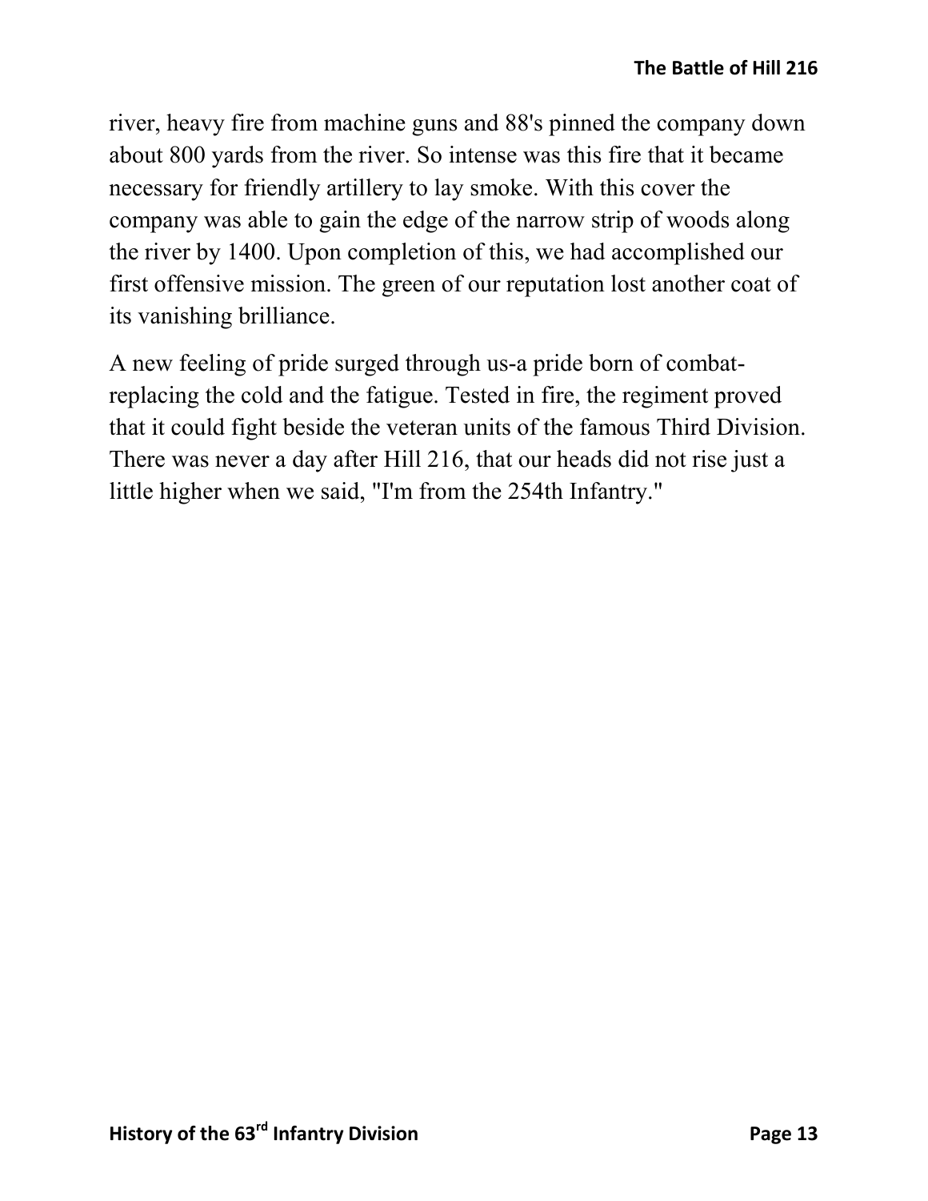river, heavy fire from machine guns and 88's pinned the company down about 800 yards from the river. So intense was this fire that it became necessary for friendly artillery to lay smoke. With this cover the company was able to gain the edge of the narrow strip of woods along the river by 1400. Upon completion of this, we had accomplished our first offensive mission. The green of our reputation lost another coat of its vanishing brilliance.

A new feeling of pride surged through us-a pride born of combat-replacing the cold and the fatigue. Tested in fire, the regiment proved that it could fight beside the veteran units of the famous Third Division. There was never a day after Hill 216, that our heads did not rise just a little higher when we said, "I'm from the 254th Infantry."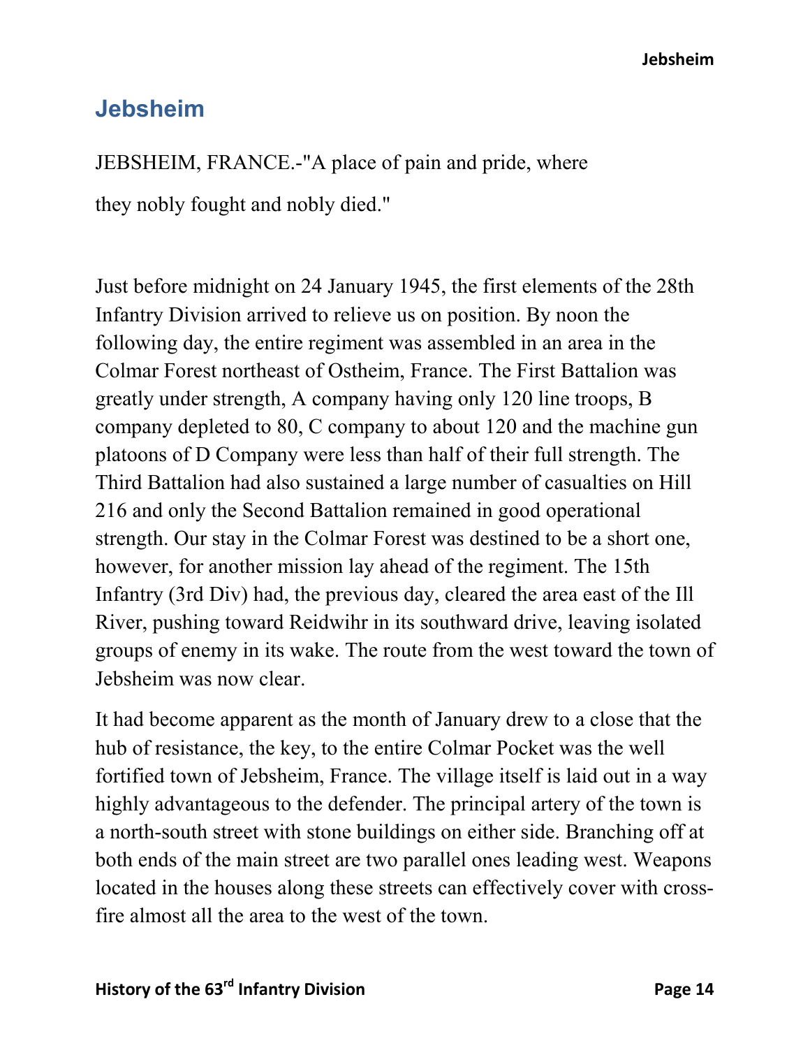# Jebsheim

JEBSHEIM, FRANCE.-"A place of pain and pride, where

they nobly fought and nobly died."

Just before midnight on 24 January 1945, the first elements of the 28th Infantry Division arrived to relieve us on position. By noon the following day, the entire regiment was assembled in an area in the Colmar Forest northeast of Ostheim, France. The First Battalion was greatly under strength, A company having only 120 line troops, B company depleted to 80, C company to about 120 and the machine gun platoons of D Company were less than half of their full strength. The Third Battalion had also sustained a large number of casualties on Hill 216 and only the Second Battalion remained in good operational strength. Our stay in the Colmar Forest was destined to be a short one, however, for another mission lay ahead of the regiment. The 15th Infantry (3rd Div) had, the previous day, cleared the area east of the Ill River, pushing toward Reidwihr in its southward drive, leaving isolated groups of enemy in its wake. The route from the west toward the town of Jebsheim was now clear.

It had become apparent as the month of January drew to a close that the hub of resistance, the key, to the entire Colmar Pocket was the well fortified town of Jebsheim, France. The village itself is laid out in a way highly advantageous to the defender. The principal artery of the town is a north-south street with stone buildings on either side. Branching off at both ends of the main street are two parallel ones leading west. Weapons located in the houses along these streets can effectively cover with cross-fire almost all the area to the west of the town.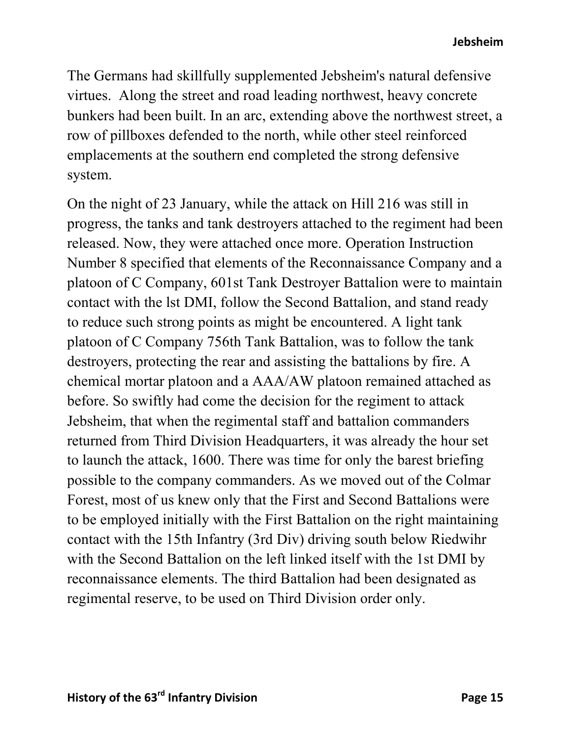The Germans had skillfully supplemented Jebsheim's natural defensive virtues. Along the street and road leading northwest, heavy concrete bunkers had been built. In an arc, extending above the northwest street, a row of pillboxes defended to the north, while other steel reinforced emplacements at the southern end completed the strong defensive system.

On the night of 23 January, while the attack on Hill 216 was still in progress, the tanks and tank destroyers attached to the regiment had been released. Now, they were attached once more. Operation Instruction Number 8 specified that elements of the Reconnaissance Company and a platoon of C Company, 601st Tank Destroyer Battalion were to maintain contact with the lst DMI, follow the Second Battalion, and stand ready to reduce such strong points as might be encountered. A light tank platoon of C Company 756th Tank Battalion, was to follow the tank destroyers, protecting the rear and assisting the battalions by fire. A chemical mortar platoon and a AAA/AW platoon remained attached as before. So swiftly had come the decision for the regiment to attack Jebsheim, that when the regimental staff and battalion commanders returned from Third Division Headquarters, it was already the hour set to launch the attack, 1600. There was time for only the barest briefing possible to the company commanders. As we moved out of the Colmar Forest, most of us knew only that the First and Second Battalions were to be employed initially with the First Battalion on the right maintaining contact with the 15th Infantry (3rd Div) driving south below Riedwihr with the Second Battalion on the left linked itself with the 1st DMI by reconnaissance elements. The third Battalion had been designated as regimental reserve, to be used on Third Division order only.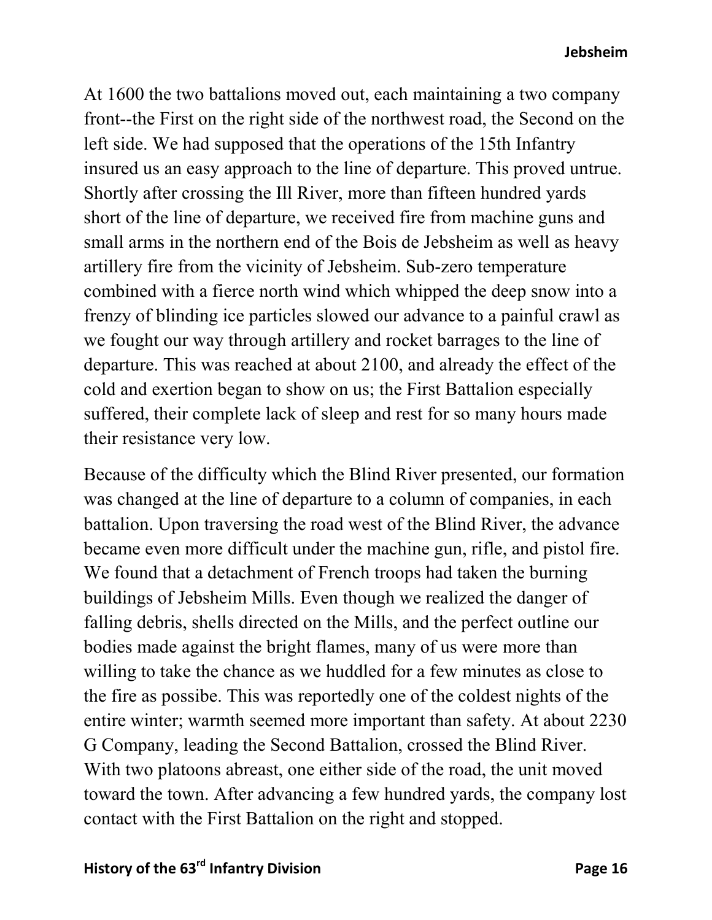At 1600 the two battalions moved out, each maintaining a two company front--the First on the right side of the northwest road, the Second on the left side. We had supposed that the operations of the 15th Infantry insured us an easy approach to the line of departure. This proved untrue. Shortly after crossing the Ill River, more than fifteen hundred yards short of the line of departure, we received fire from machine guns and small arms in the northern end of the Bois de Jebsheim as well as heavy artillery fire from the vicinity of Jebsheim. Sub-zero temperature combined with a fierce north wind which whipped the deep snow into a frenzy of blinding ice particles slowed our advance to a painful crawl as we fought our way through artillery and rocket barrages to the line of departure. This was reached at about 2100, and already the effect of the cold and exertion began to show on us; the First Battalion especially suffered, their complete lack of sleep and rest for so many hours made their resistance very low.

Because of the difficulty which the Blind River presented, our formation was changed at the line of departure to a column of companies, in each battalion. Upon traversing the road west of the Blind River, the advance became even more difficult under the machine gun, rifle, and pistol fire. We found that a detachment of French troops had taken the burning buildings of Jebsheim Mills. Even though we realized the danger of falling debris, shells directed on the Mills, and the perfect outline our bodies made against the bright flames, many of us were more than willing to take the chance as we huddled for a few minutes as close to the fire as possibe. This was reportedly one of the coldest nights of the entire winter; warmth seemed more important than safety. At about 2230 G Company, leading the Second Battalion, crossed the Blind River. With two platoons abreast, one either side of the road, the unit moved toward the town. After advancing a few hundred yards, the company lost contact with the First Battalion on the right and stopped.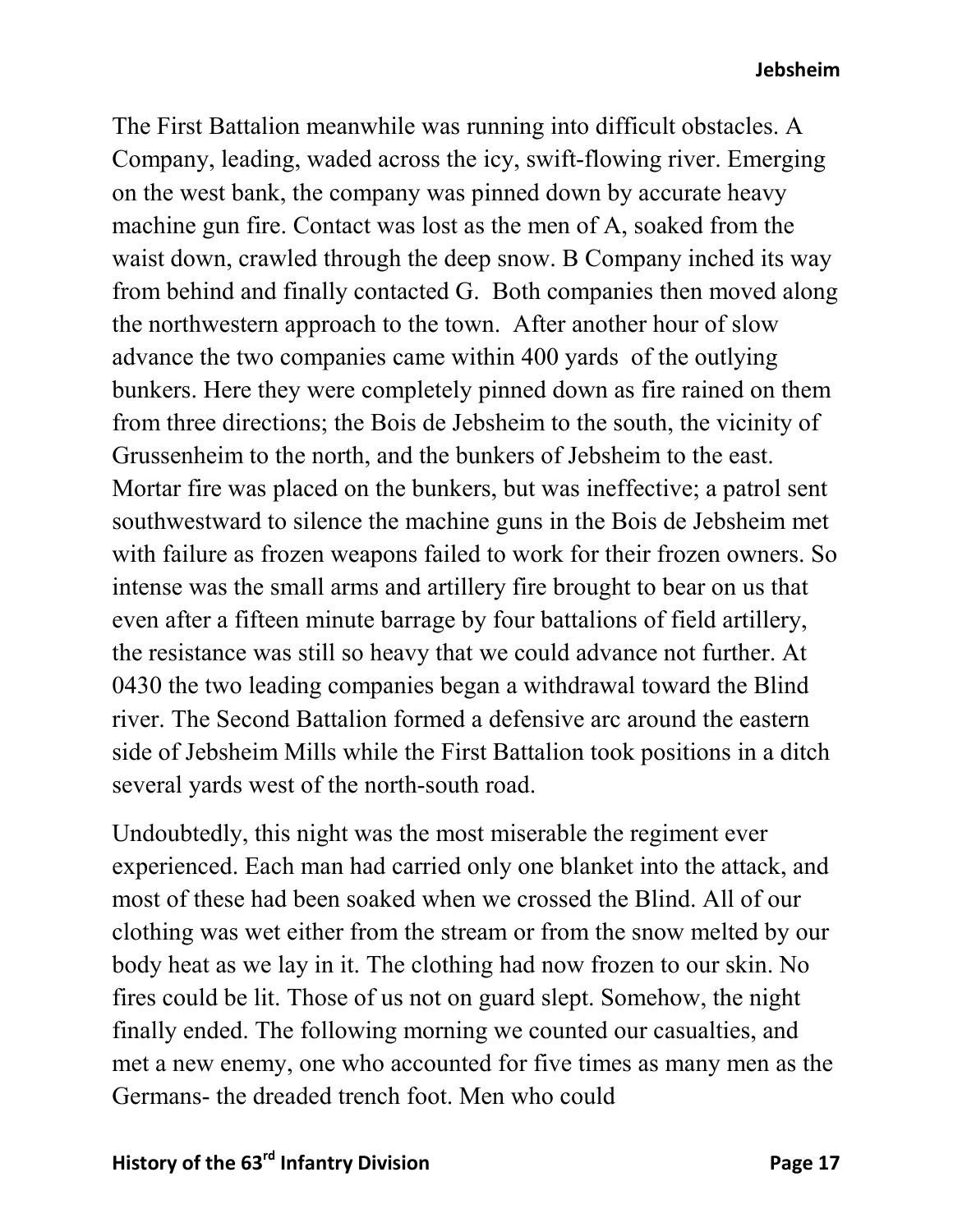The First Battalion meanwhile was running into difficult obstacles. A Company, leading, waded across the icy, swift-flowing river. Emerging on the west bank, the company was pinned down by accurate heavy machine gun fire. Contact was lost as the men of A, soaked from the waist down, crawled through the deep snow. B Company inched its way from behind and finally contacted G. Both companies then moved along the northwestern approach to the town. After another hour of slow advance the two companies came within 400 yards of the outlying bunkers. Here they were completely pinned down as fire rained on them from three directions; the Bois de Jebsheim to the south, the vicinity of Grussenheim to the north, and the bunkers of Jebsheim to the east. Mortar fire was placed on the bunkers, but was ineffective; a patrol sent southwestward to silence the machine guns in the Bois de Jebsheim met with failure as frozen weapons failed to work for their frozen owners. So intense was the small arms and artillery fire brought to bear on us that even after a fifteen minute barrage by four battalions of field artillery, the resistance was still so heavy that we could advance not further. At 0430 the two leading companies began a withdrawal toward the Blind river. The Second Battalion formed a defensive arc around the eastern side of Jebsheim Mills while the First Battalion took positions in a ditch several yards west of the north-south road.

Undoubtedly, this night was the most miserable the regiment ever experienced. Each man had carried only one blanket into the attack, and most of these had been soaked when we crossed the Blind. All of our clothing was wet either from the stream or from the snow melted by our body heat as we lay in it. The clothing had now frozen to our skin. No fires could be lit. Those of us not on guard slept. Somehow, the night finally ended. The following morning we counted our casualties, and met a new enemy, one who accounted for five times as many men as the Germans- the dreaded trench foot. Men who could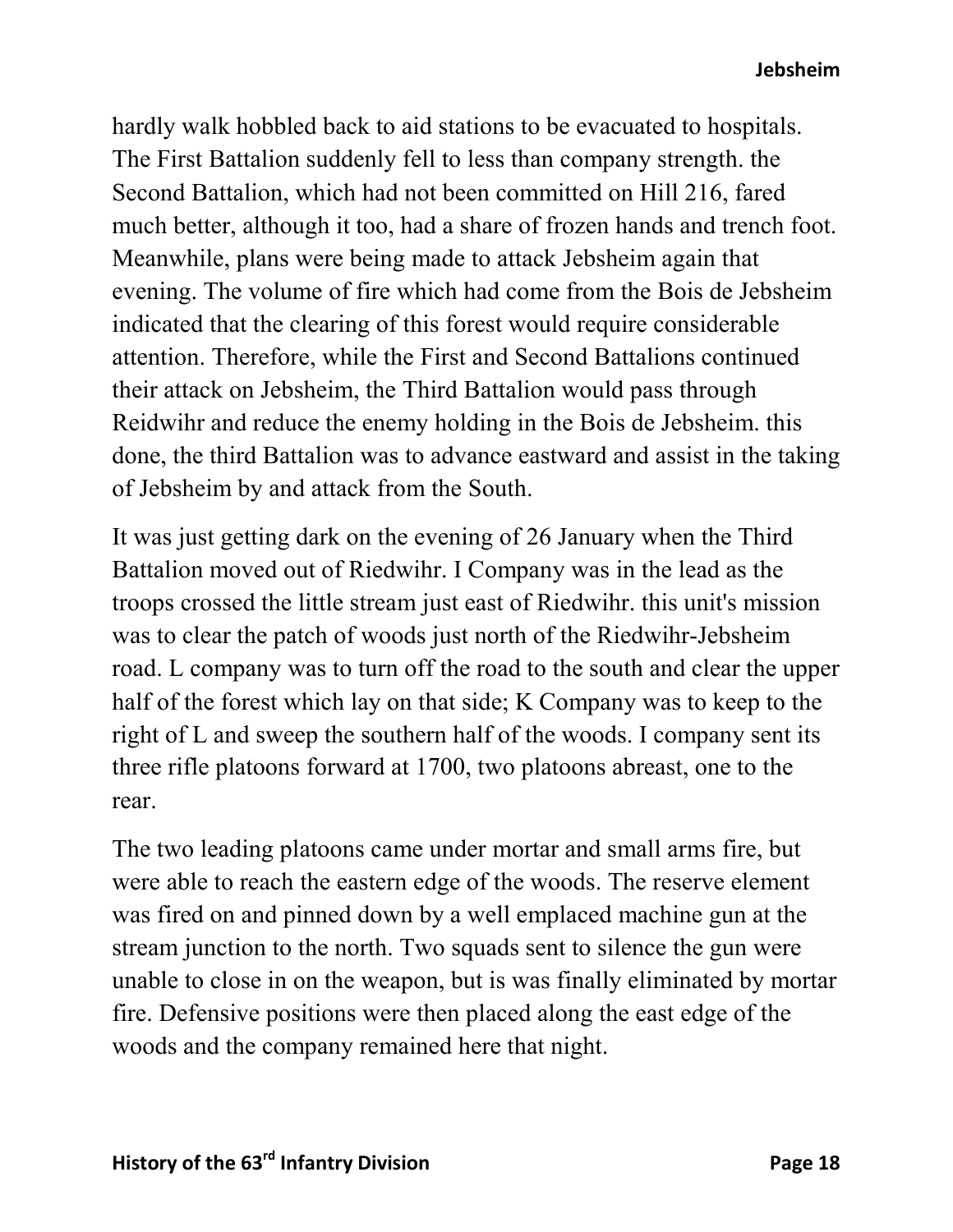hardly walk hobbled back to aid stations to be evacuated to hospitals. The First Battalion suddenly fell to less than company strength. the Second Battalion, which had not been committed on Hill 216, fared much better, although it too, had a share of frozen hands and trench foot. Meanwhile, plans were being made to attack Jebsheim again that evening. The volume of fire which had come from the Bois de Jebsheim indicated that the clearing of this forest would require considerable attention. Therefore, while the First and Second Battalions continued their attack on Jebsheim, the Third Battalion would pass through Reidwihr and reduce the enemy holding in the Bois de Jebsheim. this done, the third Battalion was to advance eastward and assist in the taking of Jebsheim by and attack from the South.

It was just getting dark on the evening of 26 January when the Third Battalion moved out of Riedwihr. I Company was in the lead as the troops crossed the little stream just east of Riedwihr. this unit's mission was to clear the patch of woods just north of the Riedwihr-Jebsheim road. L company was to turn off the road to the south and clear the upper half of the forest which lay on that side; K Company was to keep to the right of L and sweep the southern half of the woods. I company sent its three rifle platoons forward at 1700, two platoons abreast, one to the rear.

The two leading platoons came under mortar and small arms fire, but were able to reach the eastern edge of the woods. The reserve element was fired on and pinned down by a well emplaced machine gun at the stream junction to the north. Two squads sent to silence the gun were unable to close in on the weapon, but is was finally eliminated by mortar fire. Defensive positions were then placed along the east edge of the woods and the company remained here that night.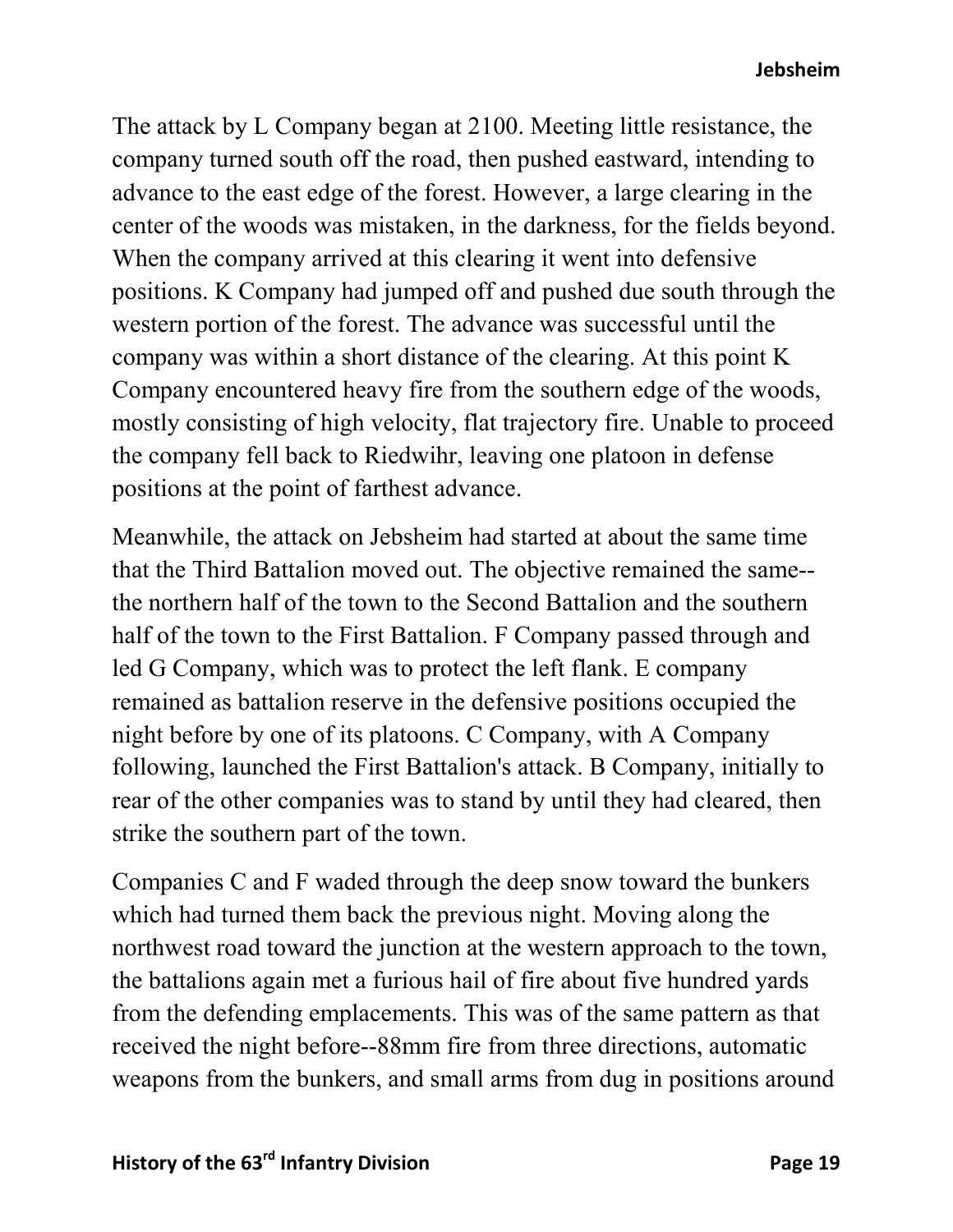The attack by L Company began at 2100. Meeting little resistance, the company turned south off the road, then pushed eastward, intending to advance to the east edge of the forest. However, a large clearing in the center of the woods was mistaken, in the darkness, for the fields beyond. When the company arrived at this clearing it went into defensive positions. K Company had jumped off and pushed due south through the western portion of the forest. The advance was successful until the company was within a short distance of the clearing. At this point K Company encountered heavy fire from the southern edge of the woods, mostly consisting of high velocity, flat trajectory fire. Unable to proceed the company fell back to Riedwihr, leaving one platoon in defense positions at the point of farthest advance.

Meanwhile, the attack on Jebsheim had started at about the same time that the Third Battalion moved out. The objective remained the same--the northern half of the town to the Second Battalion and the southern half of the town to the First Battalion. F Company passed through and led G Company, which was to protect the left flank. E company remained as battalion reserve in the defensive positions occupied the night before by one of its platoons. C Company, with A Company following, launched the First Battalion's attack. B Company, initially to rear of the other companies was to stand by until they had cleared, then strike the southern part of the town.

Companies C and F waded through the deep snow toward the bunkers which had turned them back the previous night. Moving along the northwest road toward the junction at the western approach to the town, the battalions again met a furious hail of fire about five hundred yards from the defending emplacements. This was of the same pattern as that received the night before--88mm fire from three directions, automatic weapons from the bunkers, and small arms from dug in positions around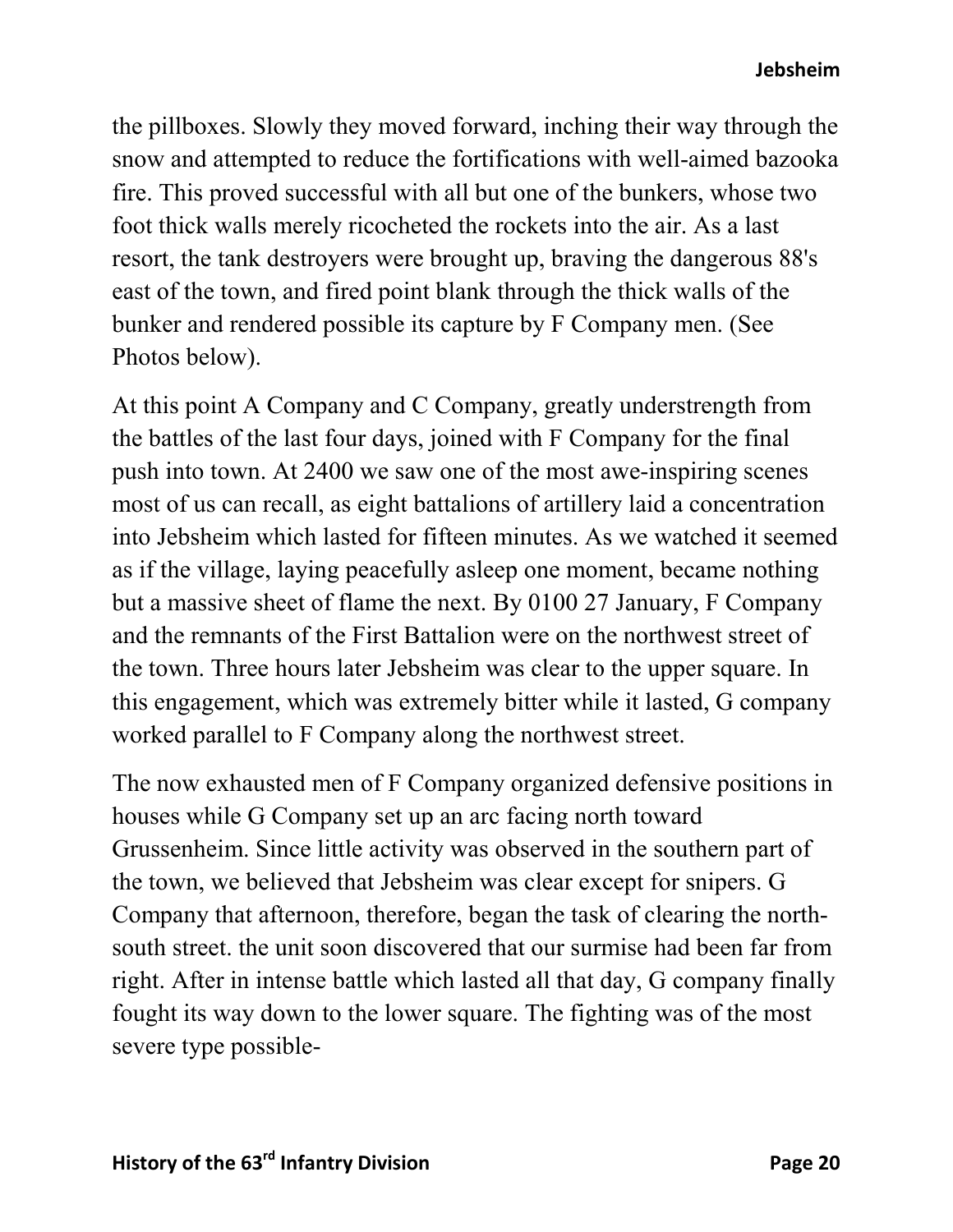the pillboxes. Slowly they moved forward, inching their way through the snow and attempted to reduce the fortifications with well-aimed bazooka fire. This proved successful with all but one of the bunkers, whose two foot thick walls merely ricocheted the rockets into the air. As a last resort, the tank destroyers were brought up, braving the dangerous 88's east of the town, and fired point blank through the thick walls of the bunker and rendered possible its capture by F Company men. (See Photos below).

At this point A Company and C Company, greatly understrength from the battles of the last four days, joined with F Company for the final push into town. At 2400 we saw one of the most awe-inspiring scenes most of us can recall, as eight battalions of artillery laid a concentration into Jebsheim which lasted for fifteen minutes. As we watched it seemed as if the village, laying peacefully asleep one moment, became nothing but a massive sheet of flame the next. By 0100 27 January, F Company and the remnants of the First Battalion were on the northwest street of the town. Three hours later Jebsheim was clear to the upper square. In this engagement, which was extremely bitter while it lasted, G company worked parallel to F Company along the northwest street.

The now exhausted men of F Company organized defensive positions in houses while G Company set up an arc facing north toward Grussenheim. Since little activity was observed in the southern part of the town, we believed that Jebsheim was clear except for snipers. G Company that afternoon, therefore, began the task of clearing the north-south street. the unit soon discovered that our surmise had been far from right. After in intense battle which lasted all that day, G company finally fought its way down to the lower square. The fighting was of the most severe type possible-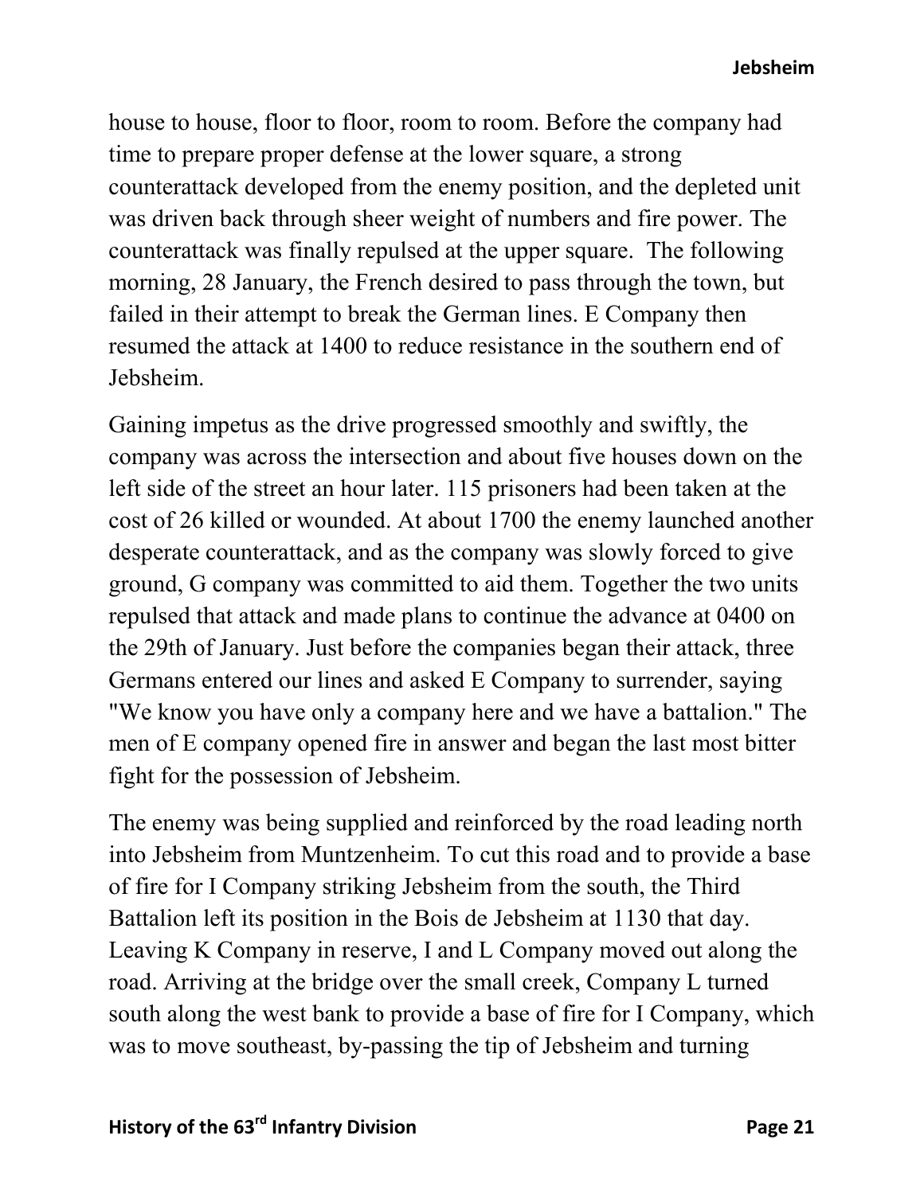house to house, floor to floor, room to room. Before the company had time to prepare proper defense at the lower square, a strong counterattack developed from the enemy position, and the depleted unit was driven back through sheer weight of numbers and fire power. The counterattack was finally repulsed at the upper square. The following morning, 28 January, the French desired to pass through the town, but failed in their attempt to break the German lines. E Company then resumed the attack at 1400 to reduce resistance in the southern end of Jebsheim.

Gaining impetus as the drive progressed smoothly and swiftly, the company was across the intersection and about five houses down on the left side of the street an hour later. 115 prisoners had been taken at the cost of 26 killed or wounded. At about 1700 the enemy launched another desperate counterattack, and as the company was slowly forced to give ground, G company was committed to aid them. Together the two units repulsed that attack and made plans to continue the advance at 0400 on the 29th of January. Just before the companies began their attack, three Germans entered our lines and asked E Company to surrender, saying "We know you have only a company here and we have a battalion." The men of E company opened fire in answer and began the last most bitter fight for the possession of Jebsheim.

The enemy was being supplied and reinforced by the road leading north into Jebsheim from Muntzenheim. To cut this road and to provide a base of fire for I Company striking Jebsheim from the south, the Third Battalion left its position in the Bois de Jebsheim at 1130 that day. Leaving K Company in reserve, I and L Company moved out along the road. Arriving at the bridge over the small creek, Company L turned south along the west bank to provide a base of fire for I Company, which was to move southeast, by-passing the tip of Jebsheim and turning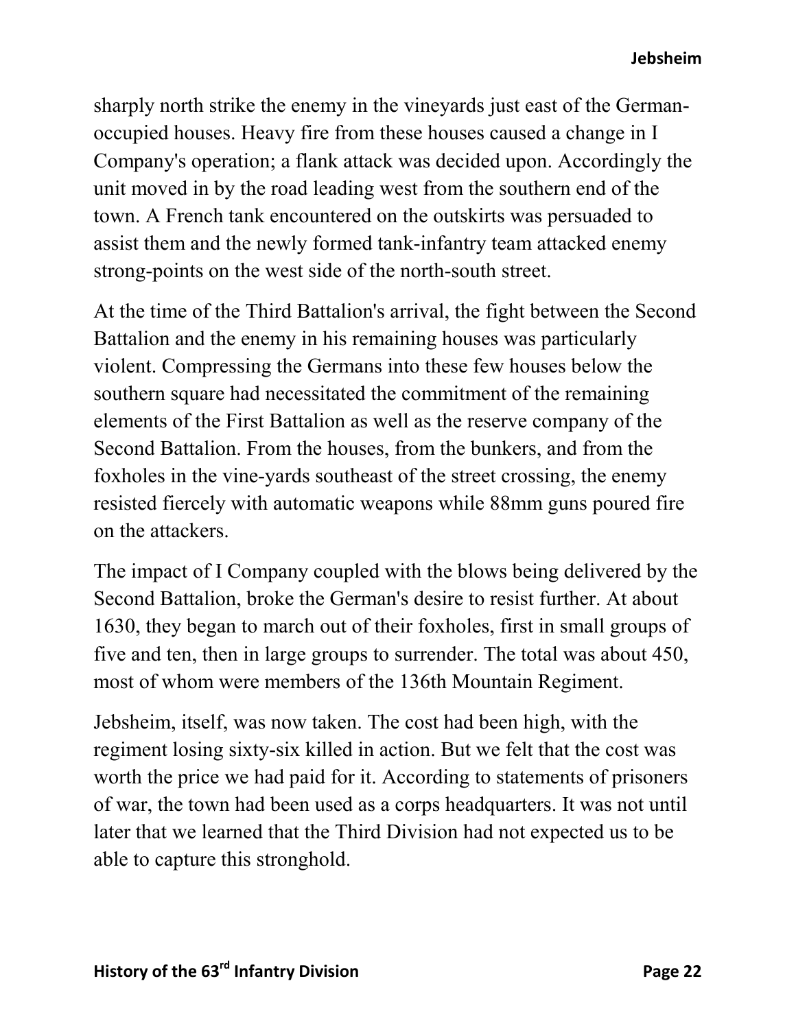sharply north strike the enemy in the vineyards just east of the German-occupied houses. Heavy fire from these houses caused a change in I Company's operation; a flank attack was decided upon. Accordingly the unit moved in by the road leading west from the southern end of the town. A French tank encountered on the outskirts was persuaded to assist them and the newly formed tank-infantry team attacked enemy strong-points on the west side of the north-south street.

At the time of the Third Battalion's arrival, the fight between the Second Battalion and the enemy in his remaining houses was particularly violent. Compressing the Germans into these few houses below the southern square had necessitated the commitment of the remaining elements of the First Battalion as well as the reserve company of the Second Battalion. From the houses, from the bunkers, and from the foxholes in the vine-yards southeast of the street crossing, the enemy resisted fiercely with automatic weapons while 88mm guns poured fire on the attackers.

The impact of I Company coupled with the blows being delivered by the Second Battalion, broke the German's desire to resist further. At about 1630, they began to march out of their foxholes, first in small groups of five and ten, then in large groups to surrender. The total was about 450, most of whom were members of the 136th Mountain Regiment.

Jebsheim, itself, was now taken. The cost had been high, with the regiment losing sixty-six killed in action. But we felt that the cost was worth the price we had paid for it. According to statements of prisoners of war, the town had been used as a corps headquarters. It was not until later that we learned that the Third Division had not expected us to be able to capture this stronghold.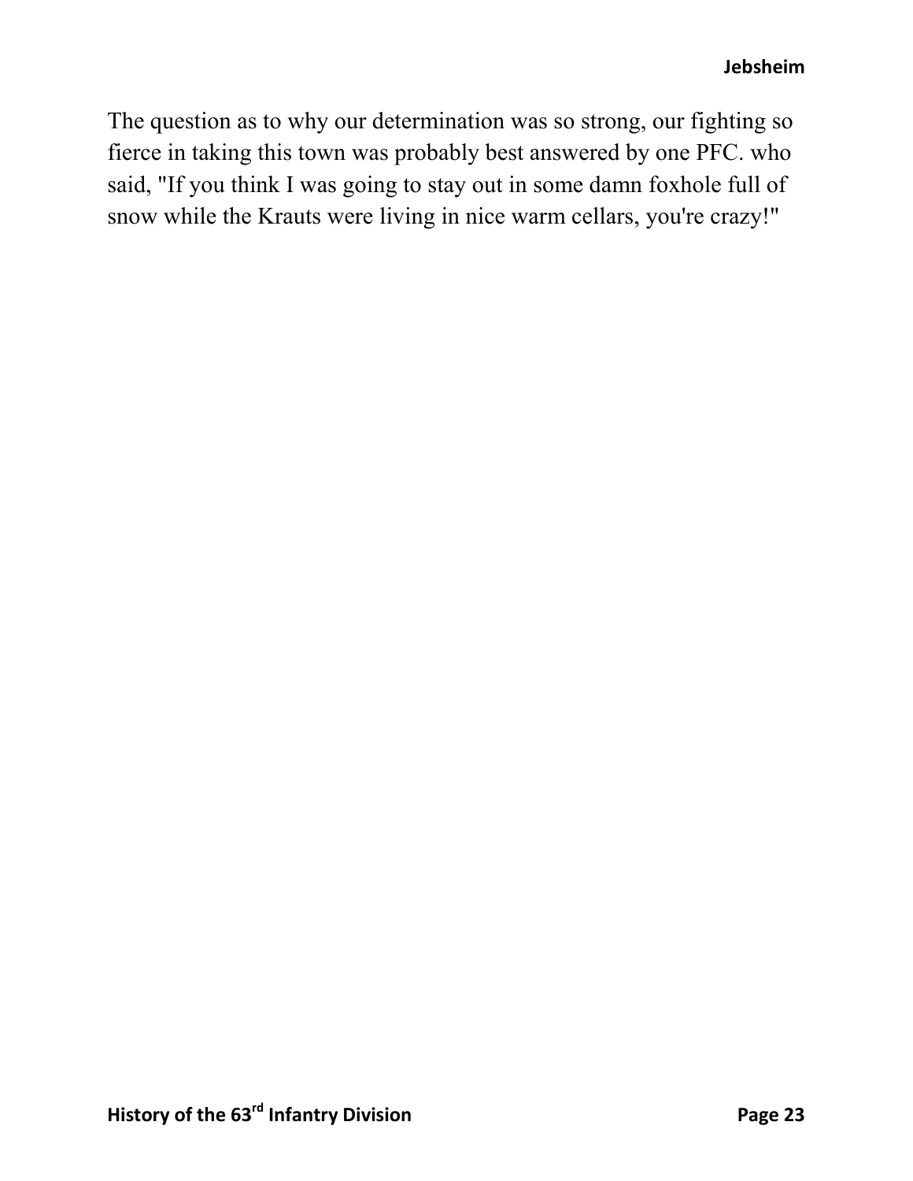The question as to why our determination was so strong, our fighting so fierce in taking this town was probably best answered by one PFC. who said, "If you think I was going to stay out in some damn foxhole full of snow while the Krauts were living in nice warm cellars, you're crazy!"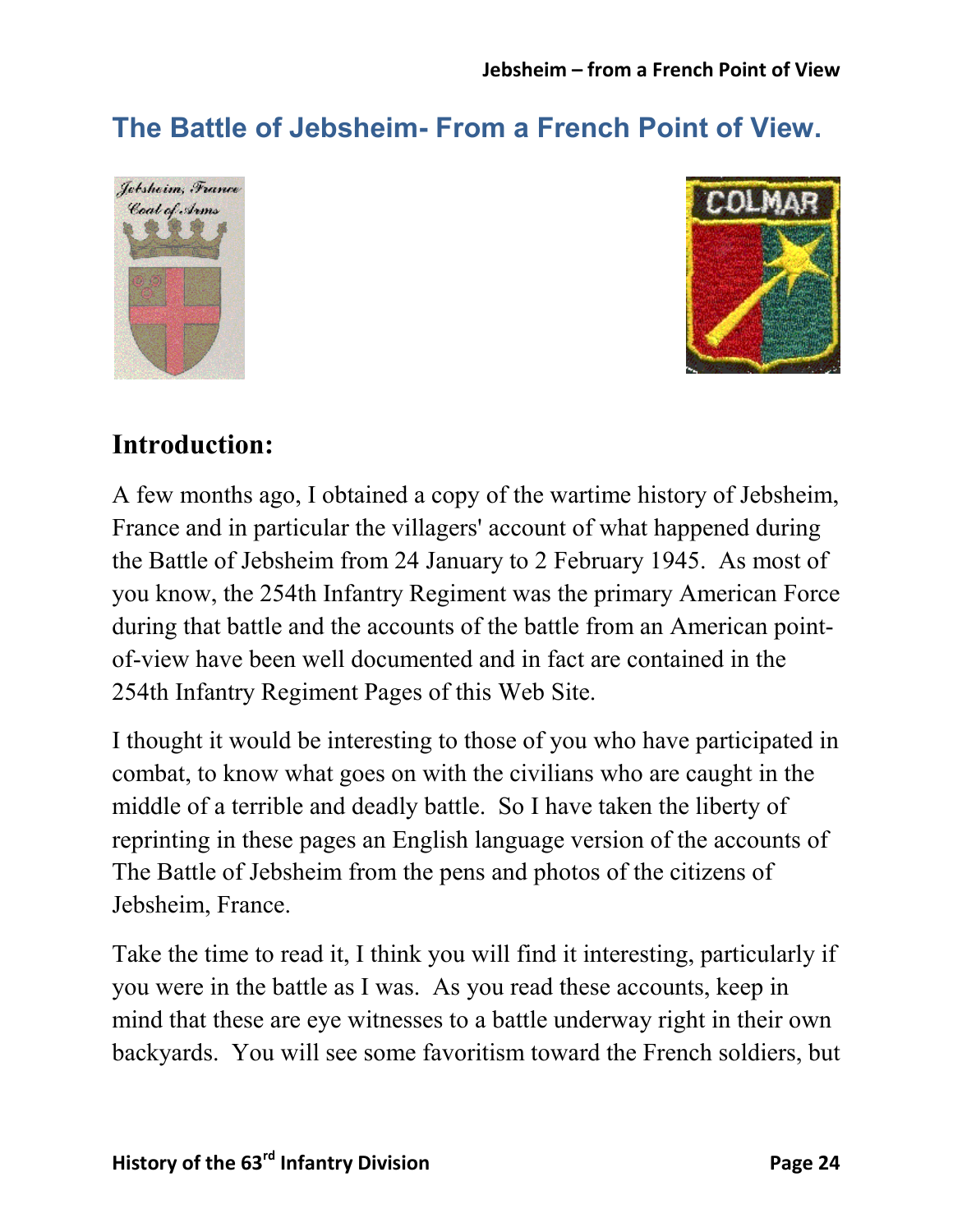## The Battle of Jebsheim- From a French Point of View.

### Introduction:

A few months ago, I obtained a copy of the wartime history of Jebsheim, France and in particular the villagers' account of what happened during the Battle of Jebsheim from 24 January to 2 February 1945. As most of you know, the 254th Infantry Regiment was the primary American Force during that battle and the accounts of the battle from an American point-of-view have been well documented and in fact are contained in the 254th Infantry Regiment Pages of this Web Site.

I thought it would be interesting to those of you who have participated in combat, to know what goes on with the civilians who are caught in the middle of a terrible and deadly battle. So I have taken the liberty of reprinting in these pages an English language version of the accounts of The Battle of Jebsheim from the pens and photos of the citizens of Jebsheim, France.

Take the time to read it, I think you will find it interesting, particularly if you were in the battle as I was. As you read these accounts, keep in mind that these are eye witnesses to a battle underway right in their own backyards. You will see some favoritism toward the French soldiers, but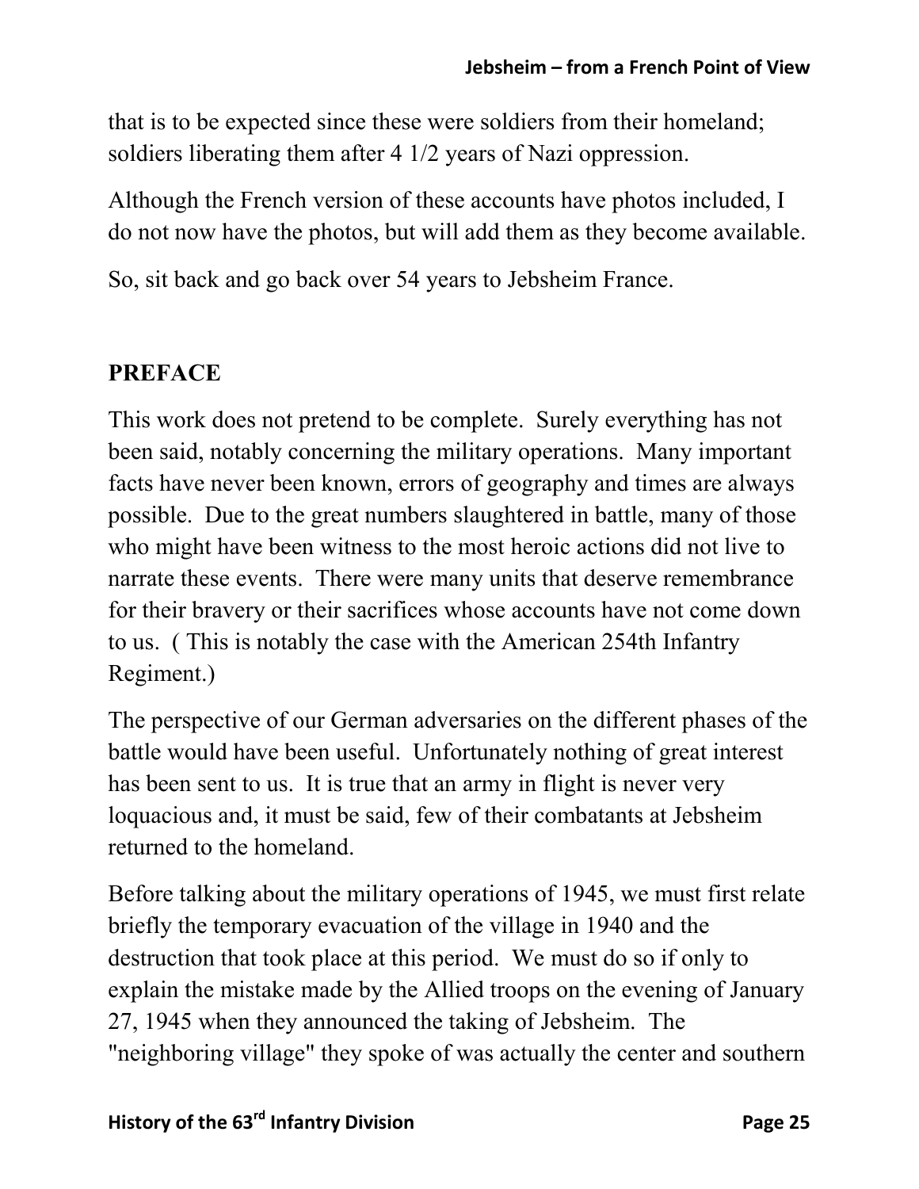that is to be expected since these were soldiers from their homeland; soldiers liberating them after 4 1/2 years of Nazi oppression.

Although the French version of these accounts have photos included, I do not now have the photos, but will add them as they become available.

So, sit back and go back over 54 years to Jebsheim France.

## PREFACE

This work does not pretend to be complete. Surely everything has not been said, notably concerning the military operations. Many important facts have never been known, errors of geography and times are always possible. Due to the great numbers slaughtered in battle, many of those who might have been witness to the most heroic actions did not live to narrate these events. There were many units that deserve remembrance for their bravery or their sacrifices whose accounts have not come down to us. ( This is notably the case with the American 254th Infantry Regiment.)

The perspective of our German adversaries on the different phases of the battle would have been useful. Unfortunately nothing of great interest has been sent to us. It is true that an army in flight is never very loquacious and, it must be said, few of their combatants at Jebsheim returned to the homeland.

Before talking about the military operations of 1945, we must first relate briefly the temporary evacuation of the village in 1940 and the destruction that took place at this period. We must do so if only to explain the mistake made by the Allied troops on the evening of January 27, 1945 when they announced the taking of Jebsheim. The "neighboring village" they spoke of was actually the center and southern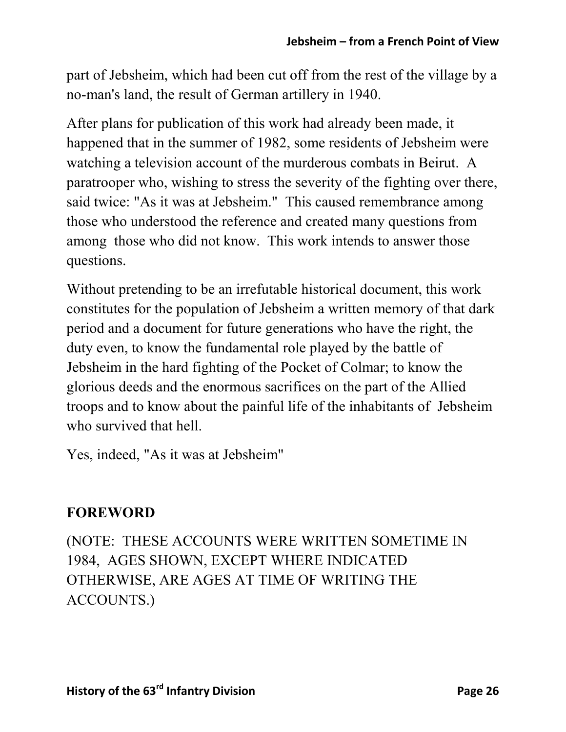part of Jebsheim, which had been cut off from the rest of the village by a no-man's land, the result of German artillery in 1940.

After plans for publication of this work had already been made, it happened that in the summer of 1982, some residents of Jebsheim were watching a television account of the murderous combats in Beirut. A paratrooper who, wishing to stress the severity of the fighting over there, said twice: "As it was at Jebsheim." This caused remembrance among those who understood the reference and created many questions from among those who did not know. This work intends to answer those questions.

Without pretending to be an irrefutable historical document, this work constitutes for the population of Jebsheim a written memory of that dark period and a document for future generations who have the right, the duty even, to know the fundamental role played by the battle of Jebsheim in the hard fighting of the Pocket of Colmar; to know the glorious deeds and the enormous sacrifices on the part of the Allied troops and to know about the painful life of the inhabitants of Jebsheim who survived that hell.

Yes, indeed, "As it was at Jebsheim"

## FOREWORD

(NOTE: THESE ACCOUNTS WERE WRITTEN SOMETIME IN 1984, AGES SHOWN, EXCEPT WHERE INDICATED OTHERWISE, ARE AGES AT TIME OF WRITING THE ACCOUNTS.)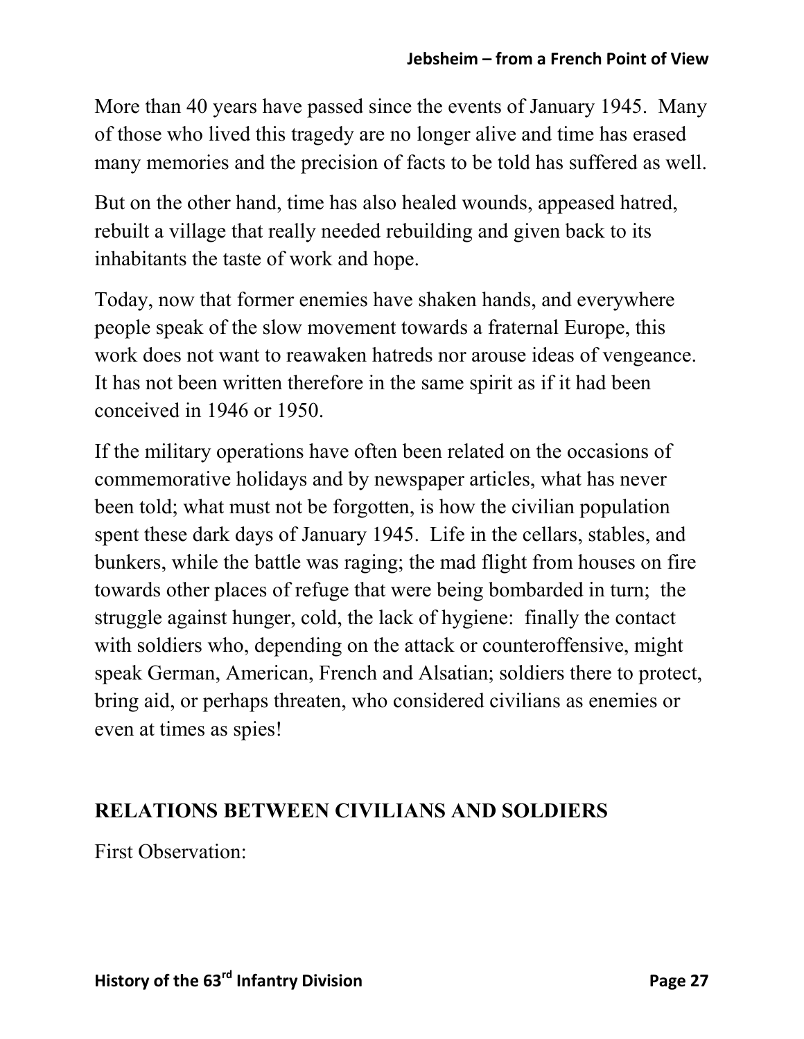More than 40 years have passed since the events of January 1945. Many of those who lived this tragedy are no longer alive and time has erased many memories and the precision of facts to be told has suffered as well.

But on the other hand, time has also healed wounds, appeased hatred, rebuilt a village that really needed rebuilding and given back to its inhabitants the taste of work and hope.

Today, now that former enemies have shaken hands, and everywhere people speak of the slow movement towards a fraternal Europe, this work does not want to reawaken hatreds nor arouse ideas of vengeance. It has not been written therefore in the same spirit as if it had been conceived in 1946 or 1950.

If the military operations have often been related on the occasions of commemorative holidays and by newspaper articles, what has never been told; what must not be forgotten, is how the civilian population spent these dark days of January 1945. Life in the cellars, stables, and bunkers, while the battle was raging; the mad flight from houses on fire towards other places of refuge that were being bombarded in turn; the struggle against hunger, cold, the lack of hygiene: finally the contact with soldiers who, depending on the attack or counteroffensive, might speak German, American, French and Alsatian; soldiers there to protect, bring aid, or perhaps threaten, who considered civilians as enemies or even at times as spies!

## RELATIONS BETWEEN CIVILIANS AND SOLDIERS

First Observation: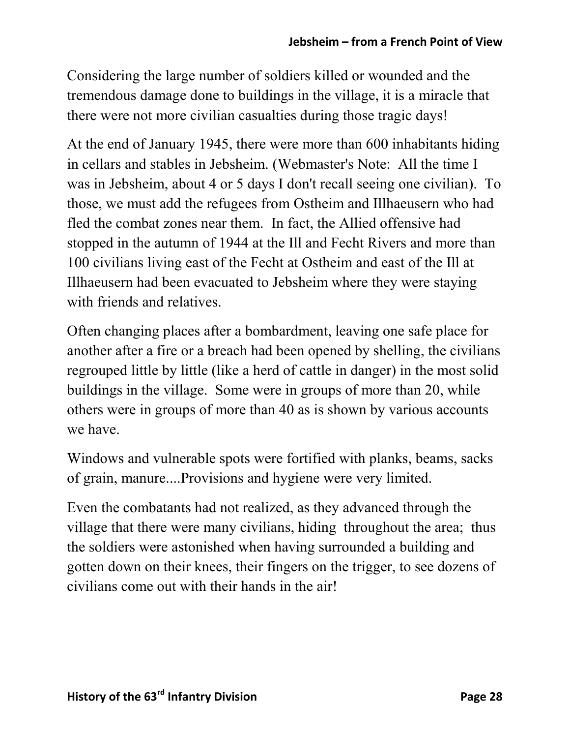Considering the large number of soldiers killed or wounded and the tremendous damage done to buildings in the village, it is a miracle that there were not more civilian casualties during those tragic days!

At the end of January 1945, there were more than 600 inhabitants hiding in cellars and stables in Jebsheim. (Webmaster's Note: All the time I was in Jebsheim, about 4 or 5 days I don't recall seeing one civilian). To those, we must add the refugees from Ostheim and Illhaeusern who had fled the combat zones near them. In fact, the Allied offensive had stopped in the autumn of 1944 at the Ill and Fecht Rivers and more than 100 civilians living east of the Fecht at Ostheim and east of the Ill at Illhaeusern had been evacuated to Jebsheim where they were staying with friends and relatives.

Often changing places after a bombardment, leaving one safe place for another after a fire or a breach had been opened by shelling, the civilians regrouped little by little (like a herd of cattle in danger) in the most solid buildings in the village. Some were in groups of more than 20, while others were in groups of more than 40 as is shown by various accounts we have.

Windows and vulnerable spots were fortified with planks, beams, sacks of grain, manure....Provisions and hygiene were very limited.

Even the combatants had not realized, as they advanced through the village that there were many civilians, hiding throughout the area; thus the soldiers were astonished when having surrounded a building and gotten down on their knees, their fingers on the trigger, to see dozens of civilians come out with their hands in the air!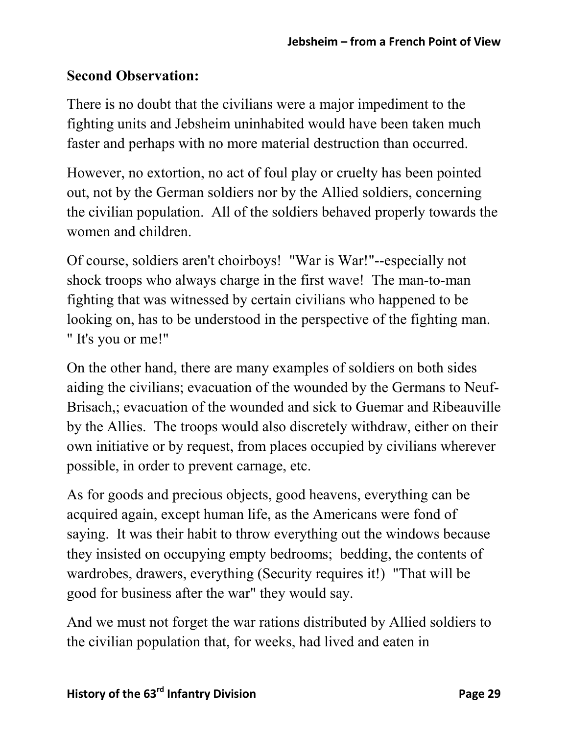**Second Observation:**

There is no doubt that the civilians were a major impediment to the fighting units and Jebsheim uninhabited would have been taken much faster and perhaps with no more material destruction than occurred.

However, no extortion, no act of foul play or cruelty has been pointed out, not by the German soldiers nor by the Allied soldiers, concerning the civilian population. All of the soldiers behaved properly towards the women and children.

Of course, soldiers aren't choirboys! "War is War!"--especially not shock troops who always charge in the first wave! The man-to-man fighting that was witnessed by certain civilians who happened to be looking on, has to be understood in the perspective of the fighting man. " It's you or me!"

On the other hand, there are many examples of soldiers on both sides aiding the civilians; evacuation of the wounded by the Germans to Neuf-Brisach,; evacuation of the wounded and sick to Guemar and Ribeauville by the Allies. The troops would also discretely withdraw, either on their own initiative or by request, from places occupied by civilians wherever possible, in order to prevent carnage, etc.

As for goods and precious objects, good heavens, everything can be acquired again, except human life, as the Americans were fond of saying. It was their habit to throw everything out the windows because they insisted on occupying empty bedrooms; bedding, the contents of wardrobes, drawers, everything (Security requires it!) "That will be good for business after the war" they would say.

And we must not forget the war rations distributed by Allied soldiers to the civilian population that, for weeks, had lived and eaten in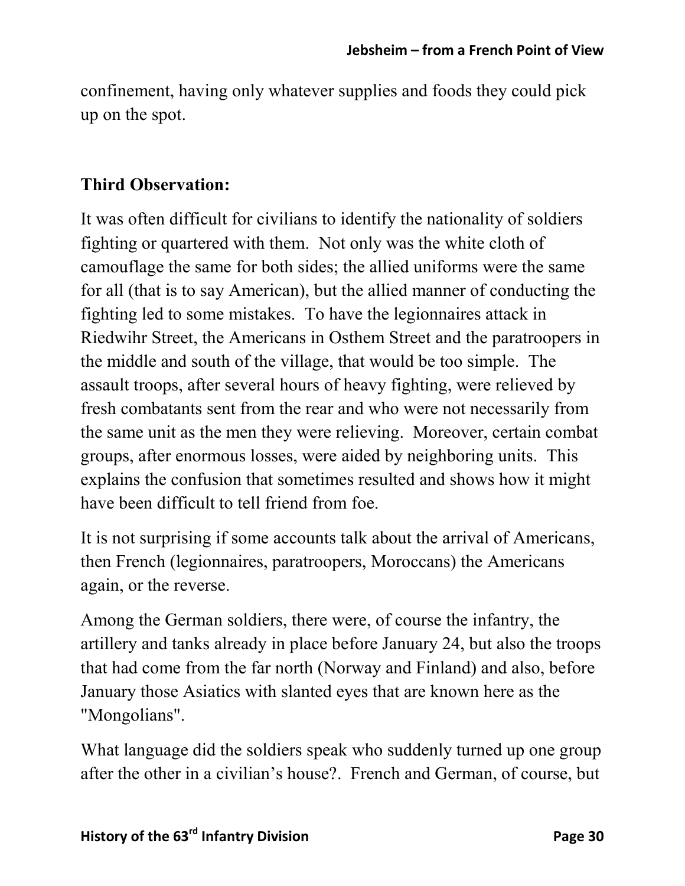confinement, having only whatever supplies and foods they could pick up on the spot.

### Third Observation:

It was often difficult for civilians to identify the nationality of soldiers fighting or quartered with them. Not only was the white cloth of camouflage the same for both sides; the allied uniforms were the same for all (that is to say American), but the allied manner of conducting the fighting led to some mistakes. To have the legionnaires attack in Riedwihr Street, the Americans in Osthem Street and the paratroopers in the middle and south of the village, that would be too simple. The assault troops, after several hours of heavy fighting, were relieved by fresh combatants sent from the rear and who were not necessarily from the same unit as the men they were relieving. Moreover, certain combat groups, after enormous losses, were aided by neighboring units. This explains the confusion that sometimes resulted and shows how it might have been difficult to tell friend from foe.

It is not surprising if some accounts talk about the arrival of Americans, then French (legionnaires, paratroopers, Moroccans) the Americans again, or the reverse.

Among the German soldiers, there were, of course the infantry, the artillery and tanks already in place before January 24, but also the troops that had come from the far north (Norway and Finland) and also, before January those Asiatics with slanted eyes that are known here as the "Mongolians".

What language did the soldiers speak who suddenly turned up one group after the other in a civilian's house?. French and German, of course, but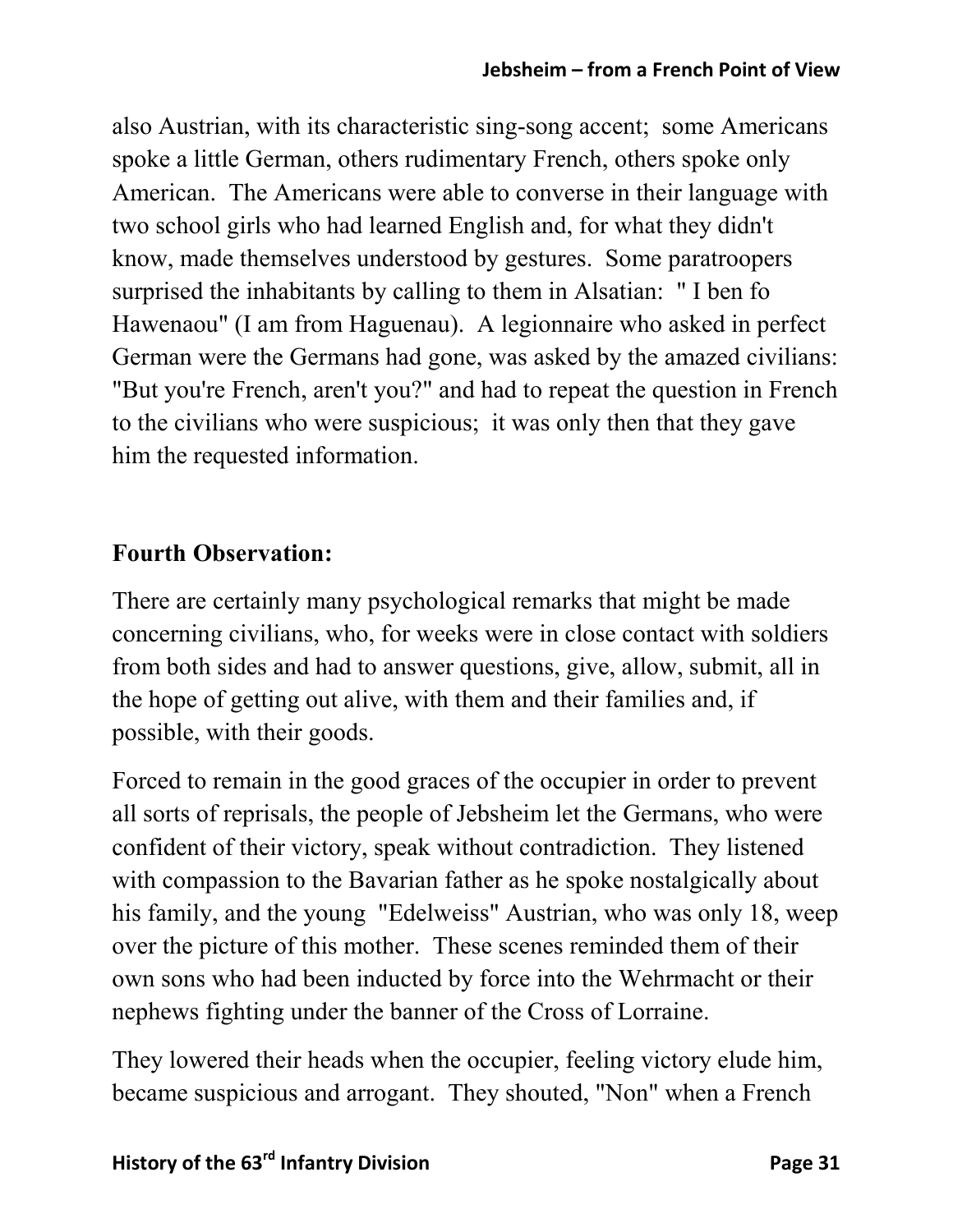also Austrian, with its characteristic sing-song accent; some Americans spoke a little German, others rudimentary French, others spoke only American. The Americans were able to converse in their language with two school girls who had learned English and, for what they didn't know, made themselves understood by gestures. Some paratroopers surprised the inhabitants by calling to them in Alsatian: " I ben fo Hawenaou" (I am from Haguenau). A legionnaire who asked in perfect German were the Germans had gone, was asked by the amazed civilians: "But you're French, aren't you?" and had to repeat the question in French to the civilians who were suspicious; it was only then that they gave him the requested information.

### Fourth Observation:

There are certainly many psychological remarks that might be made concerning civilians, who, for weeks were in close contact with soldiers from both sides and had to answer questions, give, allow, submit, all in the hope of getting out alive, with them and their families and, if possible, with their goods.

Forced to remain in the good graces of the occupier in order to prevent all sorts of reprisals, the people of Jebsheim let the Germans, who were confident of their victory, speak without contradiction. They listened with compassion to the Bavarian father as he spoke nostalgically about his family, and the young "Edelweiss" Austrian, who was only 18, weep over the picture of this mother. These scenes reminded them of their own sons who had been inducted by force into the Wehrmacht or their nephews fighting under the banner of the Cross of Lorraine.

They lowered their heads when the occupier, feeling victory elude him, became suspicious and arrogant. They shouted, "Non" when a French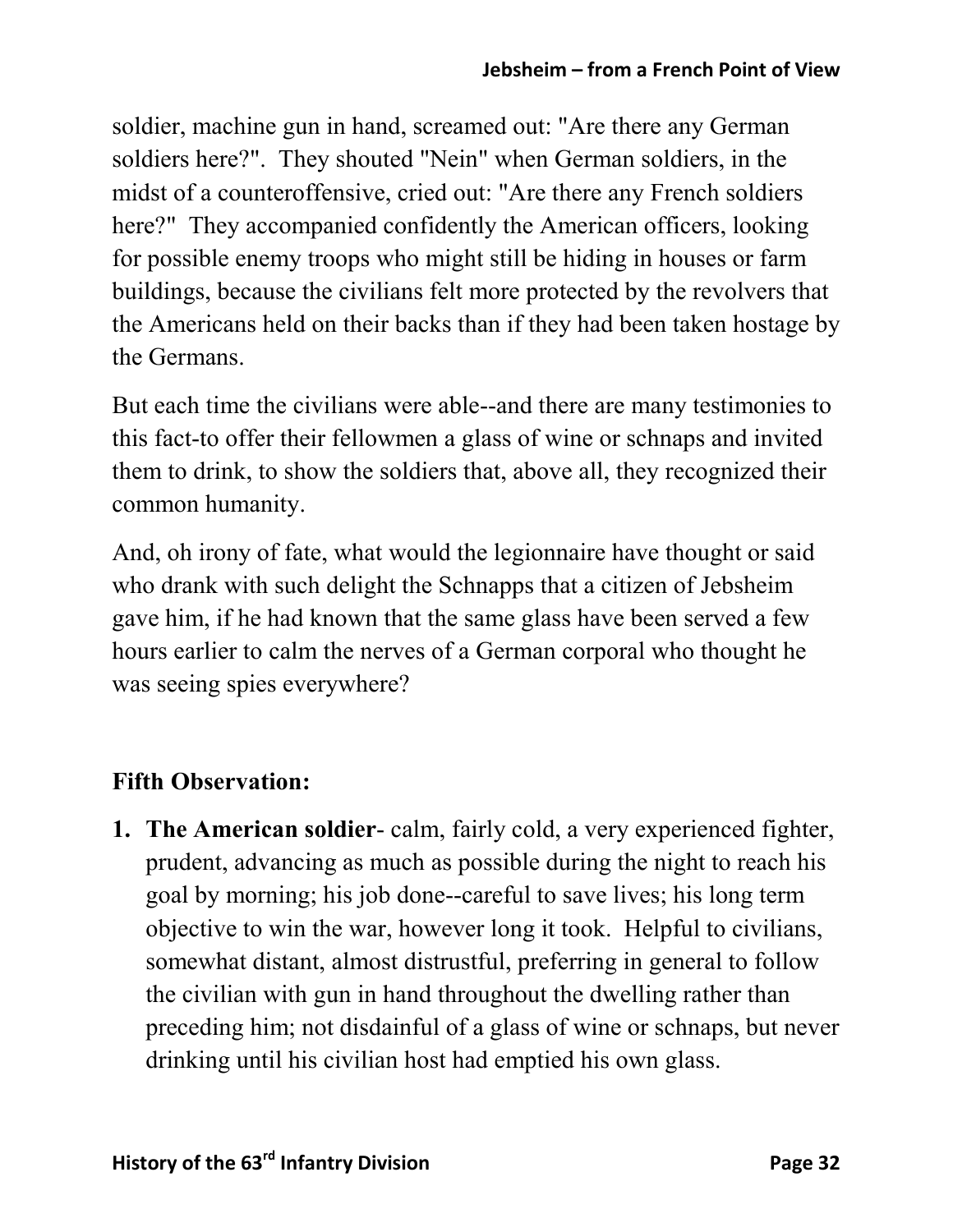soldier, machine gun in hand, screamed out: "Are there any German soldiers here?". They shouted "Nein" when German soldiers, in the midst of a counteroffensive, cried out: "Are there any French soldiers here?" They accompanied confidently the American officers, looking for possible enemy troops who might still be hiding in houses or farm buildings, because the civilians felt more protected by the revolvers that the Americans held on their backs than if they had been taken hostage by the Germans.

But each time the civilians were able--and there are many testimonies to this fact-to offer their fellowmen a glass of wine or schnaps and invited them to drink, to show the soldiers that, above all, they recognized their common humanity.

And, oh irony of fate, what would the legionnaire have thought or said who drank with such delight the Schnapps that a citizen of Jebsheim gave him, if he had known that the same glass have been served a few hours earlier to calm the nerves of a German corporal who thought he was seeing spies everywhere?

**Fifth Observation:**

1. **The American soldier**- calm, fairly cold, a very experienced fighter, prudent, advancing as much as possible during the night to reach his goal by morning; his job done--careful to save lives; his long term objective to win the war, however long it took. Helpful to civilians, somewhat distant, almost distrustful, preferring in general to follow the civilian with gun in hand throughout the dwelling rather than preceding him; not disdainful of a glass of wine or schnaps, but never drinking until his civilian host had emptied his own glass.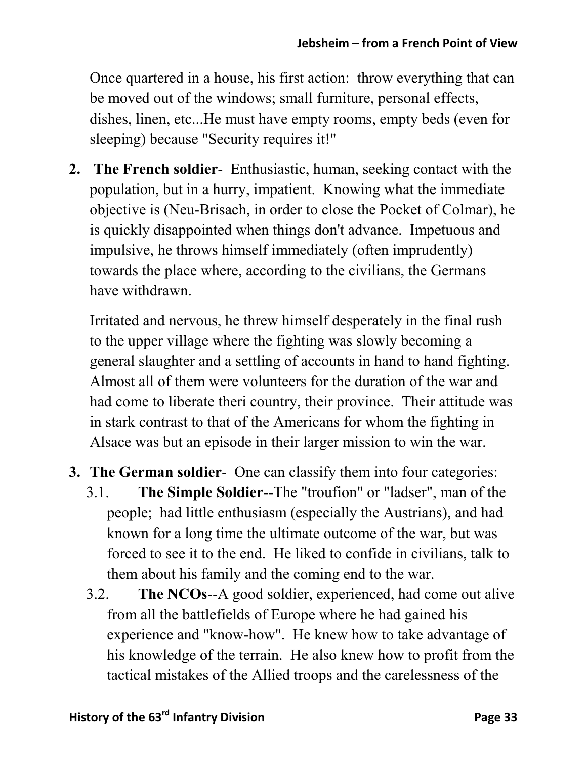Once quartered in a house, his first action: throw everything that can be moved out of the windows; small furniture, personal effects, dishes, linen, etc...He must have empty rooms, empty beds (even for sleeping) because "Security requires it!"

2. **The French soldier**- Enthusiastic, human, seeking contact with the population, but in a hurry, impatient. Knowing what the immediate objective is (Neu-Brisach, in order to close the Pocket of Colmar), he is quickly disappointed when things don't advance. Impetuous and impulsive, he throws himself immediately (often imprudently) towards the place where, according to the civilians, the Germans have withdrawn.

   Irritated and nervous, he threw himself desperately in the final rush to the upper village where the fighting was slowly becoming a general slaughter and a settling of accounts in hand to hand fighting. Almost all of them were volunteers for the duration of the war and had come to liberate theri country, their province. Their attitude was in stark contrast to that of the Americans for whom the fighting in Alsace was but an episode in their larger mission to win the war.

3. **The German soldier**- One can classify them into four categories:
   3.1. **The Simple Soldier**--The "troufion" or "ladser", man of the people; had little enthusiasm (especially the Austrians), and had known for a long time the ultimate outcome of the war, but was forced to see it to the end. He liked to confide in civilians, talk to them about his family and the coming end to the war.
   3.2. **The NCOs**--A good soldier, experienced, had come out alive from all the battlefields of Europe where he had gained his experience and "know-how". He knew how to take advantage of his knowledge of the terrain. He also knew how to profit from the tactical mistakes of the Allied troops and the carelessness of the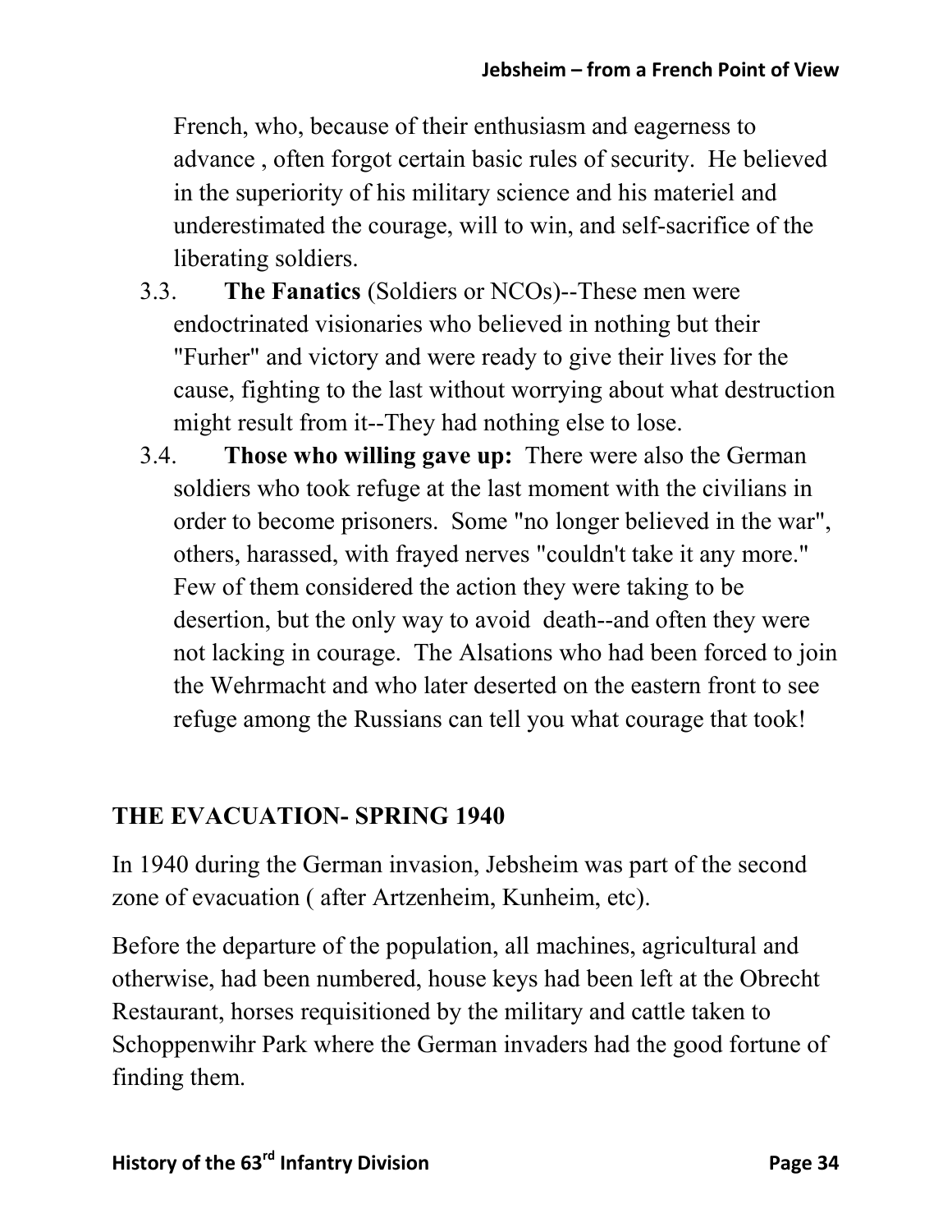French, who, because of their enthusiasm and eagerness to advance , often forgot certain basic rules of security. He believed in the superiority of his military science and his materiel and underestimated the courage, will to win, and self-sacrifice of the liberating soldiers.

3.3. **The Fanatics** (Soldiers or NCOs)--These men were endoctrinated visionaries who believed in nothing but their "Furher" and victory and were ready to give their lives for the cause, fighting to the last without worrying about what destruction might result from it--They had nothing else to lose.

3.4. **Those who willing gave up:** There were also the German soldiers who took refuge at the last moment with the civilians in order to become prisoners. Some "no longer believed in the war", others, harassed, with frayed nerves "couldn't take it any more." Few of them considered the action they were taking to be desertion, but the only way to avoid death--and often they were not lacking in courage. The Alsations who had been forced to join the Wehrmacht and who later deserted on the eastern front to see refuge among the Russians can tell you what courage that took!

## THE EVACUATION- SPRING 1940

In 1940 during the German invasion, Jebsheim was part of the second zone of evacuation ( after Artzenheim, Kunheim, etc).

Before the departure of the population, all machines, agricultural and otherwise, had been numbered, house keys had been left at the Obrecht Restaurant, horses requisitioned by the military and cattle taken to Schoppenwihr Park where the German invaders had the good fortune of finding them.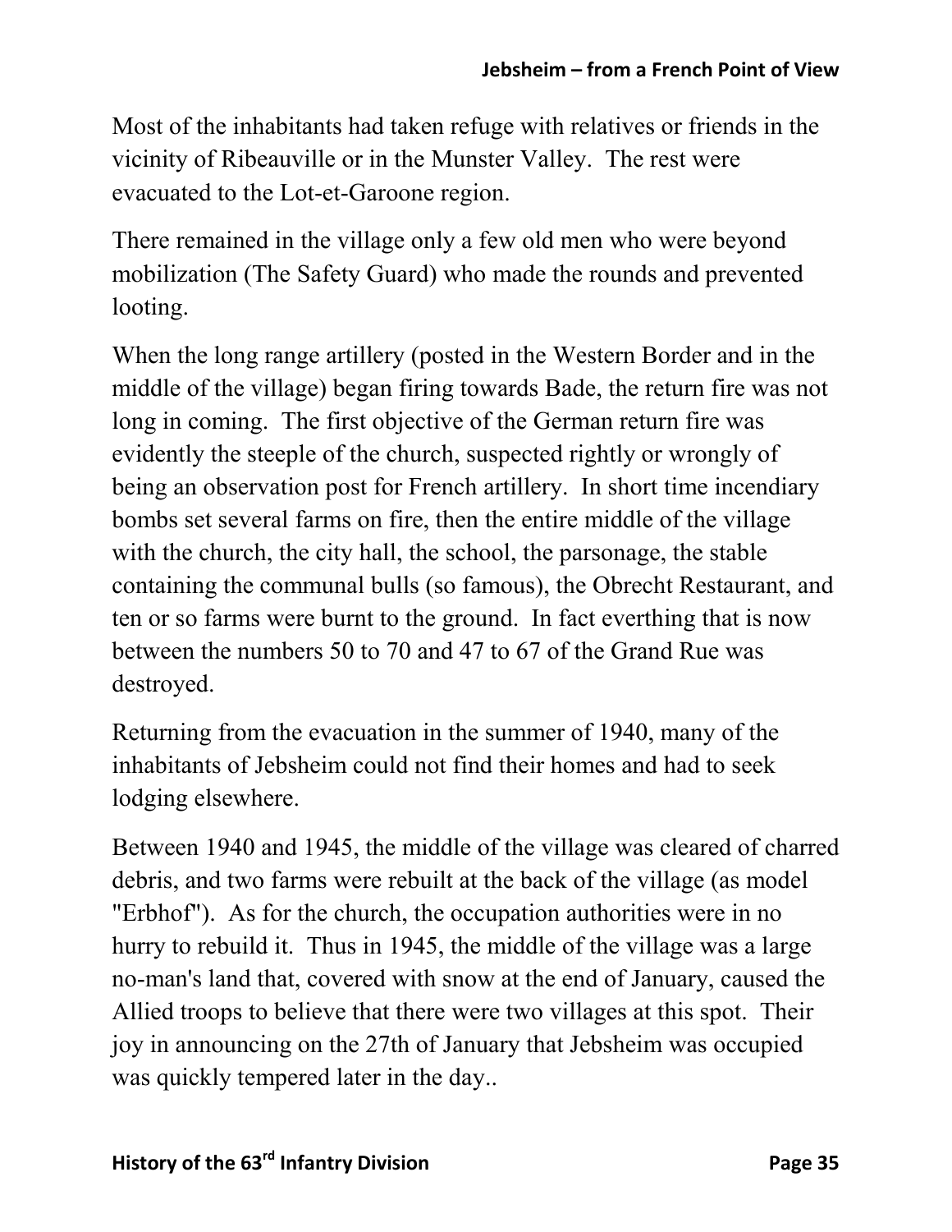Most of the inhabitants had taken refuge with relatives or friends in the vicinity of Ribeauville or in the Munster Valley. The rest were evacuated to the Lot-et-Garoone region.

There remained in the village only a few old men who were beyond mobilization (The Safety Guard) who made the rounds and prevented looting.

When the long range artillery (posted in the Western Border and in the middle of the village) began firing towards Bade, the return fire was not long in coming. The first objective of the German return fire was evidently the steeple of the church, suspected rightly or wrongly of being an observation post for French artillery. In short time incendiary bombs set several farms on fire, then the entire middle of the village with the church, the city hall, the school, the parsonage, the stable containing the communal bulls (so famous), the Obrecht Restaurant, and ten or so farms were burnt to the ground. In fact everthing that is now between the numbers 50 to 70 and 47 to 67 of the Grand Rue was destroyed.

Returning from the evacuation in the summer of 1940, many of the inhabitants of Jebsheim could not find their homes and had to seek lodging elsewhere.

Between 1940 and 1945, the middle of the village was cleared of charred debris, and two farms were rebuilt at the back of the village (as model "Erbhof"). As for the church, the occupation authorities were in no hurry to rebuild it. Thus in 1945, the middle of the village was a large no-man's land that, covered with snow at the end of January, caused the Allied troops to believe that there were two villages at this spot. Their joy in announcing on the 27th of January that Jebsheim was occupied was quickly tempered later in the day..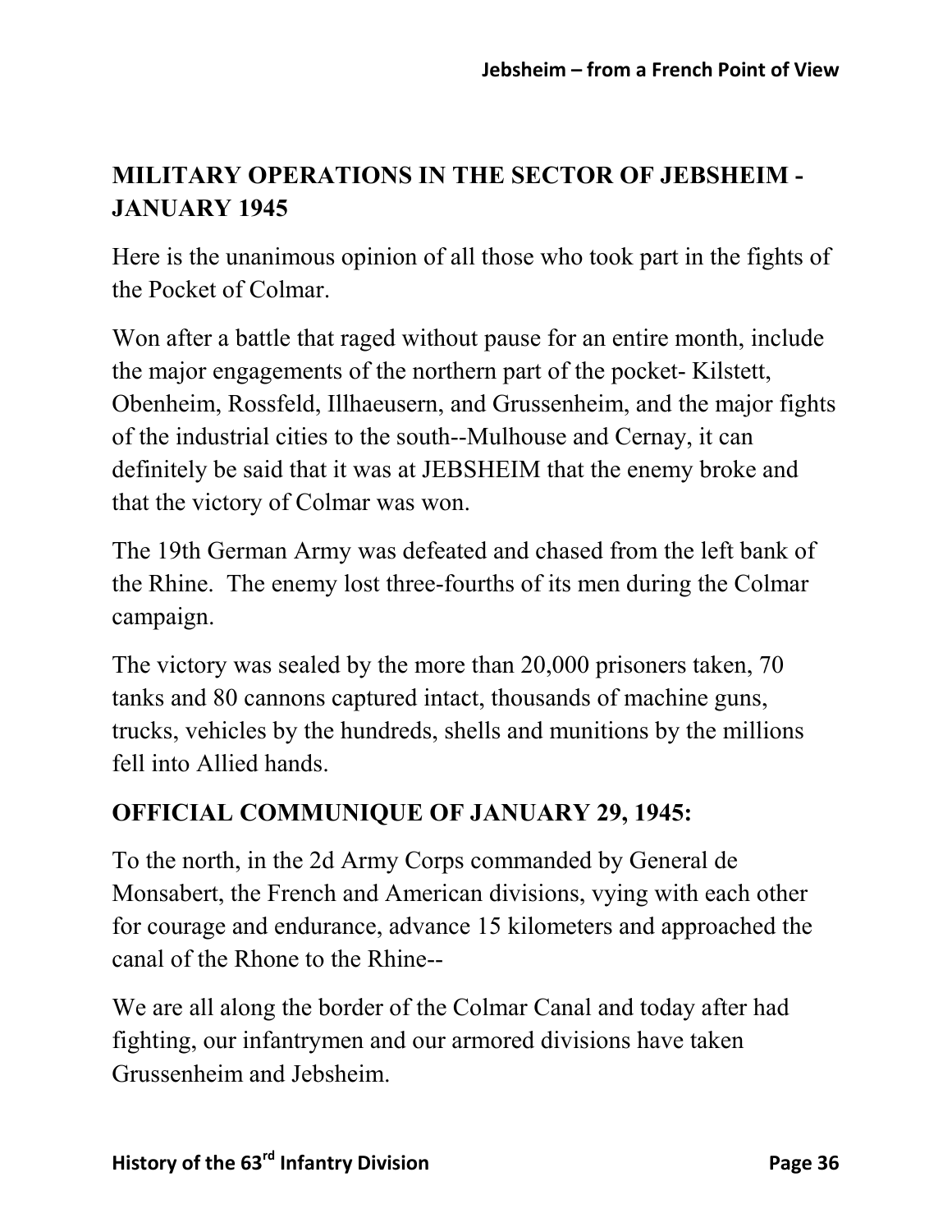## MILITARY OPERATIONS IN THE SECTOR OF JEBSHEIM - JANUARY 1945

Here is the unanimous opinion of all those who took part in the fights of the Pocket of Colmar.

Won after a battle that raged without pause for an entire month, include the major engagements of the northern part of the pocket- Kilstett, Obenheim, Rossfeld, Illhaeusern, and Grussenheim, and the major fights of the industrial cities to the south--Mulhouse and Cernay, it can definitely be said that it was at JEBSHEIM that the enemy broke and that the victory of Colmar was won.

The 19th German Army was defeated and chased from the left bank of the Rhine. The enemy lost three-fourths of its men during the Colmar campaign.

The victory was sealed by the more than 20,000 prisoners taken, 70 tanks and 80 cannons captured intact, thousands of machine guns, trucks, vehicles by the hundreds, shells and munitions by the millions fell into Allied hands.

## OFFICIAL COMMUNIQUE OF JANUARY 29, 1945:

To the north, in the 2d Army Corps commanded by General de Monsabert, the French and American divisions, vying with each other for courage and endurance, advance 15 kilometers and approached the canal of the Rhone to the Rhine--

We are all along the border of the Colmar Canal and today after had fighting, our infantrymen and our armored divisions have taken Grussenheim and Jebsheim.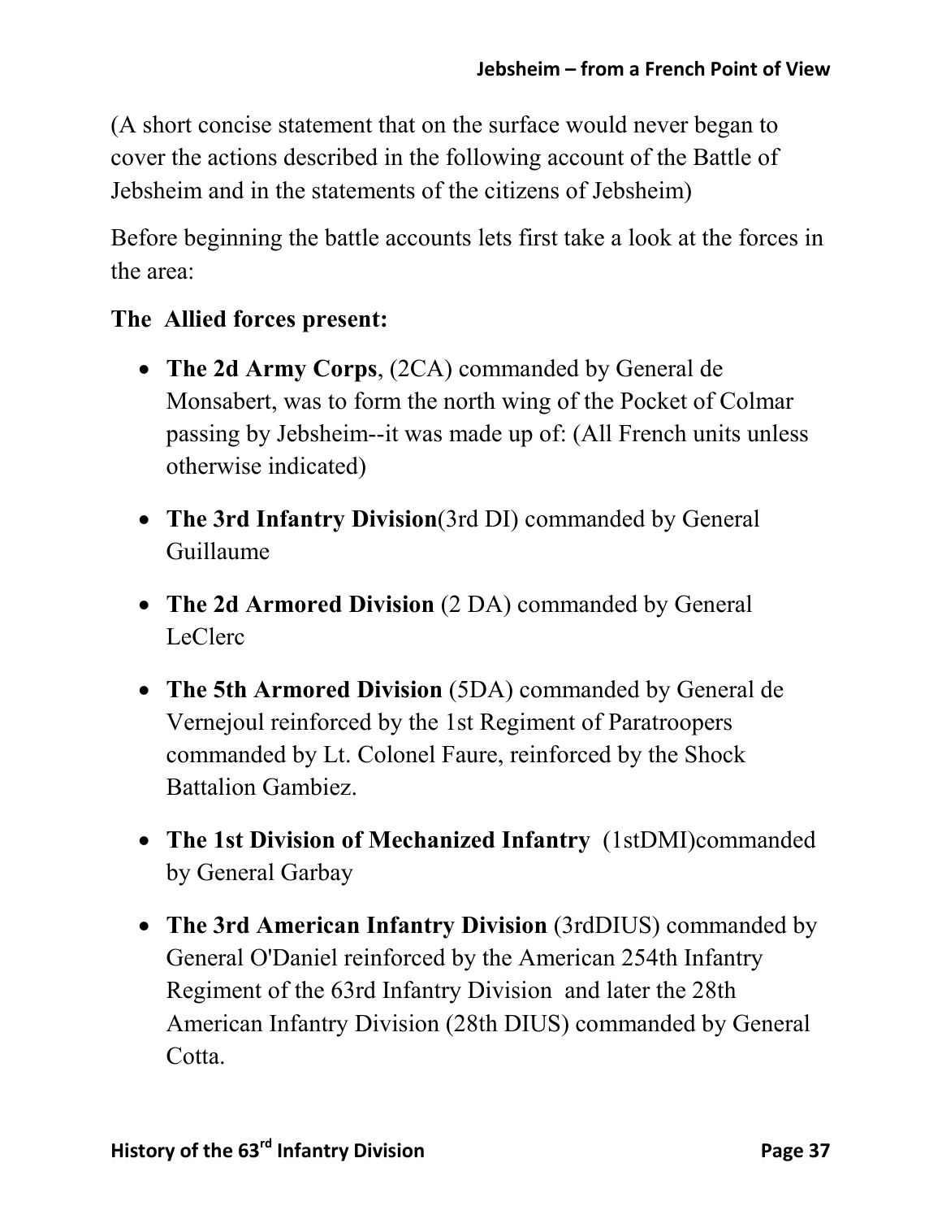(A short concise statement that on the surface would never began to cover the actions described in the following account of the Battle of Jebsheim and in the statements of the citizens of Jebsheim)

Before beginning the battle accounts lets first take a look at the forces in the area:

**The Allied forces present:**

- **The 2d Army Corps**, (2CA) commanded by General de Monsabert, was to form the north wing of the Pocket of Colmar passing by Jebsheim--it was made up of: (All French units unless otherwise indicated)
- **The 3rd Infantry Division**(3rd DI) commanded by General Guillaume
- **The 2d Armored Division** (2 DA) commanded by General LeClerc
- **The 5th Armored Division** (5DA) commanded by General de Vernejoul reinforced by the 1st Regiment of Paratroopers commanded by Lt. Colonel Faure, reinforced by the Shock Battalion Gambiez.
- **The 1st Division of Mechanized Infantry** (1stDMI)commanded by General Garbay
- **The 3rd American Infantry Division** (3rdDIUS) commanded by General O'Daniel reinforced by the American 254th Infantry Regiment of the 63rd Infantry Division and later the 28th American Infantry Division (28th DIUS) commanded by General Cotta.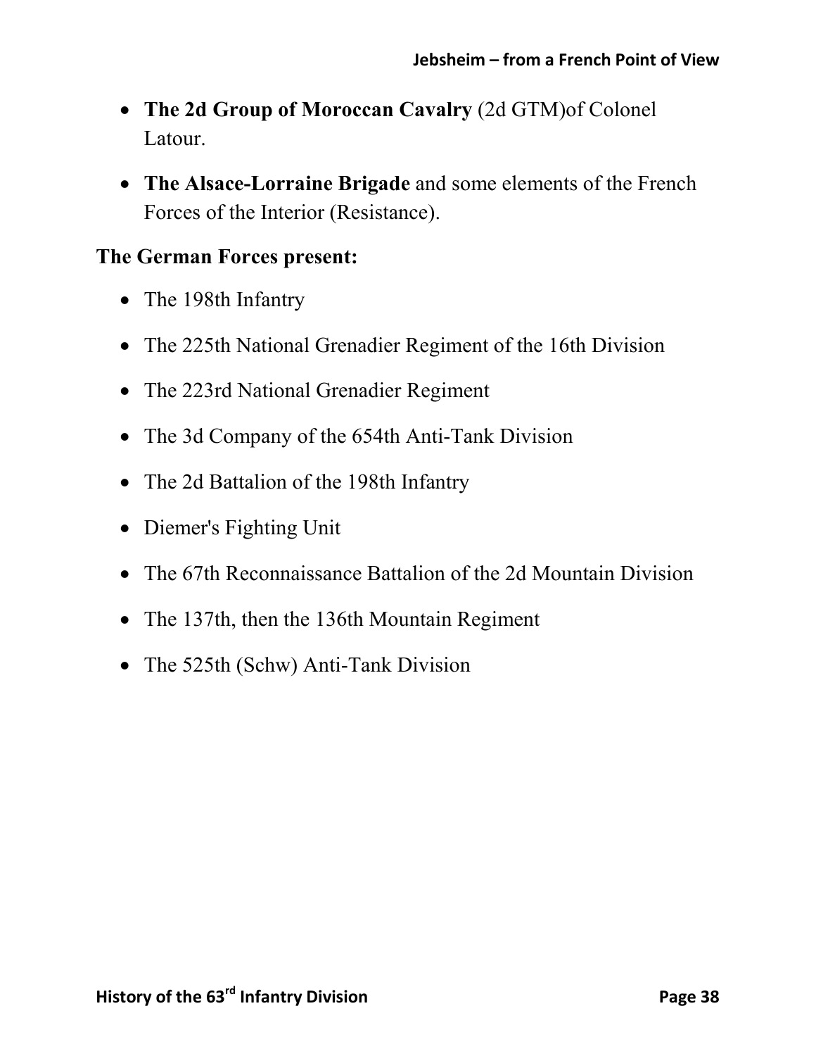- **The 2d Group of Moroccan Cavalry** (2d GTM)of Colonel Latour.
- **The Alsace-Lorraine Brigade** and some elements of the French Forces of the Interior (Resistance).

**The German Forces present:**

- The 198th Infantry
- The 225th National Grenadier Regiment of the 16th Division
- The 223rd National Grenadier Regiment
- The 3d Company of the 654th Anti-Tank Division
- The 2d Battalion of the 198th Infantry
- Diemer's Fighting Unit
- The 67th Reconnaissance Battalion of the 2d Mountain Division
- The 137th, then the 136th Mountain Regiment
- The 525th (Schw) Anti-Tank Division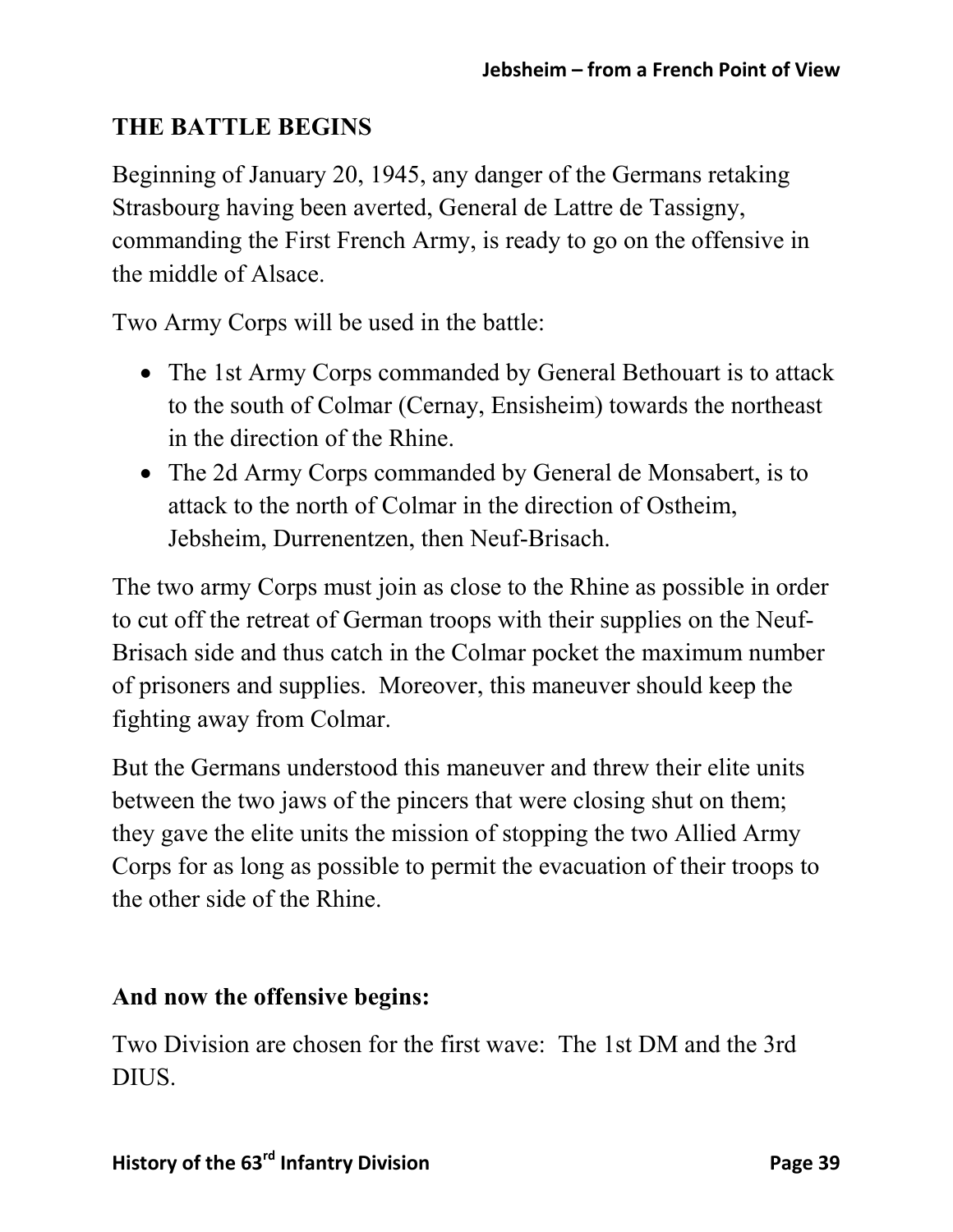## THE BATTLE BEGINS

Beginning of January 20, 1945, any danger of the Germans retaking Strasbourg having been averted, General de Lattre de Tassigny, commanding the First French Army, is ready to go on the offensive in the middle of Alsace.

Two Army Corps will be used in the battle:

- The 1st Army Corps commanded by General Bethouart is to attack to the south of Colmar (Cernay, Ensisheim) towards the northeast in the direction of the Rhine.
- The 2d Army Corps commanded by General de Monsabert, is to attack to the north of Colmar in the direction of Ostheim, Jebsheim, Durrenentzen, then Neuf-Brisach.

The two army Corps must join as close to the Rhine as possible in order to cut off the retreat of German troops with their supplies on the Neuf-Brisach side and thus catch in the Colmar pocket the maximum number of prisoners and supplies. Moreover, this maneuver should keep the fighting away from Colmar.

But the Germans understood this maneuver and threw their elite units between the two jaws of the pincers that were closing shut on them; they gave the elite units the mission of stopping the two Allied Army Corps for as long as possible to permit the evacuation of their troops to the other side of the Rhine.

### And now the offensive begins:

Two Division are chosen for the first wave: The 1st DM and the 3rd DIUS.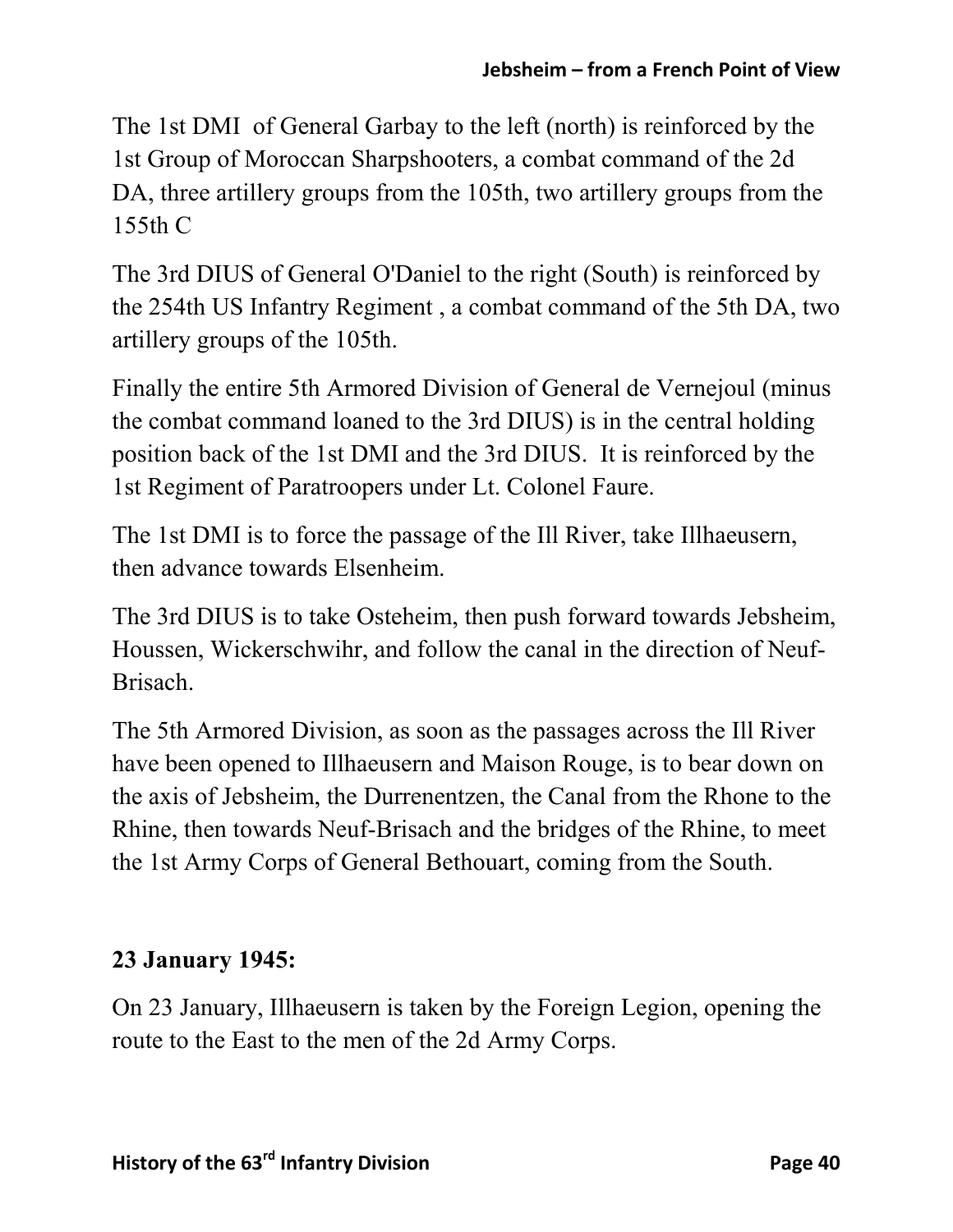The 1st DMI  of General Garbay to the left (north) is reinforced by the 1st Group of Moroccan Sharpshooters, a combat command of the 2d DA, three artillery groups from the 105th, two artillery groups from the 155th C

The 3rd DIUS of General O'Daniel to the right (South) is reinforced by the 254th US Infantry Regiment , a combat command of the 5th DA, two artillery groups of the 105th.

Finally the entire 5th Armored Division of General de Vernejoul (minus the combat command loaned to the 3rd DIUS) is in the central holding position back of the 1st DMI and the 3rd DIUS.  It is reinforced by the 1st Regiment of Paratroopers under Lt. Colonel Faure.

The 1st DMI is to force the passage of the Ill River, take Illhaeusern, then advance towards Elsenheim.

The 3rd DIUS is to take Osteheim, then push forward towards Jebsheim, Houssen, Wickerschwihr, and follow the canal in the direction of Neuf-Brisach.

The 5th Armored Division, as soon as the passages across the Ill River have been opened to Illhaeusern and Maison Rouge, is to bear down on the axis of Jebsheim, the Durrenentzen, the Canal from the Rhone to the Rhine, then towards Neuf-Brisach and the bridges of the Rhine, to meet the 1st Army Corps of General Bethouart, coming from the South.

**23 January 1945:**

On 23 January, Illhaeusern is taken by the Foreign Legion, opening the route to the East to the men of the 2d Army Corps.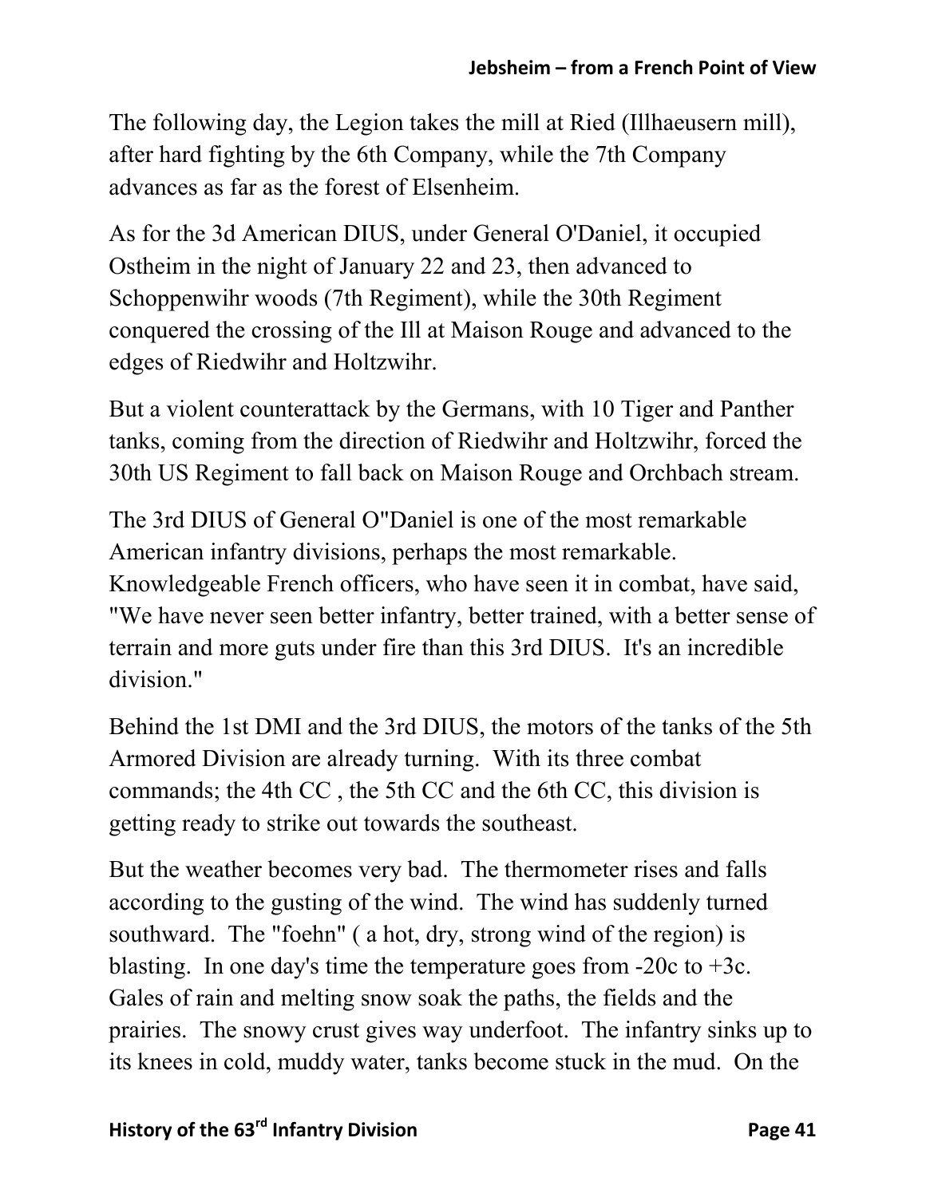The following day, the Legion takes the mill at Ried (Illhaeusern mill), after hard fighting by the 6th Company, while the 7th Company advances as far as the forest of Elsenheim.

As for the 3d American DIUS, under General O'Daniel, it occupied Ostheim in the night of January 22 and 23, then advanced to Schoppenwihr woods (7th Regiment), while the 30th Regiment conquered the crossing of the Ill at Maison Rouge and advanced to the edges of Riedwihr and Holtzwihr.

But a violent counterattack by the Germans, with 10 Tiger and Panther tanks, coming from the direction of Riedwihr and Holtzwihr, forced the 30th US Regiment to fall back on Maison Rouge and Orchbach stream.

The 3rd DIUS of General O"Daniel is one of the most remarkable American infantry divisions, perhaps the most remarkable. Knowledgeable French officers, who have seen it in combat, have said, "We have never seen better infantry, better trained, with a better sense of terrain and more guts under fire than this 3rd DIUS. It's an incredible division."

Behind the 1st DMI and the 3rd DIUS, the motors of the tanks of the 5th Armored Division are already turning. With its three combat commands; the 4th CC , the 5th CC and the 6th CC, this division is getting ready to strike out towards the southeast.

But the weather becomes very bad. The thermometer rises and falls according to the gusting of the wind. The wind has suddenly turned southward. The "foehn" ( a hot, dry, strong wind of the region) is blasting. In one day's time the temperature goes from -20c to +3c. Gales of rain and melting snow soak the paths, the fields and the prairies. The snowy crust gives way underfoot. The infantry sinks up to its knees in cold, muddy water, tanks become stuck in the mud. On the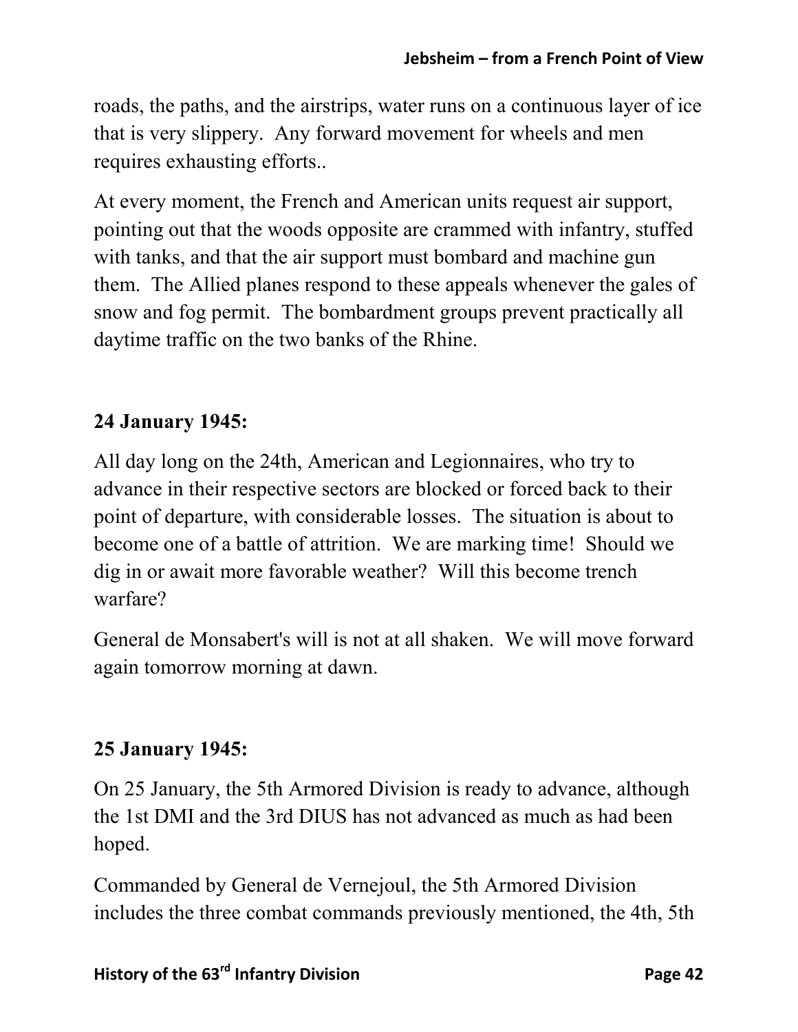roads, the paths, and the airstrips, water runs on a continuous layer of ice that is very slippery. Any forward movement for wheels and men requires exhausting efforts..

At every moment, the French and American units request air support, pointing out that the woods opposite are crammed with infantry, stuffed with tanks, and that the air support must bombard and machine gun them. The Allied planes respond to these appeals whenever the gales of snow and fog permit. The bombardment groups prevent practically all daytime traffic on the two banks of the Rhine.

**24 January 1945:**

All day long on the 24th, American and Legionnaires, who try to advance in their respective sectors are blocked or forced back to their point of departure, with considerable losses. The situation is about to become one of a battle of attrition. We are marking time! Should we dig in or await more favorable weather? Will this become trench warfare?

General de Monsabert's will is not at all shaken. We will move forward again tomorrow morning at dawn.

**25 January 1945:**

On 25 January, the 5th Armored Division is ready to advance, although the 1st DMI and the 3rd DIUS has not advanced as much as had been hoped.

Commanded by General de Vernejoul, the 5th Armored Division includes the three combat commands previously mentioned, the 4th, 5th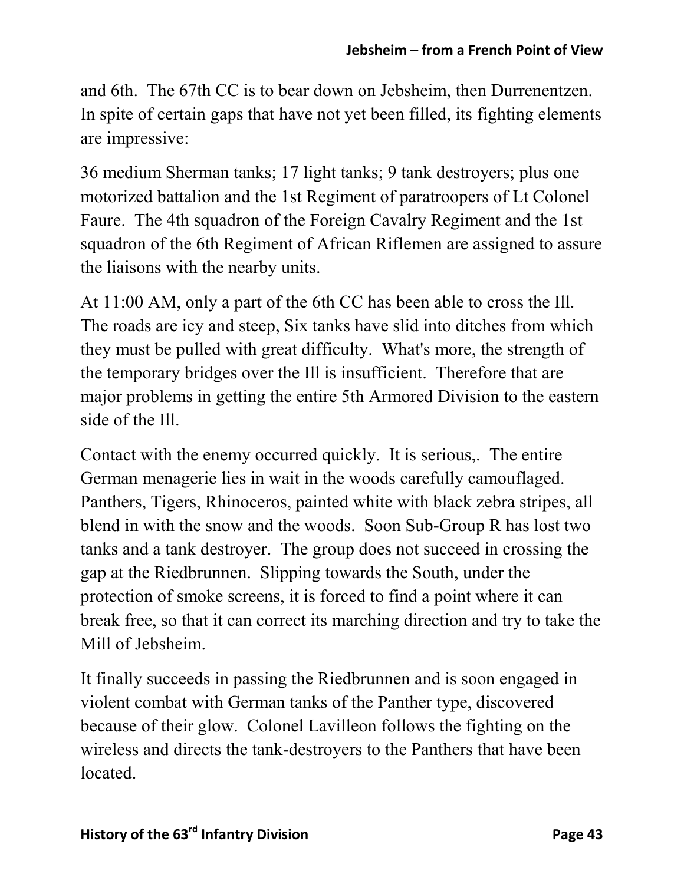and 6th. The 67th CC is to bear down on Jebsheim, then Durrenentzen. In spite of certain gaps that have not yet been filled, its fighting elements are impressive:

36 medium Sherman tanks; 17 light tanks; 9 tank destroyers; plus one motorized battalion and the 1st Regiment of paratroopers of Lt Colonel Faure. The 4th squadron of the Foreign Cavalry Regiment and the 1st squadron of the 6th Regiment of African Riflemen are assigned to assure the liaisons with the nearby units.

At 11:00 AM, only a part of the 6th CC has been able to cross the Ill. The roads are icy and steep, Six tanks have slid into ditches from which they must be pulled with great difficulty. What's more, the strength of the temporary bridges over the Ill is insufficient. Therefore that are major problems in getting the entire 5th Armored Division to the eastern side of the Ill.

Contact with the enemy occurred quickly. It is serious,. The entire German menagerie lies in wait in the woods carefully camouflaged. Panthers, Tigers, Rhinoceros, painted white with black zebra stripes, all blend in with the snow and the woods. Soon Sub-Group R has lost two tanks and a tank destroyer. The group does not succeed in crossing the gap at the Riedbrunnen. Slipping towards the South, under the protection of smoke screens, it is forced to find a point where it can break free, so that it can correct its marching direction and try to take the Mill of Jebsheim.

It finally succeeds in passing the Riedbrunnen and is soon engaged in violent combat with German tanks of the Panther type, discovered because of their glow. Colonel Lavilleon follows the fighting on the wireless and directs the tank-destroyers to the Panthers that have been located.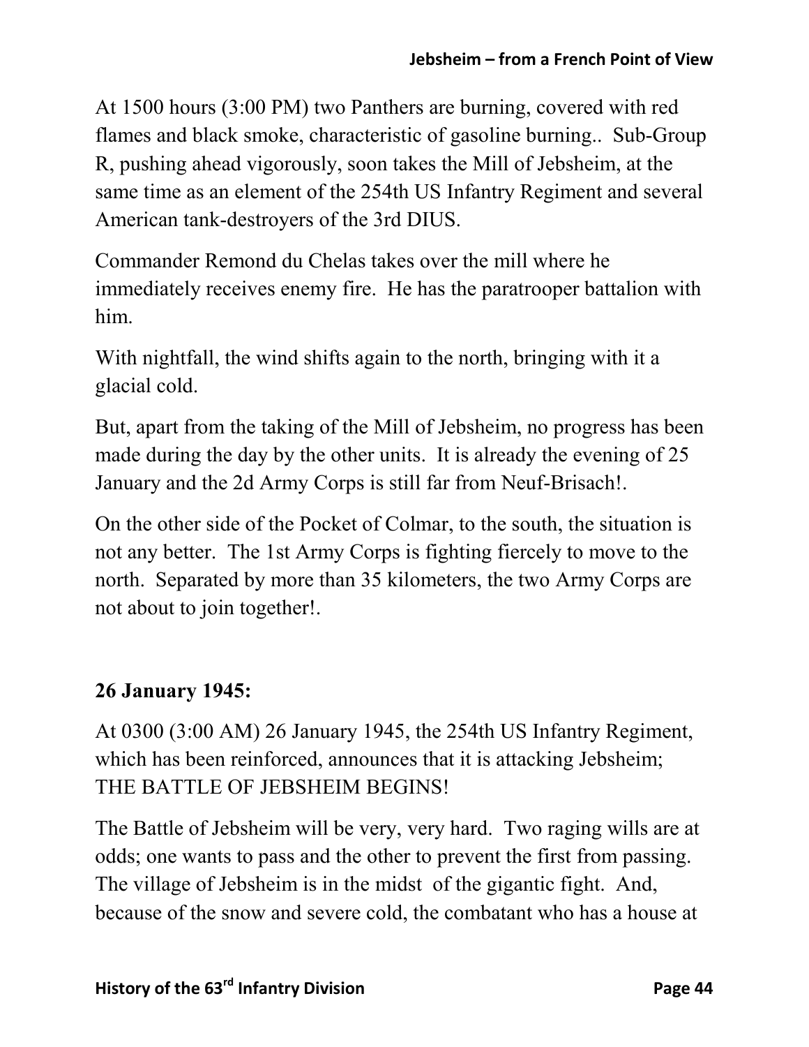At 1500 hours (3:00 PM) two Panthers are burning, covered with red flames and black smoke, characteristic of gasoline burning.. Sub-Group R, pushing ahead vigorously, soon takes the Mill of Jebsheim, at the same time as an element of the 254th US Infantry Regiment and several American tank-destroyers of the 3rd DIUS.

Commander Remond du Chelas takes over the mill where he immediately receives enemy fire. He has the paratrooper battalion with him.

With nightfall, the wind shifts again to the north, bringing with it a glacial cold.

But, apart from the taking of the Mill of Jebsheim, no progress has been made during the day by the other units. It is already the evening of 25 January and the 2d Army Corps is still far from Neuf-Brisach!.

On the other side of the Pocket of Colmar, to the south, the situation is not any better. The 1st Army Corps is fighting fiercely to move to the north. Separated by more than 35 kilometers, the two Army Corps are not about to join together!.

## 26 January 1945:

At 0300 (3:00 AM) 26 January 1945, the 254th US Infantry Regiment, which has been reinforced, announces that it is attacking Jebsheim; THE BATTLE OF JEBSHEIM BEGINS!

The Battle of Jebsheim will be very, very hard. Two raging wills are at odds; one wants to pass and the other to prevent the first from passing. The village of Jebsheim is in the midst of the gigantic fight. And, because of the snow and severe cold, the combatant who has a house at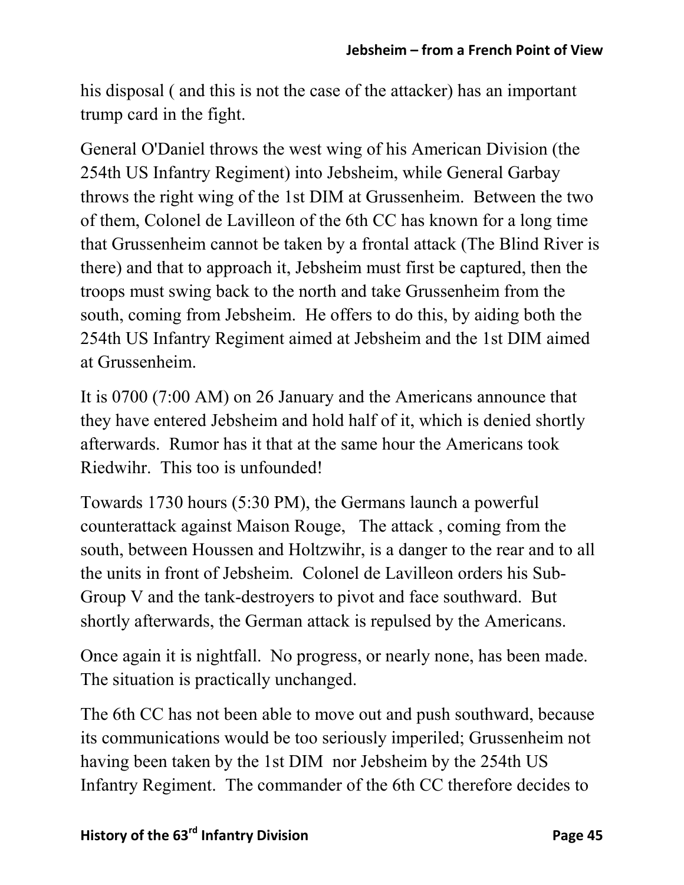his disposal ( and this is not the case of the attacker) has an important trump card in the fight.

General O'Daniel throws the west wing of his American Division (the 254th US Infantry Regiment) into Jebsheim, while General Garbay throws the right wing of the 1st DIM at Grussenheim.  Between the two of them, Colonel de Lavilleon of the 6th CC has known for a long time that Grussenheim cannot be taken by a frontal attack (The Blind River is there) and that to approach it, Jebsheim must first be captured, then the troops must swing back to the north and take Grussenheim from the south, coming from Jebsheim.  He offers to do this, by aiding both the 254th US Infantry Regiment aimed at Jebsheim and the 1st DIM aimed at Grussenheim.

It is 0700 (7:00 AM) on 26 January and the Americans announce that they have entered Jebsheim and hold half of it, which is denied shortly afterwards.  Rumor has it that at the same hour the Americans took Riedwihr.  This too is unfounded!

Towards 1730 hours (5:30 PM), the Germans launch a powerful counterattack against Maison Rouge,   The attack , coming from the south, between Houssen and Holtzwihr, is a danger to the rear and to all the units in front of Jebsheim.  Colonel de Lavilleon orders his Sub-Group V and the tank-destroyers to pivot and face southward.  But shortly afterwards, the German attack is repulsed by the Americans.

Once again it is nightfall.  No progress, or nearly none, has been made. The situation is practically unchanged.

The 6th CC has not been able to move out and push southward, because its communications would be too seriously imperiled; Grussenheim not having been taken by the 1st DIM  nor Jebsheim by the 254th US Infantry Regiment.  The commander of the 6th CC therefore decides to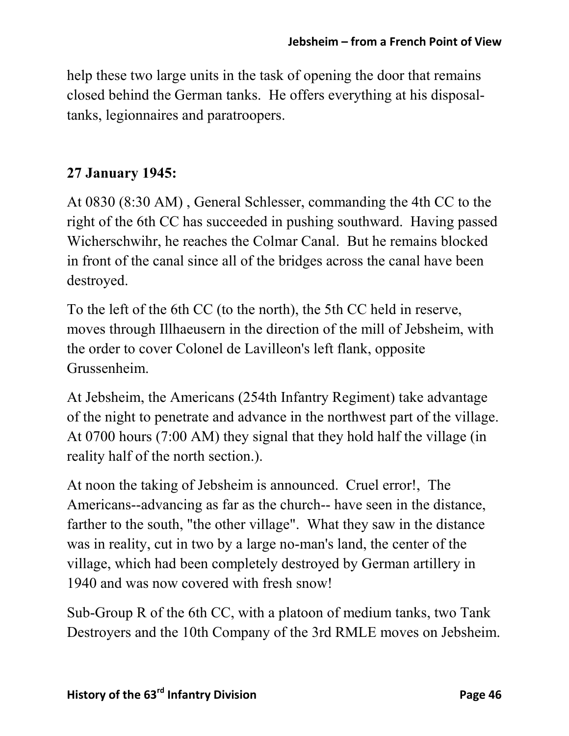help these two large units in the task of opening the door that remains closed behind the German tanks. He offers everything at his disposal- tanks, legionnaires and paratroopers.

**27 January 1945:**

At 0830 (8:30 AM) , General Schlesser, commanding the 4th CC to the right of the 6th CC has succeeded in pushing southward. Having passed Wicherschwihr, he reaches the Colmar Canal. But he remains blocked in front of the canal since all of the bridges across the canal have been destroyed.

To the left of the 6th CC (to the north), the 5th CC held in reserve, moves through Illhaeusern in the direction of the mill of Jebsheim, with the order to cover Colonel de Lavilleon's left flank, opposite Grussenheim.

At Jebsheim, the Americans (254th Infantry Regiment) take advantage of the night to penetrate and advance in the northwest part of the village. At 0700 hours (7:00 AM) they signal that they hold half the village (in reality half of the north section.).

At noon the taking of Jebsheim is announced. Cruel error!, The Americans--advancing as far as the church-- have seen in the distance, farther to the south, "the other village". What they saw in the distance was in reality, cut in two by a large no-man's land, the center of the village, which had been completely destroyed by German artillery in 1940 and was now covered with fresh snow!

Sub-Group R of the 6th CC, with a platoon of medium tanks, two Tank Destroyers and the 10th Company of the 3rd RMLE moves on Jebsheim.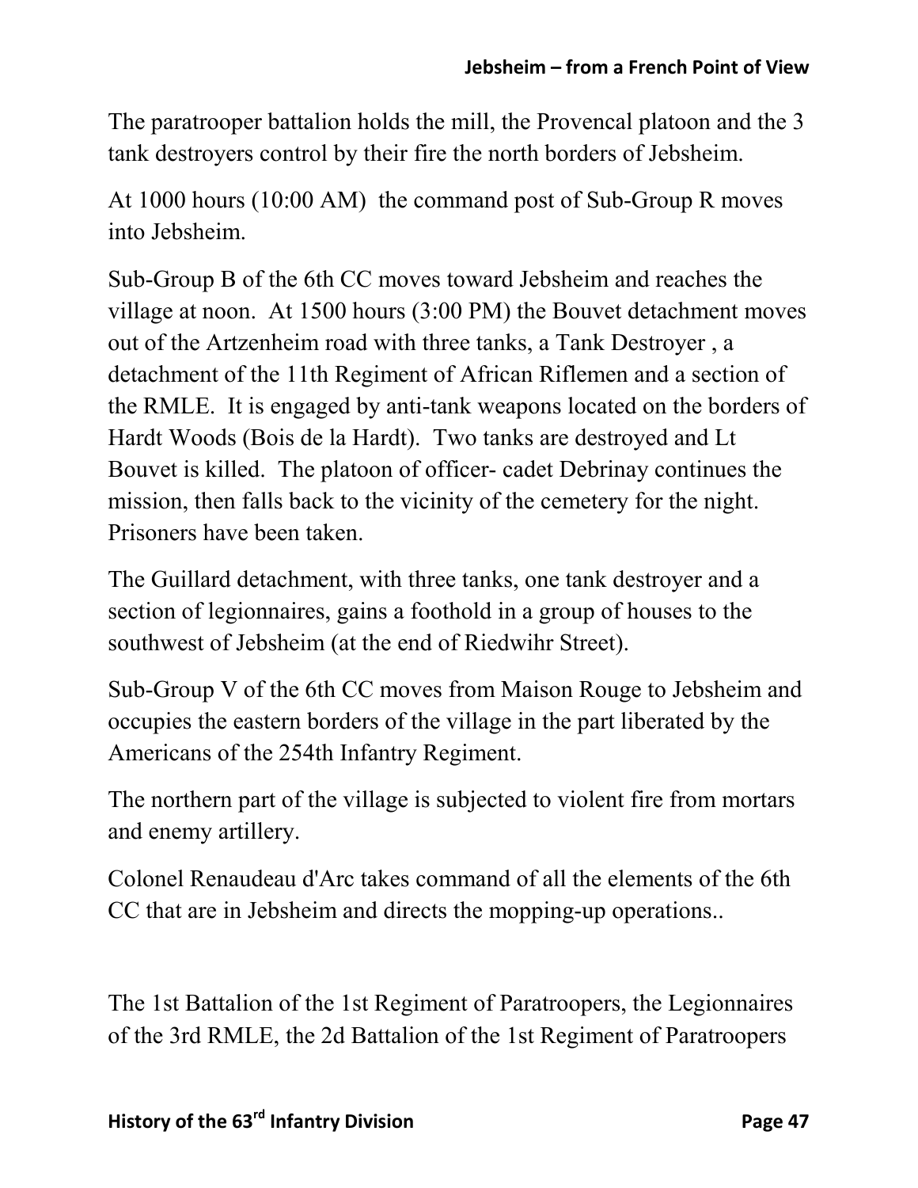The paratrooper battalion holds the mill, the Provencal platoon and the 3 tank destroyers control by their fire the north borders of Jebsheim.

At 1000 hours (10:00 AM) the command post of Sub-Group R moves into Jebsheim.

Sub-Group B of the 6th CC moves toward Jebsheim and reaches the village at noon. At 1500 hours (3:00 PM) the Bouvet detachment moves out of the Artzenheim road with three tanks, a Tank Destroyer , a detachment of the 11th Regiment of African Riflemen and a section of the RMLE. It is engaged by anti-tank weapons located on the borders of Hardt Woods (Bois de la Hardt). Two tanks are destroyed and Lt Bouvet is killed. The platoon of officer- cadet Debrinay continues the mission, then falls back to the vicinity of the cemetery for the night. Prisoners have been taken.

The Guillard detachment, with three tanks, one tank destroyer and a section of legionnaires, gains a foothold in a group of houses to the southwest of Jebsheim (at the end of Riedwihr Street).

Sub-Group V of the 6th CC moves from Maison Rouge to Jebsheim and occupies the eastern borders of the village in the part liberated by the Americans of the 254th Infantry Regiment.

The northern part of the village is subjected to violent fire from mortars and enemy artillery.

Colonel Renaudeau d'Arc takes command of all the elements of the 6th CC that are in Jebsheim and directs the mopping-up operations..

The 1st Battalion of the 1st Regiment of Paratroopers, the Legionnaires of the 3rd RMLE, the 2d Battalion of the 1st Regiment of Paratroopers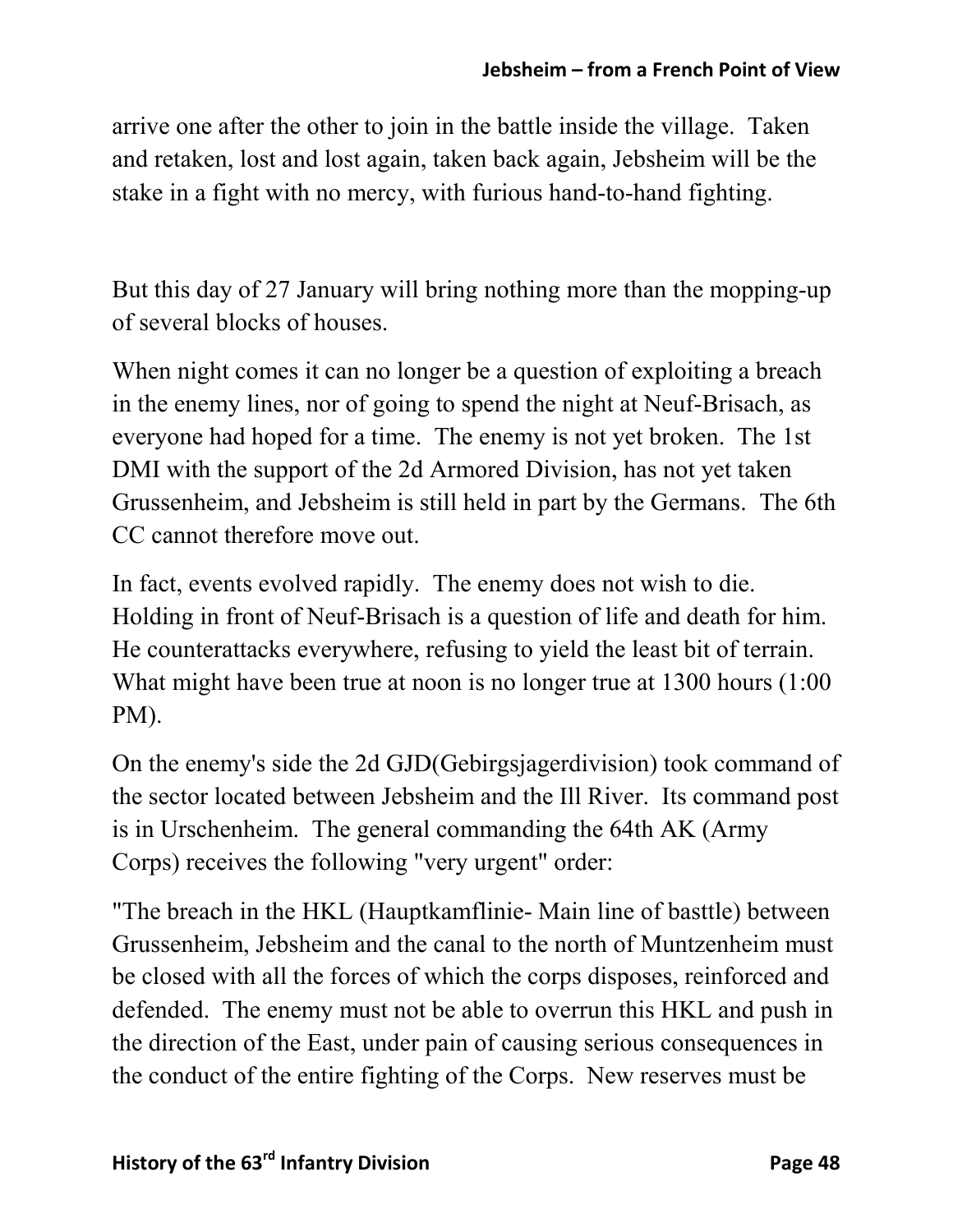arrive one after the other to join in the battle inside the village. Taken and retaken, lost and lost again, taken back again, Jebsheim will be the stake in a fight with no mercy, with furious hand-to-hand fighting.

But this day of 27 January will bring nothing more than the mopping-up of several blocks of houses.

When night comes it can no longer be a question of exploiting a breach in the enemy lines, nor of going to spend the night at Neuf-Brisach, as everyone had hoped for a time. The enemy is not yet broken. The 1st DMI with the support of the 2d Armored Division, has not yet taken Grussenheim, and Jebsheim is still held in part by the Germans. The 6th CC cannot therefore move out.

In fact, events evolved rapidly. The enemy does not wish to die. Holding in front of Neuf-Brisach is a question of life and death for him. He counterattacks everywhere, refusing to yield the least bit of terrain. What might have been true at noon is no longer true at 1300 hours (1:00 PM).

On the enemy's side the 2d GJD(Gebirgsjagerdivision) took command of the sector located between Jebsheim and the Ill River. Its command post is in Urschenheim. The general commanding the 64th AK (Army Corps) receives the following "very urgent" order:

"The breach in the HKL (Hauptkamflinie- Main line of basttle) between Grussenheim, Jebsheim and the canal to the north of Muntzenheim must be closed with all the forces of which the corps disposes, reinforced and defended. The enemy must not be able to overrun this HKL and push in the direction of the East, under pain of causing serious consequences in the conduct of the entire fighting of the Corps. New reserves must be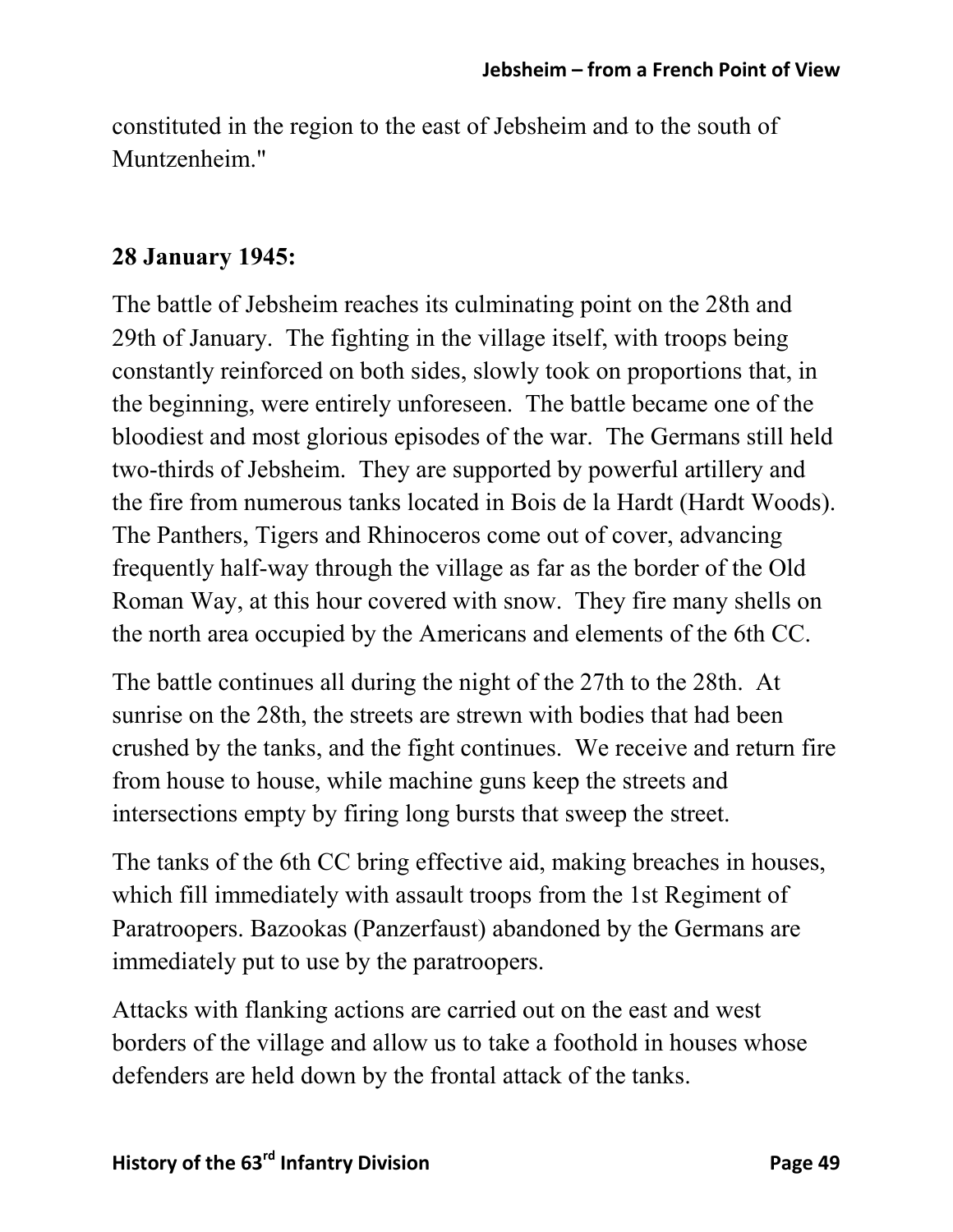constituted in the region to the east of Jebsheim and to the south of Muntzenheim."

## 28 January 1945:

The battle of Jebsheim reaches its culminating point on the 28th and 29th of January. The fighting in the village itself, with troops being constantly reinforced on both sides, slowly took on proportions that, in the beginning, were entirely unforeseen. The battle became one of the bloodiest and most glorious episodes of the war. The Germans still held two-thirds of Jebsheim. They are supported by powerful artillery and the fire from numerous tanks located in Bois de la Hardt (Hardt Woods). The Panthers, Tigers and Rhinoceros come out of cover, advancing frequently half-way through the village as far as the border of the Old Roman Way, at this hour covered with snow. They fire many shells on the north area occupied by the Americans and elements of the 6th CC.

The battle continues all during the night of the 27th to the 28th. At sunrise on the 28th, the streets are strewn with bodies that had been crushed by the tanks, and the fight continues. We receive and return fire from house to house, while machine guns keep the streets and intersections empty by firing long bursts that sweep the street.

The tanks of the 6th CC bring effective aid, making breaches in houses, which fill immediately with assault troops from the 1st Regiment of Paratroopers. Bazookas (Panzerfaust) abandoned by the Germans are immediately put to use by the paratroopers.

Attacks with flanking actions are carried out on the east and west borders of the village and allow us to take a foothold in houses whose defenders are held down by the frontal attack of the tanks.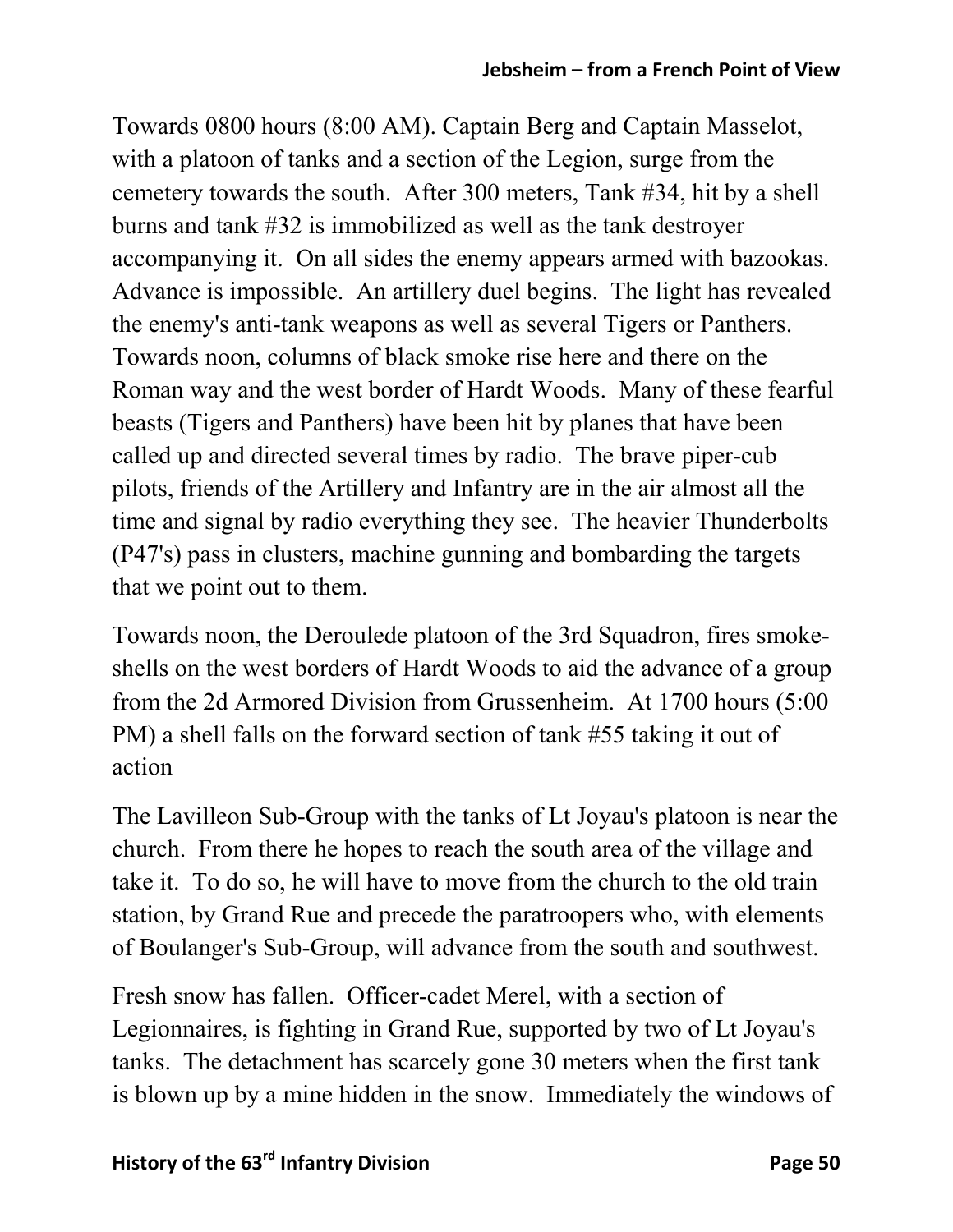Towards 0800 hours (8:00 AM). Captain Berg and Captain Masselot, with a platoon of tanks and a section of the Legion, surge from the cemetery towards the south. After 300 meters, Tank #34, hit by a shell burns and tank #32 is immobilized as well as the tank destroyer accompanying it. On all sides the enemy appears armed with bazookas. Advance is impossible. An artillery duel begins. The light has revealed the enemy's anti-tank weapons as well as several Tigers or Panthers. Towards noon, columns of black smoke rise here and there on the Roman way and the west border of Hardt Woods. Many of these fearful beasts (Tigers and Panthers) have been hit by planes that have been called up and directed several times by radio. The brave piper-cub pilots, friends of the Artillery and Infantry are in the air almost all the time and signal by radio everything they see. The heavier Thunderbolts (P47's) pass in clusters, machine gunning and bombarding the targets that we point out to them.

Towards noon, the Deroulede platoon of the 3rd Squadron, fires smoke-shells on the west borders of Hardt Woods to aid the advance of a group from the 2d Armored Division from Grussenheim. At 1700 hours (5:00 PM) a shell falls on the forward section of tank #55 taking it out of action

The Lavilleon Sub-Group with the tanks of Lt Joyau's platoon is near the church. From there he hopes to reach the south area of the village and take it. To do so, he will have to move from the church to the old train station, by Grand Rue and precede the paratroopers who, with elements of Boulanger's Sub-Group, will advance from the south and southwest.

Fresh snow has fallen. Officer-cadet Merel, with a section of Legionnaires, is fighting in Grand Rue, supported by two of Lt Joyau's tanks. The detachment has scarcely gone 30 meters when the first tank is blown up by a mine hidden in the snow. Immediately the windows of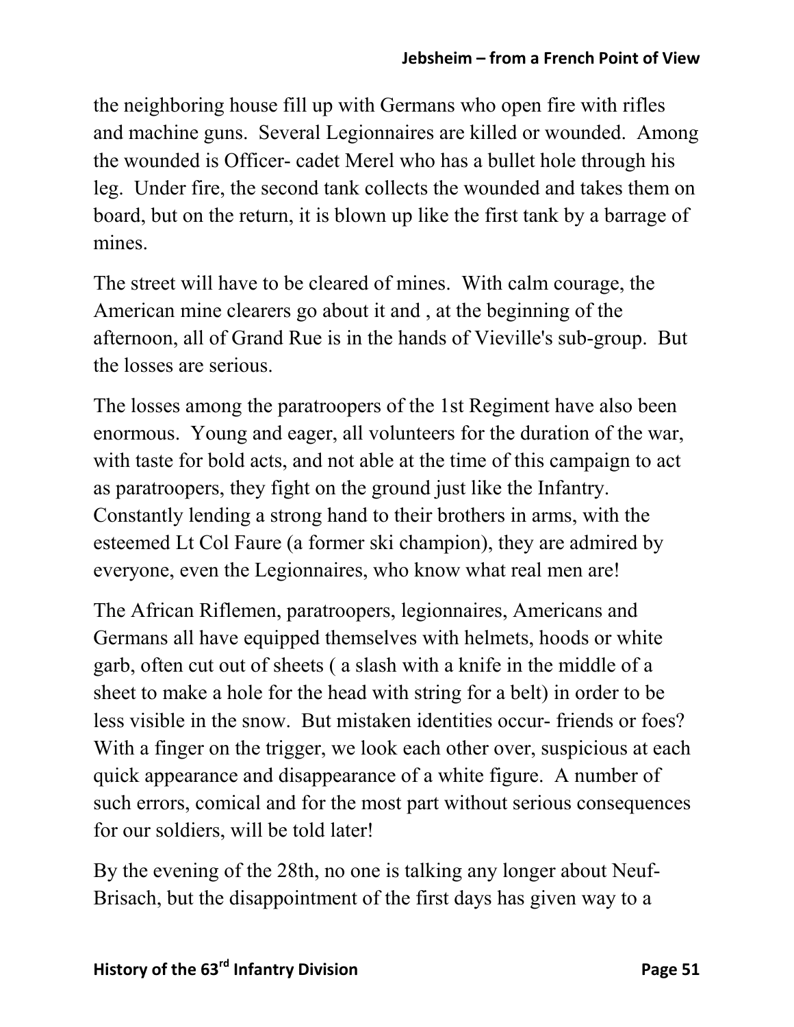the neighboring house fill up with Germans who open fire with rifles and machine guns. Several Legionnaires are killed or wounded. Among the wounded is Officer- cadet Merel who has a bullet hole through his leg. Under fire, the second tank collects the wounded and takes them on board, but on the return, it is blown up like the first tank by a barrage of mines.

The street will have to be cleared of mines. With calm courage, the American mine clearers go about it and , at the beginning of the afternoon, all of Grand Rue is in the hands of Vieville's sub-group. But the losses are serious.

The losses among the paratroopers of the 1st Regiment have also been enormous. Young and eager, all volunteers for the duration of the war, with taste for bold acts, and not able at the time of this campaign to act as paratroopers, they fight on the ground just like the Infantry. Constantly lending a strong hand to their brothers in arms, with the esteemed Lt Col Faure (a former ski champion), they are admired by everyone, even the Legionnaires, who know what real men are!

The African Riflemen, paratroopers, legionnaires, Americans and Germans all have equipped themselves with helmets, hoods or white garb, often cut out of sheets ( a slash with a knife in the middle of a sheet to make a hole for the head with string for a belt) in order to be less visible in the snow. But mistaken identities occur- friends or foes? With a finger on the trigger, we look each other over, suspicious at each quick appearance and disappearance of a white figure. A number of such errors, comical and for the most part without serious consequences for our soldiers, will be told later!

By the evening of the 28th, no one is talking any longer about Neuf-Brisach, but the disappointment of the first days has given way to a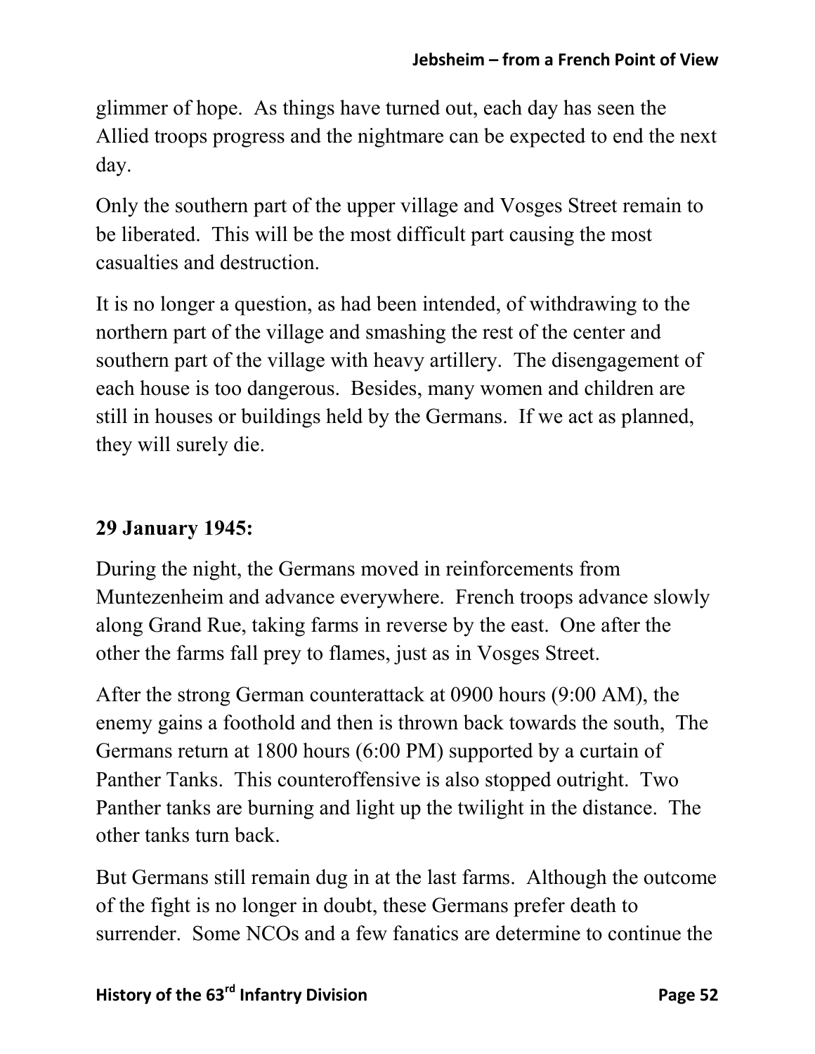glimmer of hope. As things have turned out, each day has seen the Allied troops progress and the nightmare can be expected to end the next day.

Only the southern part of the upper village and Vosges Street remain to be liberated. This will be the most difficult part causing the most casualties and destruction.

It is no longer a question, as had been intended, of withdrawing to the northern part of the village and smashing the rest of the center and southern part of the village with heavy artillery. The disengagement of each house is too dangerous. Besides, many women and children are still in houses or buildings held by the Germans. If we act as planned, they will surely die.

**29 January 1945:**

During the night, the Germans moved in reinforcements from Muntezenheim and advance everywhere. French troops advance slowly along Grand Rue, taking farms in reverse by the east. One after the other the farms fall prey to flames, just as in Vosges Street.

After the strong German counterattack at 0900 hours (9:00 AM), the enemy gains a foothold and then is thrown back towards the south, The Germans return at 1800 hours (6:00 PM) supported by a curtain of Panther Tanks. This counteroffensive is also stopped outright. Two Panther tanks are burning and light up the twilight in the distance. The other tanks turn back.

But Germans still remain dug in at the last farms. Although the outcome of the fight is no longer in doubt, these Germans prefer death to surrender. Some NCOs and a few fanatics are determine to continue the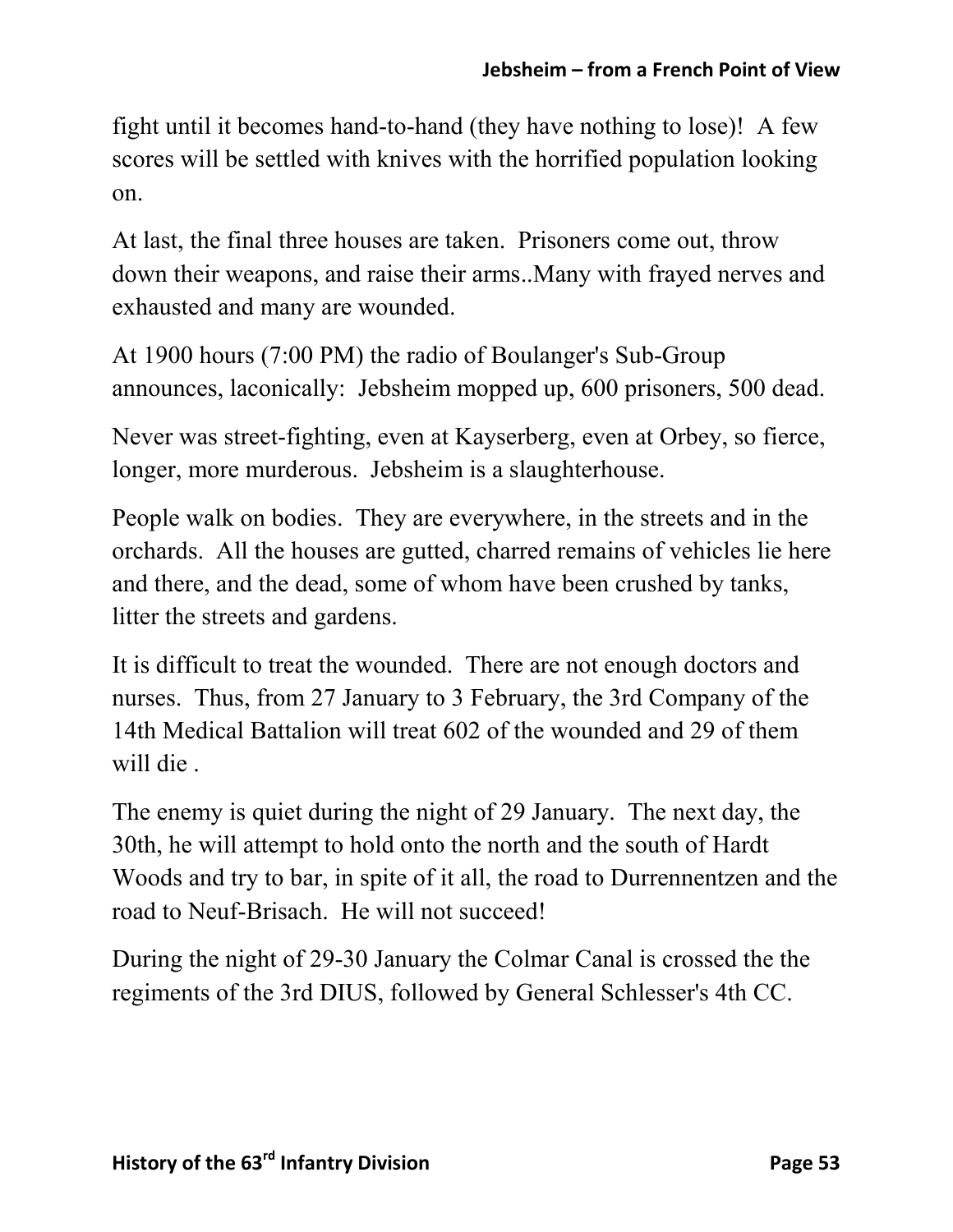fight until it becomes hand-to-hand (they have nothing to lose)!  A few scores will be settled with knives with the horrified population looking on.

At last, the final three houses are taken.  Prisoners come out, throw down their weapons, and raise their arms..Many with frayed nerves and exhausted and many are wounded.

At 1900 hours (7:00 PM) the radio of Boulanger's Sub-Group announces, laconically:  Jebsheim mopped up, 600 prisoners, 500 dead.

Never was street-fighting, even at Kayserberg, even at Orbey, so fierce, longer, more murderous.  Jebsheim is a slaughterhouse.

People walk on bodies.  They are everywhere, in the streets and in the orchards.  All the houses are gutted, charred remains of vehicles lie here and there, and the dead, some of whom have been crushed by tanks, litter the streets and gardens.

It is difficult to treat the wounded.  There are not enough doctors and nurses.  Thus, from 27 January to 3 February, the 3rd Company of the 14th Medical Battalion will treat 602 of the wounded and 29 of them will die .

The enemy is quiet during the night of 29 January.  The next day, the 30th, he will attempt to hold onto the north and the south of Hardt Woods and try to bar, in spite of it all, the road to Durrennentzen and the road to Neuf-Brisach.  He will not succeed!

During the night of 29-30 January the Colmar Canal is crossed the the regiments of the 3rd DIUS, followed by General Schlesser's 4th CC.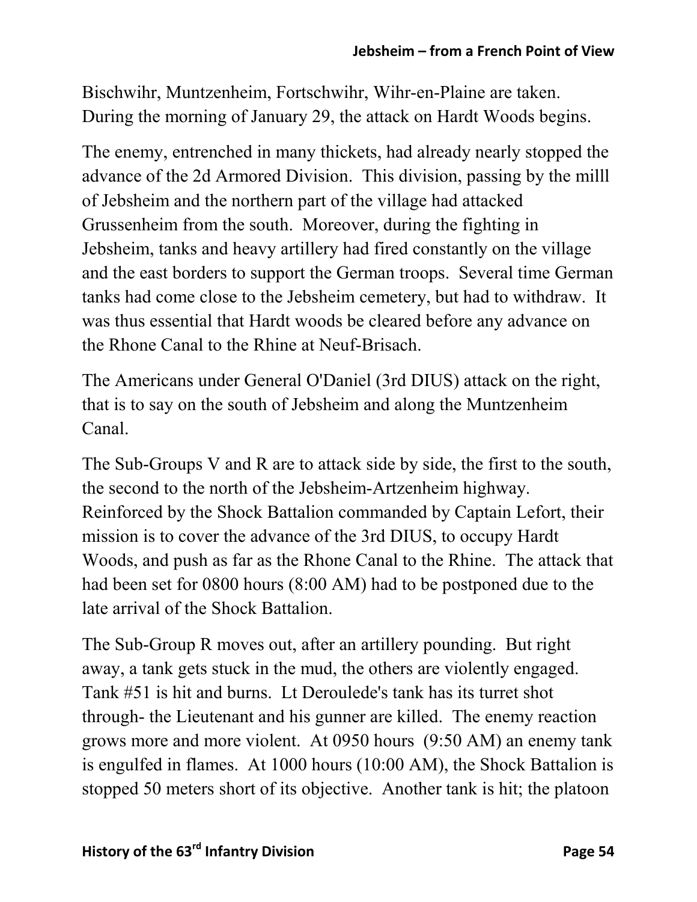Bischwihr, Muntzenheim, Fortschwihr, Wihr-en-Plaine are taken. During the morning of January 29, the attack on Hardt Woods begins.

The enemy, entrenched in many thickets, had already nearly stopped the advance of the 2d Armored Division. This division, passing by the milll of Jebsheim and the northern part of the village had attacked Grussenheim from the south. Moreover, during the fighting in Jebsheim, tanks and heavy artillery had fired constantly on the village and the east borders to support the German troops. Several time German tanks had come close to the Jebsheim cemetery, but had to withdraw. It was thus essential that Hardt woods be cleared before any advance on the Rhone Canal to the Rhine at Neuf-Brisach.

The Americans under General O'Daniel (3rd DIUS) attack on the right, that is to say on the south of Jebsheim and along the Muntzenheim Canal.

The Sub-Groups V and R are to attack side by side, the first to the south, the second to the north of the Jebsheim-Artzenheim highway. Reinforced by the Shock Battalion commanded by Captain Lefort, their mission is to cover the advance of the 3rd DIUS, to occupy Hardt Woods, and push as far as the Rhone Canal to the Rhine. The attack that had been set for 0800 hours (8:00 AM) had to be postponed due to the late arrival of the Shock Battalion.

The Sub-Group R moves out, after an artillery pounding. But right away, a tank gets stuck in the mud, the others are violently engaged. Tank #51 is hit and burns. Lt Deroulede's tank has its turret shot through- the Lieutenant and his gunner are killed. The enemy reaction grows more and more violent. At 0950 hours (9:50 AM) an enemy tank is engulfed in flames. At 1000 hours (10:00 AM), the Shock Battalion is stopped 50 meters short of its objective. Another tank is hit; the platoon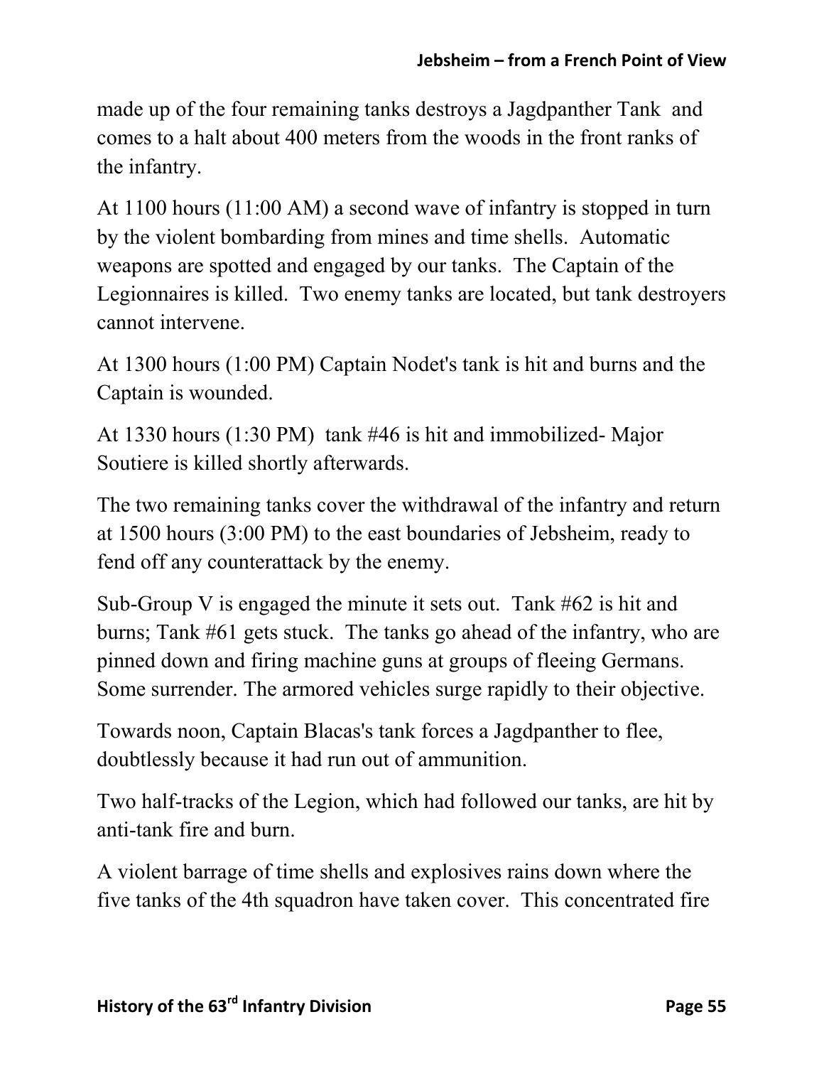made up of the four remaining tanks destroys a Jagdpanther Tank and comes to a halt about 400 meters from the woods in the front ranks of the infantry.

At 1100 hours (11:00 AM) a second wave of infantry is stopped in turn by the violent bombarding from mines and time shells. Automatic weapons are spotted and engaged by our tanks. The Captain of the Legionnaires is killed. Two enemy tanks are located, but tank destroyers cannot intervene.

At 1300 hours (1:00 PM) Captain Nodet's tank is hit and burns and the Captain is wounded.

At 1330 hours (1:30 PM) tank #46 is hit and immobilized- Major Soutiere is killed shortly afterwards.

The two remaining tanks cover the withdrawal of the infantry and return at 1500 hours (3:00 PM) to the east boundaries of Jebsheim, ready to fend off any counterattack by the enemy.

Sub-Group V is engaged the minute it sets out. Tank #62 is hit and burns; Tank #61 gets stuck. The tanks go ahead of the infantry, who are pinned down and firing machine guns at groups of fleeing Germans. Some surrender. The armored vehicles surge rapidly to their objective.

Towards noon, Captain Blacas's tank forces a Jagdpanther to flee, doubtlessly because it had run out of ammunition.

Two half-tracks of the Legion, which had followed our tanks, are hit by anti-tank fire and burn.

A violent barrage of time shells and explosives rains down where the five tanks of the 4th squadron have taken cover. This concentrated fire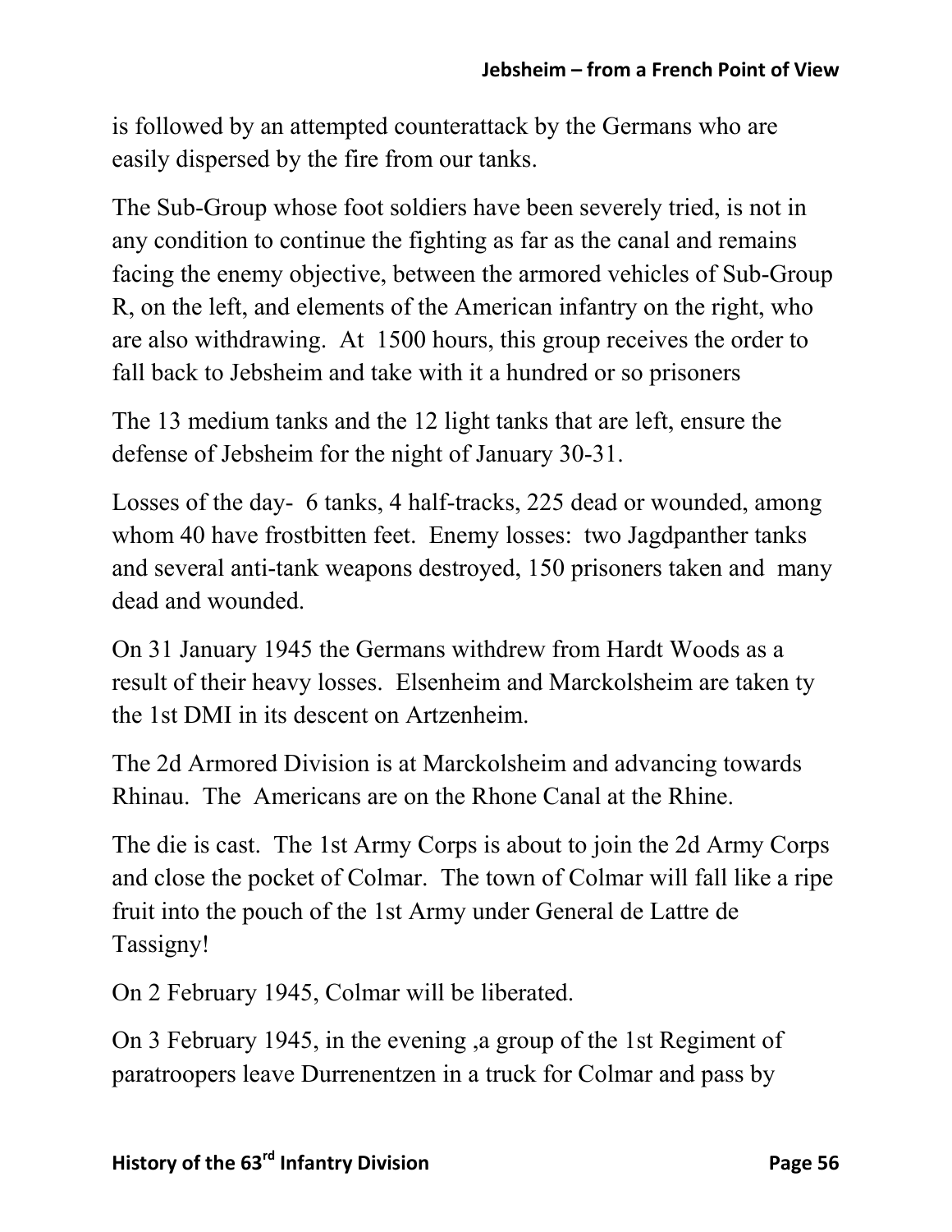is followed by an attempted counterattack by the Germans who are easily dispersed by the fire from our tanks.

The Sub-Group whose foot soldiers have been severely tried, is not in any condition to continue the fighting as far as the canal and remains facing the enemy objective, between the armored vehicles of Sub-Group R, on the left, and elements of the American infantry on the right, who are also withdrawing. At 1500 hours, this group receives the order to fall back to Jebsheim and take with it a hundred or so prisoners

The 13 medium tanks and the 12 light tanks that are left, ensure the defense of Jebsheim for the night of January 30-31.

Losses of the day- 6 tanks, 4 half-tracks, 225 dead or wounded, among whom 40 have frostbitten feet. Enemy losses: two Jagdpanther tanks and several anti-tank weapons destroyed, 150 prisoners taken and many dead and wounded.

On 31 January 1945 the Germans withdrew from Hardt Woods as a result of their heavy losses. Elsenheim and Marckolsheim are taken ty the 1st DMI in its descent on Artzenheim.

The 2d Armored Division is at Marckolsheim and advancing towards Rhinau. The Americans are on the Rhone Canal at the Rhine.

The die is cast. The 1st Army Corps is about to join the 2d Army Corps and close the pocket of Colmar. The town of Colmar will fall like a ripe fruit into the pouch of the 1st Army under General de Lattre de Tassigny!

On 2 February 1945, Colmar will be liberated.

On 3 February 1945, in the evening ,a group of the 1st Regiment of paratroopers leave Durrenentzen in a truck for Colmar and pass by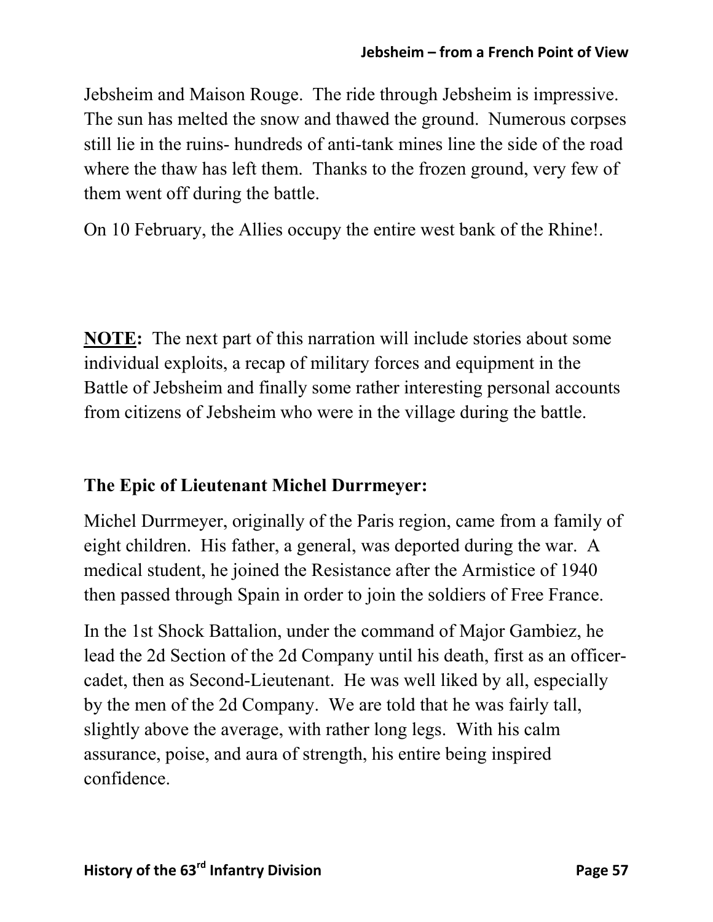Jebsheim and Maison Rouge. The ride through Jebsheim is impressive. The sun has melted the snow and thawed the ground. Numerous corpses still lie in the ruins- hundreds of anti-tank mines line the side of the road where the thaw has left them. Thanks to the frozen ground, very few of them went off during the battle.

On 10 February, the Allies occupy the entire west bank of the Rhine!.

**NOTE:** The next part of this narration will include stories about some individual exploits, a recap of military forces and equipment in the Battle of Jebsheim and finally some rather interesting personal accounts from citizens of Jebsheim who were in the village during the battle.

## The Epic of Lieutenant Michel Durrmeyer:

Michel Durrmeyer, originally of the Paris region, came from a family of eight children. His father, a general, was deported during the war. A medical student, he joined the Resistance after the Armistice of 1940 then passed through Spain in order to join the soldiers of Free France.

In the 1st Shock Battalion, under the command of Major Gambiez, he lead the 2d Section of the 2d Company until his death, first as an officer-cadet, then as Second-Lieutenant. He was well liked by all, especially by the men of the 2d Company. We are told that he was fairly tall, slightly above the average, with rather long legs. With his calm assurance, poise, and aura of strength, his entire being inspired confidence.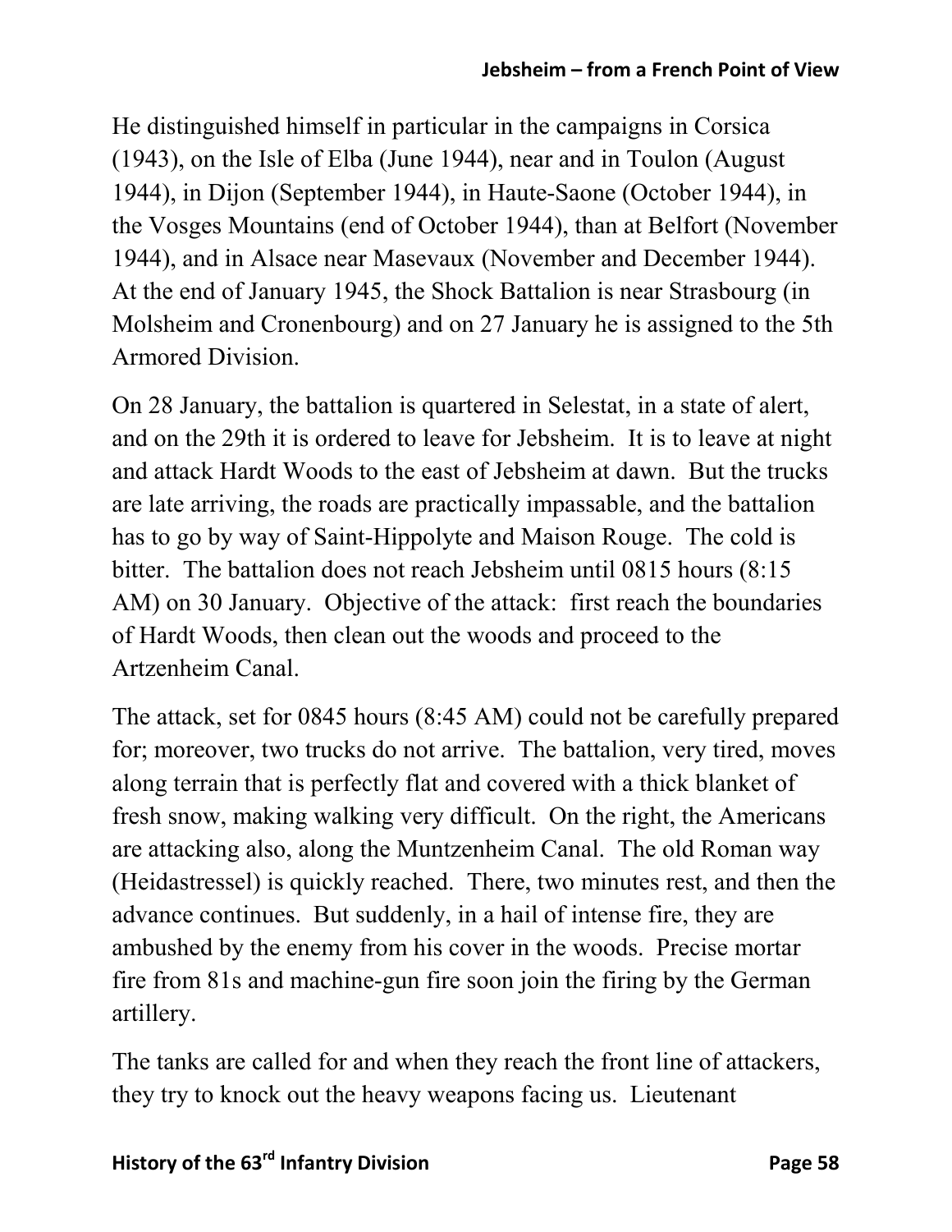He distinguished himself in particular in the campaigns in Corsica (1943), on the Isle of Elba (June 1944), near and in Toulon (August 1944), in Dijon (September 1944), in Haute-Saone (October 1944), in the Vosges Mountains (end of October 1944), than at Belfort (November 1944), and in Alsace near Masevaux (November and December 1944). At the end of January 1945, the Shock Battalion is near Strasbourg (in Molsheim and Cronenbourg) and on 27 January he is assigned to the 5th Armored Division.

On 28 January, the battalion is quartered in Selestat, in a state of alert, and on the 29th it is ordered to leave for Jebsheim. It is to leave at night and attack Hardt Woods to the east of Jebsheim at dawn. But the trucks are late arriving, the roads are practically impassable, and the battalion has to go by way of Saint-Hippolyte and Maison Rouge. The cold is bitter. The battalion does not reach Jebsheim until 0815 hours (8:15 AM) on 30 January. Objective of the attack: first reach the boundaries of Hardt Woods, then clean out the woods and proceed to the Artzenheim Canal.

The attack, set for 0845 hours (8:45 AM) could not be carefully prepared for; moreover, two trucks do not arrive. The battalion, very tired, moves along terrain that is perfectly flat and covered with a thick blanket of fresh snow, making walking very difficult. On the right, the Americans are attacking also, along the Muntzenheim Canal. The old Roman way (Heidastressel) is quickly reached. There, two minutes rest, and then the advance continues. But suddenly, in a hail of intense fire, they are ambushed by the enemy from his cover in the woods. Precise mortar fire from 81s and machine-gun fire soon join the firing by the German artillery.

The tanks are called for and when they reach the front line of attackers, they try to knock out the heavy weapons facing us. Lieutenant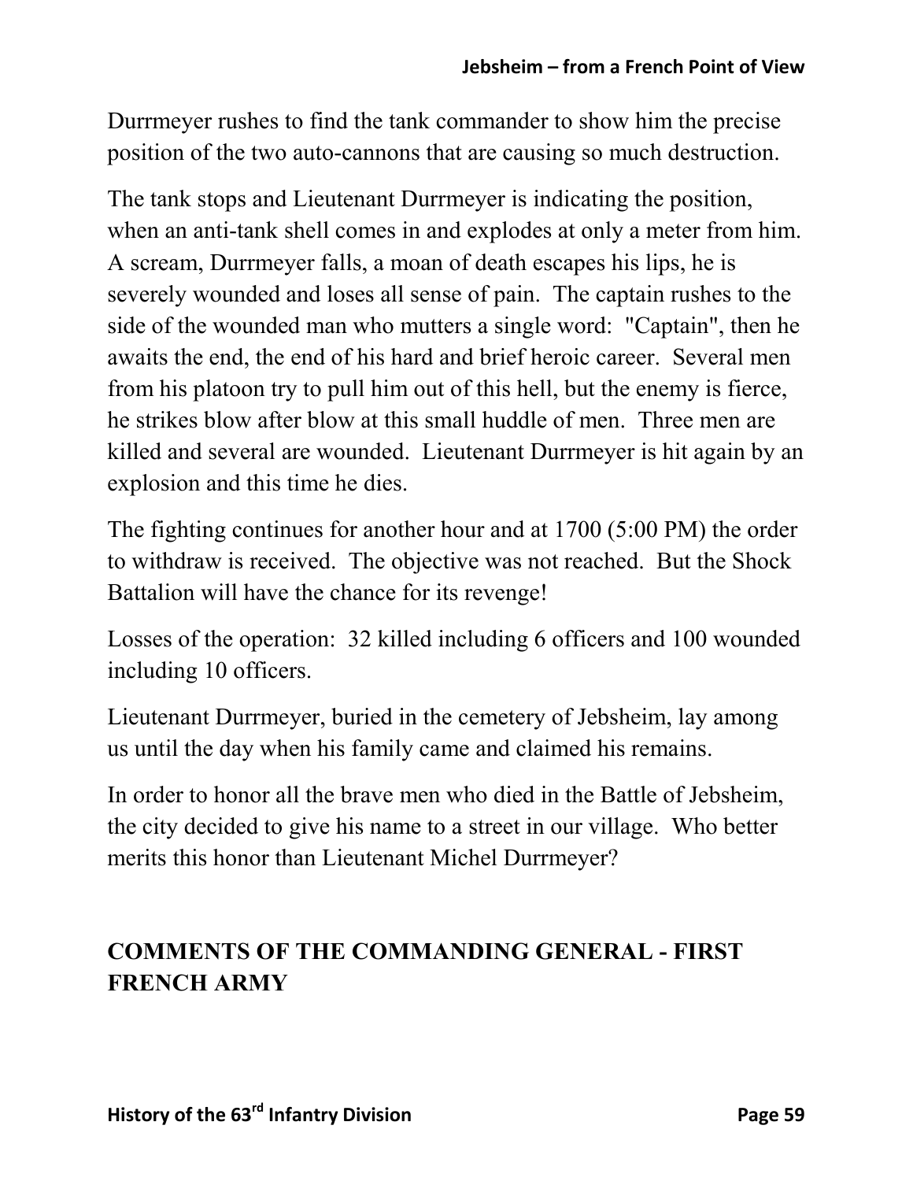Durrmeyer rushes to find the tank commander to show him the precise position of the two auto-cannons that are causing so much destruction.

The tank stops and Lieutenant Durrmeyer is indicating the position, when an anti-tank shell comes in and explodes at only a meter from him. A scream, Durrmeyer falls, a moan of death escapes his lips, he is severely wounded and loses all sense of pain. The captain rushes to the side of the wounded man who mutters a single word: "Captain", then he awaits the end, the end of his hard and brief heroic career. Several men from his platoon try to pull him out of this hell, but the enemy is fierce, he strikes blow after blow at this small huddle of men. Three men are killed and several are wounded. Lieutenant Durrmeyer is hit again by an explosion and this time he dies.

The fighting continues for another hour and at 1700 (5:00 PM) the order to withdraw is received. The objective was not reached. But the Shock Battalion will have the chance for its revenge!

Losses of the operation: 32 killed including 6 officers and 100 wounded including 10 officers.

Lieutenant Durrmeyer, buried in the cemetery of Jebsheim, lay among us until the day when his family came and claimed his remains.

In order to honor all the brave men who died in the Battle of Jebsheim, the city decided to give his name to a street in our village. Who better merits this honor than Lieutenant Michel Durrmeyer?

## COMMENTS OF THE COMMANDING GENERAL - FIRST FRENCH ARMY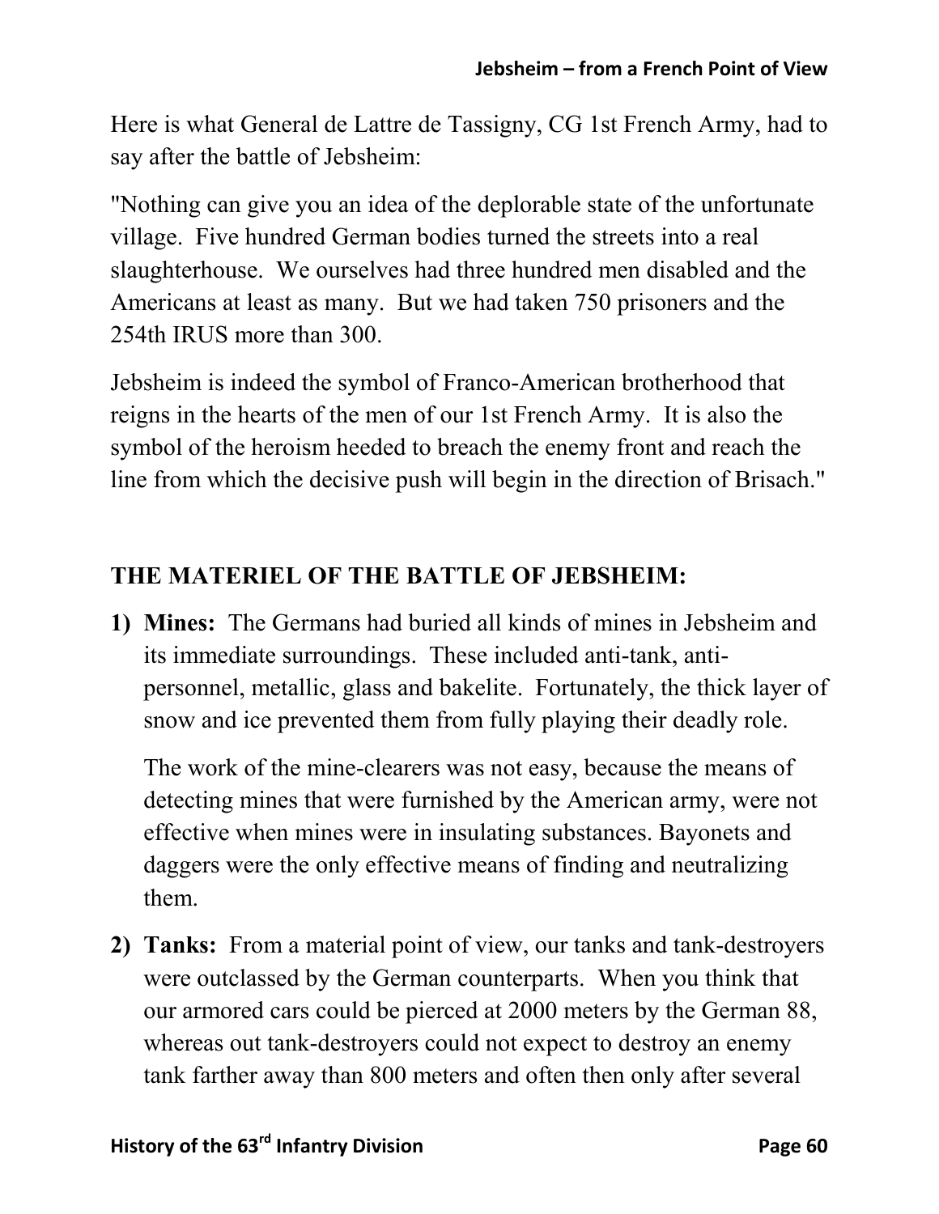Here is what General de Lattre de Tassigny, CG 1st French Army, had to say after the battle of Jebsheim:

"Nothing can give you an idea of the deplorable state of the unfortunate village. Five hundred German bodies turned the streets into a real slaughterhouse. We ourselves had three hundred men disabled and the Americans at least as many. But we had taken 750 prisoners and the 254th IRUS more than 300.

Jebsheim is indeed the symbol of Franco-American brotherhood that reigns in the hearts of the men of our 1st French Army. It is also the symbol of the heroism heeded to breach the enemy front and reach the line from which the decisive push will begin in the direction of Brisach."

## THE MATERIEL OF THE BATTLE OF JEBSHEIM:

1) **Mines:** The Germans had buried all kinds of mines in Jebsheim and its immediate surroundings. These included anti-tank, anti-personnel, metallic, glass and bakelite. Fortunately, the thick layer of snow and ice prevented them from fully playing their deadly role.

   The work of the mine-clearers was not easy, because the means of detecting mines that were furnished by the American army, were not effective when mines were in insulating substances. Bayonets and daggers were the only effective means of finding and neutralizing them.

2) **Tanks:** From a material point of view, our tanks and tank-destroyers were outclassed by the German counterparts. When you think that our armored cars could be pierced at 2000 meters by the German 88, whereas out tank-destroyers could not expect to destroy an enemy tank farther away than 800 meters and often then only after several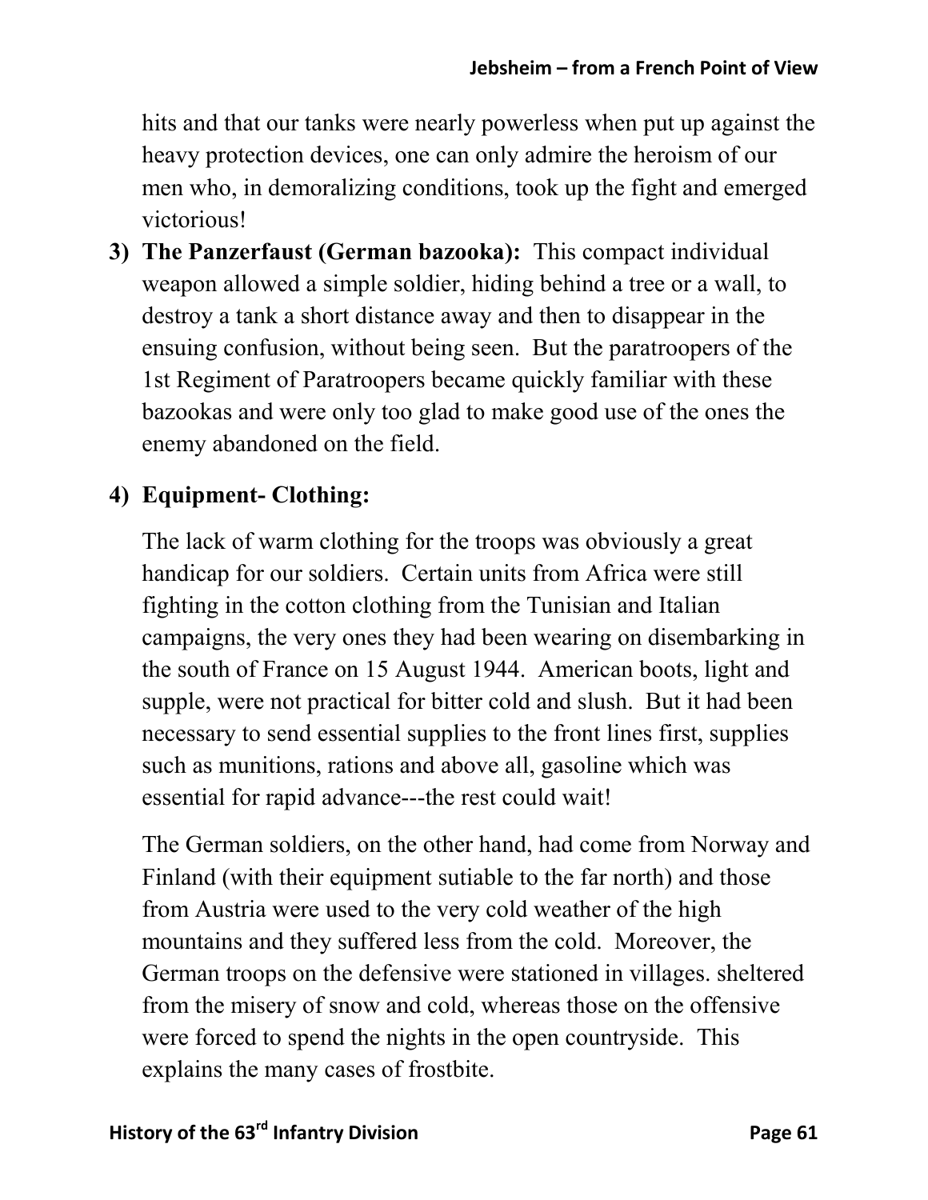hits and that our tanks were nearly powerless when put up against the heavy protection devices, one can only admire the heroism of our men who, in demoralizing conditions, took up the fight and emerged victorious!

3) **The Panzerfaust (German bazooka):** This compact individual weapon allowed a simple soldier, hiding behind a tree or a wall, to destroy a tank a short distance away and then to disappear in the ensuing confusion, without being seen. But the paratroopers of the 1st Regiment of Paratroopers became quickly familiar with these bazookas and were only too glad to make good use of the ones the enemy abandoned on the field.

4) **Equipment- Clothing:**

   The lack of warm clothing for the troops was obviously a great handicap for our soldiers. Certain units from Africa were still fighting in the cotton clothing from the Tunisian and Italian campaigns, the very ones they had been wearing on disembarking in the south of France on 15 August 1944. American boots, light and supple, were not practical for bitter cold and slush. But it had been necessary to send essential supplies to the front lines first, supplies such as munitions, rations and above all, gasoline which was essential for rapid advance---the rest could wait!

   The German soldiers, on the other hand, had come from Norway and Finland (with their equipment sutiable to the far north) and those from Austria were used to the very cold weather of the high mountains and they suffered less from the cold. Moreover, the German troops on the defensive were stationed in villages. sheltered from the misery of snow and cold, whereas those on the offensive were forced to spend the nights in the open countryside. This explains the many cases of frostbite.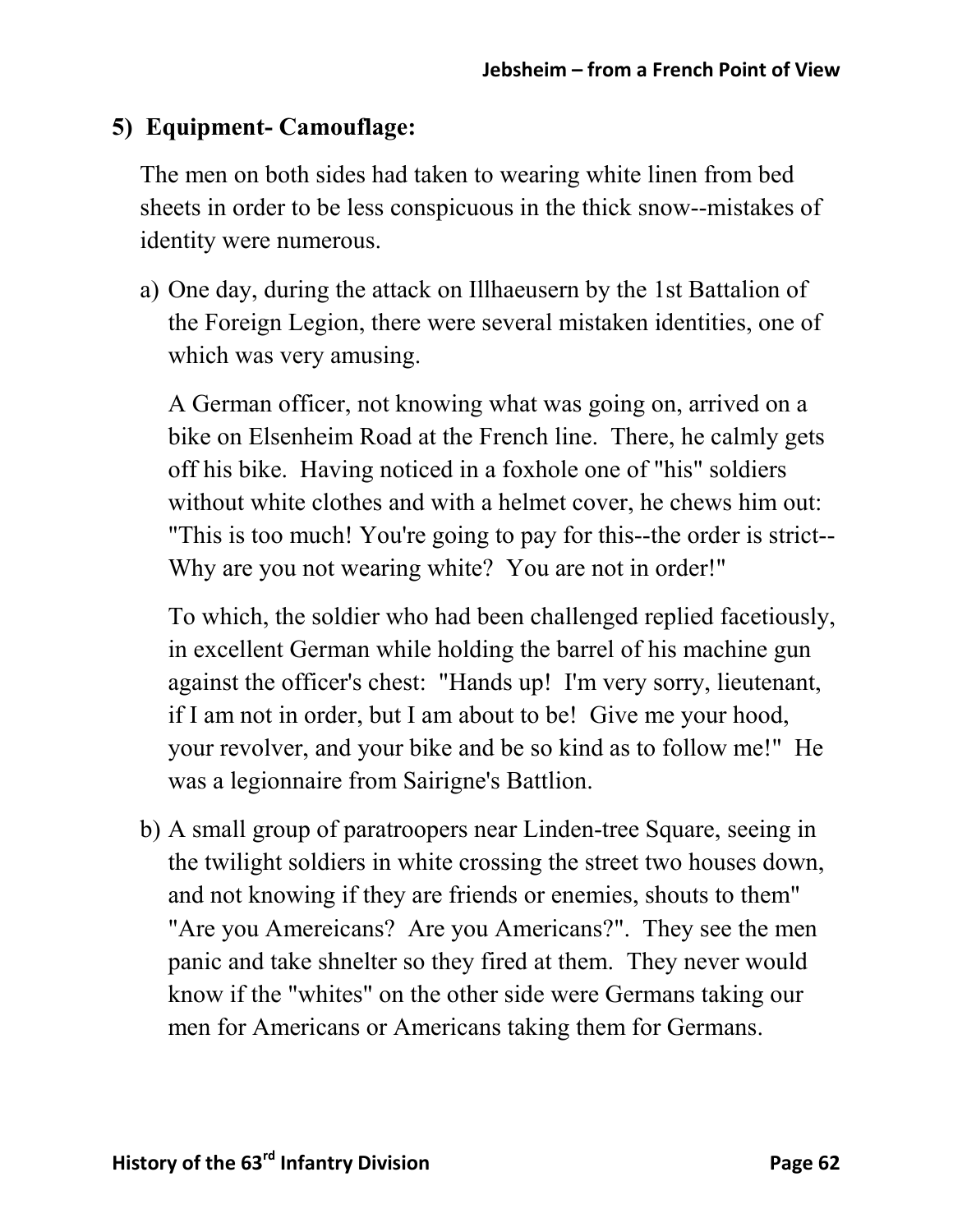### 5) Equipment- Camouflage:

The men on both sides had taken to wearing white linen from bed sheets in order to be less conspicuous in the thick snow--mistakes of identity were numerous.

a) One day, during the attack on Illhaeusern by the 1st Battalion of the Foreign Legion, there were several mistaken identities, one of which was very amusing.

   A German officer, not knowing what was going on, arrived on a bike on Elsenheim Road at the French line. There, he calmly gets off his bike. Having noticed in a foxhole one of "his" soldiers without white clothes and with a helmet cover, he chews him out: "This is too much! You're going to pay for this--the order is strict-- Why are you not wearing white? You are not in order!"

   To which, the soldier who had been challenged replied facetiously, in excellent German while holding the barrel of his machine gun against the officer's chest: "Hands up! I'm very sorry, lieutenant, if I am not in order, but I am about to be! Give me your hood, your revolver, and your bike and be so kind as to follow me!" He was a legionnaire from Sairigne's Battlion.

b) A small group of paratroopers near Linden-tree Square, seeing in the twilight soldiers in white crossing the street two houses down, and not knowing if they are friends or enemies, shouts to them" "Are you Amereicans? Are you Americans?". They see the men panic and take shnelter so they fired at them. They never would know if the "whites" on the other side were Germans taking our men for Americans or Americans taking them for Germans.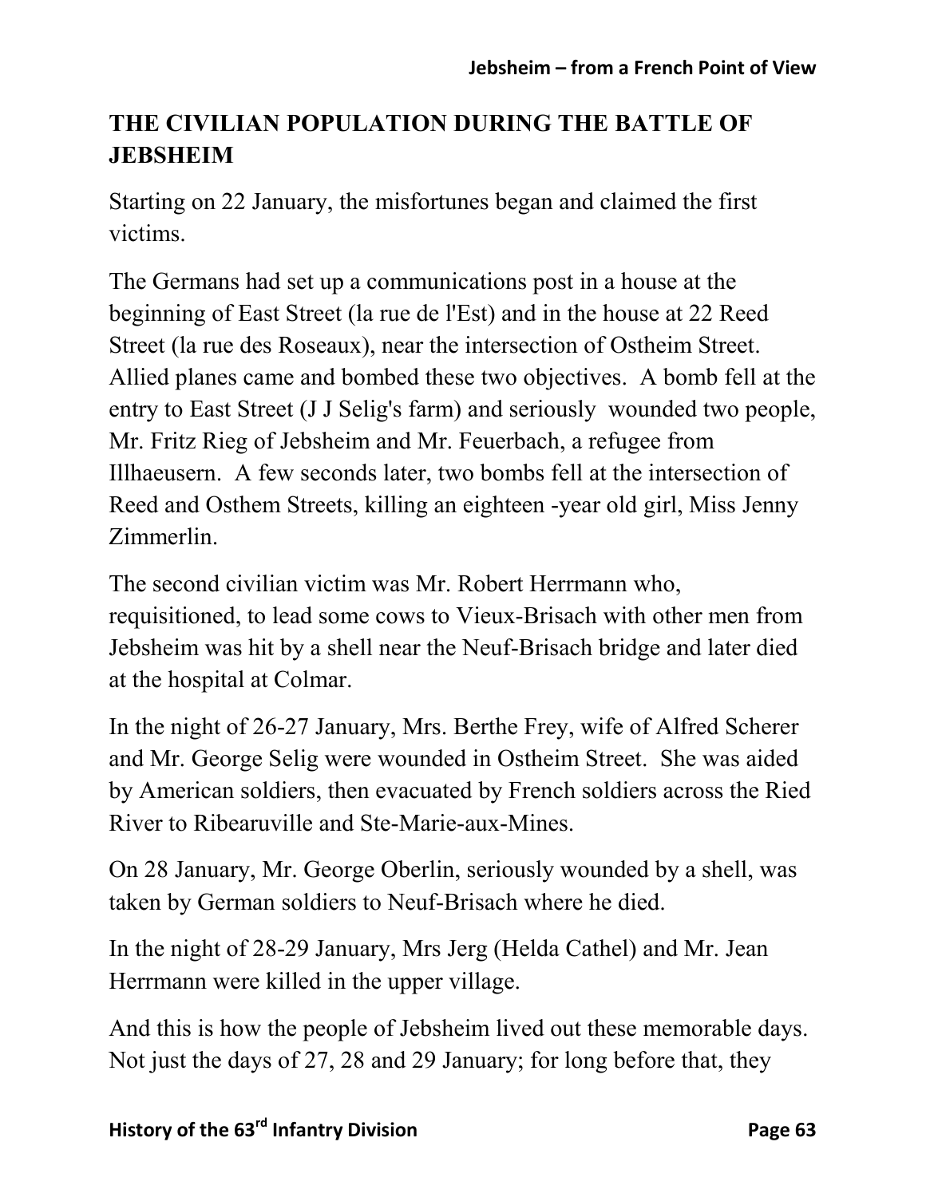## THE CIVILIAN POPULATION DURING THE BATTLE OF JEBSHEIM

Starting on 22 January, the misfortunes began and claimed the first victims.

The Germans had set up a communications post in a house at the beginning of East Street (la rue de l'Est) and in the house at 22 Reed Street (la rue des Roseaux), near the intersection of Ostheim Street. Allied planes came and bombed these two objectives. A bomb fell at the entry to East Street (J J Selig's farm) and seriously wounded two people, Mr. Fritz Rieg of Jebsheim and Mr. Feuerbach, a refugee from Illhaeusern. A few seconds later, two bombs fell at the intersection of Reed and Osthem Streets, killing an eighteen -year old girl, Miss Jenny Zimmerlin.

The second civilian victim was Mr. Robert Herrmann who, requisitioned, to lead some cows to Vieux-Brisach with other men from Jebsheim was hit by a shell near the Neuf-Brisach bridge and later died at the hospital at Colmar.

In the night of 26-27 January, Mrs. Berthe Frey, wife of Alfred Scherer and Mr. George Selig were wounded in Ostheim Street. She was aided by American soldiers, then evacuated by French soldiers across the Ried River to Ribearuville and Ste-Marie-aux-Mines.

On 28 January, Mr. George Oberlin, seriously wounded by a shell, was taken by German soldiers to Neuf-Brisach where he died.

In the night of 28-29 January, Mrs Jerg (Helda Cathel) and Mr. Jean Herrmann were killed in the upper village.

And this is how the people of Jebsheim lived out these memorable days. Not just the days of 27, 28 and 29 January; for long before that, they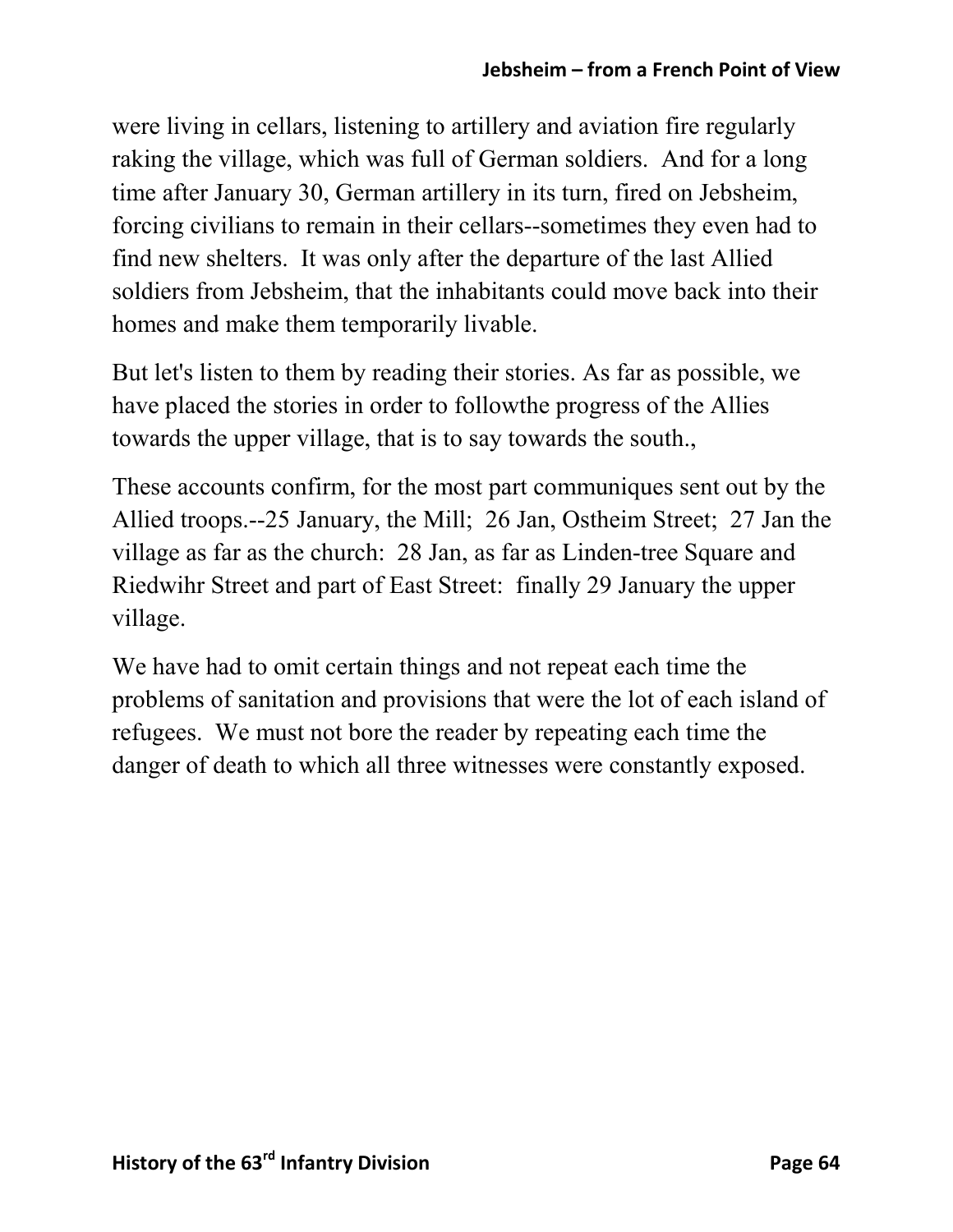were living in cellars, listening to artillery and aviation fire regularly raking the village, which was full of German soldiers. And for a long time after January 30, German artillery in its turn, fired on Jebsheim, forcing civilians to remain in their cellars--sometimes they even had to find new shelters. It was only after the departure of the last Allied soldiers from Jebsheim, that the inhabitants could move back into their homes and make them temporarily livable.

But let's listen to them by reading their stories. As far as possible, we have placed the stories in order to followthe progress of the Allies towards the upper village, that is to say towards the south.,

These accounts confirm, for the most part communiques sent out by the Allied troops.--25 January, the Mill; 26 Jan, Ostheim Street; 27 Jan the village as far as the church: 28 Jan, as far as Linden-tree Square and Riedwihr Street and part of East Street: finally 29 January the upper village.

We have had to omit certain things and not repeat each time the problems of sanitation and provisions that were the lot of each island of refugees. We must not bore the reader by repeating each time the danger of death to which all three witnesses were constantly exposed.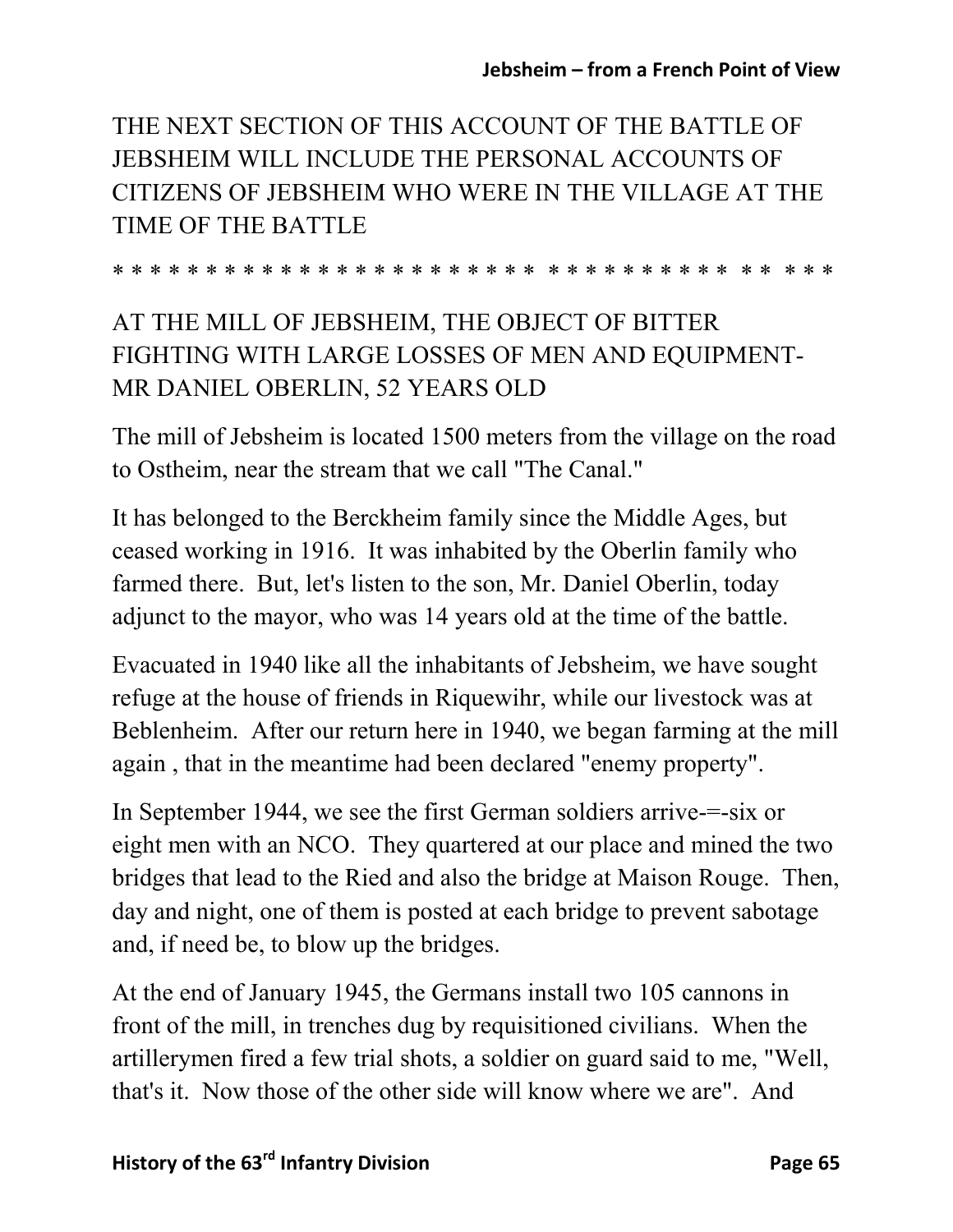THE NEXT SECTION OF THIS ACCOUNT OF THE BATTLE OF JEBSHEIM WILL INCLUDE THE PERSONAL ACCOUNTS OF CITIZENS OF JEBSHEIM WHO WERE IN THE VILLAGE AT THE TIME OF THE BATTLE

* * * * * * * * * * * * * * * * * * * * * * * * * * * * * * * * * * * * * * *

## AT THE MILL OF JEBSHEIM, THE OBJECT OF BITTER FIGHTING WITH LARGE LOSSES OF MEN AND EQUIPMENT- MR DANIEL OBERLIN, 52 YEARS OLD

The mill of Jebsheim is located 1500 meters from the village on the road to Ostheim, near the stream that we call "The Canal."

It has belonged to the Berckheim family since the Middle Ages, but ceased working in 1916. It was inhabited by the Oberlin family who farmed there. But, let's listen to the son, Mr. Daniel Oberlin, today adjunct to the mayor, who was 14 years old at the time of the battle.

Evacuated in 1940 like all the inhabitants of Jebsheim, we have sought refuge at the house of friends in Riquewihr, while our livestock was at Beblenheim. After our return here in 1940, we began farming at the mill again , that in the meantime had been declared "enemy property".

In September 1944, we see the first German soldiers arrive-=-six or eight men with an NCO. They quartered at our place and mined the two bridges that lead to the Ried and also the bridge at Maison Rouge. Then, day and night, one of them is posted at each bridge to prevent sabotage and, if need be, to blow up the bridges.

At the end of January 1945, the Germans install two 105 cannons in front of the mill, in trenches dug by requisitioned civilians. When the artillerymen fired a few trial shots, a soldier on guard said to me, "Well, that's it. Now those of the other side will know where we are". And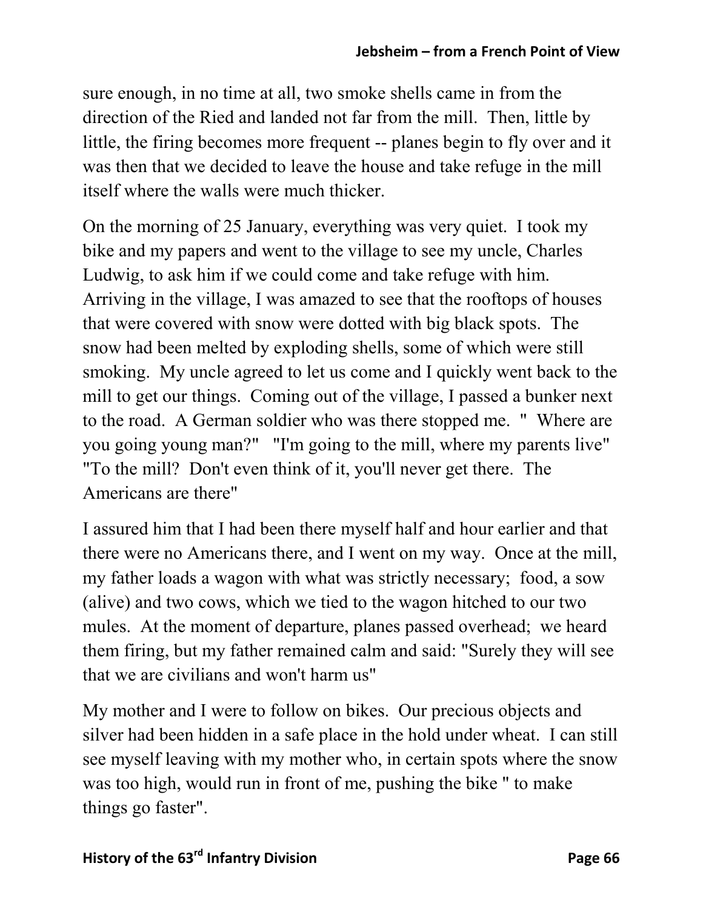sure enough, in no time at all, two smoke shells came in from the direction of the Ried and landed not far from the mill. Then, little by little, the firing becomes more frequent -- planes begin to fly over and it was then that we decided to leave the house and take refuge in the mill itself where the walls were much thicker.

On the morning of 25 January, everything was very quiet. I took my bike and my papers and went to the village to see my uncle, Charles Ludwig, to ask him if we could come and take refuge with him. Arriving in the village, I was amazed to see that the rooftops of houses that were covered with snow were dotted with big black spots. The snow had been melted by exploding shells, some of which were still smoking. My uncle agreed to let us come and I quickly went back to the mill to get our things. Coming out of the village, I passed a bunker next to the road. A German soldier who was there stopped me. " Where are you going young man?" "I'm going to the mill, where my parents live" "To the mill? Don't even think of it, you'll never get there. The Americans are there"

I assured him that I had been there myself half and hour earlier and that there were no Americans there, and I went on my way. Once at the mill, my father loads a wagon with what was strictly necessary; food, a sow (alive) and two cows, which we tied to the wagon hitched to our two mules. At the moment of departure, planes passed overhead; we heard them firing, but my father remained calm and said: "Surely they will see that we are civilians and won't harm us"

My mother and I were to follow on bikes. Our precious objects and silver had been hidden in a safe place in the hold under wheat. I can still see myself leaving with my mother who, in certain spots where the snow was too high, would run in front of me, pushing the bike " to make things go faster".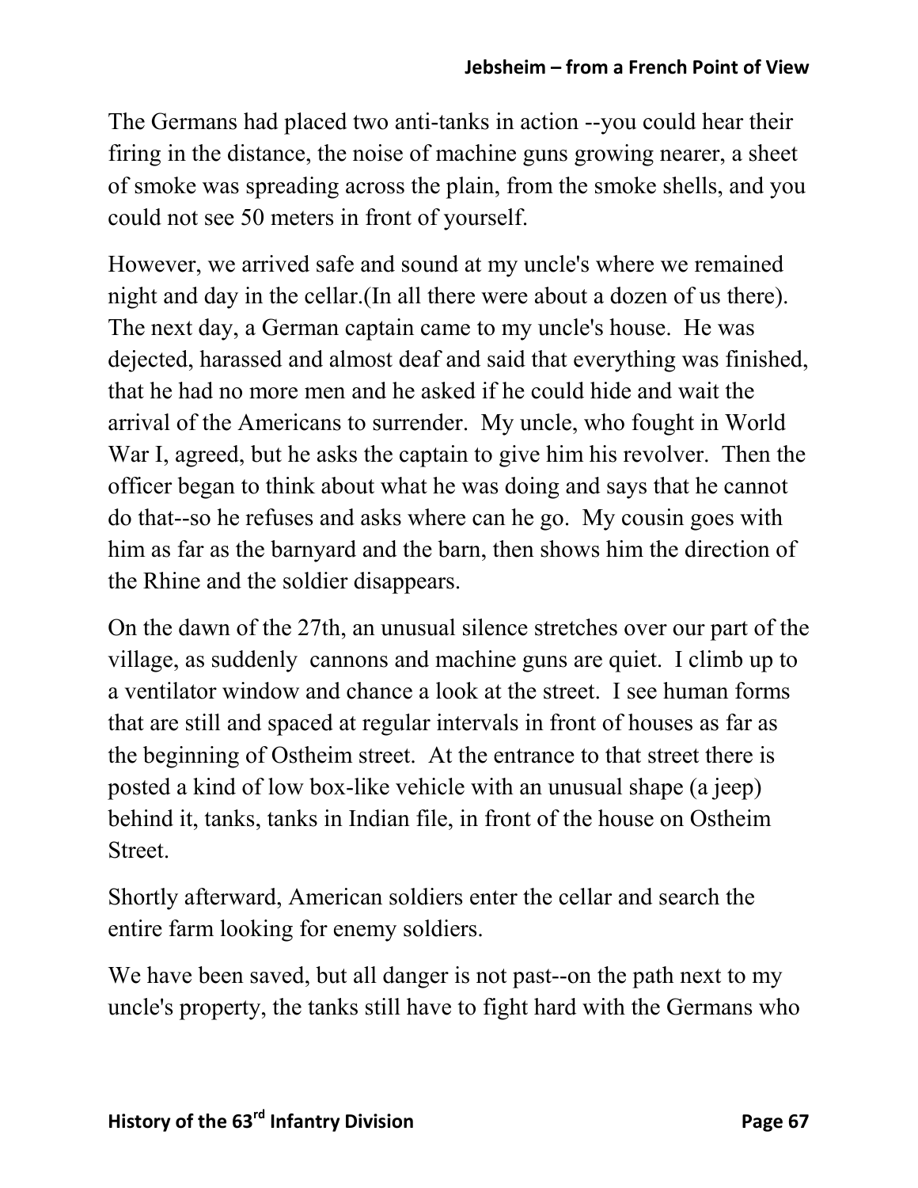The Germans had placed two anti-tanks in action --you could hear their firing in the distance, the noise of machine guns growing nearer, a sheet of smoke was spreading across the plain, from the smoke shells, and you could not see 50 meters in front of yourself.

However, we arrived safe and sound at my uncle's where we remained night and day in the cellar.(In all there were about a dozen of us there). The next day, a German captain came to my uncle's house. He was dejected, harassed and almost deaf and said that everything was finished, that he had no more men and he asked if he could hide and wait the arrival of the Americans to surrender. My uncle, who fought in World War I, agreed, but he asks the captain to give him his revolver. Then the officer began to think about what he was doing and says that he cannot do that--so he refuses and asks where can he go. My cousin goes with him as far as the barnyard and the barn, then shows him the direction of the Rhine and the soldier disappears.

On the dawn of the 27th, an unusual silence stretches over our part of the village, as suddenly cannons and machine guns are quiet. I climb up to a ventilator window and chance a look at the street. I see human forms that are still and spaced at regular intervals in front of houses as far as the beginning of Ostheim street. At the entrance to that street there is posted a kind of low box-like vehicle with an unusual shape (a jeep) behind it, tanks, tanks in Indian file, in front of the house on Ostheim Street.

Shortly afterward, American soldiers enter the cellar and search the entire farm looking for enemy soldiers.

We have been saved, but all danger is not past--on the path next to my uncle's property, the tanks still have to fight hard with the Germans who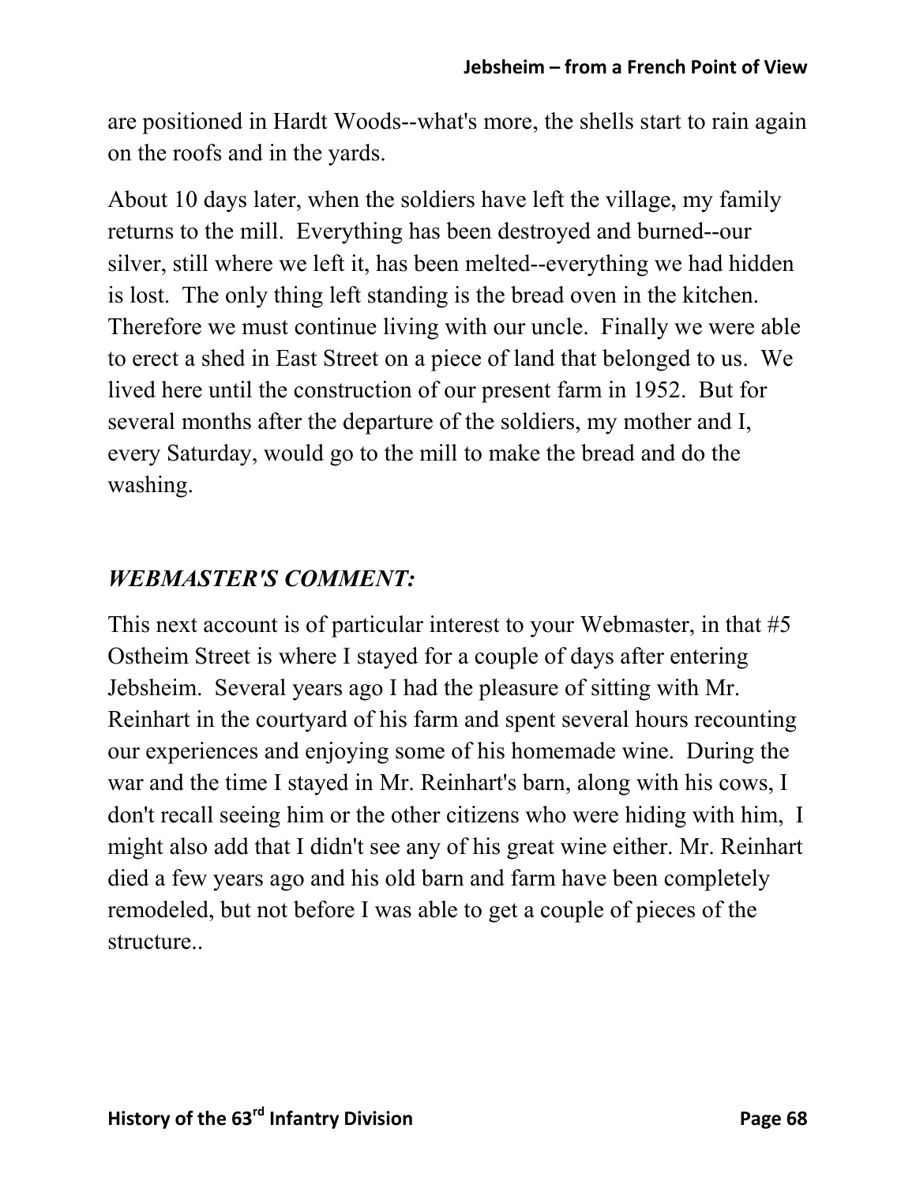are positioned in Hardt Woods--what's more, the shells start to rain again on the roofs and in the yards.

About 10 days later, when the soldiers have left the village, my family returns to the mill. Everything has been destroyed and burned--our silver, still where we left it, has been melted--everything we had hidden is lost. The only thing left standing is the bread oven in the kitchen. Therefore we must continue living with our uncle. Finally we were able to erect a shed in East Street on a piece of land that belonged to us. We lived here until the construction of our present farm in 1952. But for several months after the departure of the soldiers, my mother and I, every Saturday, would go to the mill to make the bread and do the washing.

## *WEBMASTER'S COMMENT:*

This next account is of particular interest to your Webmaster, in that #5 Ostheim Street is where I stayed for a couple of days after entering Jebsheim. Several years ago I had the pleasure of sitting with Mr. Reinhart in the courtyard of his farm and spent several hours recounting our experiences and enjoying some of his homemade wine. During the war and the time I stayed in Mr. Reinhart's barn, along with his cows, I don't recall seeing him or the other citizens who were hiding with him, I might also add that I didn't see any of his great wine either. Mr. Reinhart died a few years ago and his old barn and farm have been completely remodeled, but not before I was able to get a couple of pieces of the structure..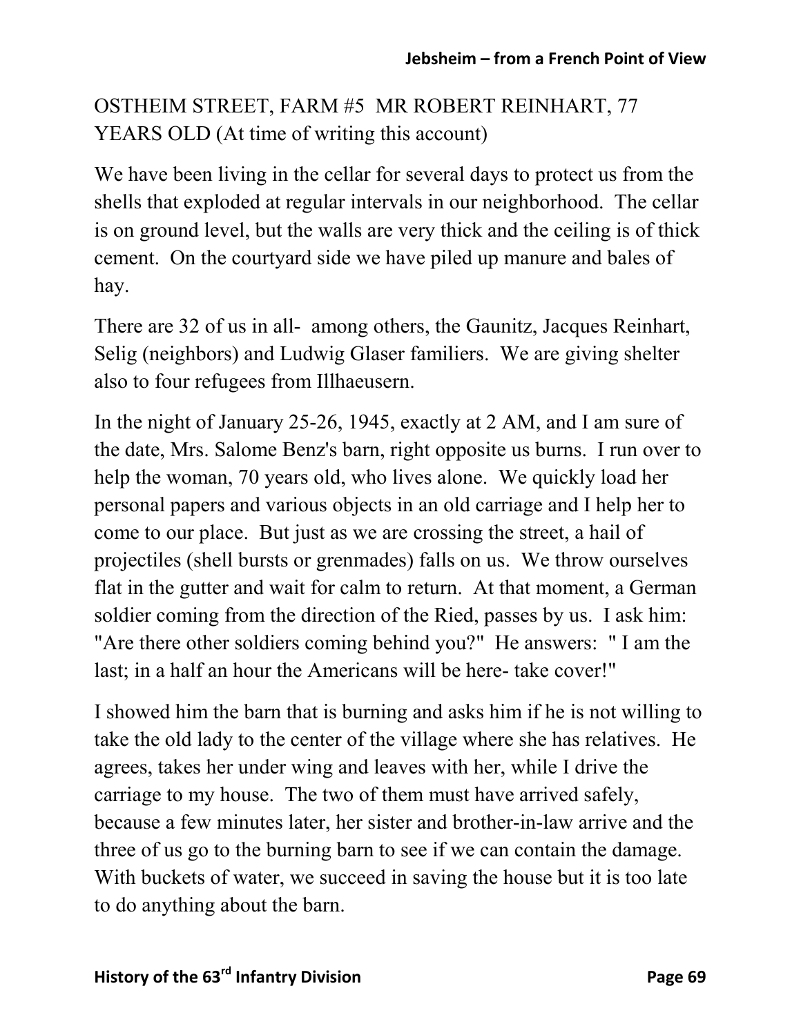OSTHEIM STREET, FARM #5 MR ROBERT REINHART, 77 YEARS OLD (At time of writing this account)

We have been living in the cellar for several days to protect us from the shells that exploded at regular intervals in our neighborhood. The cellar is on ground level, but the walls are very thick and the ceiling is of thick cement. On the courtyard side we have piled up manure and bales of hay.

There are 32 of us in all- among others, the Gaunitz, Jacques Reinhart, Selig (neighbors) and Ludwig Glaser familiers. We are giving shelter also to four refugees from Illhaeusern.

In the night of January 25-26, 1945, exactly at 2 AM, and I am sure of the date, Mrs. Salome Benz's barn, right opposite us burns. I run over to help the woman, 70 years old, who lives alone. We quickly load her personal papers and various objects in an old carriage and I help her to come to our place. But just as we are crossing the street, a hail of projectiles (shell bursts or grenmades) falls on us. We throw ourselves flat in the gutter and wait for calm to return. At that moment, a German soldier coming from the direction of the Ried, passes by us. I ask him: "Are there other soldiers coming behind you?" He answers: " I am the last; in a half an hour the Americans will be here- take cover!"

I showed him the barn that is burning and asks him if he is not willing to take the old lady to the center of the village where she has relatives. He agrees, takes her under wing and leaves with her, while I drive the carriage to my house. The two of them must have arrived safely, because a few minutes later, her sister and brother-in-law arrive and the three of us go to the burning barn to see if we can contain the damage. With buckets of water, we succeed in saving the house but it is too late to do anything about the barn.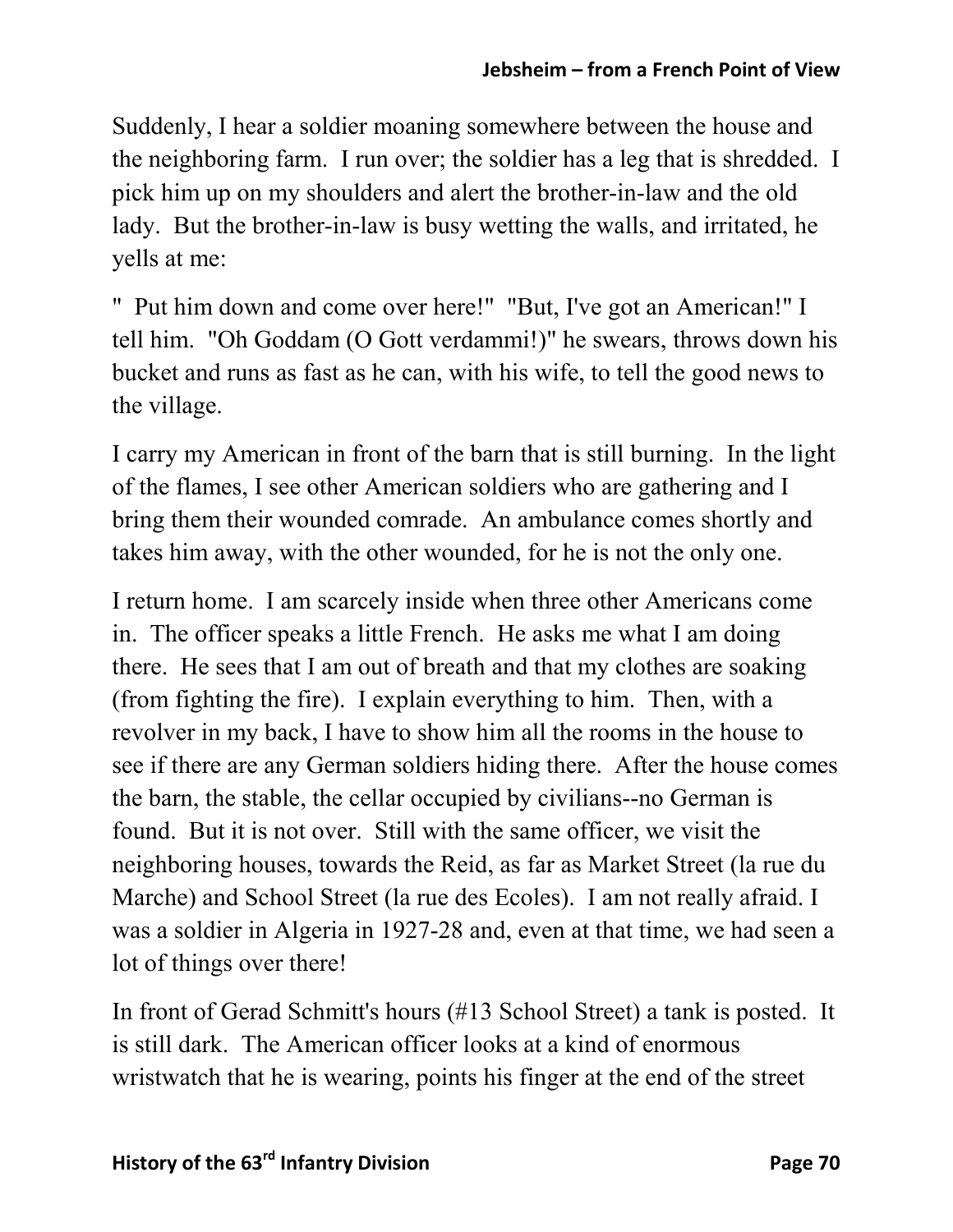Suddenly, I hear a soldier moaning somewhere between the house and the neighboring farm. I run over; the soldier has a leg that is shredded. I pick him up on my shoulders and alert the brother-in-law and the old lady. But the brother-in-law is busy wetting the walls, and irritated, he yells at me:

" Put him down and come over here!" "But, I've got an American!" I tell him. "Oh Goddam (O Gott verdammi!)" he swears, throws down his bucket and runs as fast as he can, with his wife, to tell the good news to the village.

I carry my American in front of the barn that is still burning. In the light of the flames, I see other American soldiers who are gathering and I bring them their wounded comrade. An ambulance comes shortly and takes him away, with the other wounded, for he is not the only one.

I return home. I am scarcely inside when three other Americans come in. The officer speaks a little French. He asks me what I am doing there. He sees that I am out of breath and that my clothes are soaking (from fighting the fire). I explain everything to him. Then, with a revolver in my back, I have to show him all the rooms in the house to see if there are any German soldiers hiding there. After the house comes the barn, the stable, the cellar occupied by civilians--no German is found. But it is not over. Still with the same officer, we visit the neighboring houses, towards the Reid, as far as Market Street (la rue du Marche) and School Street (la rue des Ecoles). I am not really afraid. I was a soldier in Algeria in 1927-28 and, even at that time, we had seen a lot of things over there!

In front of Gerad Schmitt's hours (#13 School Street) a tank is posted. It is still dark. The American officer looks at a kind of enormous wristwatch that he is wearing, points his finger at the end of the street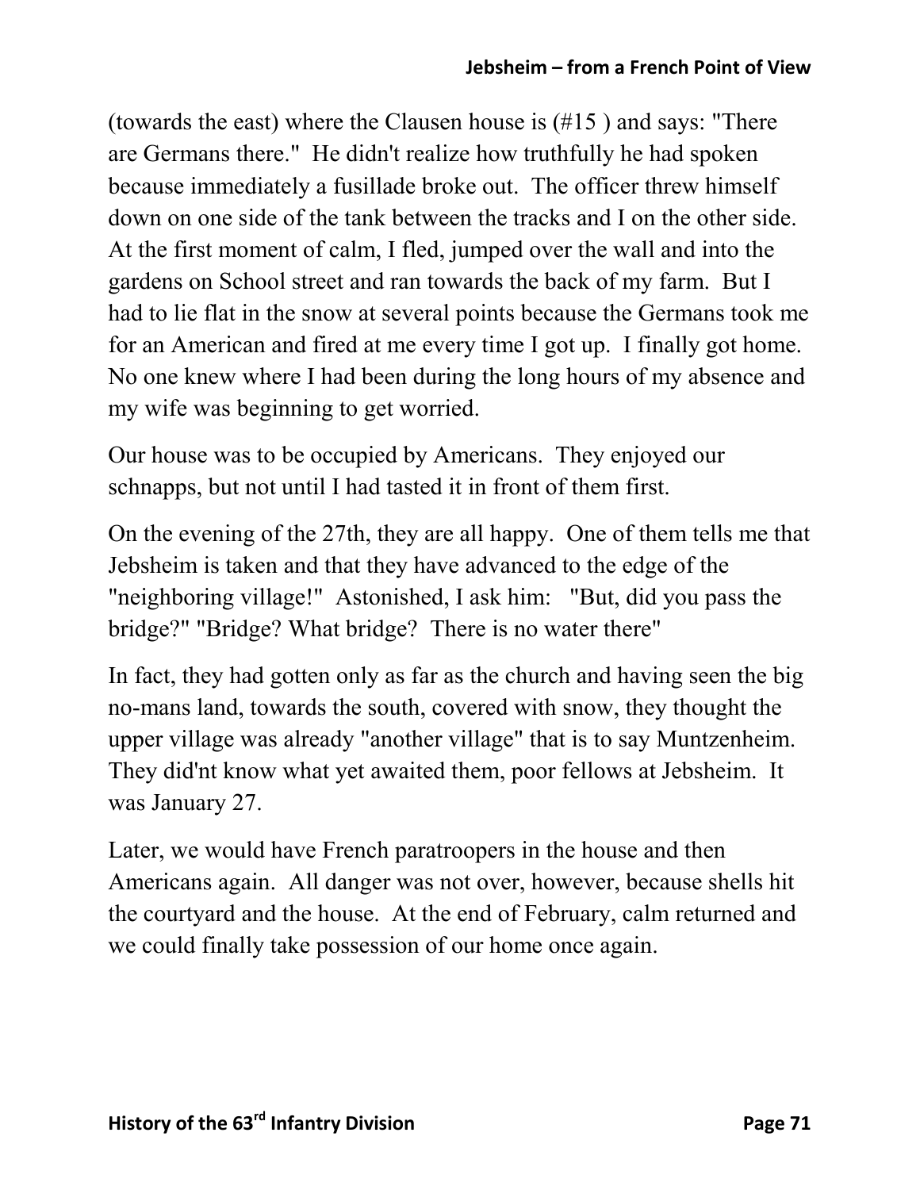(towards the east) where the Clausen house is (#15 ) and says: "There are Germans there." He didn't realize how truthfully he had spoken because immediately a fusillade broke out. The officer threw himself down on one side of the tank between the tracks and I on the other side. At the first moment of calm, I fled, jumped over the wall and into the gardens on School street and ran towards the back of my farm. But I had to lie flat in the snow at several points because the Germans took me for an American and fired at me every time I got up. I finally got home. No one knew where I had been during the long hours of my absence and my wife was beginning to get worried.

Our house was to be occupied by Americans. They enjoyed our schnapps, but not until I had tasted it in front of them first.

On the evening of the 27th, they are all happy. One of them tells me that Jebsheim is taken and that they have advanced to the edge of the "neighboring village!" Astonished, I ask him: "But, did you pass the bridge?" "Bridge? What bridge? There is no water there"

In fact, they had gotten only as far as the church and having seen the big no-mans land, towards the south, covered with snow, they thought the upper village was already "another village" that is to say Muntzenheim. They did'nt know what yet awaited them, poor fellows at Jebsheim. It was January 27.

Later, we would have French paratroopers in the house and then Americans again. All danger was not over, however, because shells hit the courtyard and the house. At the end of February, calm returned and we could finally take possession of our home once again.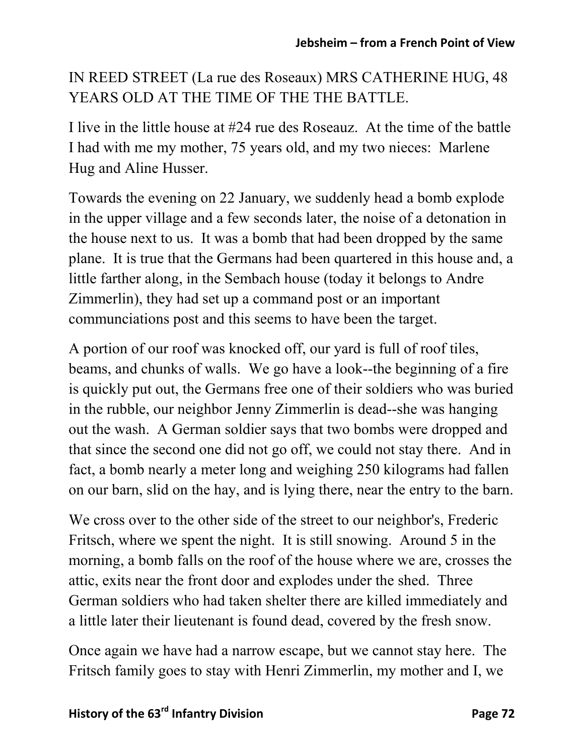IN REED STREET (La rue des Roseaux) MRS CATHERINE HUG, 48 YEARS OLD AT THE TIME OF THE THE BATTLE.

I live in the little house at #24 rue des Roseauz. At the time of the battle I had with me my mother, 75 years old, and my two nieces: Marlene Hug and Aline Husser.

Towards the evening on 22 January, we suddenly head a bomb explode in the upper village and a few seconds later, the noise of a detonation in the house next to us. It was a bomb that had been dropped by the same plane. It is true that the Germans had been quartered in this house and, a little farther along, in the Sembach house (today it belongs to Andre Zimmerlin), they had set up a command post or an important communciations post and this seems to have been the target.

A portion of our roof was knocked off, our yard is full of roof tiles, beams, and chunks of walls. We go have a look--the beginning of a fire is quickly put out, the Germans free one of their soldiers who was buried in the rubble, our neighbor Jenny Zimmerlin is dead--she was hanging out the wash. A German soldier says that two bombs were dropped and that since the second one did not go off, we could not stay there. And in fact, a bomb nearly a meter long and weighing 250 kilograms had fallen on our barn, slid on the hay, and is lying there, near the entry to the barn.

We cross over to the other side of the street to our neighbor's, Frederic Fritsch, where we spent the night. It is still snowing. Around 5 in the morning, a bomb falls on the roof of the house where we are, crosses the attic, exits near the front door and explodes under the shed. Three German soldiers who had taken shelter there are killed immediately and a little later their lieutenant is found dead, covered by the fresh snow.

Once again we have had a narrow escape, but we cannot stay here. The Fritsch family goes to stay with Henri Zimmerlin, my mother and I, we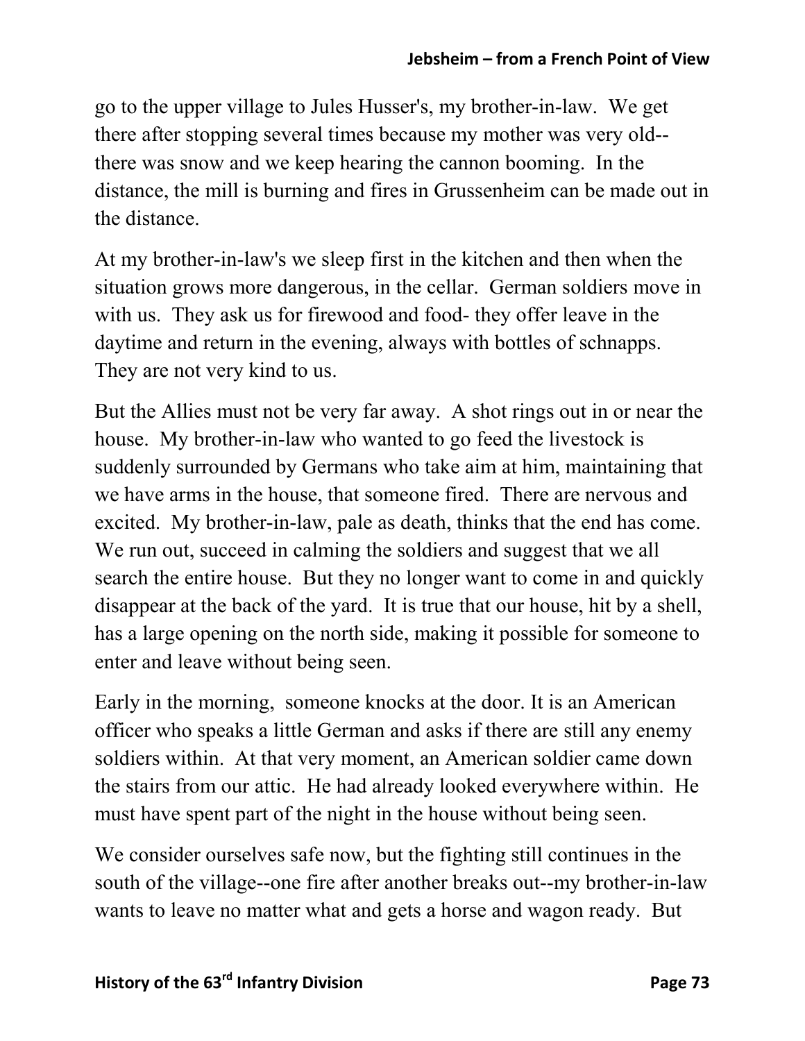go to the upper village to Jules Husser's, my brother-in-law. We get there after stopping several times because my mother was very old--there was snow and we keep hearing the cannon booming. In the distance, the mill is burning and fires in Grussenheim can be made out in the distance.

At my brother-in-law's we sleep first in the kitchen and then when the situation grows more dangerous, in the cellar. German soldiers move in with us. They ask us for firewood and food- they offer leave in the daytime and return in the evening, always with bottles of schnapps. They are not very kind to us.

But the Allies must not be very far away. A shot rings out in or near the house. My brother-in-law who wanted to go feed the livestock is suddenly surrounded by Germans who take aim at him, maintaining that we have arms in the house, that someone fired. There are nervous and excited. My brother-in-law, pale as death, thinks that the end has come. We run out, succeed in calming the soldiers and suggest that we all search the entire house. But they no longer want to come in and quickly disappear at the back of the yard. It is true that our house, hit by a shell, has a large opening on the north side, making it possible for someone to enter and leave without being seen.

Early in the morning, someone knocks at the door. It is an American officer who speaks a little German and asks if there are still any enemy soldiers within. At that very moment, an American soldier came down the stairs from our attic. He had already looked everywhere within. He must have spent part of the night in the house without being seen.

We consider ourselves safe now, but the fighting still continues in the south of the village--one fire after another breaks out--my brother-in-law wants to leave no matter what and gets a horse and wagon ready. But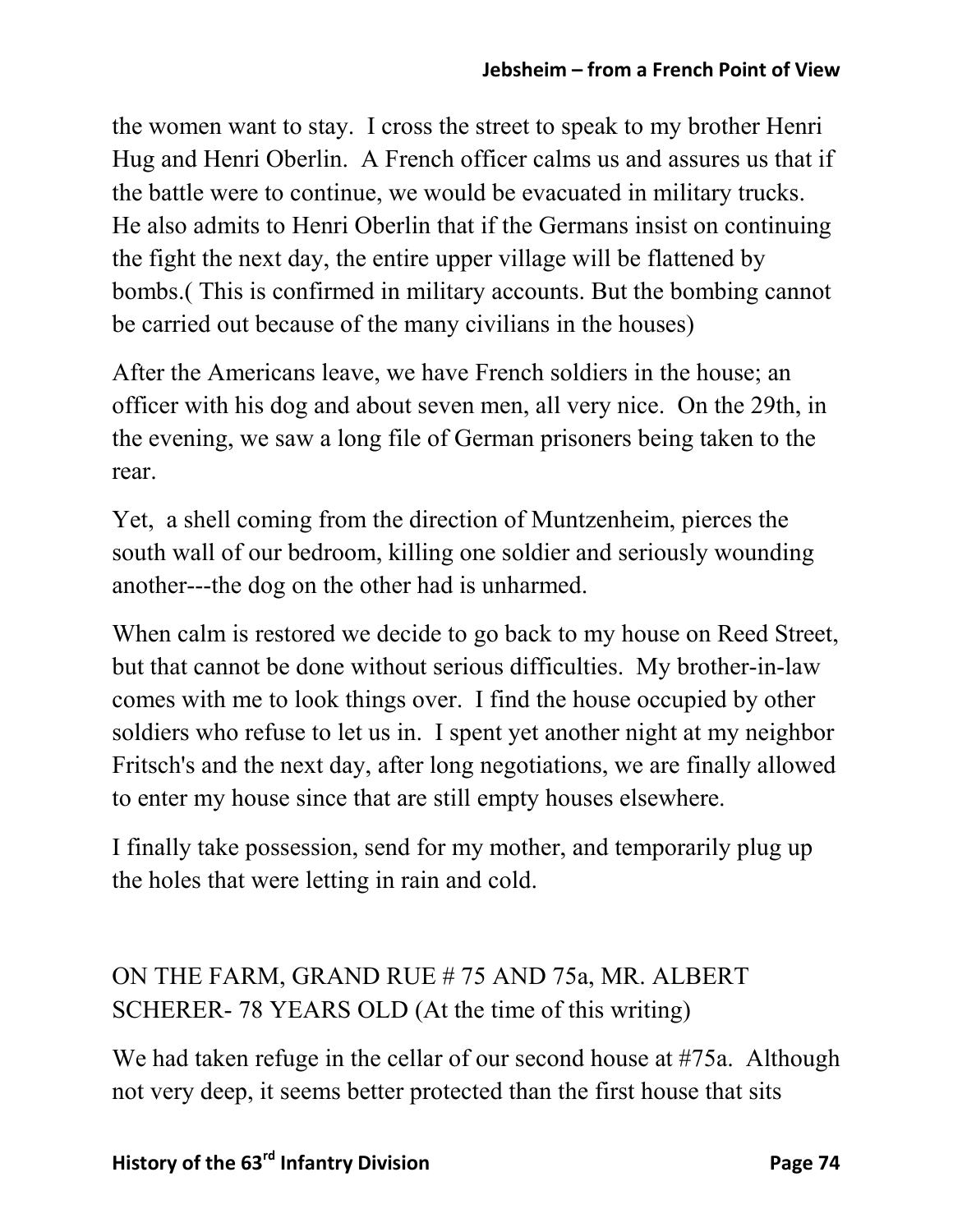the women want to stay. I cross the street to speak to my brother Henri Hug and Henri Oberlin. A French officer calms us and assures us that if the battle were to continue, we would be evacuated in military trucks. He also admits to Henri Oberlin that if the Germans insist on continuing the fight the next day, the entire upper village will be flattened by bombs.( This is confirmed in military accounts. But the bombing cannot be carried out because of the many civilians in the houses)

After the Americans leave, we have French soldiers in the house; an officer with his dog and about seven men, all very nice. On the 29th, in the evening, we saw a long file of German prisoners being taken to the rear.

Yet, a shell coming from the direction of Muntzenheim, pierces the south wall of our bedroom, killing one soldier and seriously wounding another---the dog on the other had is unharmed.

When calm is restored we decide to go back to my house on Reed Street, but that cannot be done without serious difficulties. My brother-in-law comes with me to look things over. I find the house occupied by other soldiers who refuse to let us in. I spent yet another night at my neighbor Fritsch's and the next day, after long negotiations, we are finally allowed to enter my house since that are still empty houses elsewhere.

I finally take possession, send for my mother, and temporarily plug up the holes that were letting in rain and cold.

ON THE FARM, GRAND RUE # 75 AND 75a, MR. ALBERT SCHERER- 78 YEARS OLD (At the time of this writing)

We had taken refuge in the cellar of our second house at #75a. Although not very deep, it seems better protected than the first house that sits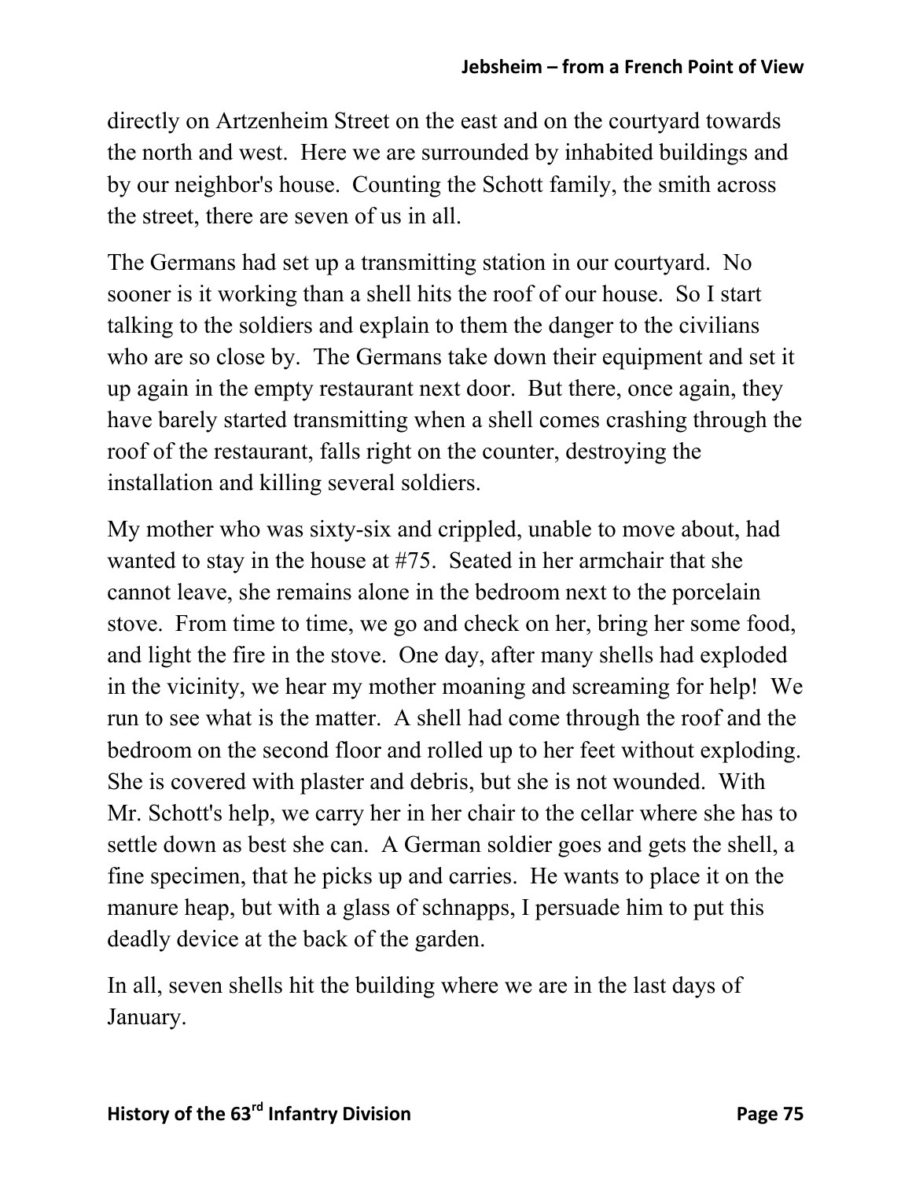directly on Artzenheim Street on the east and on the courtyard towards the north and west. Here we are surrounded by inhabited buildings and by our neighbor's house. Counting the Schott family, the smith across the street, there are seven of us in all.

The Germans had set up a transmitting station in our courtyard. No sooner is it working than a shell hits the roof of our house. So I start talking to the soldiers and explain to them the danger to the civilians who are so close by. The Germans take down their equipment and set it up again in the empty restaurant next door. But there, once again, they have barely started transmitting when a shell comes crashing through the roof of the restaurant, falls right on the counter, destroying the installation and killing several soldiers.

My mother who was sixty-six and crippled, unable to move about, had wanted to stay in the house at #75. Seated in her armchair that she cannot leave, she remains alone in the bedroom next to the porcelain stove. From time to time, we go and check on her, bring her some food, and light the fire in the stove. One day, after many shells had exploded in the vicinity, we hear my mother moaning and screaming for help! We run to see what is the matter. A shell had come through the roof and the bedroom on the second floor and rolled up to her feet without exploding. She is covered with plaster and debris, but she is not wounded. With Mr. Schott's help, we carry her in her chair to the cellar where she has to settle down as best she can. A German soldier goes and gets the shell, a fine specimen, that he picks up and carries. He wants to place it on the manure heap, but with a glass of schnapps, I persuade him to put this deadly device at the back of the garden.

In all, seven shells hit the building where we are in the last days of January.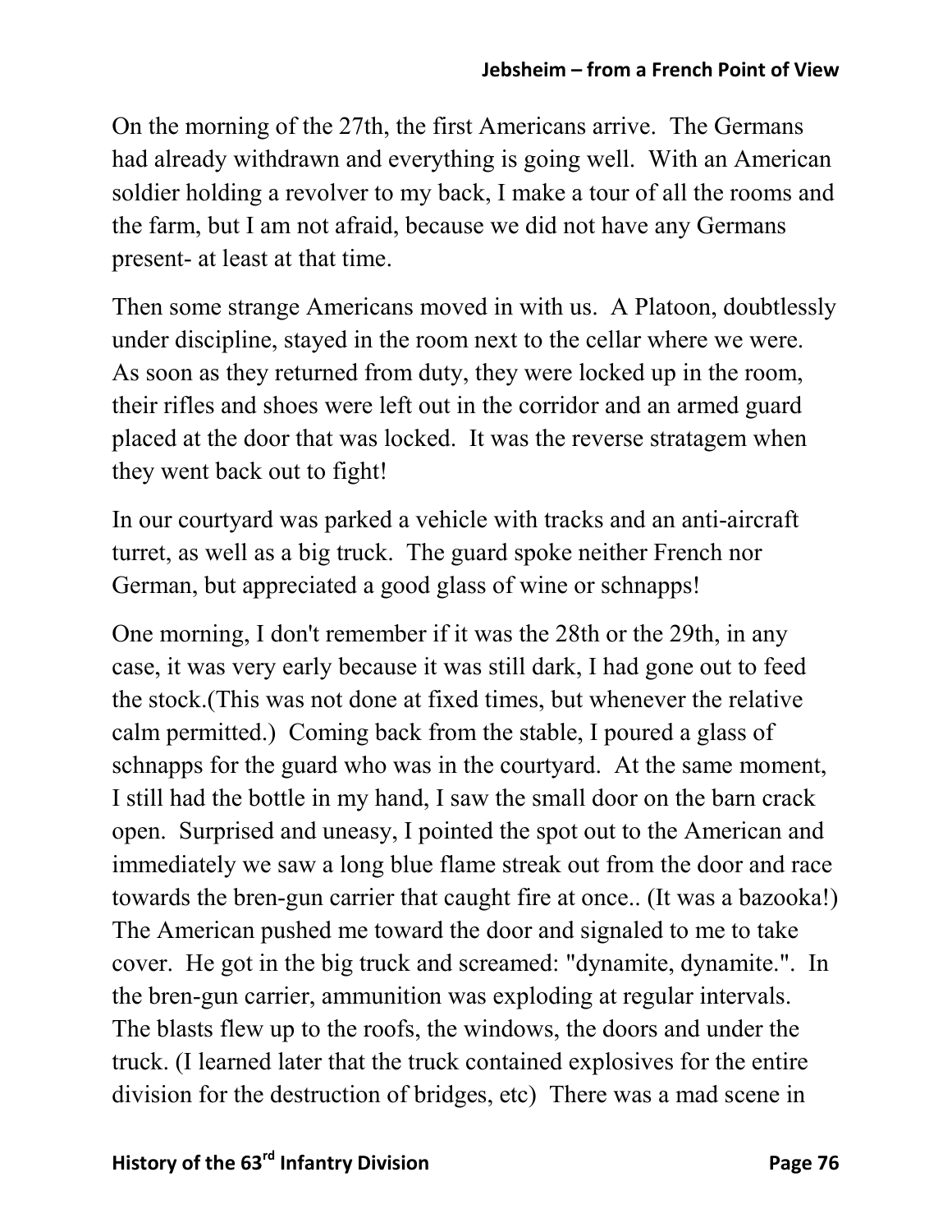On the morning of the 27th, the first Americans arrive. The Germans had already withdrawn and everything is going well. With an American soldier holding a revolver to my back, I make a tour of all the rooms and the farm, but I am not afraid, because we did not have any Germans present- at least at that time.

Then some strange Americans moved in with us. A Platoon, doubtlessly under discipline, stayed in the room next to the cellar where we were. As soon as they returned from duty, they were locked up in the room, their rifles and shoes were left out in the corridor and an armed guard placed at the door that was locked. It was the reverse stratagem when they went back out to fight!

In our courtyard was parked a vehicle with tracks and an anti-aircraft turret, as well as a big truck. The guard spoke neither French nor German, but appreciated a good glass of wine or schnapps!

One morning, I don't remember if it was the 28th or the 29th, in any case, it was very early because it was still dark, I had gone out to feed the stock.(This was not done at fixed times, but whenever the relative calm permitted.) Coming back from the stable, I poured a glass of schnapps for the guard who was in the courtyard. At the same moment, I still had the bottle in my hand, I saw the small door on the barn crack open. Surprised and uneasy, I pointed the spot out to the American and immediately we saw a long blue flame streak out from the door and race towards the bren-gun carrier that caught fire at once.. (It was a bazooka!) The American pushed me toward the door and signaled to me to take cover. He got in the big truck and screamed: "dynamite, dynamite.". In the bren-gun carrier, ammunition was exploding at regular intervals. The blasts flew up to the roofs, the windows, the doors and under the truck. (I learned later that the truck contained explosives for the entire division for the destruction of bridges, etc) There was a mad scene in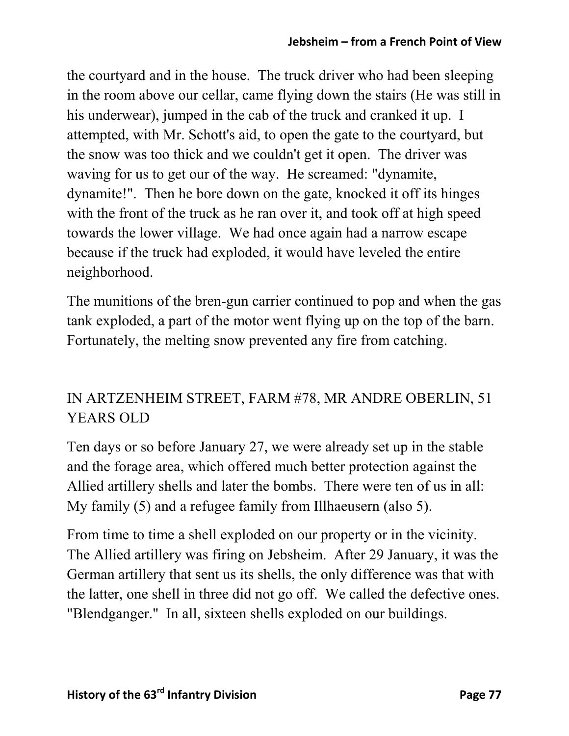the courtyard and in the house. The truck driver who had been sleeping in the room above our cellar, came flying down the stairs (He was still in his underwear), jumped in the cab of the truck and cranked it up. I attempted, with Mr. Schott's aid, to open the gate to the courtyard, but the snow was too thick and we couldn't get it open. The driver was waving for us to get our of the way. He screamed: "dynamite, dynamite!". Then he bore down on the gate, knocked it off its hinges with the front of the truck as he ran over it, and took off at high speed towards the lower village. We had once again had a narrow escape because if the truck had exploded, it would have leveled the entire neighborhood.

The munitions of the bren-gun carrier continued to pop and when the gas tank exploded, a part of the motor went flying up on the top of the barn. Fortunately, the melting snow prevented any fire from catching.

## IN ARTZENHEIM STREET, FARM #78, MR ANDRE OBERLIN, 51 YEARS OLD

Ten days or so before January 27, we were already set up in the stable and the forage area, which offered much better protection against the Allied artillery shells and later the bombs. There were ten of us in all: My family (5) and a refugee family from Illhaeusern (also 5).

From time to time a shell exploded on our property or in the vicinity. The Allied artillery was firing on Jebsheim. After 29 January, it was the German artillery that sent us its shells, the only difference was that with the latter, one shell in three did not go off. We called the defective ones. "Blendganger." In all, sixteen shells exploded on our buildings.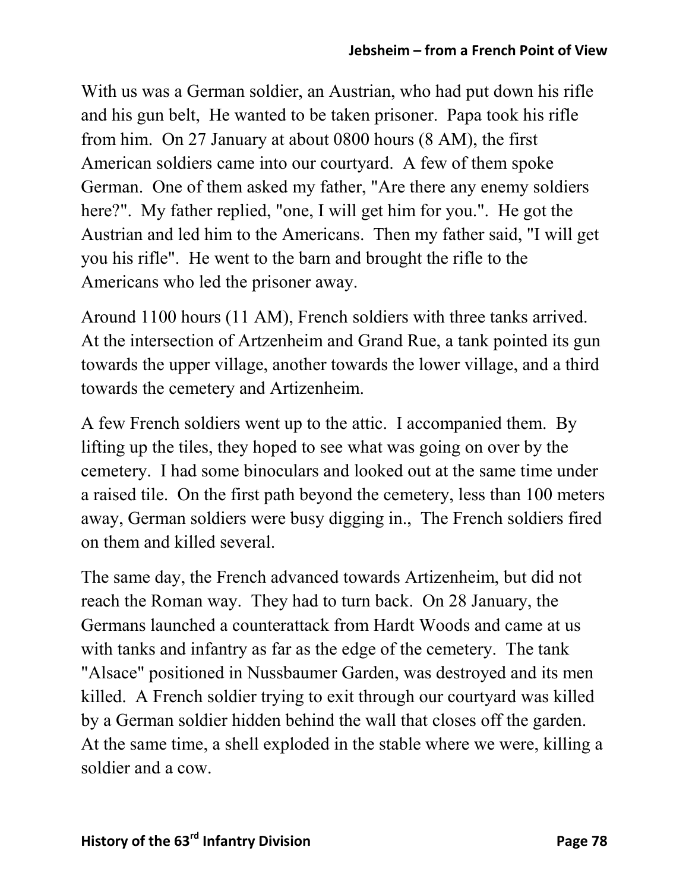With us was a German soldier, an Austrian, who had put down his rifle and his gun belt, He wanted to be taken prisoner. Papa took his rifle from him. On 27 January at about 0800 hours (8 AM), the first American soldiers came into our courtyard. A few of them spoke German. One of them asked my father, "Are there any enemy soldiers here?". My father replied, "one, I will get him for you.". He got the Austrian and led him to the Americans. Then my father said, "I will get you his rifle". He went to the barn and brought the rifle to the Americans who led the prisoner away.

Around 1100 hours (11 AM), French soldiers with three tanks arrived. At the intersection of Artzenheim and Grand Rue, a tank pointed its gun towards the upper village, another towards the lower village, and a third towards the cemetery and Artizenheim.

A few French soldiers went up to the attic. I accompanied them. By lifting up the tiles, they hoped to see what was going on over by the cemetery. I had some binoculars and looked out at the same time under a raised tile. On the first path beyond the cemetery, less than 100 meters away, German soldiers were busy digging in., The French soldiers fired on them and killed several.

The same day, the French advanced towards Artizenheim, but did not reach the Roman way. They had to turn back. On 28 January, the Germans launched a counterattack from Hardt Woods and came at us with tanks and infantry as far as the edge of the cemetery. The tank "Alsace" positioned in Nussbaumer Garden, was destroyed and its men killed. A French soldier trying to exit through our courtyard was killed by a German soldier hidden behind the wall that closes off the garden. At the same time, a shell exploded in the stable where we were, killing a soldier and a cow.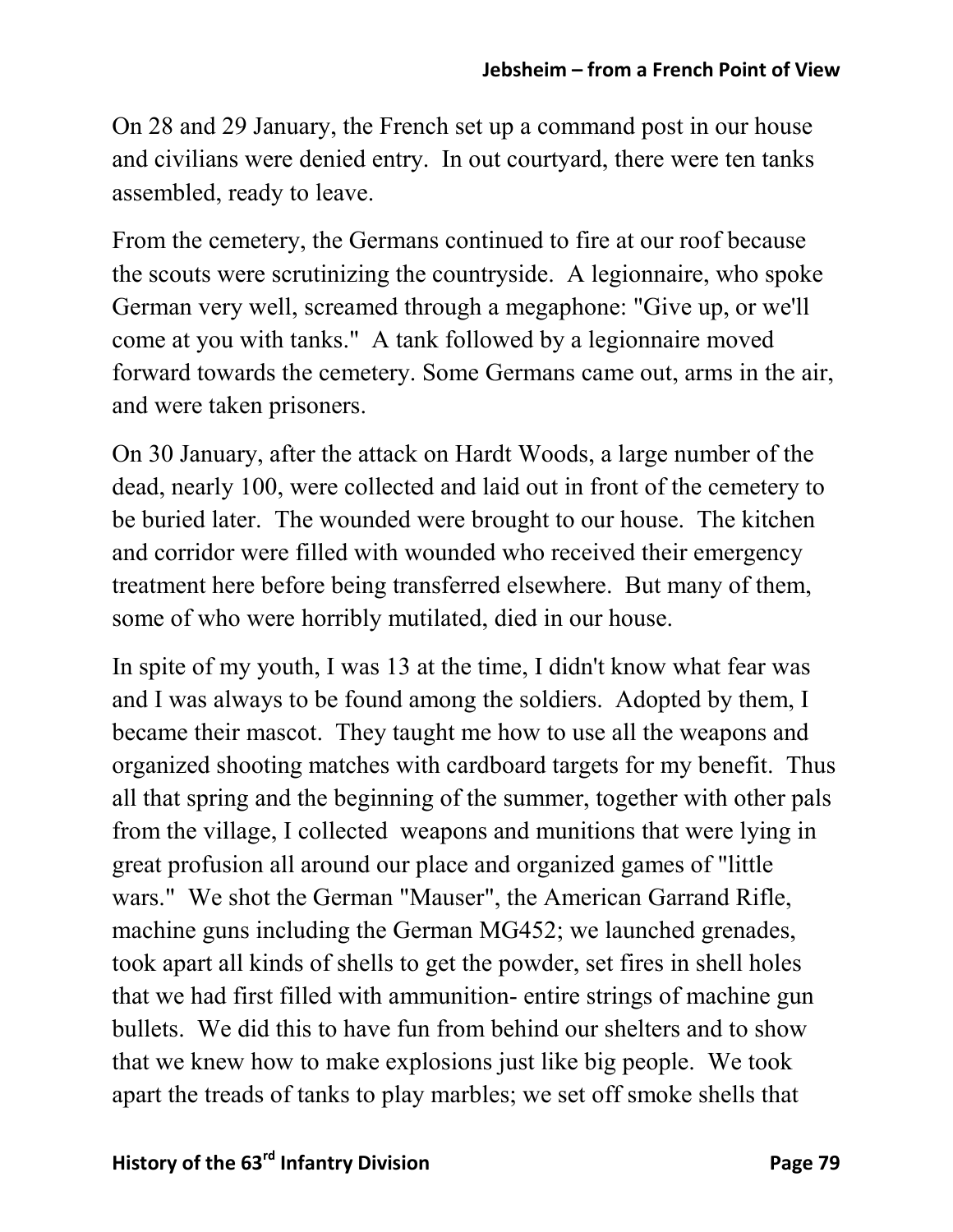On 28 and 29 January, the French set up a command post in our house and civilians were denied entry. In out courtyard, there were ten tanks assembled, ready to leave.

From the cemetery, the Germans continued to fire at our roof because the scouts were scrutinizing the countryside. A legionnaire, who spoke German very well, screamed through a megaphone: "Give up, or we'll come at you with tanks." A tank followed by a legionnaire moved forward towards the cemetery. Some Germans came out, arms in the air, and were taken prisoners.

On 30 January, after the attack on Hardt Woods, a large number of the dead, nearly 100, were collected and laid out in front of the cemetery to be buried later. The wounded were brought to our house. The kitchen and corridor were filled with wounded who received their emergency treatment here before being transferred elsewhere. But many of them, some of who were horribly mutilated, died in our house.

In spite of my youth, I was 13 at the time, I didn't know what fear was and I was always to be found among the soldiers. Adopted by them, I became their mascot. They taught me how to use all the weapons and organized shooting matches with cardboard targets for my benefit. Thus all that spring and the beginning of the summer, together with other pals from the village, I collected weapons and munitions that were lying in great profusion all around our place and organized games of "little wars." We shot the German "Mauser", the American Garrand Rifle, machine guns including the German MG452; we launched grenades, took apart all kinds of shells to get the powder, set fires in shell holes that we had first filled with ammunition- entire strings of machine gun bullets. We did this to have fun from behind our shelters and to show that we knew how to make explosions just like big people. We took apart the treads of tanks to play marbles; we set off smoke shells that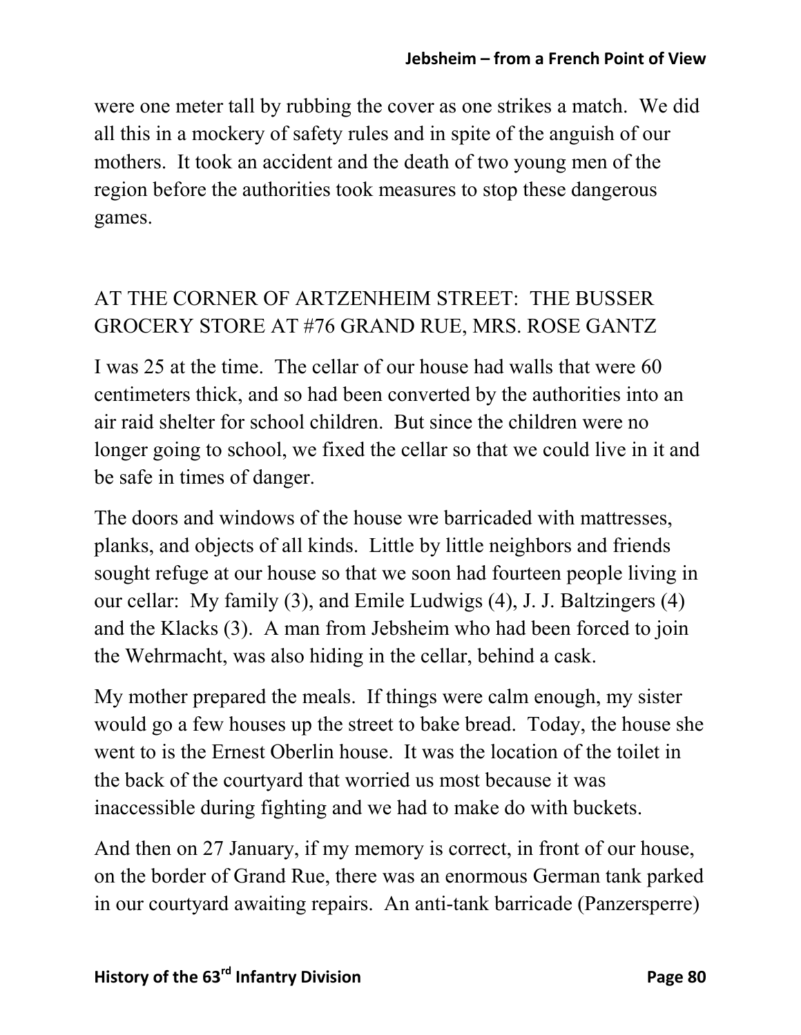were one meter tall by rubbing the cover as one strikes a match. We did all this in a mockery of safety rules and in spite of the anguish of our mothers. It took an accident and the death of two young men of the region before the authorities took measures to stop these dangerous games.

## AT THE CORNER OF ARTZENHEIM STREET: THE BUSSER GROCERY STORE AT #76 GRAND RUE, MRS. ROSE GANTZ

I was 25 at the time. The cellar of our house had walls that were 60 centimeters thick, and so had been converted by the authorities into an air raid shelter for school children. But since the children were no longer going to school, we fixed the cellar so that we could live in it and be safe in times of danger.

The doors and windows of the house wre barricaded with mattresses, planks, and objects of all kinds. Little by little neighbors and friends sought refuge at our house so that we soon had fourteen people living in our cellar: My family (3), and Emile Ludwigs (4), J. J. Baltzingers (4) and the Klacks (3). A man from Jebsheim who had been forced to join the Wehrmacht, was also hiding in the cellar, behind a cask.

My mother prepared the meals. If things were calm enough, my sister would go a few houses up the street to bake bread. Today, the house she went to is the Ernest Oberlin house. It was the location of the toilet in the back of the courtyard that worried us most because it was inaccessible during fighting and we had to make do with buckets.

And then on 27 January, if my memory is correct, in front of our house, on the border of Grand Rue, there was an enormous German tank parked in our courtyard awaiting repairs. An anti-tank barricade (Panzersperre)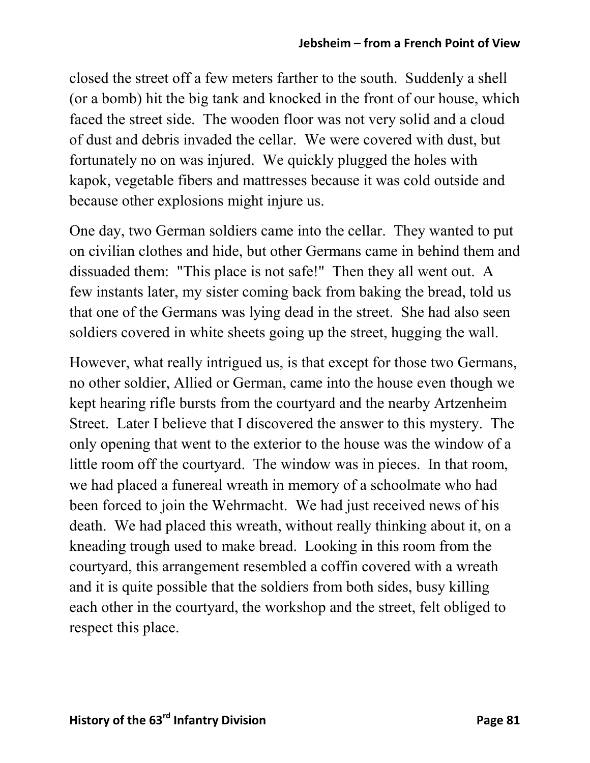closed the street off a few meters farther to the south. Suddenly a shell (or a bomb) hit the big tank and knocked in the front of our house, which faced the street side. The wooden floor was not very solid and a cloud of dust and debris invaded the cellar. We were covered with dust, but fortunately no on was injured. We quickly plugged the holes with kapok, vegetable fibers and mattresses because it was cold outside and because other explosions might injure us.

One day, two German soldiers came into the cellar. They wanted to put on civilian clothes and hide, but other Germans came in behind them and dissuaded them: "This place is not safe!" Then they all went out. A few instants later, my sister coming back from baking the bread, told us that one of the Germans was lying dead in the street. She had also seen soldiers covered in white sheets going up the street, hugging the wall.

However, what really intrigued us, is that except for those two Germans, no other soldier, Allied or German, came into the house even though we kept hearing rifle bursts from the courtyard and the nearby Artzenheim Street. Later I believe that I discovered the answer to this mystery. The only opening that went to the exterior to the house was the window of a little room off the courtyard. The window was in pieces. In that room, we had placed a funereal wreath in memory of a schoolmate who had been forced to join the Wehrmacht. We had just received news of his death. We had placed this wreath, without really thinking about it, on a kneading trough used to make bread. Looking in this room from the courtyard, this arrangement resembled a coffin covered with a wreath and it is quite possible that the soldiers from both sides, busy killing each other in the courtyard, the workshop and the street, felt obliged to respect this place.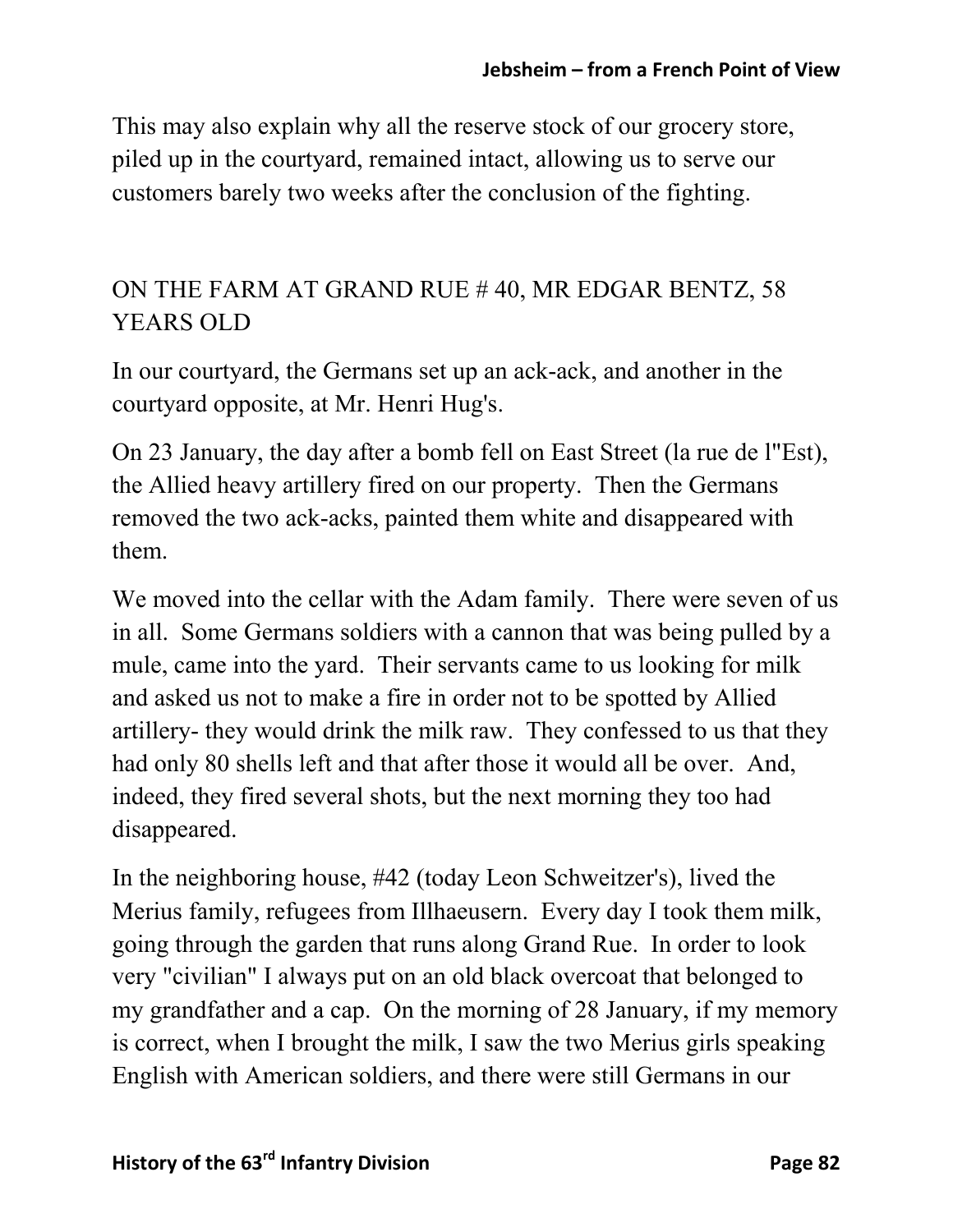This may also explain why all the reserve stock of our grocery store, piled up in the courtyard, remained intact, allowing us to serve our customers barely two weeks after the conclusion of the fighting.

## ON THE FARM AT GRAND RUE # 40, MR EDGAR BENTZ, 58 YEARS OLD

In our courtyard, the Germans set up an ack-ack, and another in the courtyard opposite, at Mr. Henri Hug's.

On 23 January, the day after a bomb fell on East Street (la rue de l"Est), the Allied heavy artillery fired on our property. Then the Germans removed the two ack-acks, painted them white and disappeared with them.

We moved into the cellar with the Adam family. There were seven of us in all. Some Germans soldiers with a cannon that was being pulled by a mule, came into the yard. Their servants came to us looking for milk and asked us not to make a fire in order not to be spotted by Allied artillery- they would drink the milk raw. They confessed to us that they had only 80 shells left and that after those it would all be over. And, indeed, they fired several shots, but the next morning they too had disappeared.

In the neighboring house, #42 (today Leon Schweitzer's), lived the Merius family, refugees from Illhaeusern. Every day I took them milk, going through the garden that runs along Grand Rue. In order to look very "civilian" I always put on an old black overcoat that belonged to my grandfather and a cap. On the morning of 28 January, if my memory is correct, when I brought the milk, I saw the two Merius girls speaking English with American soldiers, and there were still Germans in our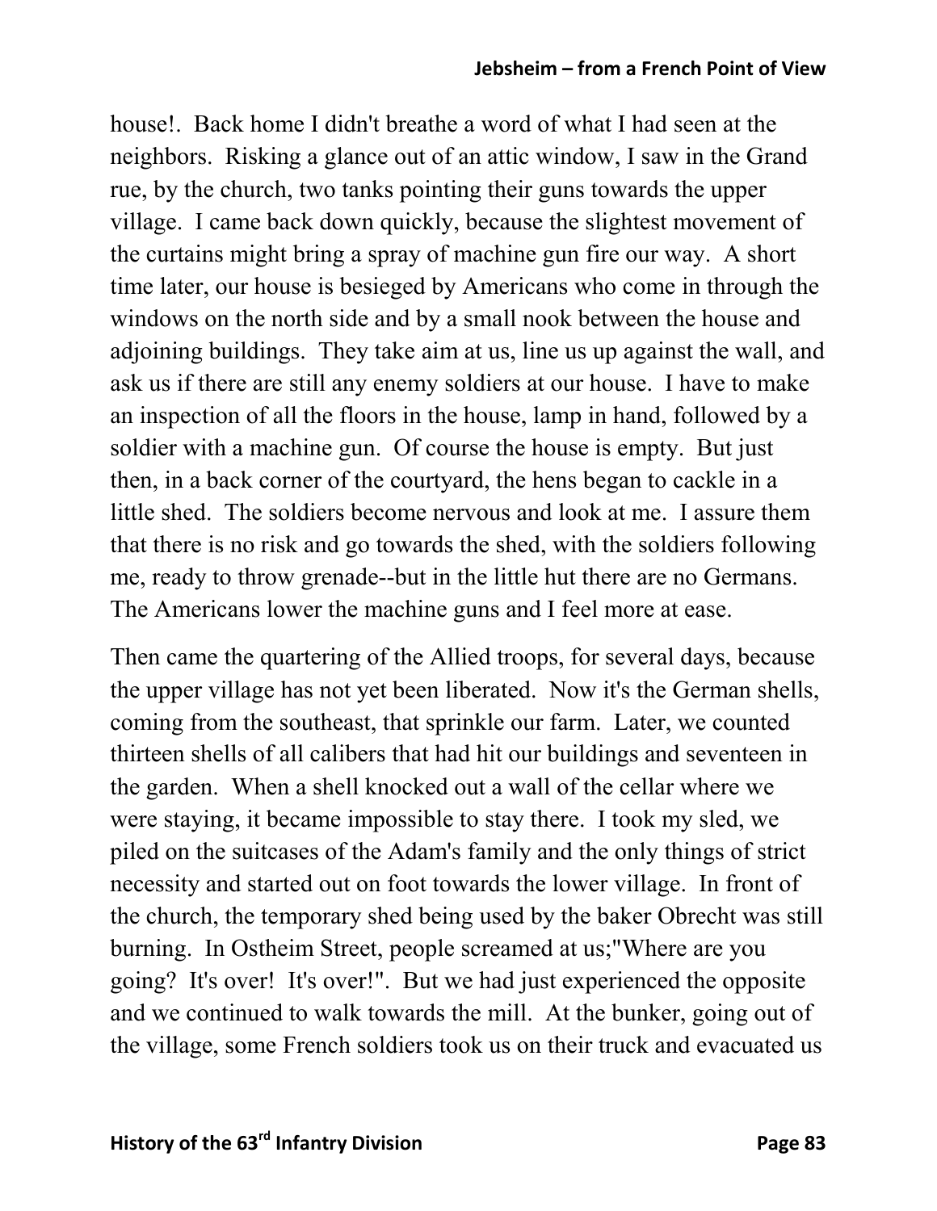house!. Back home I didn't breathe a word of what I had seen at the neighbors. Risking a glance out of an attic window, I saw in the Grand rue, by the church, two tanks pointing their guns towards the upper village. I came back down quickly, because the slightest movement of the curtains might bring a spray of machine gun fire our way. A short time later, our house is besieged by Americans who come in through the windows on the north side and by a small nook between the house and adjoining buildings. They take aim at us, line us up against the wall, and ask us if there are still any enemy soldiers at our house. I have to make an inspection of all the floors in the house, lamp in hand, followed by a soldier with a machine gun. Of course the house is empty. But just then, in a back corner of the courtyard, the hens began to cackle in a little shed. The soldiers become nervous and look at me. I assure them that there is no risk and go towards the shed, with the soldiers following me, ready to throw grenade--but in the little hut there are no Germans. The Americans lower the machine guns and I feel more at ease.

Then came the quartering of the Allied troops, for several days, because the upper village has not yet been liberated. Now it's the German shells, coming from the southeast, that sprinkle our farm. Later, we counted thirteen shells of all calibers that had hit our buildings and seventeen in the garden. When a shell knocked out a wall of the cellar where we were staying, it became impossible to stay there. I took my sled, we piled on the suitcases of the Adam's family and the only things of strict necessity and started out on foot towards the lower village. In front of the church, the temporary shed being used by the baker Obrecht was still burning. In Ostheim Street, people screamed at us;"Where are you going? It's over! It's over!". But we had just experienced the opposite and we continued to walk towards the mill. At the bunker, going out of the village, some French soldiers took us on their truck and evacuated us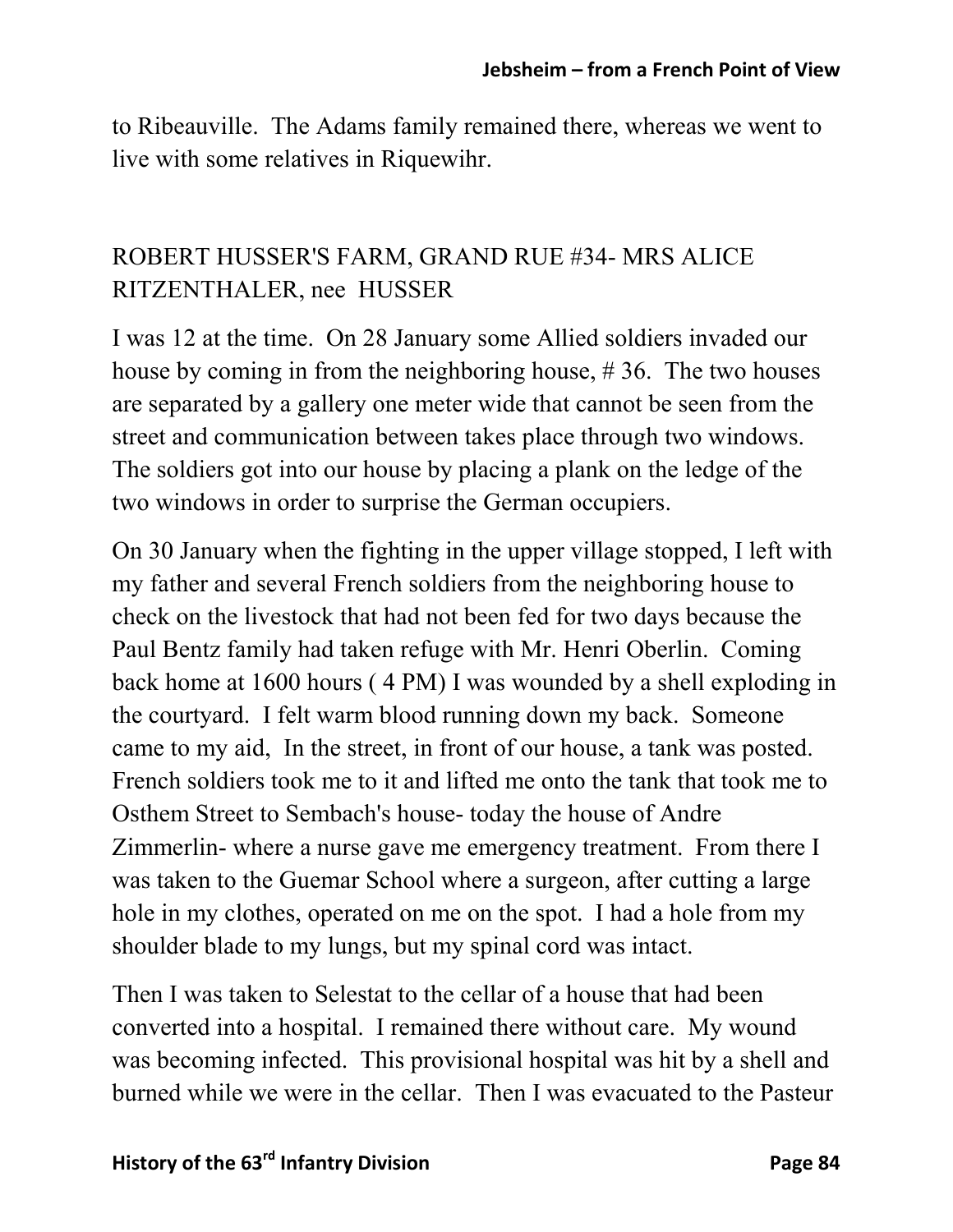to Ribeauville. The Adams family remained there, whereas we went to live with some relatives in Riquewihr.

## ROBERT HUSSER'S FARM, GRAND RUE #34- MRS ALICE RITZENTHALER, nee HUSSER

I was 12 at the time. On 28 January some Allied soldiers invaded our house by coming in from the neighboring house, # 36. The two houses are separated by a gallery one meter wide that cannot be seen from the street and communication between takes place through two windows. The soldiers got into our house by placing a plank on the ledge of the two windows in order to surprise the German occupiers.

On 30 January when the fighting in the upper village stopped, I left with my father and several French soldiers from the neighboring house to check on the livestock that had not been fed for two days because the Paul Bentz family had taken refuge with Mr. Henri Oberlin. Coming back home at 1600 hours ( 4 PM) I was wounded by a shell exploding in the courtyard. I felt warm blood running down my back. Someone came to my aid, In the street, in front of our house, a tank was posted. French soldiers took me to it and lifted me onto the tank that took me to Osthem Street to Sembach's house- today the house of Andre Zimmerlin- where a nurse gave me emergency treatment. From there I was taken to the Guemar School where a surgeon, after cutting a large hole in my clothes, operated on me on the spot. I had a hole from my shoulder blade to my lungs, but my spinal cord was intact.

Then I was taken to Selestat to the cellar of a house that had been converted into a hospital. I remained there without care. My wound was becoming infected. This provisional hospital was hit by a shell and burned while we were in the cellar. Then I was evacuated to the Pasteur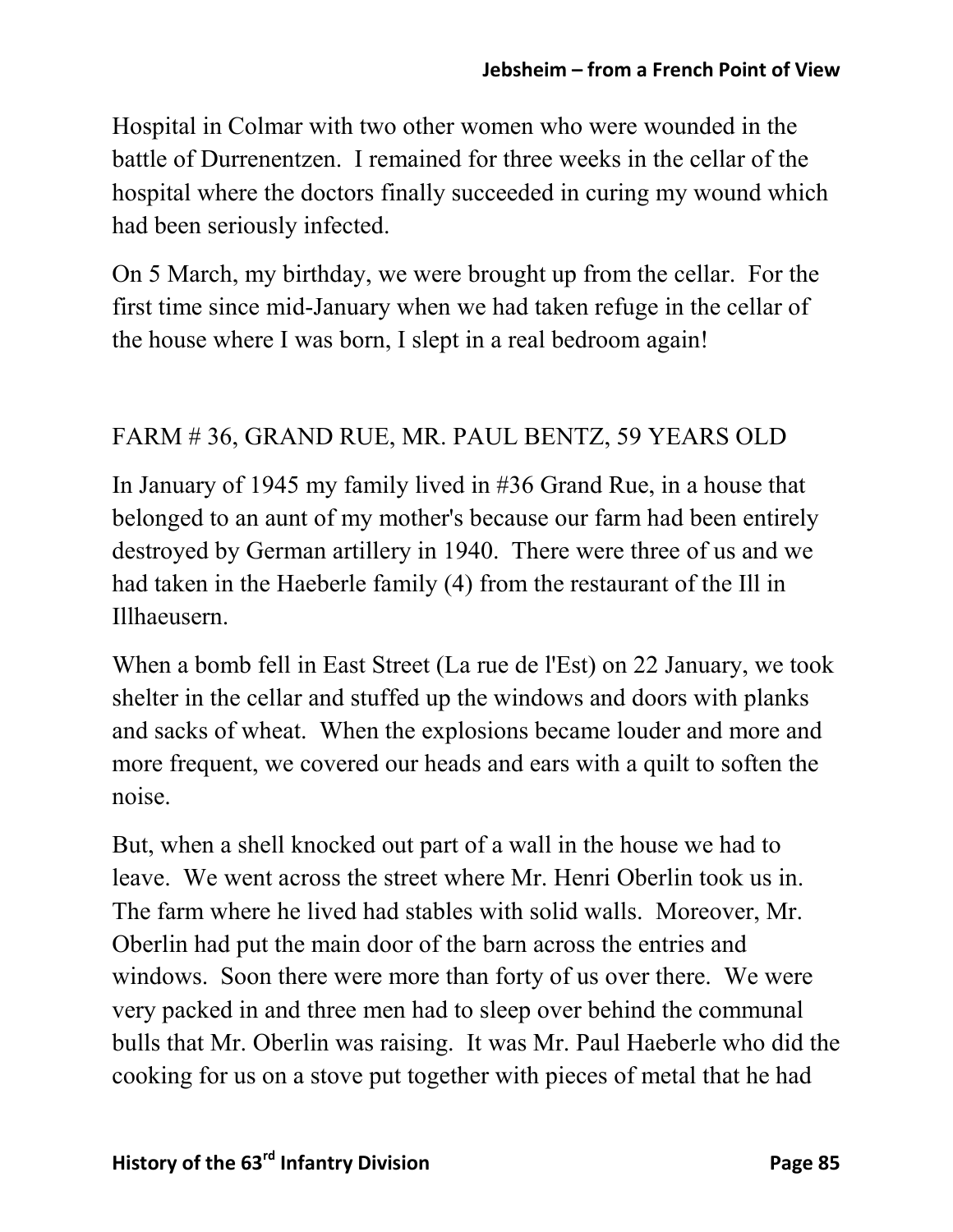Hospital in Colmar with two other women who were wounded in the battle of Durrenentzen. I remained for three weeks in the cellar of the hospital where the doctors finally succeeded in curing my wound which had been seriously infected.

On 5 March, my birthday, we were brought up from the cellar. For the first time since mid-January when we had taken refuge in the cellar of the house where I was born, I slept in a real bedroom again!

FARM # 36, GRAND RUE, MR. PAUL BENTZ, 59 YEARS OLD

In January of 1945 my family lived in #36 Grand Rue, in a house that belonged to an aunt of my mother's because our farm had been entirely destroyed by German artillery in 1940. There were three of us and we had taken in the Haeberle family (4) from the restaurant of the Ill in Illhaeusern.

When a bomb fell in East Street (La rue de l'Est) on 22 January, we took shelter in the cellar and stuffed up the windows and doors with planks and sacks of wheat. When the explosions became louder and more and more frequent, we covered our heads and ears with a quilt to soften the noise.

But, when a shell knocked out part of a wall in the house we had to leave. We went across the street where Mr. Henri Oberlin took us in. The farm where he lived had stables with solid walls. Moreover, Mr. Oberlin had put the main door of the barn across the entries and windows. Soon there were more than forty of us over there. We were very packed in and three men had to sleep over behind the communal bulls that Mr. Oberlin was raising. It was Mr. Paul Haeberle who did the cooking for us on a stove put together with pieces of metal that he had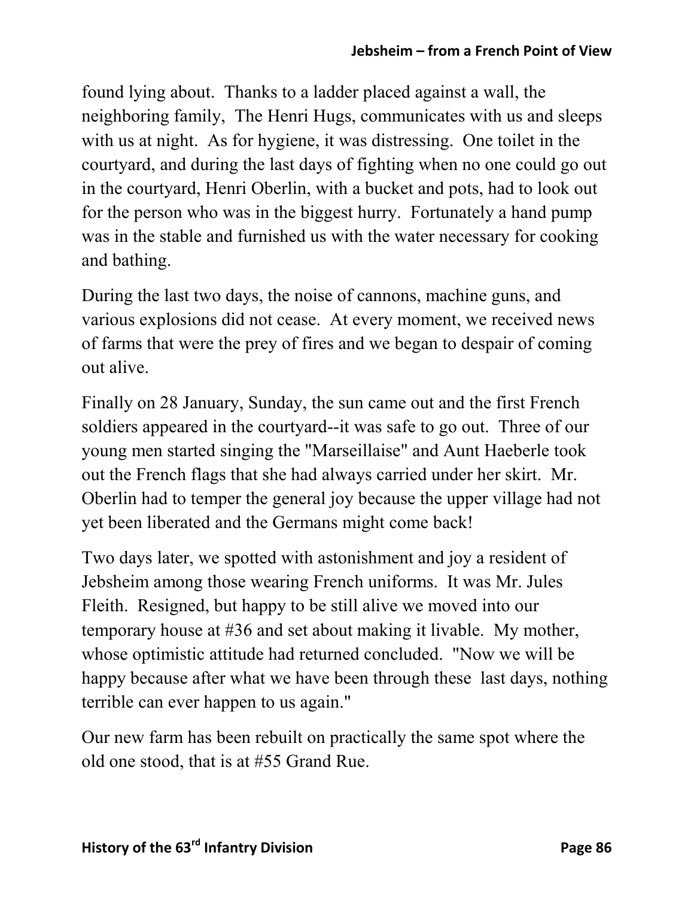found lying about. Thanks to a ladder placed against a wall, the neighboring family, The Henri Hugs, communicates with us and sleeps with us at night. As for hygiene, it was distressing. One toilet in the courtyard, and during the last days of fighting when no one could go out in the courtyard, Henri Oberlin, with a bucket and pots, had to look out for the person who was in the biggest hurry. Fortunately a hand pump was in the stable and furnished us with the water necessary for cooking and bathing.

During the last two days, the noise of cannons, machine guns, and various explosions did not cease. At every moment, we received news of farms that were the prey of fires and we began to despair of coming out alive.

Finally on 28 January, Sunday, the sun came out and the first French soldiers appeared in the courtyard--it was safe to go out. Three of our young men started singing the "Marseillaise" and Aunt Haeberle took out the French flags that she had always carried under her skirt. Mr. Oberlin had to temper the general joy because the upper village had not yet been liberated and the Germans might come back!

Two days later, we spotted with astonishment and joy a resident of Jebsheim among those wearing French uniforms. It was Mr. Jules Fleith. Resigned, but happy to be still alive we moved into our temporary house at #36 and set about making it livable. My mother, whose optimistic attitude had returned concluded. "Now we will be happy because after what we have been through these last days, nothing terrible can ever happen to us again."

Our new farm has been rebuilt on practically the same spot where the old one stood, that is at #55 Grand Rue.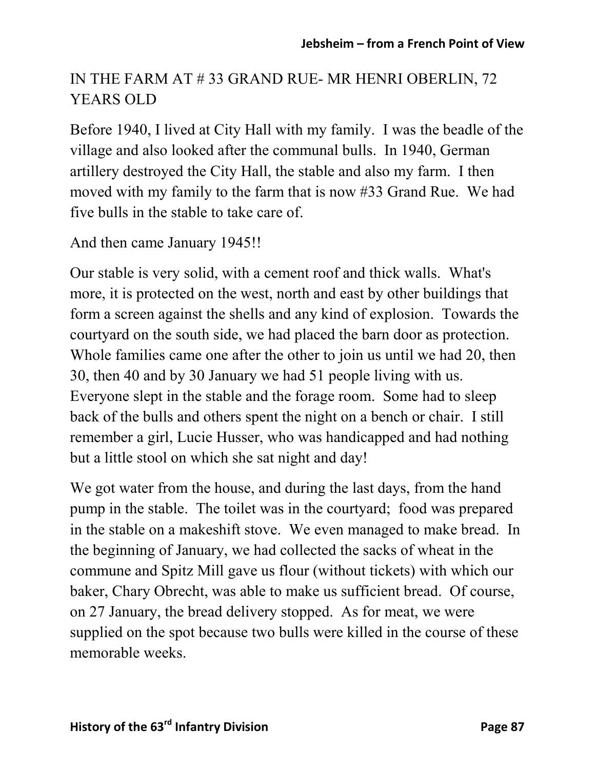## IN THE FARM AT # 33 GRAND RUE- MR HENRI OBERLIN, 72 YEARS OLD

Before 1940, I lived at City Hall with my family. I was the beadle of the village and also looked after the communal bulls. In 1940, German artillery destroyed the City Hall, the stable and also my farm. I then moved with my family to the farm that is now #33 Grand Rue. We had five bulls in the stable to take care of.

And then came January 1945!!

Our stable is very solid, with a cement roof and thick walls. What's more, it is protected on the west, north and east by other buildings that form a screen against the shells and any kind of explosion. Towards the courtyard on the south side, we had placed the barn door as protection. Whole families came one after the other to join us until we had 20, then 30, then 40 and by 30 January we had 51 people living with us. Everyone slept in the stable and the forage room. Some had to sleep back of the bulls and others spent the night on a bench or chair. I still remember a girl, Lucie Husser, who was handicapped and had nothing but a little stool on which she sat night and day!

We got water from the house, and during the last days, from the hand pump in the stable. The toilet was in the courtyard; food was prepared in the stable on a makeshift stove. We even managed to make bread. In the beginning of January, we had collected the sacks of wheat in the commune and Spitz Mill gave us flour (without tickets) with which our baker, Chary Obrecht, was able to make us sufficient bread. Of course, on 27 January, the bread delivery stopped. As for meat, we were supplied on the spot because two bulls were killed in the course of these memorable weeks.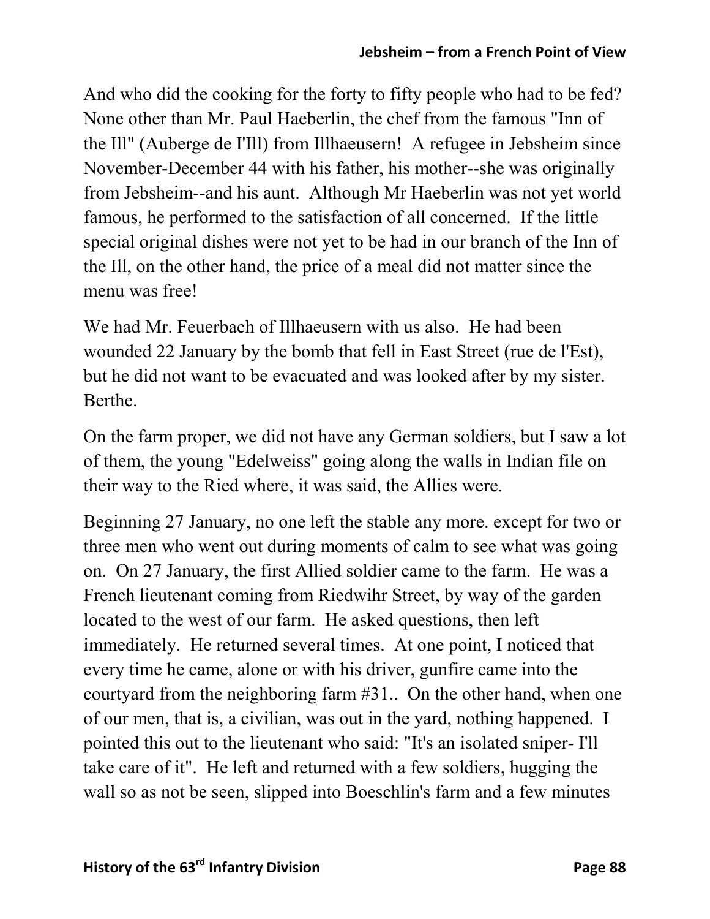And who did the cooking for the forty to fifty people who had to be fed? None other than Mr. Paul Haeberlin, the chef from the famous "Inn of the Ill" (Auberge de I'Ill) from Illhaeusern! A refugee in Jebsheim since November-December 44 with his father, his mother--she was originally from Jebsheim--and his aunt. Although Mr Haeberlin was not yet world famous, he performed to the satisfaction of all concerned. If the little special original dishes were not yet to be had in our branch of the Inn of the Ill, on the other hand, the price of a meal did not matter since the menu was free!

We had Mr. Feuerbach of Illhaeusern with us also. He had been wounded 22 January by the bomb that fell in East Street (rue de l'Est), but he did not want to be evacuated and was looked after by my sister. Berthe.

On the farm proper, we did not have any German soldiers, but I saw a lot of them, the young "Edelweiss" going along the walls in Indian file on their way to the Ried where, it was said, the Allies were.

Beginning 27 January, no one left the stable any more. except for two or three men who went out during moments of calm to see what was going on. On 27 January, the first Allied soldier came to the farm. He was a French lieutenant coming from Riedwihr Street, by way of the garden located to the west of our farm. He asked questions, then left immediately. He returned several times. At one point, I noticed that every time he came, alone or with his driver, gunfire came into the courtyard from the neighboring farm #31.. On the other hand, when one of our men, that is, a civilian, was out in the yard, nothing happened. I pointed this out to the lieutenant who said: "It's an isolated sniper- I'll take care of it". He left and returned with a few soldiers, hugging the wall so as not be seen, slipped into Boeschlin's farm and a few minutes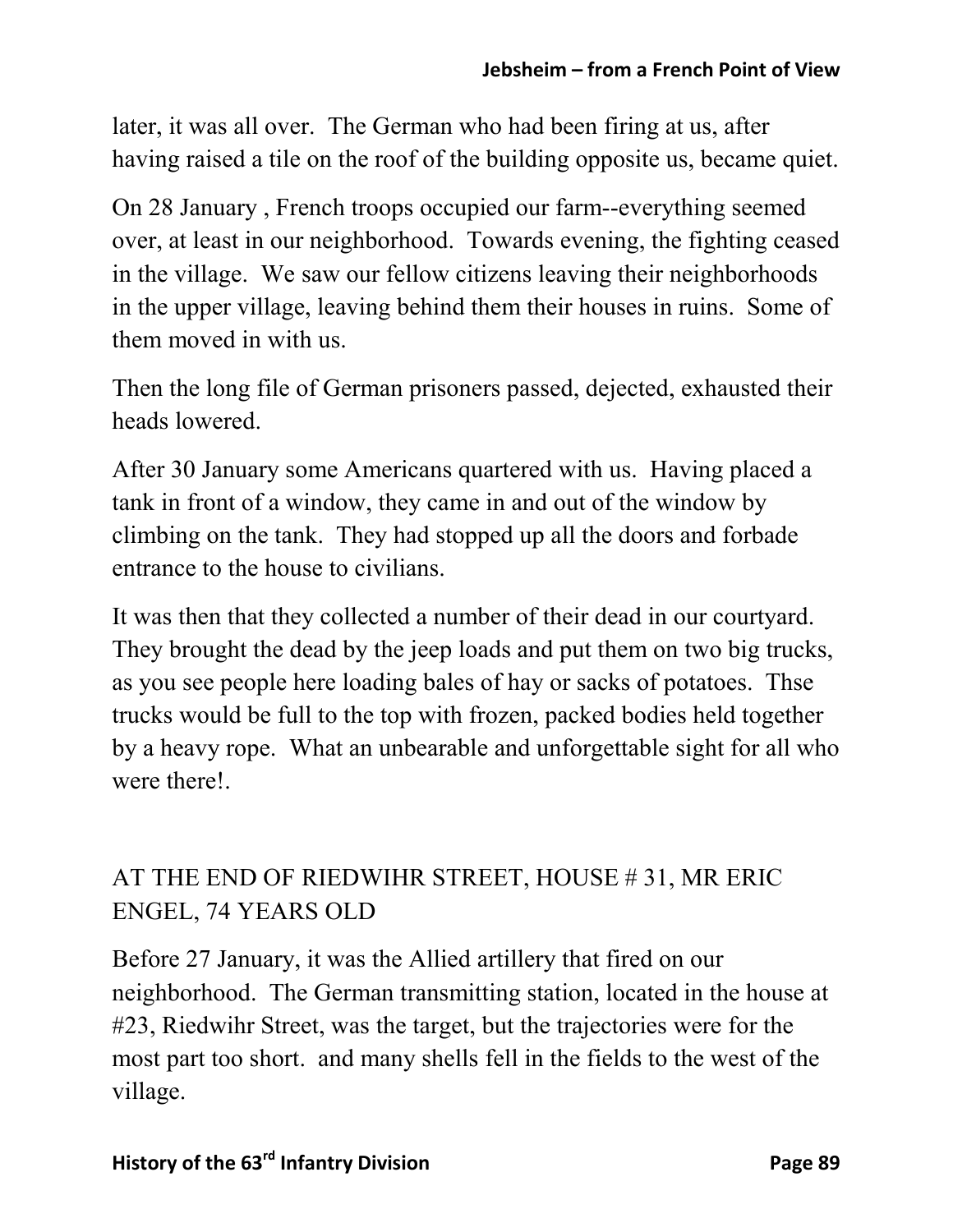later, it was all over. The German who had been firing at us, after having raised a tile on the roof of the building opposite us, became quiet.

On 28 January , French troops occupied our farm--everything seemed over, at least in our neighborhood. Towards evening, the fighting ceased in the village. We saw our fellow citizens leaving their neighborhoods in the upper village, leaving behind them their houses in ruins. Some of them moved in with us.

Then the long file of German prisoners passed, dejected, exhausted their heads lowered.

After 30 January some Americans quartered with us. Having placed a tank in front of a window, they came in and out of the window by climbing on the tank. They had stopped up all the doors and forbade entrance to the house to civilians.

It was then that they collected a number of their dead in our courtyard. They brought the dead by the jeep loads and put them on two big trucks, as you see people here loading bales of hay or sacks of potatoes. Thse trucks would be full to the top with frozen, packed bodies held together by a heavy rope. What an unbearable and unforgettable sight for all who were there!.

## AT THE END OF RIEDWIHR STREET, HOUSE # 31, MR ERIC ENGEL, 74 YEARS OLD

Before 27 January, it was the Allied artillery that fired on our neighborhood. The German transmitting station, located in the house at #23, Riedwihr Street, was the target, but the trajectories were for the most part too short. and many shells fell in the fields to the west of the village.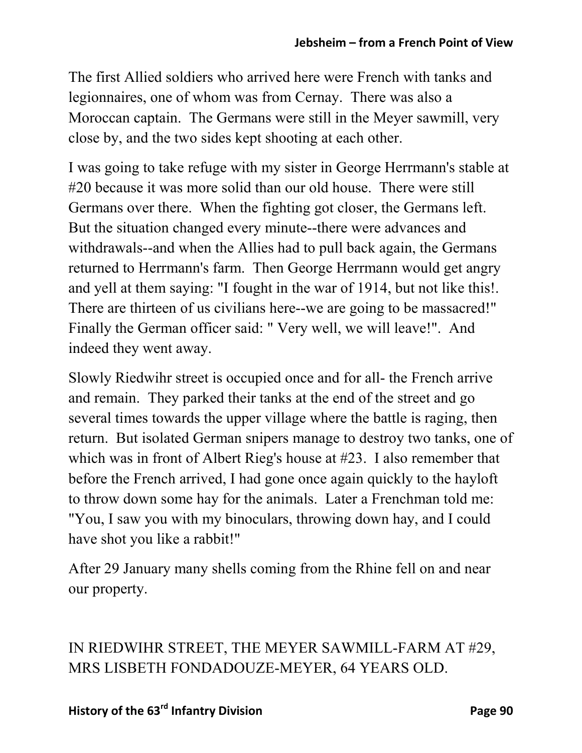The first Allied soldiers who arrived here were French with tanks and legionnaires, one of whom was from Cernay. There was also a Moroccan captain. The Germans were still in the Meyer sawmill, very close by, and the two sides kept shooting at each other.

I was going to take refuge with my sister in George Herrmann's stable at #20 because it was more solid than our old house. There were still Germans over there. When the fighting got closer, the Germans left. But the situation changed every minute--there were advances and withdrawals--and when the Allies had to pull back again, the Germans returned to Herrmann's farm. Then George Herrmann would get angry and yell at them saying: "I fought in the war of 1914, but not like this!. There are thirteen of us civilians here--we are going to be massacred!" Finally the German officer said: " Very well, we will leave!". And indeed they went away.

Slowly Riedwihr street is occupied once and for all- the French arrive and remain. They parked their tanks at the end of the street and go several times towards the upper village where the battle is raging, then return. But isolated German snipers manage to destroy two tanks, one of which was in front of Albert Rieg's house at #23. I also remember that before the French arrived, I had gone once again quickly to the hayloft to throw down some hay for the animals. Later a Frenchman told me: "You, I saw you with my binoculars, throwing down hay, and I could have shot you like a rabbit!"

After 29 January many shells coming from the Rhine fell on and near our property.

IN RIEDWIHR STREET, THE MEYER SAWMILL-FARM AT #29, MRS LISBETH FONDADOUZE-MEYER, 64 YEARS OLD.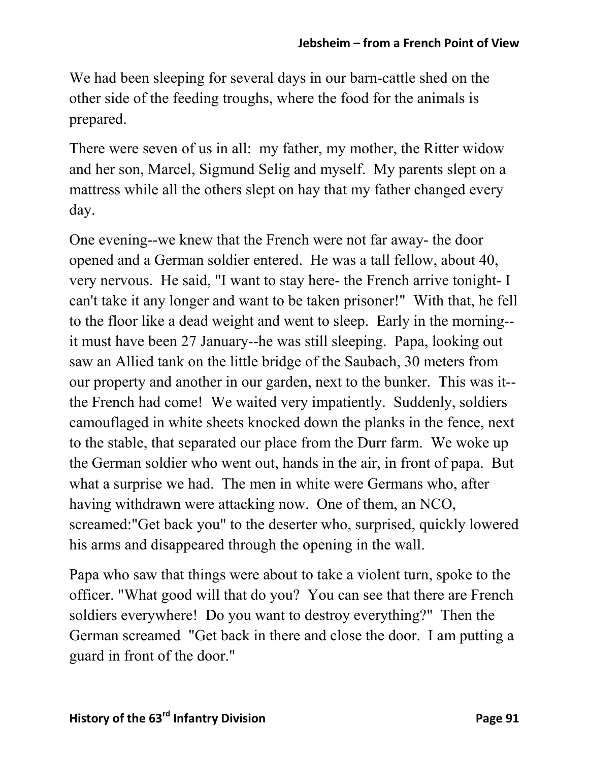We had been sleeping for several days in our barn-cattle shed on the other side of the feeding troughs, where the food for the animals is prepared.

There were seven of us in all: my father, my mother, the Ritter widow and her son, Marcel, Sigmund Selig and myself. My parents slept on a mattress while all the others slept on hay that my father changed every day.

One evening--we knew that the French were not far away- the door opened and a German soldier entered. He was a tall fellow, about 40, very nervous. He said, "I want to stay here- the French arrive tonight- I can't take it any longer and want to be taken prisoner!" With that, he fell to the floor like a dead weight and went to sleep. Early in the morning--it must have been 27 January--he was still sleeping. Papa, looking out saw an Allied tank on the little bridge of the Saubach, 30 meters from our property and another in our garden, next to the bunker. This was it--the French had come! We waited very impatiently. Suddenly, soldiers camouflaged in white sheets knocked down the planks in the fence, next to the stable, that separated our place from the Durr farm. We woke up the German soldier who went out, hands in the air, in front of papa. But what a surprise we had. The men in white were Germans who, after having withdrawn were attacking now. One of them, an NCO, screamed:"Get back you" to the deserter who, surprised, quickly lowered his arms and disappeared through the opening in the wall.

Papa who saw that things were about to take a violent turn, spoke to the officer. "What good will that do you? You can see that there are French soldiers everywhere! Do you want to destroy everything?" Then the German screamed "Get back in there and close the door. I am putting a guard in front of the door."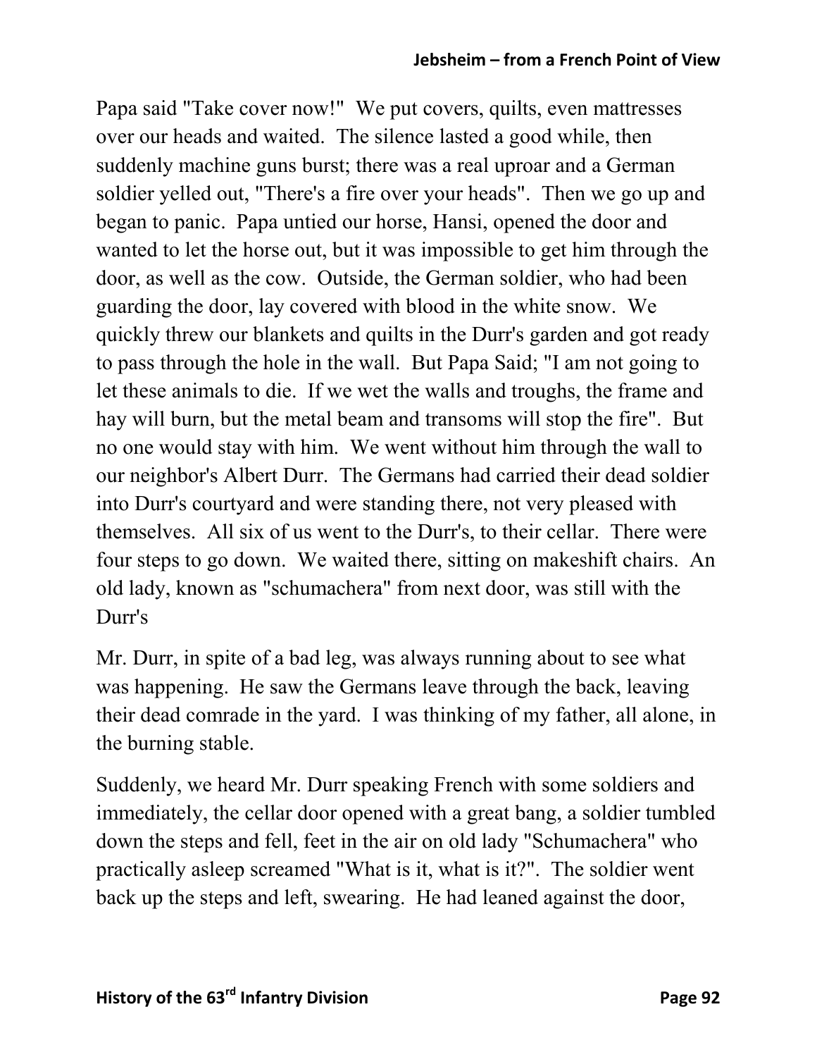Papa said "Take cover now!" We put covers, quilts, even mattresses over our heads and waited. The silence lasted a good while, then suddenly machine guns burst; there was a real uproar and a German soldier yelled out, "There's a fire over your heads". Then we go up and began to panic. Papa untied our horse, Hansi, opened the door and wanted to let the horse out, but it was impossible to get him through the door, as well as the cow. Outside, the German soldier, who had been guarding the door, lay covered with blood in the white snow. We quickly threw our blankets and quilts in the Durr's garden and got ready to pass through the hole in the wall. But Papa Said; "I am not going to let these animals to die. If we wet the walls and troughs, the frame and hay will burn, but the metal beam and transoms will stop the fire". But no one would stay with him. We went without him through the wall to our neighbor's Albert Durr. The Germans had carried their dead soldier into Durr's courtyard and were standing there, not very pleased with themselves. All six of us went to the Durr's, to their cellar. There were four steps to go down. We waited there, sitting on makeshift chairs. An old lady, known as "schumachera" from next door, was still with the Durr's

Mr. Durr, in spite of a bad leg, was always running about to see what was happening. He saw the Germans leave through the back, leaving their dead comrade in the yard. I was thinking of my father, all alone, in the burning stable.

Suddenly, we heard Mr. Durr speaking French with some soldiers and immediately, the cellar door opened with a great bang, a soldier tumbled down the steps and fell, feet in the air on old lady "Schumachera" who practically asleep screamed "What is it, what is it?". The soldier went back up the steps and left, swearing. He had leaned against the door,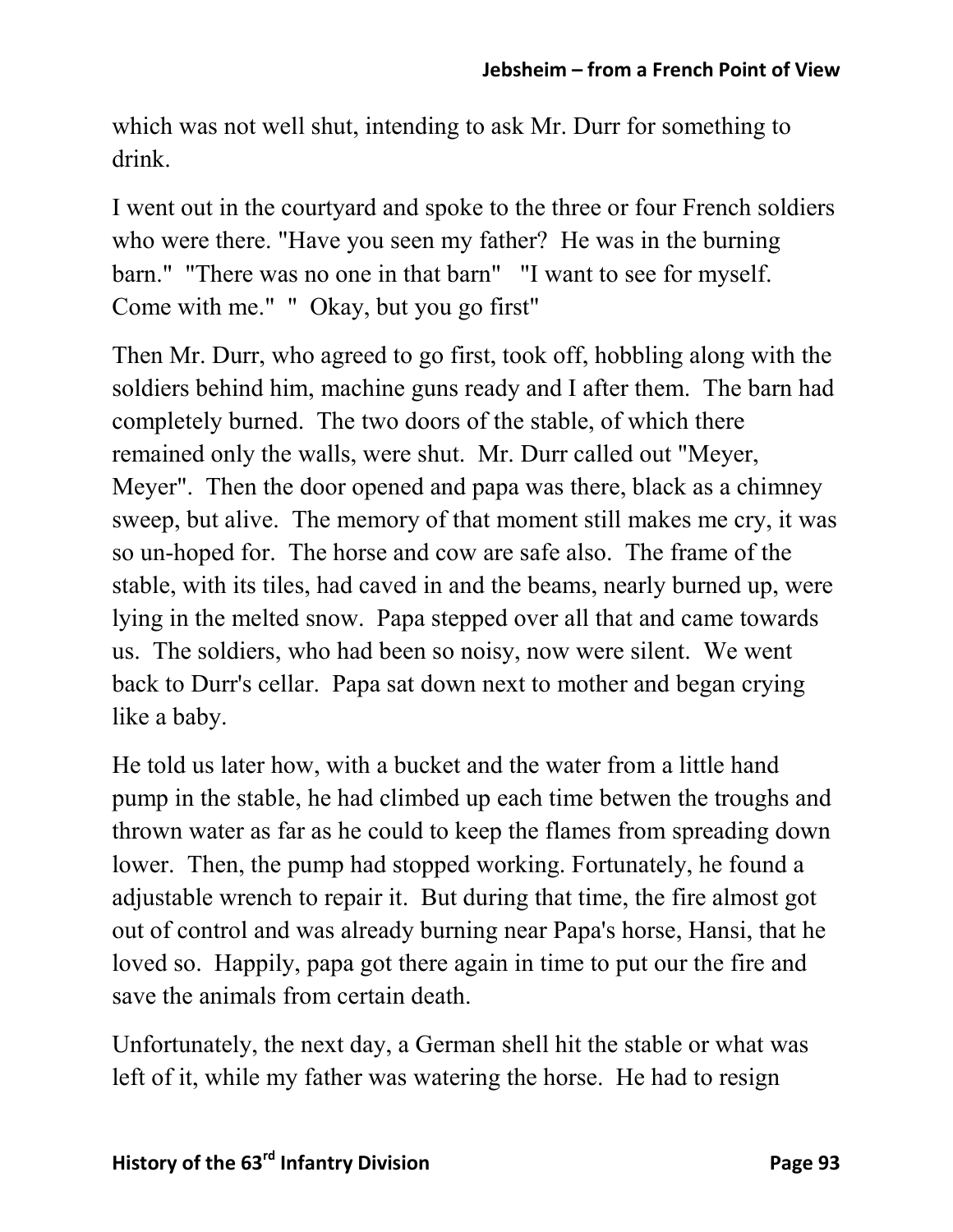which was not well shut, intending to ask Mr. Durr for something to drink.

I went out in the courtyard and spoke to the three or four French soldiers who were there. "Have you seen my father? He was in the burning barn." "There was no one in that barn" "I want to see for myself. Come with me." " Okay, but you go first"

Then Mr. Durr, who agreed to go first, took off, hobbling along with the soldiers behind him, machine guns ready and I after them. The barn had completely burned. The two doors of the stable, of which there remained only the walls, were shut. Mr. Durr called out "Meyer, Meyer". Then the door opened and papa was there, black as a chimney sweep, but alive. The memory of that moment still makes me cry, it was so un-hoped for. The horse and cow are safe also. The frame of the stable, with its tiles, had caved in and the beams, nearly burned up, were lying in the melted snow. Papa stepped over all that and came towards us. The soldiers, who had been so noisy, now were silent. We went back to Durr's cellar. Papa sat down next to mother and began crying like a baby.

He told us later how, with a bucket and the water from a little hand pump in the stable, he had climbed up each time betwen the troughs and thrown water as far as he could to keep the flames from spreading down lower. Then, the pump had stopped working. Fortunately, he found a adjustable wrench to repair it. But during that time, the fire almost got out of control and was already burning near Papa's horse, Hansi, that he loved so. Happily, papa got there again in time to put our the fire and save the animals from certain death.

Unfortunately, the next day, a German shell hit the stable or what was left of it, while my father was watering the horse. He had to resign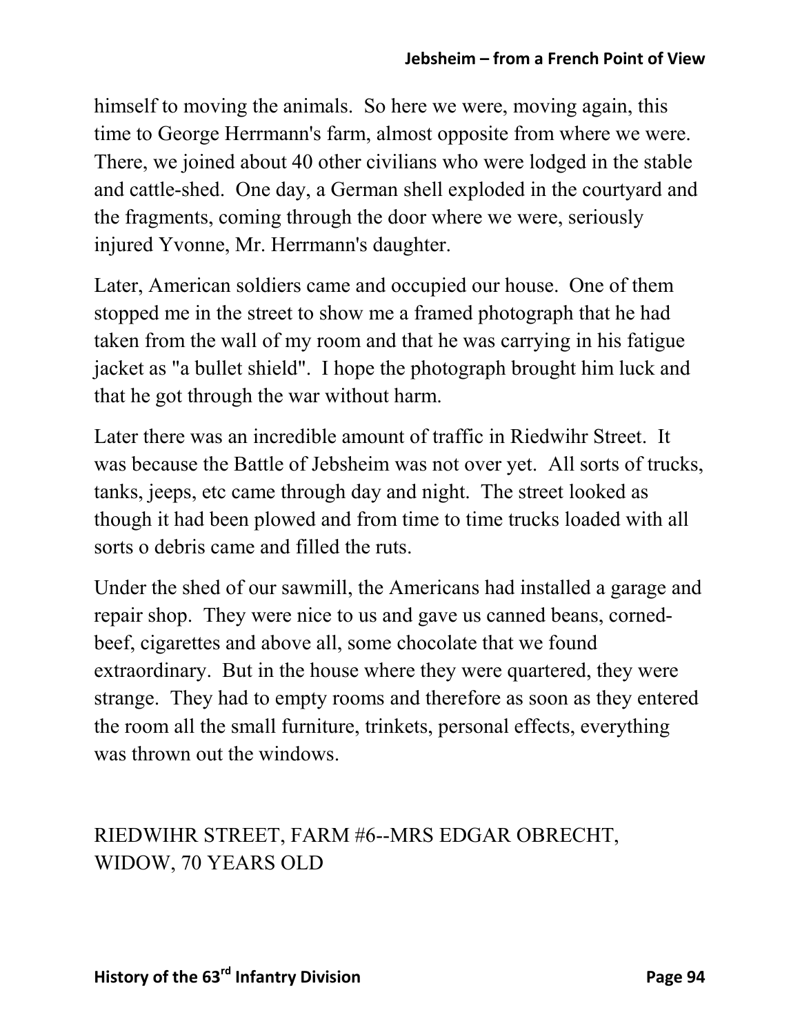himself to moving the animals. So here we were, moving again, this time to George Herrmann's farm, almost opposite from where we were. There, we joined about 40 other civilians who were lodged in the stable and cattle-shed. One day, a German shell exploded in the courtyard and the fragments, coming through the door where we were, seriously injured Yvonne, Mr. Herrmann's daughter.

Later, American soldiers came and occupied our house. One of them stopped me in the street to show me a framed photograph that he had taken from the wall of my room and that he was carrying in his fatigue jacket as "a bullet shield". I hope the photograph brought him luck and that he got through the war without harm.

Later there was an incredible amount of traffic in Riedwihr Street. It was because the Battle of Jebsheim was not over yet. All sorts of trucks, tanks, jeeps, etc came through day and night. The street looked as though it had been plowed and from time to time trucks loaded with all sorts o debris came and filled the ruts.

Under the shed of our sawmill, the Americans had installed a garage and repair shop. They were nice to us and gave us canned beans, corned-beef, cigarettes and above all, some chocolate that we found extraordinary. But in the house where they were quartered, they were strange. They had to empty rooms and therefore as soon as they entered the room all the small furniture, trinkets, personal effects, everything was thrown out the windows.

## RIEDWIHR STREET, FARM #6--MRS EDGAR OBRECHT, WIDOW, 70 YEARS OLD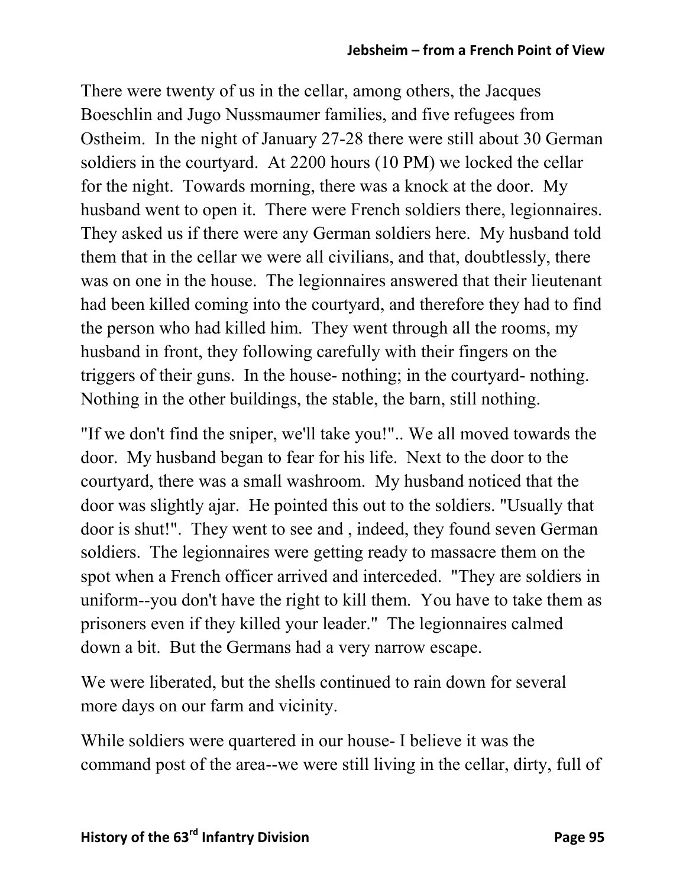There were twenty of us in the cellar, among others, the Jacques Boeschlin and Jugo Nussmaumer families, and five refugees from Ostheim. In the night of January 27-28 there were still about 30 German soldiers in the courtyard. At 2200 hours (10 PM) we locked the cellar for the night. Towards morning, there was a knock at the door. My husband went to open it. There were French soldiers there, legionnaires. They asked us if there were any German soldiers here. My husband told them that in the cellar we were all civilians, and that, doubtlessly, there was on one in the house. The legionnaires answered that their lieutenant had been killed coming into the courtyard, and therefore they had to find the person who had killed him. They went through all the rooms, my husband in front, they following carefully with their fingers on the triggers of their guns. In the house- nothing; in the courtyard- nothing. Nothing in the other buildings, the stable, the barn, still nothing.

"If we don't find the sniper, we'll take you!".. We all moved towards the door. My husband began to fear for his life. Next to the door to the courtyard, there was a small washroom. My husband noticed that the door was slightly ajar. He pointed this out to the soldiers. "Usually that door is shut!". They went to see and , indeed, they found seven German soldiers. The legionnaires were getting ready to massacre them on the spot when a French officer arrived and interceded. "They are soldiers in uniform--you don't have the right to kill them. You have to take them as prisoners even if they killed your leader." The legionnaires calmed down a bit. But the Germans had a very narrow escape.

We were liberated, but the shells continued to rain down for several more days on our farm and vicinity.

While soldiers were quartered in our house- I believe it was the command post of the area--we were still living in the cellar, dirty, full of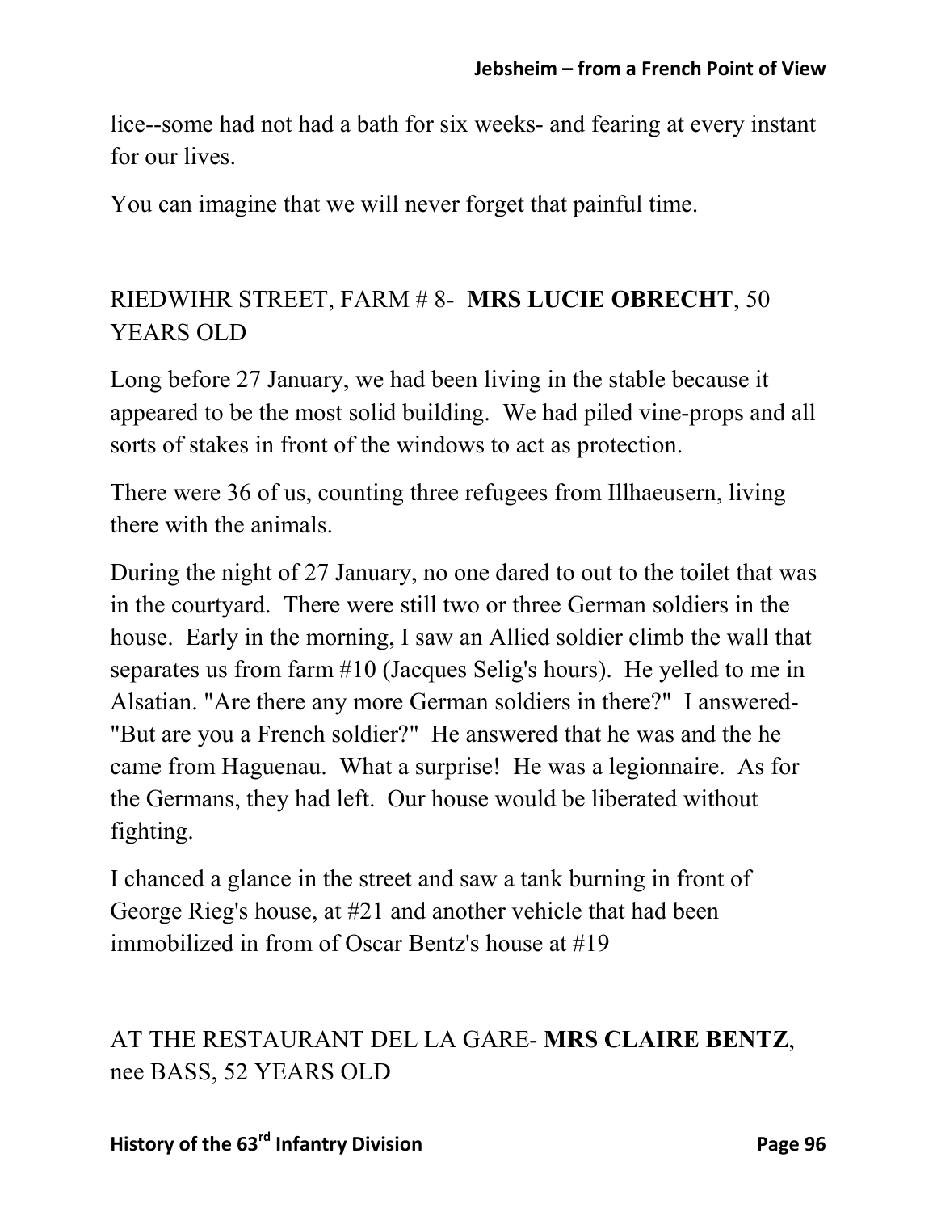lice--some had not had a bath for six weeks- and fearing at every instant for our lives.

You can imagine that we will never forget that painful time.

RIEDWIHR STREET, FARM # 8- **MRS LUCIE OBRECHT**, 50 YEARS OLD

Long before 27 January, we had been living in the stable because it appeared to be the most solid building. We had piled vine-props and all sorts of stakes in front of the windows to act as protection.

There were 36 of us, counting three refugees from Illhaeusern, living there with the animals.

During the night of 27 January, no one dared to out to the toilet that was in the courtyard. There were still two or three German soldiers in the house. Early in the morning, I saw an Allied soldier climb the wall that separates us from farm #10 (Jacques Selig's hours). He yelled to me in Alsatian. "Are there any more German soldiers in there?" I answered- "But are you a French soldier?" He answered that he was and the he came from Haguenau. What a surprise! He was a legionnaire. As for the Germans, they had left. Our house would be liberated without fighting.

I chanced a glance in the street and saw a tank burning in front of George Rieg's house, at #21 and another vehicle that had been immobilized in from of Oscar Bentz's house at #19

AT THE RESTAURANT DEL LA GARE- **MRS CLAIRE BENTZ**, nee BASS, 52 YEARS OLD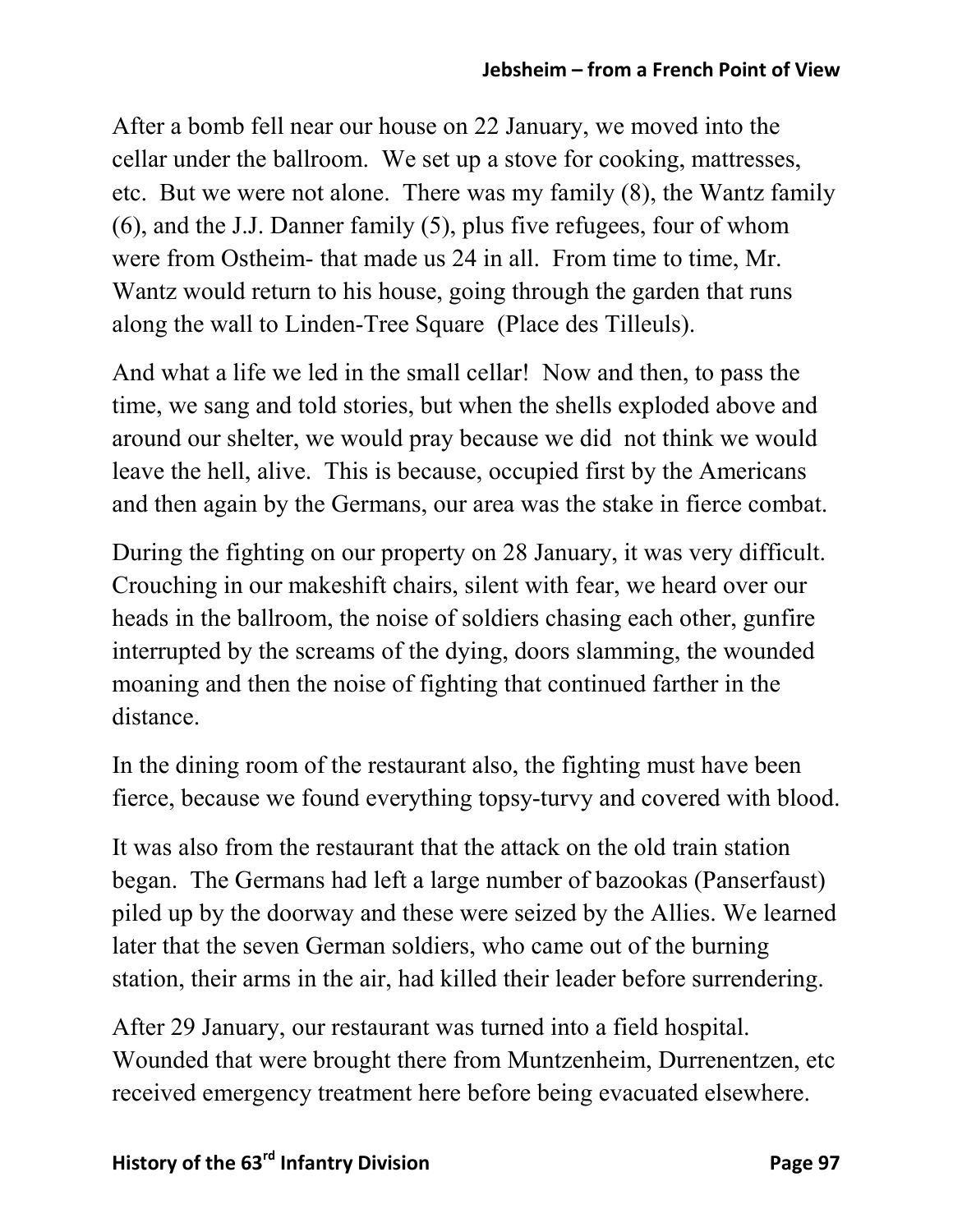After a bomb fell near our house on 22 January, we moved into the cellar under the ballroom. We set up a stove for cooking, mattresses, etc. But we were not alone. There was my family (8), the Wantz family (6), and the J.J. Danner family (5), plus five refugees, four of whom were from Ostheim- that made us 24 in all. From time to time, Mr. Wantz would return to his house, going through the garden that runs along the wall to Linden-Tree Square (Place des Tilleuls).

And what a life we led in the small cellar! Now and then, to pass the time, we sang and told stories, but when the shells exploded above and around our shelter, we would pray because we did not think we would leave the hell, alive. This is because, occupied first by the Americans and then again by the Germans, our area was the stake in fierce combat.

During the fighting on our property on 28 January, it was very difficult. Crouching in our makeshift chairs, silent with fear, we heard over our heads in the ballroom, the noise of soldiers chasing each other, gunfire interrupted by the screams of the dying, doors slamming, the wounded moaning and then the noise of fighting that continued farther in the distance.

In the dining room of the restaurant also, the fighting must have been fierce, because we found everything topsy-turvy and covered with blood.

It was also from the restaurant that the attack on the old train station began. The Germans had left a large number of bazookas (Panserfaust) piled up by the doorway and these were seized by the Allies. We learned later that the seven German soldiers, who came out of the burning station, their arms in the air, had killed their leader before surrendering.

After 29 January, our restaurant was turned into a field hospital. Wounded that were brought there from Muntzenheim, Durrenentzen, etc received emergency treatment here before being evacuated elsewhere.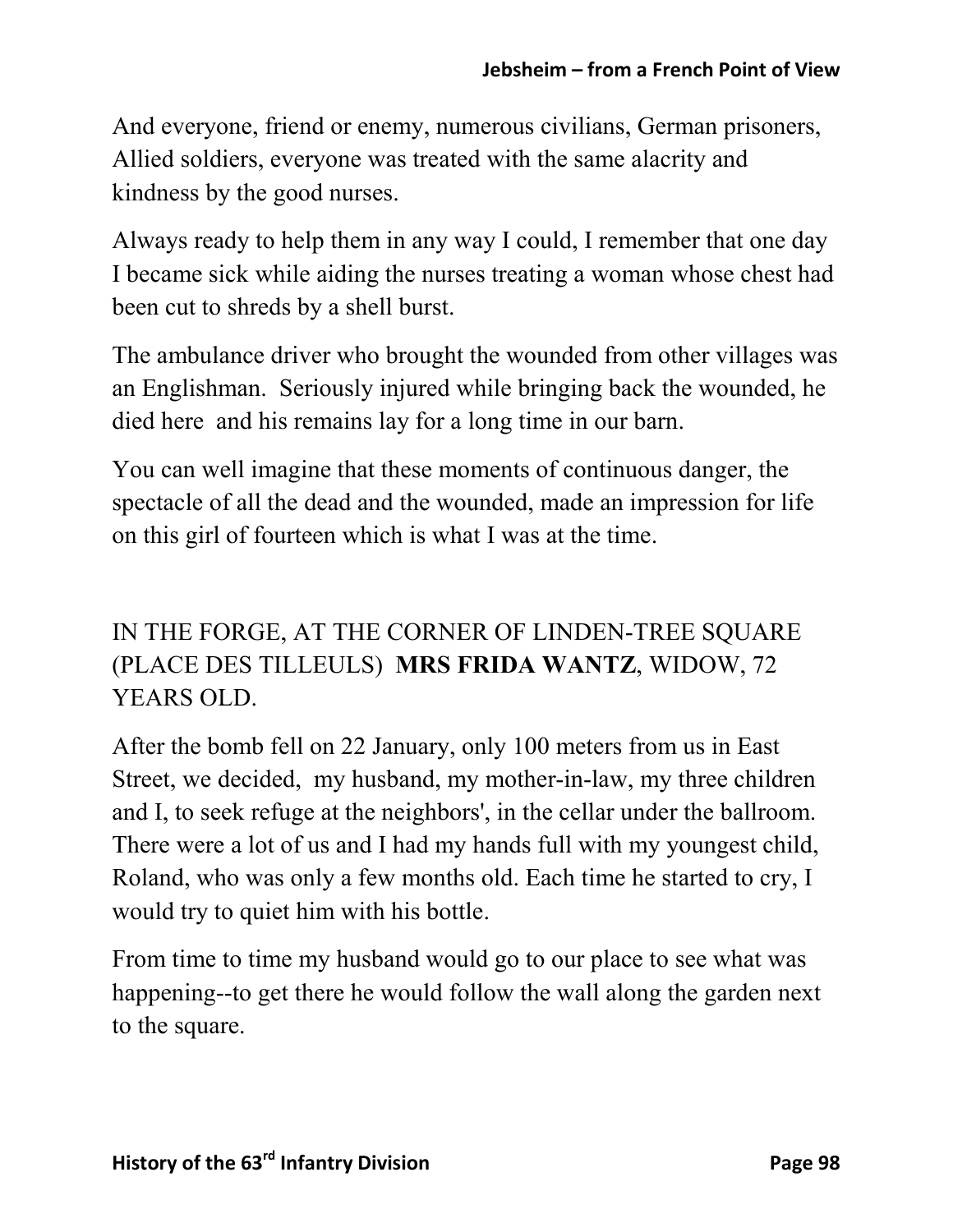And everyone, friend or enemy, numerous civilians, German prisoners, Allied soldiers, everyone was treated with the same alacrity and kindness by the good nurses.

Always ready to help them in any way I could, I remember that one day I became sick while aiding the nurses treating a woman whose chest had been cut to shreds by a shell burst.

The ambulance driver who brought the wounded from other villages was an Englishman. Seriously injured while bringing back the wounded, he died here and his remains lay for a long time in our barn.

You can well imagine that these moments of continuous danger, the spectacle of all the dead and the wounded, made an impression for life on this girl of fourteen which is what I was at the time.

IN THE FORGE, AT THE CORNER OF LINDEN-TREE SQUARE (PLACE DES TILLEULS) **MRS FRIDA WANTZ**, WIDOW, 72 YEARS OLD.

After the bomb fell on 22 January, only 100 meters from us in East Street, we decided, my husband, my mother-in-law, my three children and I, to seek refuge at the neighbors', in the cellar under the ballroom. There were a lot of us and I had my hands full with my youngest child, Roland, who was only a few months old. Each time he started to cry, I would try to quiet him with his bottle.

From time to time my husband would go to our place to see what was happening--to get there he would follow the wall along the garden next to the square.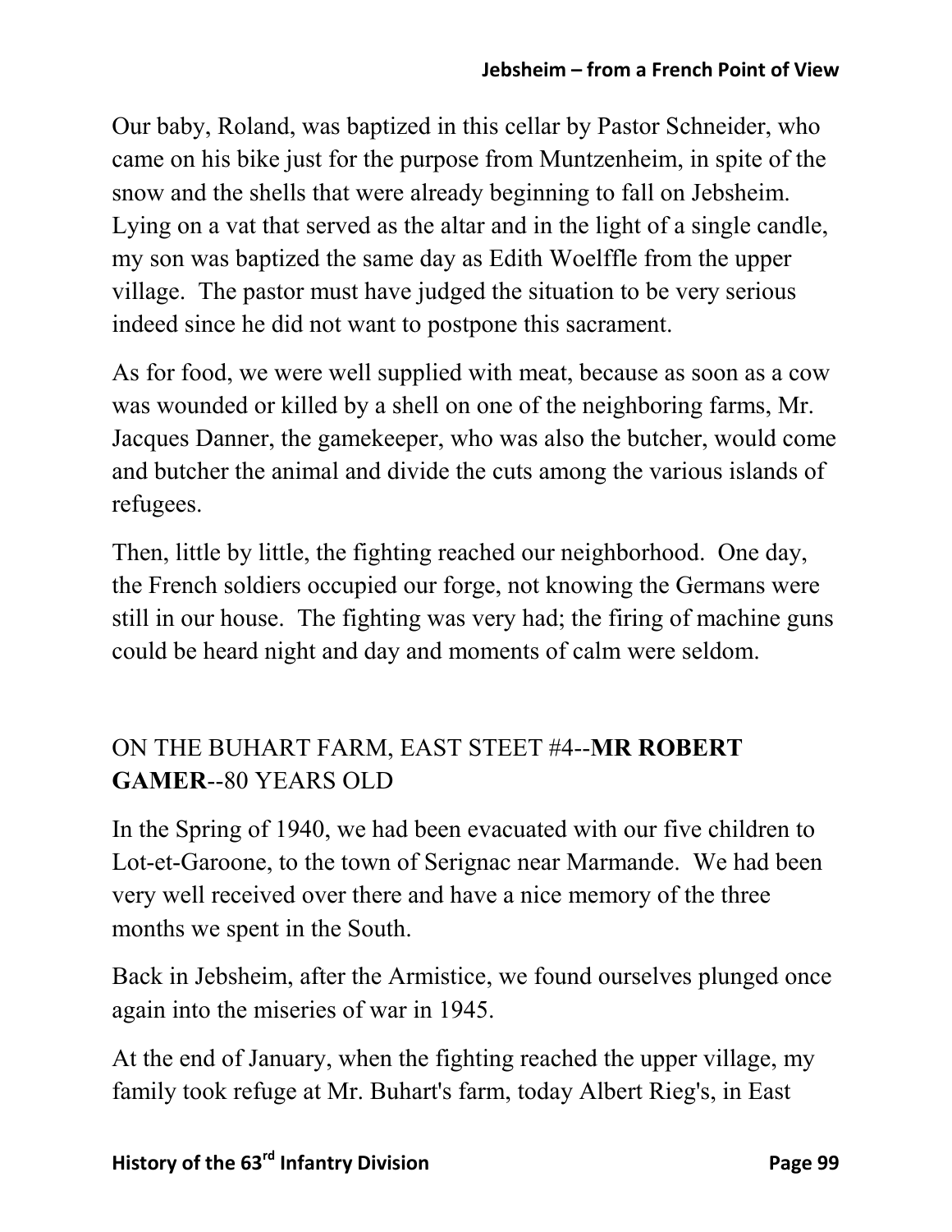Our baby, Roland, was baptized in this cellar by Pastor Schneider, who came on his bike just for the purpose from Muntzenheim, in spite of the snow and the shells that were already beginning to fall on Jebsheim. Lying on a vat that served as the altar and in the light of a single candle, my son was baptized the same day as Edith Woelffle from the upper village. The pastor must have judged the situation to be very serious indeed since he did not want to postpone this sacrament.

As for food, we were well supplied with meat, because as soon as a cow was wounded or killed by a shell on one of the neighboring farms, Mr. Jacques Danner, the gamekeeper, who was also the butcher, would come and butcher the animal and divide the cuts among the various islands of refugees.

Then, little by little, the fighting reached our neighborhood. One day, the French soldiers occupied our forge, not knowing the Germans were still in our house. The fighting was very had; the firing of machine guns could be heard night and day and moments of calm were seldom.

## ON THE BUHART FARM, EAST STEET #4--**MR ROBERT GAMER**--80 YEARS OLD

In the Spring of 1940, we had been evacuated with our five children to Lot-et-Garoone, to the town of Serignac near Marmande. We had been very well received over there and have a nice memory of the three months we spent in the South.

Back in Jebsheim, after the Armistice, we found ourselves plunged once again into the miseries of war in 1945.

At the end of January, when the fighting reached the upper village, my family took refuge at Mr. Buhart's farm, today Albert Rieg's, in East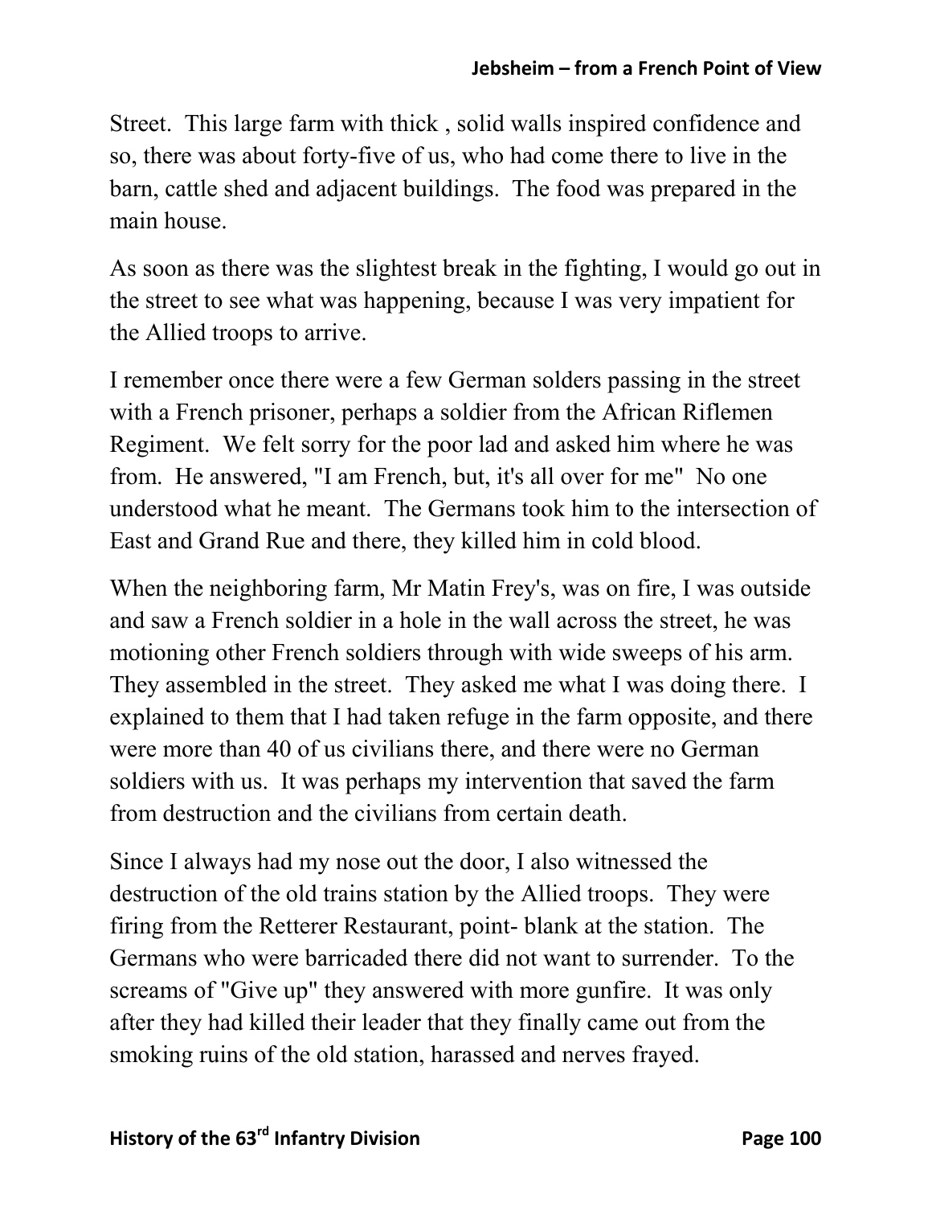Street. This large farm with thick , solid walls inspired confidence and so, there was about forty-five of us, who had come there to live in the barn, cattle shed and adjacent buildings. The food was prepared in the main house.

As soon as there was the slightest break in the fighting, I would go out in the street to see what was happening, because I was very impatient for the Allied troops to arrive.

I remember once there were a few German solders passing in the street with a French prisoner, perhaps a soldier from the African Riflemen Regiment. We felt sorry for the poor lad and asked him where he was from. He answered, "I am French, but, it's all over for me" No one understood what he meant. The Germans took him to the intersection of East and Grand Rue and there, they killed him in cold blood.

When the neighboring farm, Mr Matin Frey's, was on fire, I was outside and saw a French soldier in a hole in the wall across the street, he was motioning other French soldiers through with wide sweeps of his arm. They assembled in the street. They asked me what I was doing there. I explained to them that I had taken refuge in the farm opposite, and there were more than 40 of us civilians there, and there were no German soldiers with us. It was perhaps my intervention that saved the farm from destruction and the civilians from certain death.

Since I always had my nose out the door, I also witnessed the destruction of the old trains station by the Allied troops. They were firing from the Retterer Restaurant, point- blank at the station. The Germans who were barricaded there did not want to surrender. To the screams of "Give up" they answered with more gunfire. It was only after they had killed their leader that they finally came out from the smoking ruins of the old station, harassed and nerves frayed.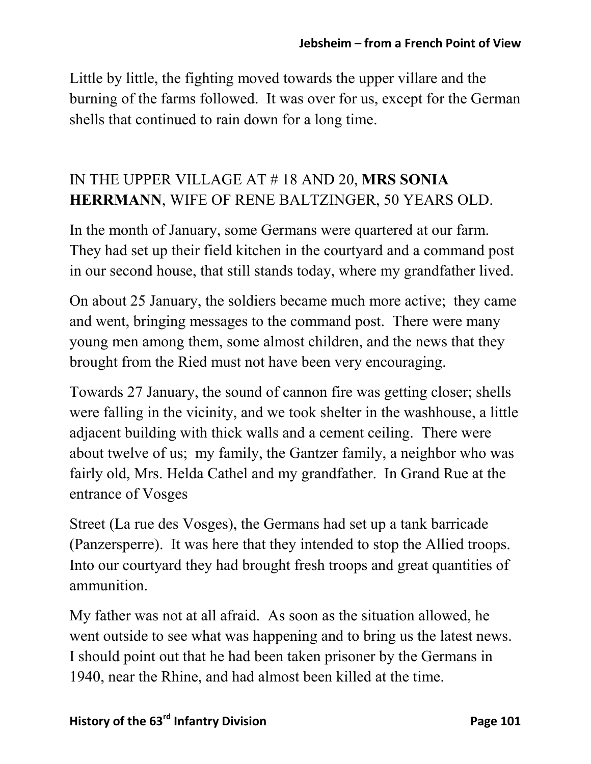Little by little, the fighting moved towards the upper villare and the burning of the farms followed. It was over for us, except for the German shells that continued to rain down for a long time.

IN THE UPPER VILLAGE AT # 18 AND 20, **MRS SONIA HERRMANN**, WIFE OF RENE BALTZINGER, 50 YEARS OLD.

In the month of January, some Germans were quartered at our farm. They had set up their field kitchen in the courtyard and a command post in our second house, that still stands today, where my grandfather lived.

On about 25 January, the soldiers became much more active; they came and went, bringing messages to the command post. There were many young men among them, some almost children, and the news that they brought from the Ried must not have been very encouraging.

Towards 27 January, the sound of cannon fire was getting closer; shells were falling in the vicinity, and we took shelter in the washhouse, a little adjacent building with thick walls and a cement ceiling. There were about twelve of us; my family, the Gantzer family, a neighbor who was fairly old, Mrs. Helda Cathel and my grandfather. In Grand Rue at the entrance of Vosges Street (La rue des Vosges), the Germans had set up a tank barricade (Panzersperre). It was here that they intended to stop the Allied troops. Into our courtyard they had brought fresh troops and great quantities of ammunition.

My father was not at all afraid. As soon as the situation allowed, he went outside to see what was happening and to bring us the latest news. I should point out that he had been taken prisoner by the Germans in 1940, near the Rhine, and had almost been killed at the time.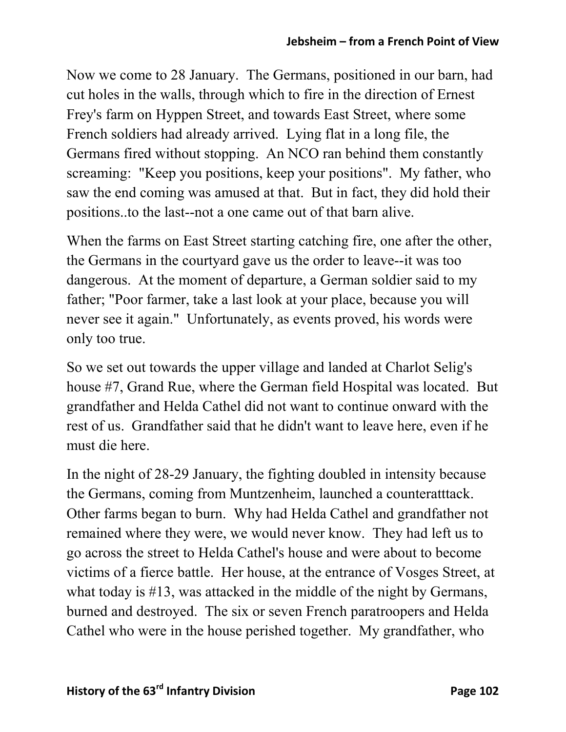Now we come to 28 January. The Germans, positioned in our barn, had cut holes in the walls, through which to fire in the direction of Ernest Frey's farm on Hyppen Street, and towards East Street, where some French soldiers had already arrived. Lying flat in a long file, the Germans fired without stopping. An NCO ran behind them constantly screaming: "Keep you positions, keep your positions". My father, who saw the end coming was amused at that. But in fact, they did hold their positions..to the last--not a one came out of that barn alive.

When the farms on East Street starting catching fire, one after the other, the Germans in the courtyard gave us the order to leave--it was too dangerous. At the moment of departure, a German soldier said to my father; "Poor farmer, take a last look at your place, because you will never see it again." Unfortunately, as events proved, his words were only too true.

So we set out towards the upper village and landed at Charlot Selig's house #7, Grand Rue, where the German field Hospital was located. But grandfather and Helda Cathel did not want to continue onward with the rest of us. Grandfather said that he didn't want to leave here, even if he must die here.

In the night of 28-29 January, the fighting doubled in intensity because the Germans, coming from Muntzenheim, launched a counteratttack. Other farms began to burn. Why had Helda Cathel and grandfather not remained where they were, we would never know. They had left us to go across the street to Helda Cathel's house and were about to become victims of a fierce battle. Her house, at the entrance of Vosges Street, at what today is #13, was attacked in the middle of the night by Germans, burned and destroyed. The six or seven French paratroopers and Helda Cathel who were in the house perished together. My grandfather, who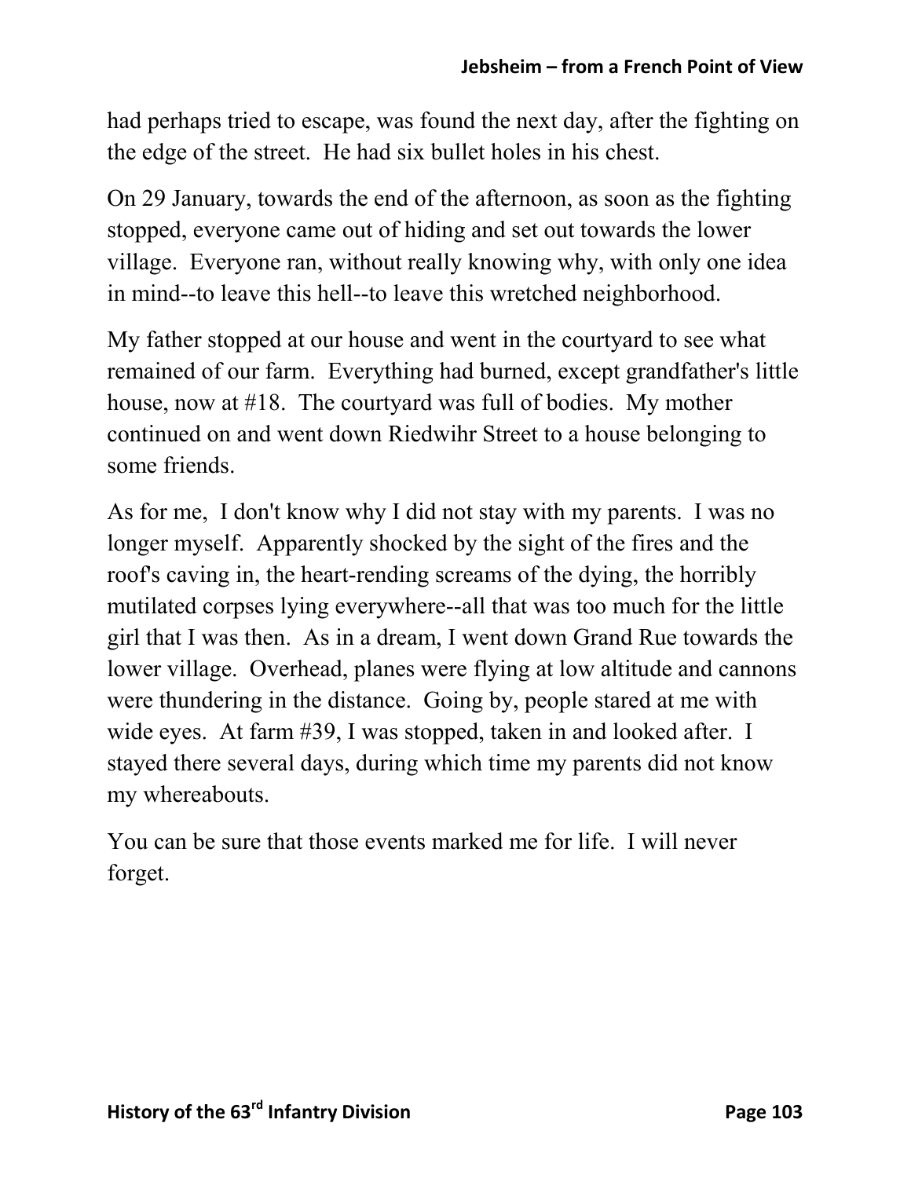had perhaps tried to escape, was found the next day, after the fighting on the edge of the street. He had six bullet holes in his chest.

On 29 January, towards the end of the afternoon, as soon as the fighting stopped, everyone came out of hiding and set out towards the lower village. Everyone ran, without really knowing why, with only one idea in mind--to leave this hell--to leave this wretched neighborhood.

My father stopped at our house and went in the courtyard to see what remained of our farm. Everything had burned, except grandfather's little house, now at #18. The courtyard was full of bodies. My mother continued on and went down Riedwihr Street to a house belonging to some friends.

As for me, I don't know why I did not stay with my parents. I was no longer myself. Apparently shocked by the sight of the fires and the roof's caving in, the heart-rending screams of the dying, the horribly mutilated corpses lying everywhere--all that was too much for the little girl that I was then. As in a dream, I went down Grand Rue towards the lower village. Overhead, planes were flying at low altitude and cannons were thundering in the distance. Going by, people stared at me with wide eyes. At farm #39, I was stopped, taken in and looked after. I stayed there several days, during which time my parents did not know my whereabouts.

You can be sure that those events marked me for life. I will never forget.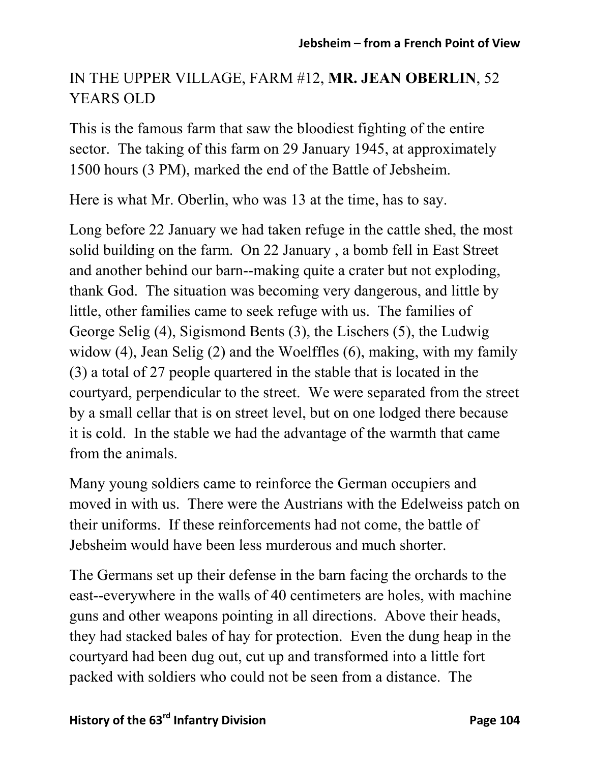IN THE UPPER VILLAGE, FARM #12, **MR. JEAN OBERLIN**, 52 YEARS OLD

This is the famous farm that saw the bloodiest fighting of the entire sector. The taking of this farm on 29 January 1945, at approximately 1500 hours (3 PM), marked the end of the Battle of Jebsheim.

Here is what Mr. Oberlin, who was 13 at the time, has to say.

Long before 22 January we had taken refuge in the cattle shed, the most solid building on the farm. On 22 January , a bomb fell in East Street and another behind our barn--making quite a crater but not exploding, thank God. The situation was becoming very dangerous, and little by little, other families came to seek refuge with us. The families of George Selig (4), Sigismond Bents (3), the Lischers (5), the Ludwig widow (4), Jean Selig (2) and the Woelffles (6), making, with my family (3) a total of 27 people quartered in the stable that is located in the courtyard, perpendicular to the street. We were separated from the street by a small cellar that is on street level, but on one lodged there because it is cold. In the stable we had the advantage of the warmth that came from the animals.

Many young soldiers came to reinforce the German occupiers and moved in with us. There were the Austrians with the Edelweiss patch on their uniforms. If these reinforcements had not come, the battle of Jebsheim would have been less murderous and much shorter.

The Germans set up their defense in the barn facing the orchards to the east--everywhere in the walls of 40 centimeters are holes, with machine guns and other weapons pointing in all directions. Above their heads, they had stacked bales of hay for protection. Even the dung heap in the courtyard had been dug out, cut up and transformed into a little fort packed with soldiers who could not be seen from a distance. The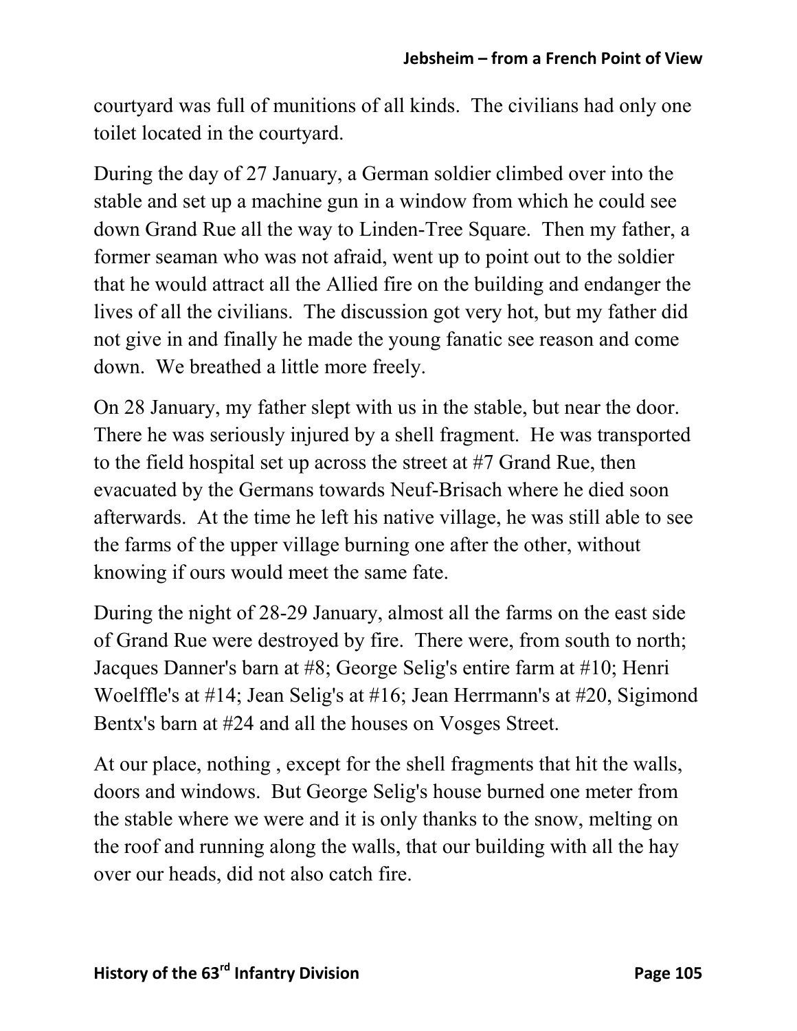courtyard was full of munitions of all kinds. The civilians had only one toilet located in the courtyard.

During the day of 27 January, a German soldier climbed over into the stable and set up a machine gun in a window from which he could see down Grand Rue all the way to Linden-Tree Square. Then my father, a former seaman who was not afraid, went up to point out to the soldier that he would attract all the Allied fire on the building and endanger the lives of all the civilians. The discussion got very hot, but my father did not give in and finally he made the young fanatic see reason and come down. We breathed a little more freely.

On 28 January, my father slept with us in the stable, but near the door. There he was seriously injured by a shell fragment. He was transported to the field hospital set up across the street at #7 Grand Rue, then evacuated by the Germans towards Neuf-Brisach where he died soon afterwards. At the time he left his native village, he was still able to see the farms of the upper village burning one after the other, without knowing if ours would meet the same fate.

During the night of 28-29 January, almost all the farms on the east side of Grand Rue were destroyed by fire. There were, from south to north; Jacques Danner's barn at #8; George Selig's entire farm at #10; Henri Woelffle's at #14; Jean Selig's at #16; Jean Herrmann's at #20, Sigimond Bentx's barn at #24 and all the houses on Vosges Street.

At our place, nothing , except for the shell fragments that hit the walls, doors and windows. But George Selig's house burned one meter from the stable where we were and it is only thanks to the snow, melting on the roof and running along the walls, that our building with all the hay over our heads, did not also catch fire.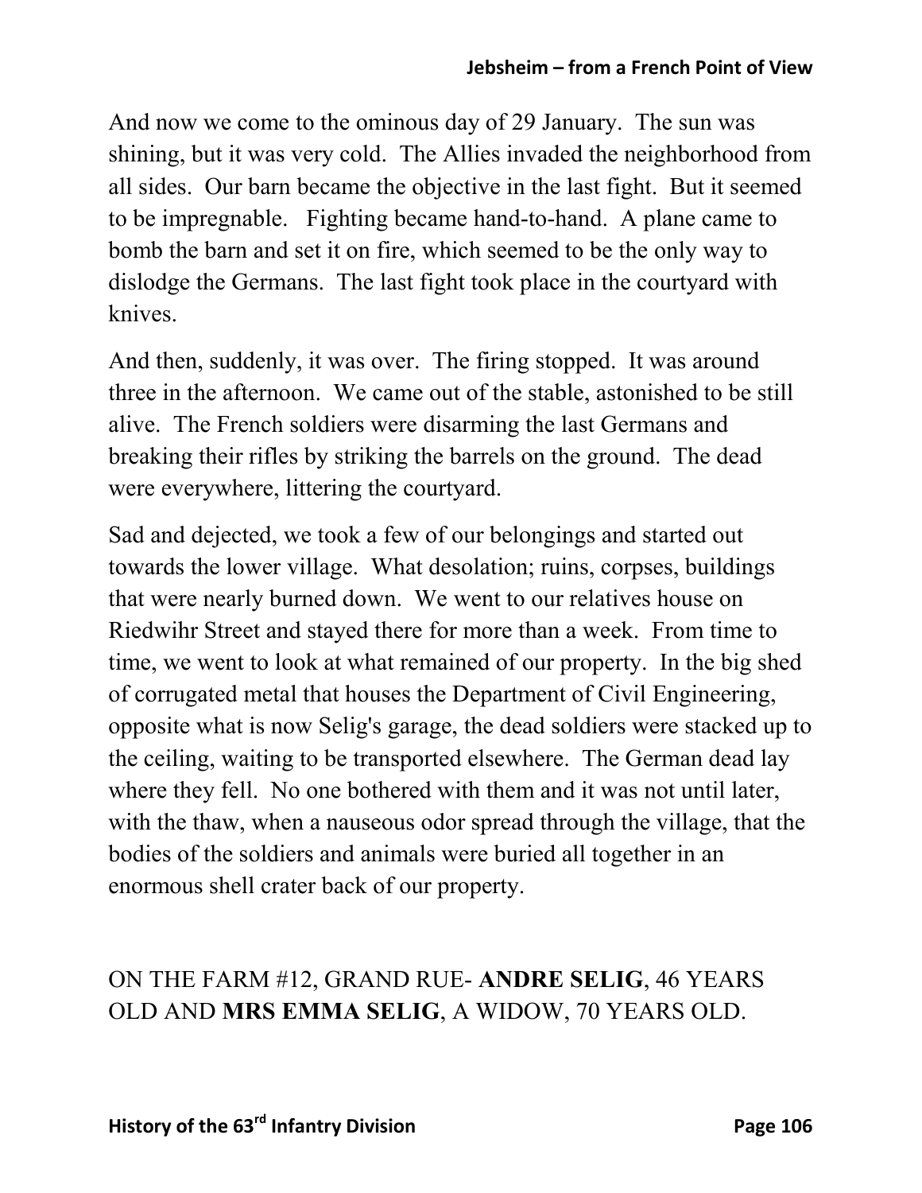And now we come to the ominous day of 29 January. The sun was shining, but it was very cold. The Allies invaded the neighborhood from all sides. Our barn became the objective in the last fight. But it seemed to be impregnable. Fighting became hand-to-hand. A plane came to bomb the barn and set it on fire, which seemed to be the only way to dislodge the Germans. The last fight took place in the courtyard with knives.

And then, suddenly, it was over. The firing stopped. It was around three in the afternoon. We came out of the stable, astonished to be still alive. The French soldiers were disarming the last Germans and breaking their rifles by striking the barrels on the ground. The dead were everywhere, littering the courtyard.

Sad and dejected, we took a few of our belongings and started out towards the lower village. What desolation; ruins, corpses, buildings that were nearly burned down. We went to our relatives house on Riedwihr Street and stayed there for more than a week. From time to time, we went to look at what remained of our property. In the big shed of corrugated metal that houses the Department of Civil Engineering, opposite what is now Selig's garage, the dead soldiers were stacked up to the ceiling, waiting to be transported elsewhere. The German dead lay where they fell. No one bothered with them and it was not until later, with the thaw, when a nauseous odor spread through the village, that the bodies of the soldiers and animals were buried all together in an enormous shell crater back of our property.

ON THE FARM #12, GRAND RUE- **ANDRE SELIG**, 46 YEARS OLD AND **MRS EMMA SELIG**, A WIDOW, 70 YEARS OLD.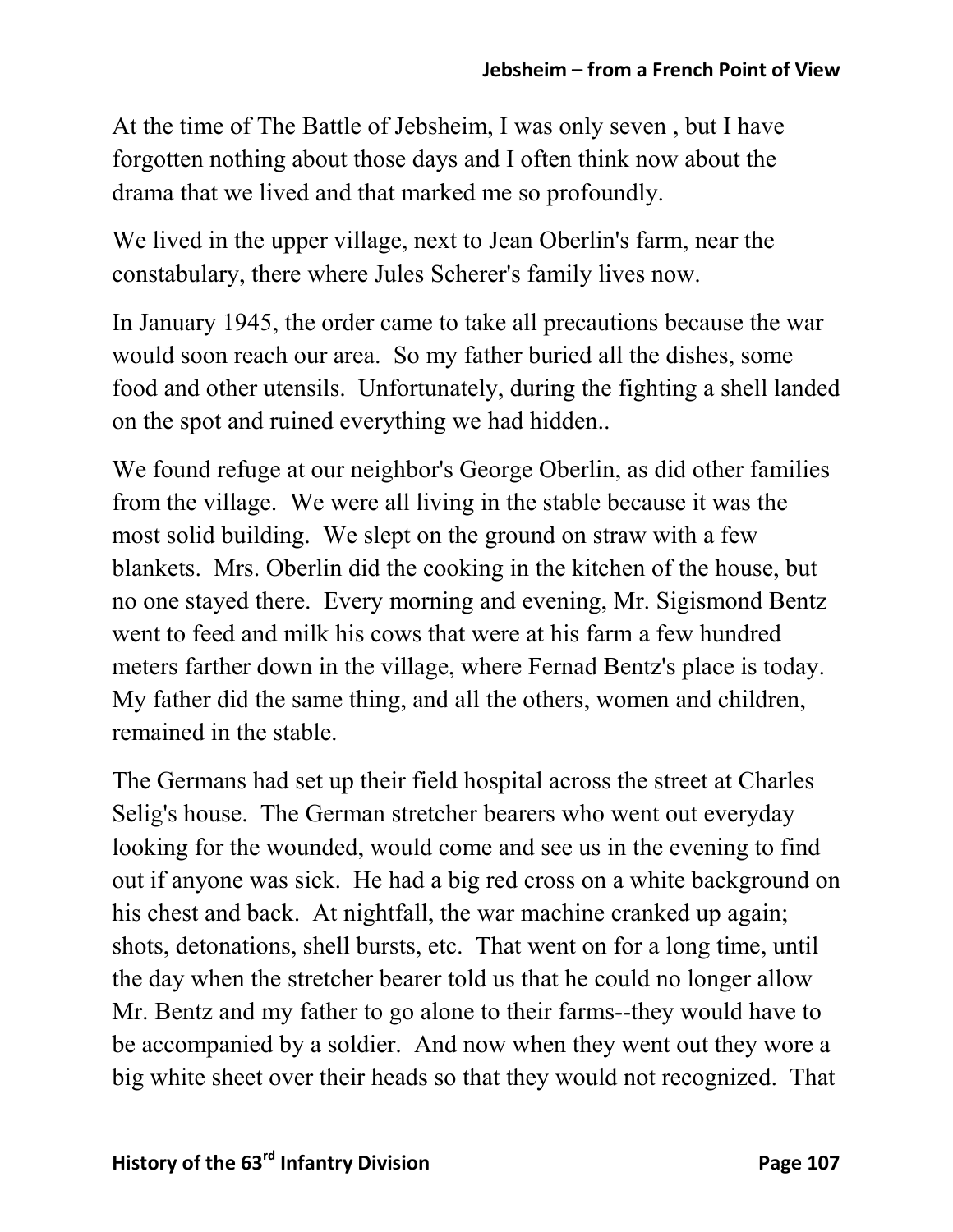At the time of The Battle of Jebsheim, I was only seven , but I have forgotten nothing about those days and I often think now about the drama that we lived and that marked me so profoundly.

We lived in the upper village, next to Jean Oberlin's farm, near the constabulary, there where Jules Scherer's family lives now.

In January 1945, the order came to take all precautions because the war would soon reach our area. So my father buried all the dishes, some food and other utensils. Unfortunately, during the fighting a shell landed on the spot and ruined everything we had hidden..

We found refuge at our neighbor's George Oberlin, as did other families from the village. We were all living in the stable because it was the most solid building. We slept on the ground on straw with a few blankets. Mrs. Oberlin did the cooking in the kitchen of the house, but no one stayed there. Every morning and evening, Mr. Sigismond Bentz went to feed and milk his cows that were at his farm a few hundred meters farther down in the village, where Fernad Bentz's place is today. My father did the same thing, and all the others, women and children, remained in the stable.

The Germans had set up their field hospital across the street at Charles Selig's house. The German stretcher bearers who went out everyday looking for the wounded, would come and see us in the evening to find out if anyone was sick. He had a big red cross on a white background on his chest and back. At nightfall, the war machine cranked up again; shots, detonations, shell bursts, etc. That went on for a long time, until the day when the stretcher bearer told us that he could no longer allow Mr. Bentz and my father to go alone to their farms--they would have to be accompanied by a soldier. And now when they went out they wore a big white sheet over their heads so that they would not recognized. That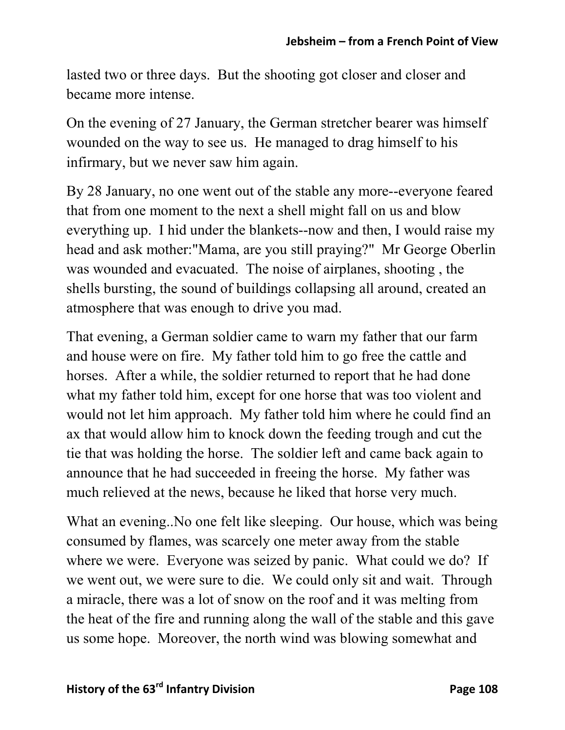lasted two or three days. But the shooting got closer and closer and became more intense.

On the evening of 27 January, the German stretcher bearer was himself wounded on the way to see us. He managed to drag himself to his infirmary, but we never saw him again.

By 28 January, no one went out of the stable any more--everyone feared that from one moment to the next a shell might fall on us and blow everything up. I hid under the blankets--now and then, I would raise my head and ask mother:"Mama, are you still praying?" Mr George Oberlin was wounded and evacuated. The noise of airplanes, shooting , the shells bursting, the sound of buildings collapsing all around, created an atmosphere that was enough to drive you mad.

That evening, a German soldier came to warn my father that our farm and house were on fire. My father told him to go free the cattle and horses. After a while, the soldier returned to report that he had done what my father told him, except for one horse that was too violent and would not let him approach. My father told him where he could find an ax that would allow him to knock down the feeding trough and cut the tie that was holding the horse. The soldier left and came back again to announce that he had succeeded in freeing the horse. My father was much relieved at the news, because he liked that horse very much.

What an evening..No one felt like sleeping. Our house, which was being consumed by flames, was scarcely one meter away from the stable where we were. Everyone was seized by panic. What could we do? If we went out, we were sure to die. We could only sit and wait. Through a miracle, there was a lot of snow on the roof and it was melting from the heat of the fire and running along the wall of the stable and this gave us some hope. Moreover, the north wind was blowing somewhat and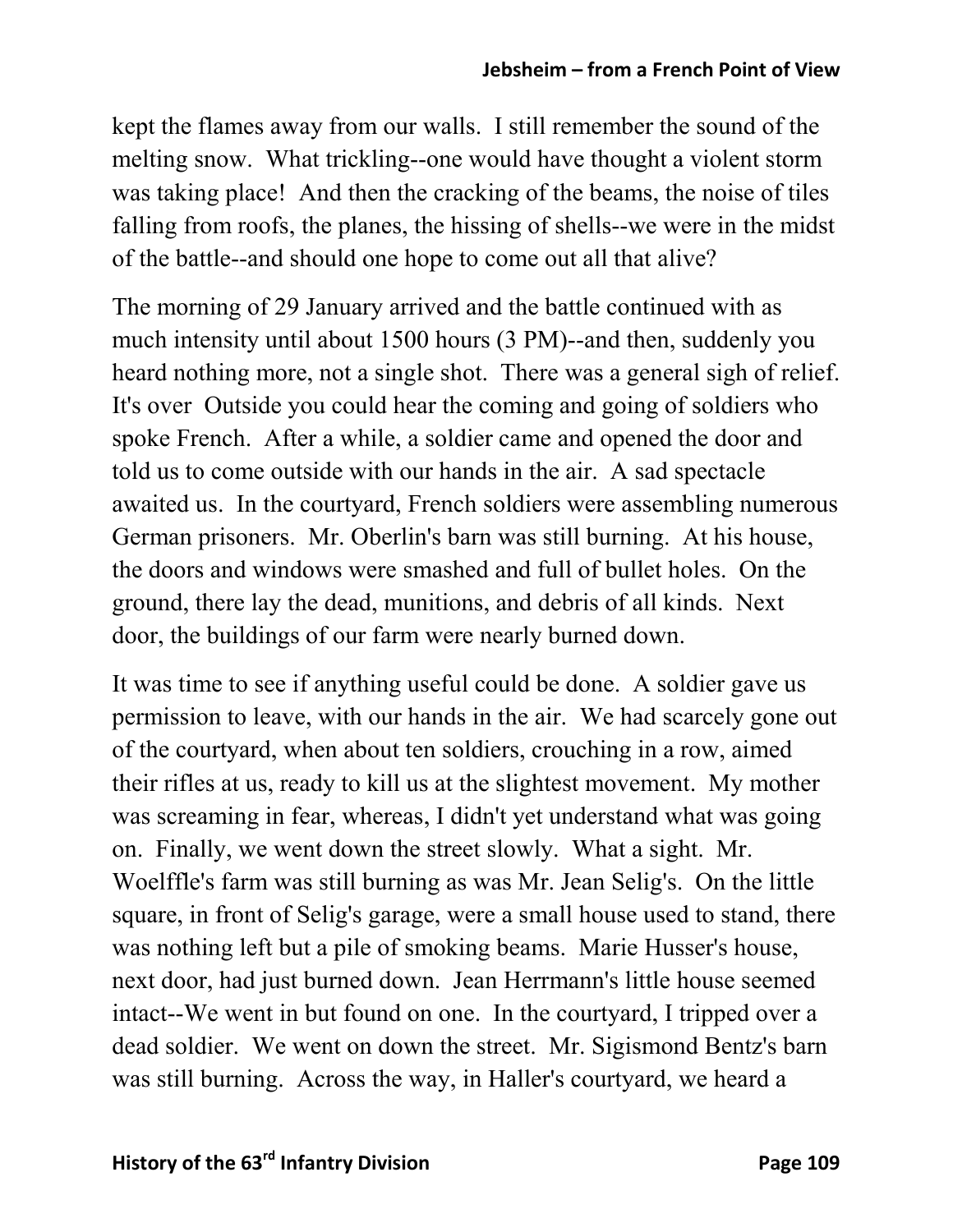kept the flames away from our walls. I still remember the sound of the melting snow. What trickling--one would have thought a violent storm was taking place! And then the cracking of the beams, the noise of tiles falling from roofs, the planes, the hissing of shells--we were in the midst of the battle--and should one hope to come out all that alive?

The morning of 29 January arrived and the battle continued with as much intensity until about 1500 hours (3 PM)--and then, suddenly you heard nothing more, not a single shot. There was a general sigh of relief. It's over Outside you could hear the coming and going of soldiers who spoke French. After a while, a soldier came and opened the door and told us to come outside with our hands in the air. A sad spectacle awaited us. In the courtyard, French soldiers were assembling numerous German prisoners. Mr. Oberlin's barn was still burning. At his house, the doors and windows were smashed and full of bullet holes. On the ground, there lay the dead, munitions, and debris of all kinds. Next door, the buildings of our farm were nearly burned down.

It was time to see if anything useful could be done. A soldier gave us permission to leave, with our hands in the air. We had scarcely gone out of the courtyard, when about ten soldiers, crouching in a row, aimed their rifles at us, ready to kill us at the slightest movement. My mother was screaming in fear, whereas, I didn't yet understand what was going on. Finally, we went down the street slowly. What a sight. Mr. Woelffle's farm was still burning as was Mr. Jean Selig's. On the little square, in front of Selig's garage, were a small house used to stand, there was nothing left but a pile of smoking beams. Marie Husser's house, next door, had just burned down. Jean Herrmann's little house seemed intact--We went in but found on one. In the courtyard, I tripped over a dead soldier. We went on down the street. Mr. Sigismond Bentz's barn was still burning. Across the way, in Haller's courtyard, we heard a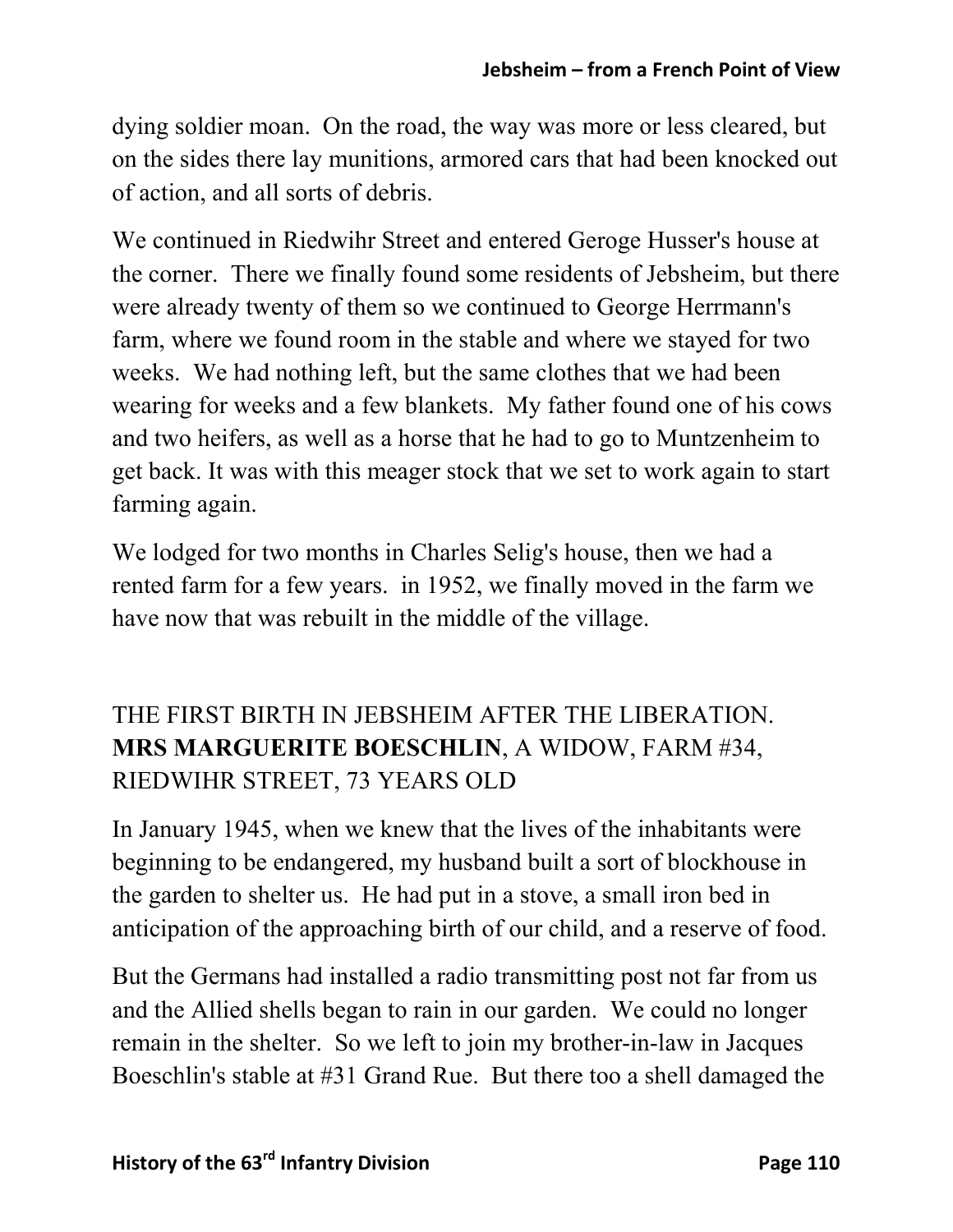dying soldier moan. On the road, the way was more or less cleared, but on the sides there lay munitions, armored cars that had been knocked out of action, and all sorts of debris.

We continued in Riedwihr Street and entered Geroge Husser's house at the corner. There we finally found some residents of Jebsheim, but there were already twenty of them so we continued to George Herrmann's farm, where we found room in the stable and where we stayed for two weeks. We had nothing left, but the same clothes that we had been wearing for weeks and a few blankets. My father found one of his cows and two heifers, as well as a horse that he had to go to Muntzenheim to get back. It was with this meager stock that we set to work again to start farming again.

We lodged for two months in Charles Selig's house, then we had a rented farm for a few years. in 1952, we finally moved in the farm we have now that was rebuilt in the middle of the village.

## THE FIRST BIRTH IN JEBSHEIM AFTER THE LIBERATION. **MRS MARGUERITE BOESCHLIN**, A WIDOW, FARM #34, RIEDWIHR STREET, 73 YEARS OLD

In January 1945, when we knew that the lives of the inhabitants were beginning to be endangered, my husband built a sort of blockhouse in the garden to shelter us. He had put in a stove, a small iron bed in anticipation of the approaching birth of our child, and a reserve of food.

But the Germans had installed a radio transmitting post not far from us and the Allied shells began to rain in our garden. We could no longer remain in the shelter. So we left to join my brother-in-law in Jacques Boeschlin's stable at #31 Grand Rue. But there too a shell damaged the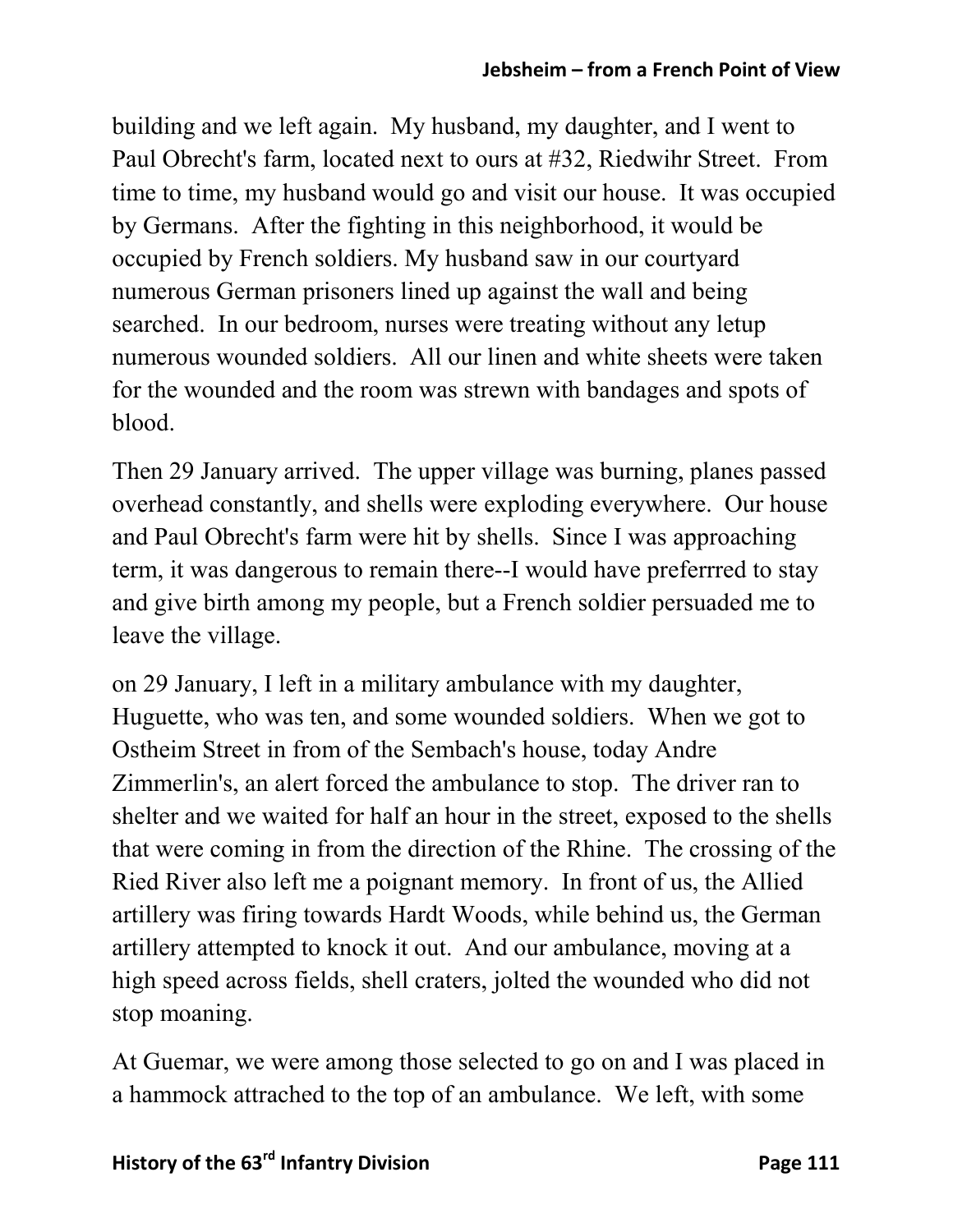building and we left again. My husband, my daughter, and I went to Paul Obrecht's farm, located next to ours at #32, Riedwihr Street. From time to time, my husband would go and visit our house. It was occupied by Germans. After the fighting in this neighborhood, it would be occupied by French soldiers. My husband saw in our courtyard numerous German prisoners lined up against the wall and being searched. In our bedroom, nurses were treating without any letup numerous wounded soldiers. All our linen and white sheets were taken for the wounded and the room was strewn with bandages and spots of blood.

Then 29 January arrived. The upper village was burning, planes passed overhead constantly, and shells were exploding everywhere. Our house and Paul Obrecht's farm were hit by shells. Since I was approaching term, it was dangerous to remain there--I would have preferrred to stay and give birth among my people, but a French soldier persuaded me to leave the village.

on 29 January, I left in a military ambulance with my daughter, Huguette, who was ten, and some wounded soldiers. When we got to Ostheim Street in from of the Sembach's house, today Andre Zimmerlin's, an alert forced the ambulance to stop. The driver ran to shelter and we waited for half an hour in the street, exposed to the shells that were coming in from the direction of the Rhine. The crossing of the Ried River also left me a poignant memory. In front of us, the Allied artillery was firing towards Hardt Woods, while behind us, the German artillery attempted to knock it out. And our ambulance, moving at a high speed across fields, shell craters, jolted the wounded who did not stop moaning.

At Guemar, we were among those selected to go on and I was placed in a hammock attached to the top of an ambulance. We left, with some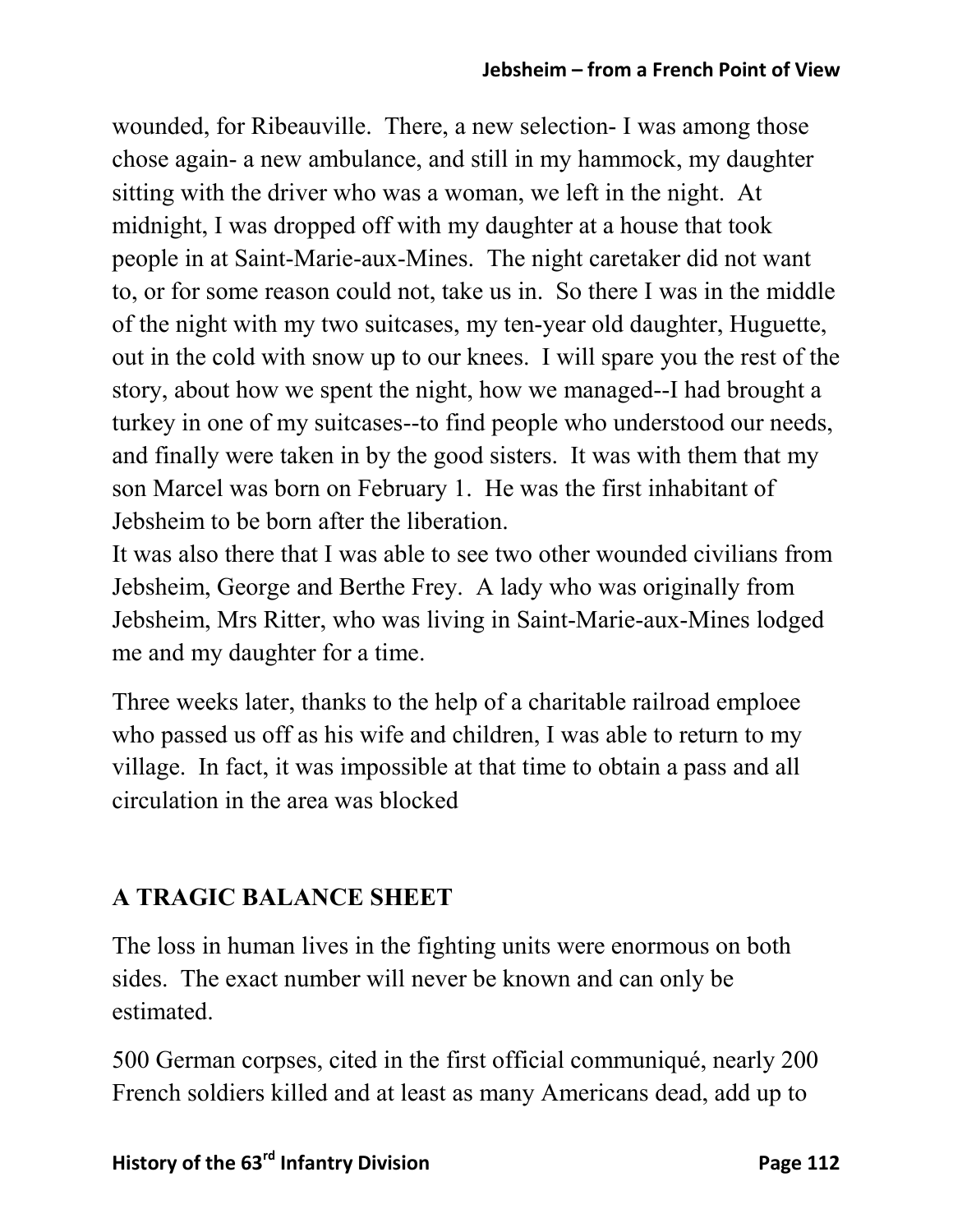wounded, for Ribeauville. There, a new selection- I was among those chose again- a new ambulance, and still in my hammock, my daughter sitting with the driver who was a woman, we left in the night. At midnight, I was dropped off with my daughter at a house that took people in at Saint-Marie-aux-Mines. The night caretaker did not want to, or for some reason could not, take us in. So there I was in the middle of the night with my two suitcases, my ten-year old daughter, Huguette, out in the cold with snow up to our knees. I will spare you the rest of the story, about how we spent the night, how we managed--I had brought a turkey in one of my suitcases--to find people who understood our needs, and finally were taken in by the good sisters. It was with them that my son Marcel was born on February 1. He was the first inhabitant of Jebsheim to be born after the liberation.
It was also there that I was able to see two other wounded civilians from Jebsheim, George and Berthe Frey. A lady who was originally from Jebsheim, Mrs Ritter, who was living in Saint-Marie-aux-Mines lodged me and my daughter for a time.

Three weeks later, thanks to the help of a charitable railroad emploee who passed us off as his wife and children, I was able to return to my village. In fact, it was impossible at that time to obtain a pass and all circulation in the area was blocked

## A TRAGIC BALANCE SHEET

The loss in human lives in the fighting units were enormous on both sides. The exact number will never be known and can only be estimated.

500 German corpses, cited in the first official communiqué, nearly 200 French soldiers killed and at least as many Americans dead, add up to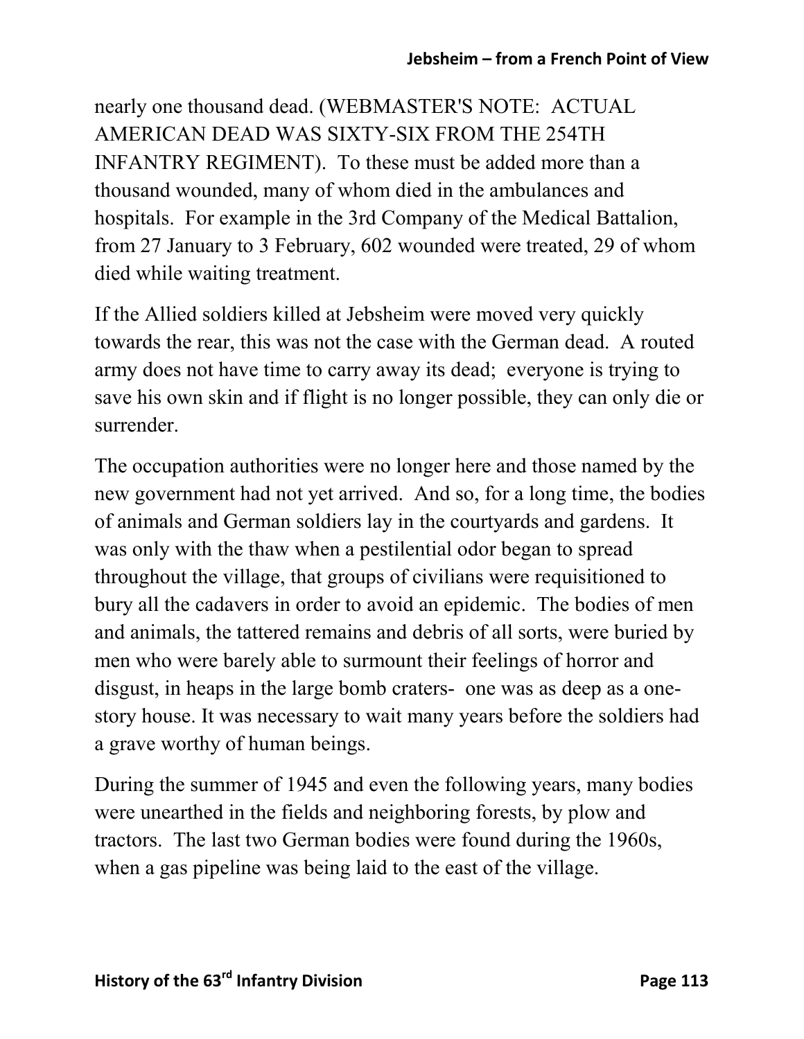nearly one thousand dead. (WEBMASTER'S NOTE: ACTUAL AMERICAN DEAD WAS SIXTY-SIX FROM THE 254TH INFANTRY REGIMENT). To these must be added more than a thousand wounded, many of whom died in the ambulances and hospitals. For example in the 3rd Company of the Medical Battalion, from 27 January to 3 February, 602 wounded were treated, 29 of whom died while waiting treatment.

If the Allied soldiers killed at Jebsheim were moved very quickly towards the rear, this was not the case with the German dead. A routed army does not have time to carry away its dead; everyone is trying to save his own skin and if flight is no longer possible, they can only die or surrender.

The occupation authorities were no longer here and those named by the new government had not yet arrived. And so, for a long time, the bodies of animals and German soldiers lay in the courtyards and gardens. It was only with the thaw when a pestilential odor began to spread throughout the village, that groups of civilians were requisitioned to bury all the cadavers in order to avoid an epidemic. The bodies of men and animals, the tattered remains and debris of all sorts, were buried by men who were barely able to surmount their feelings of horror and disgust, in heaps in the large bomb craters- one was as deep as a one-story house. It was necessary to wait many years before the soldiers had a grave worthy of human beings.

During the summer of 1945 and even the following years, many bodies were unearthed in the fields and neighboring forests, by plow and tractors. The last two German bodies were found during the 1960s, when a gas pipeline was being laid to the east of the village.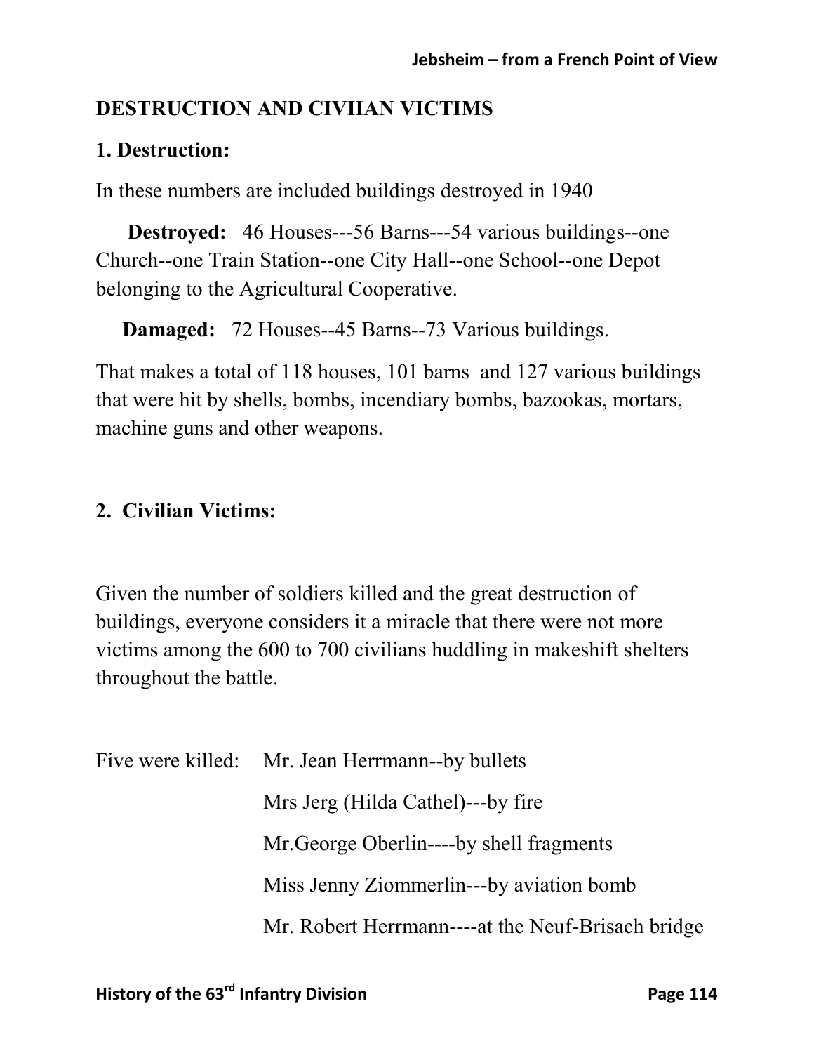## DESTRUCTION AND CIVIIAN VICTIMS

### 1. Destruction:

In these numbers are included buildings destroyed in 1940

**Destroyed:** 46 Houses---56 Barns---54 various buildings--one Church--one Train Station--one City Hall--one School--one Depot belonging to the Agricultural Cooperative.

**Damaged:** 72 Houses--45 Barns--73 Various buildings.

That makes a total of 118 houses, 101 barns and 127 various buildings that were hit by shells, bombs, incendiary bombs, bazookas, mortars, machine guns and other weapons.

### 2. Civilian Victims:

Given the number of soldiers killed and the great destruction of buildings, everyone considers it a miracle that there were not more victims among the 600 to 700 civilians huddling in makeshift shelters throughout the battle.

Five were killed: Mr. Jean Herrmann--by bullets

Mrs Jerg (Hilda Cathel)---by fire

Mr.George Oberlin----by shell fragments

Miss Jenny Ziommerlin---by aviation bomb

Mr. Robert Herrmann----at the Neuf-Brisach bridge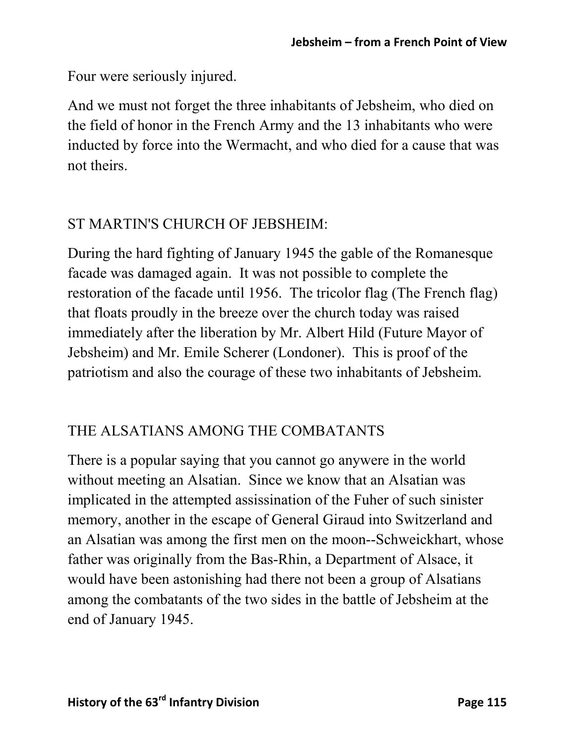Four were seriously injured.

And we must not forget the three inhabitants of Jebsheim, who died on the field of honor in the French Army and the 13 inhabitants who were inducted by force into the Wermacht, and who died for a cause that was not theirs.

## ST MARTIN'S CHURCH OF JEBSHEIM:

During the hard fighting of January 1945 the gable of the Romanesque facade was damaged again. It was not possible to complete the restoration of the facade until 1956. The tricolor flag (The French flag) that floats proudly in the breeze over the church today was raised immediately after the liberation by Mr. Albert Hild (Future Mayor of Jebsheim) and Mr. Emile Scherer (Londoner). This is proof of the patriotism and also the courage of these two inhabitants of Jebsheim.

## THE ALSATIANS AMONG THE COMBATANTS

There is a popular saying that you cannot go anywere in the world without meeting an Alsatian. Since we know that an Alsatian was implicated in the attempted assissination of the Fuher of such sinister memory, another in the escape of General Giraud into Switzerland and an Alsatian was among the first men on the moon--Schweickhart, whose father was originally from the Bas-Rhin, a Department of Alsace, it would have been astonishing had there not been a group of Alsatians among the combatants of the two sides in the battle of Jebsheim at the end of January 1945.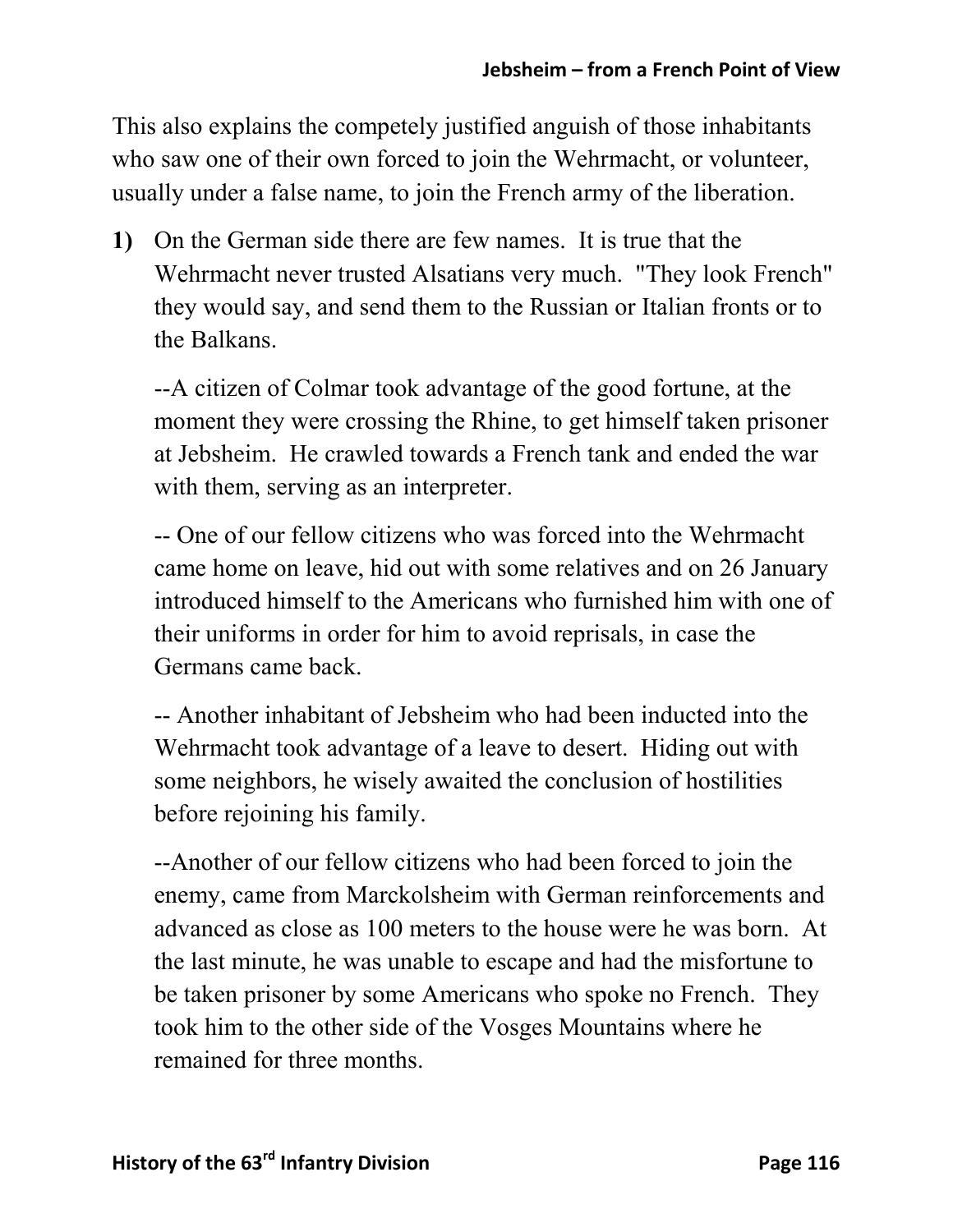This also explains the competely justified anguish of those inhabitants who saw one of their own forced to join the Wehrmacht, or volunteer, usually under a false name, to join the French army of the liberation.

**1)** On the German side there are few names. It is true that the Wehrmacht never trusted Alsatians very much. "They look French" they would say, and send them to the Russian or Italian fronts or to the Balkans.

--A citizen of Colmar took advantage of the good fortune, at the moment they were crossing the Rhine, to get himself taken prisoner at Jebsheim. He crawled towards a French tank and ended the war with them, serving as an interpreter.

-- One of our fellow citizens who was forced into the Wehrmacht came home on leave, hid out with some relatives and on 26 January introduced himself to the Americans who furnished him with one of their uniforms in order for him to avoid reprisals, in case the Germans came back.

-- Another inhabitant of Jebsheim who had been inducted into the Wehrmacht took advantage of a leave to desert. Hiding out with some neighbors, he wisely awaited the conclusion of hostilities before rejoining his family.

--Another of our fellow citizens who had been forced to join the enemy, came from Marckolsheim with German reinforcements and advanced as close as 100 meters to the house were he was born. At the last minute, he was unable to escape and had the misfortune to be taken prisoner by some Americans who spoke no French. They took him to the other side of the Vosges Mountains where he remained for three months.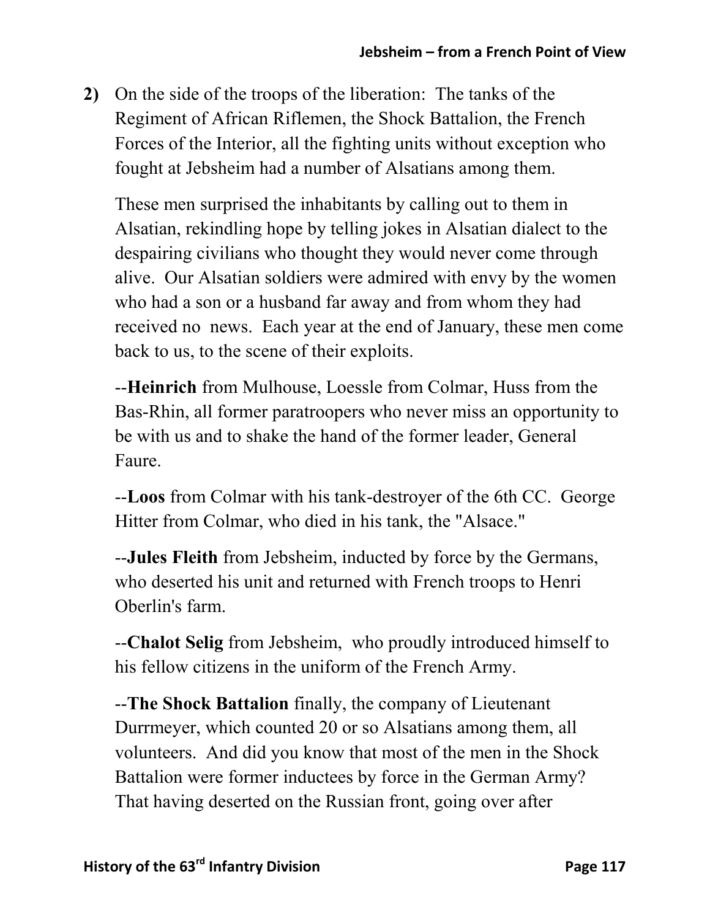2) On the side of the troops of the liberation: The tanks of the Regiment of African Riflemen, the Shock Battalion, the French Forces of the Interior, all the fighting units without exception who fought at Jebsheim had a number of Alsatians among them.

These men surprised the inhabitants by calling out to them in Alsatian, rekindling hope by telling jokes in Alsatian dialect to the despairing civilians who thought they would never come through alive. Our Alsatian soldiers were admired with envy by the women who had a son or a husband far away and from whom they had received no news. Each year at the end of January, these men come back to us, to the scene of their exploits.

--**Heinrich** from Mulhouse, Loessle from Colmar, Huss from the Bas-Rhin, all former paratroopers who never miss an opportunity to be with us and to shake the hand of the former leader, General Faure.

--**Loos** from Colmar with his tank-destroyer of the 6th CC. George Hitter from Colmar, who died in his tank, the "Alsace."

--**Jules Fleith** from Jebsheim, inducted by force by the Germans, who deserted his unit and returned with French troops to Henri Oberlin's farm.

--**Chalot Selig** from Jebsheim, who proudly introduced himself to his fellow citizens in the uniform of the French Army.

--**The Shock Battalion** finally, the company of Lieutenant Durrmeyer, which counted 20 or so Alsatians among them, all volunteers. And did you know that most of the men in the Shock Battalion were former inductees by force in the German Army? That having deserted on the Russian front, going over after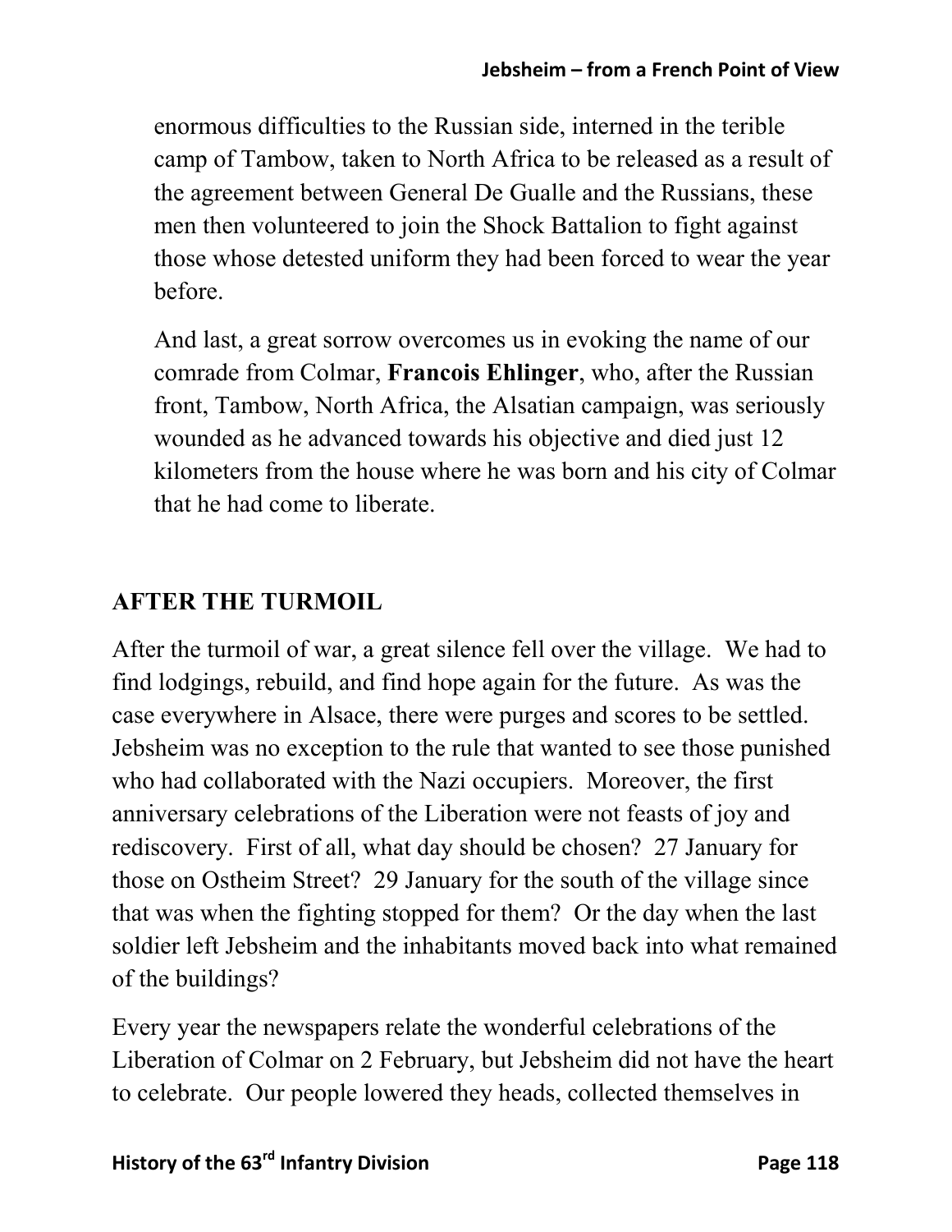enormous difficulties to the Russian side, interned in the terible camp of Tambow, taken to North Africa to be released as a result of the agreement between General De Gualle and the Russians, these men then volunteered to join the Shock Battalion to fight against those whose detested uniform they had been forced to wear the year before.

And last, a great sorrow overcomes us in evoking the name of our comrade from Colmar, **Francois Ehlinger**, who, after the Russian front, Tambow, North Africa, the Alsatian campaign, was seriously wounded as he advanced towards his objective and died just 12 kilometers from the house where he was born and his city of Colmar that he had come to liberate.

## AFTER THE TURMOIL

After the turmoil of war, a great silence fell over the village. We had to find lodgings, rebuild, and find hope again for the future. As was the case everywhere in Alsace, there were purges and scores to be settled. Jebsheim was no exception to the rule that wanted to see those punished who had collaborated with the Nazi occupiers. Moreover, the first anniversary celebrations of the Liberation were not feasts of joy and rediscovery. First of all, what day should be chosen? 27 January for those on Ostheim Street? 29 January for the south of the village since that was when the fighting stopped for them? Or the day when the last soldier left Jebsheim and the inhabitants moved back into what remained of the buildings?

Every year the newspapers relate the wonderful celebrations of the Liberation of Colmar on 2 February, but Jebsheim did not have the heart to celebrate. Our people lowered they heads, collected themselves in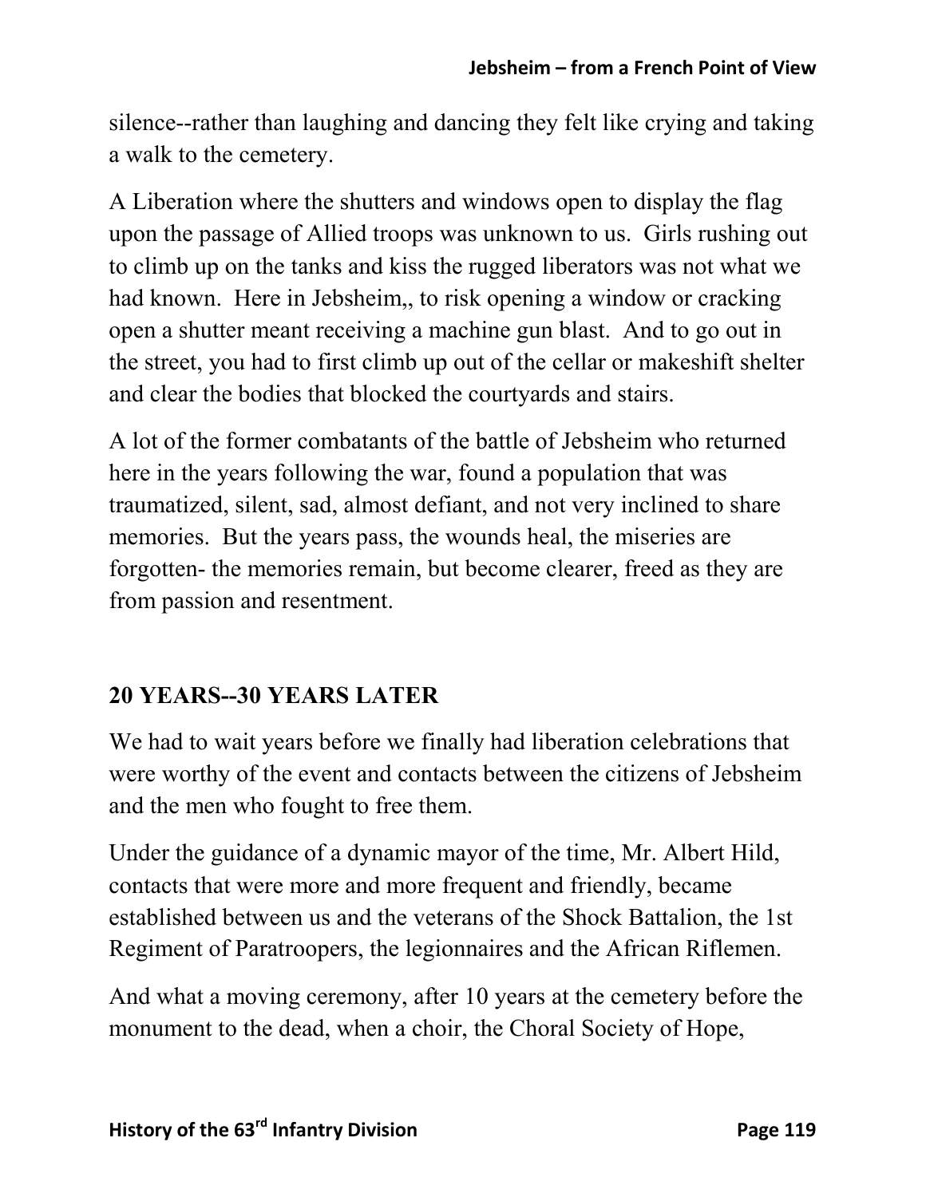silence--rather than laughing and dancing they felt like crying and taking a walk to the cemetery.

A Liberation where the shutters and windows open to display the flag upon the passage of Allied troops was unknown to us. Girls rushing out to climb up on the tanks and kiss the rugged liberators was not what we had known. Here in Jebsheim,, to risk opening a window or cracking open a shutter meant receiving a machine gun blast. And to go out in the street, you had to first climb up out of the cellar or makeshift shelter and clear the bodies that blocked the courtyards and stairs.

A lot of the former combatants of the battle of Jebsheim who returned here in the years following the war, found a population that was traumatized, silent, sad, almost defiant, and not very inclined to share memories. But the years pass, the wounds heal, the miseries are forgotten- the memories remain, but become clearer, freed as they are from passion and resentment.

## 20 YEARS--30 YEARS LATER

We had to wait years before we finally had liberation celebrations that were worthy of the event and contacts between the citizens of Jebsheim and the men who fought to free them.

Under the guidance of a dynamic mayor of the time, Mr. Albert Hild, contacts that were more and more frequent and friendly, became established between us and the veterans of the Shock Battalion, the 1st Regiment of Paratroopers, the legionnaires and the African Riflemen.

And what a moving ceremony, after 10 years at the cemetery before the monument to the dead, when a choir, the Choral Society of Hope,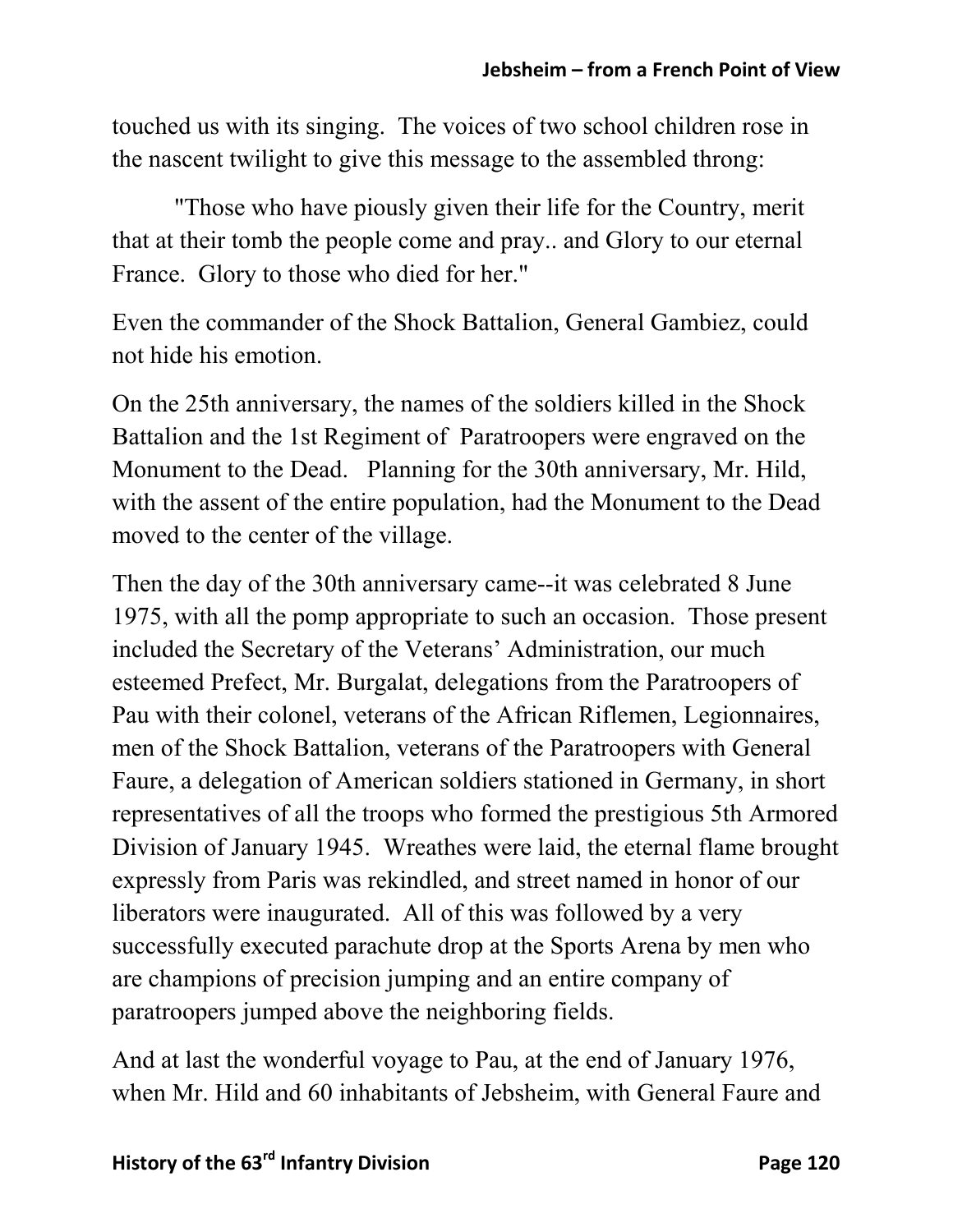touched us with its singing. The voices of two school children rose in the nascent twilight to give this message to the assembled throng:

"Those who have piously given their life for the Country, merit that at their tomb the people come and pray.. and Glory to our eternal France. Glory to those who died for her."

Even the commander of the Shock Battalion, General Gambiez, could not hide his emotion.

On the 25th anniversary, the names of the soldiers killed in the Shock Battalion and the 1st Regiment of Paratroopers were engraved on the Monument to the Dead. Planning for the 30th anniversary, Mr. Hild, with the assent of the entire population, had the Monument to the Dead moved to the center of the village.

Then the day of the 30th anniversary came--it was celebrated 8 June 1975, with all the pomp appropriate to such an occasion. Those present included the Secretary of the Veterans' Administration, our much esteemed Prefect, Mr. Burgalat, delegations from the Paratroopers of Pau with their colonel, veterans of the African Riflemen, Legionnaires, men of the Shock Battalion, veterans of the Paratroopers with General Faure, a delegation of American soldiers stationed in Germany, in short representatives of all the troops who formed the prestigious 5th Armored Division of January 1945. Wreathes were laid, the eternal flame brought expressly from Paris was rekindled, and street named in honor of our liberators were inaugurated. All of this was followed by a very successfully executed parachute drop at the Sports Arena by men who are champions of precision jumping and an entire company of paratroopers jumped above the neighboring fields.

And at last the wonderful voyage to Pau, at the end of January 1976, when Mr. Hild and 60 inhabitants of Jebsheim, with General Faure and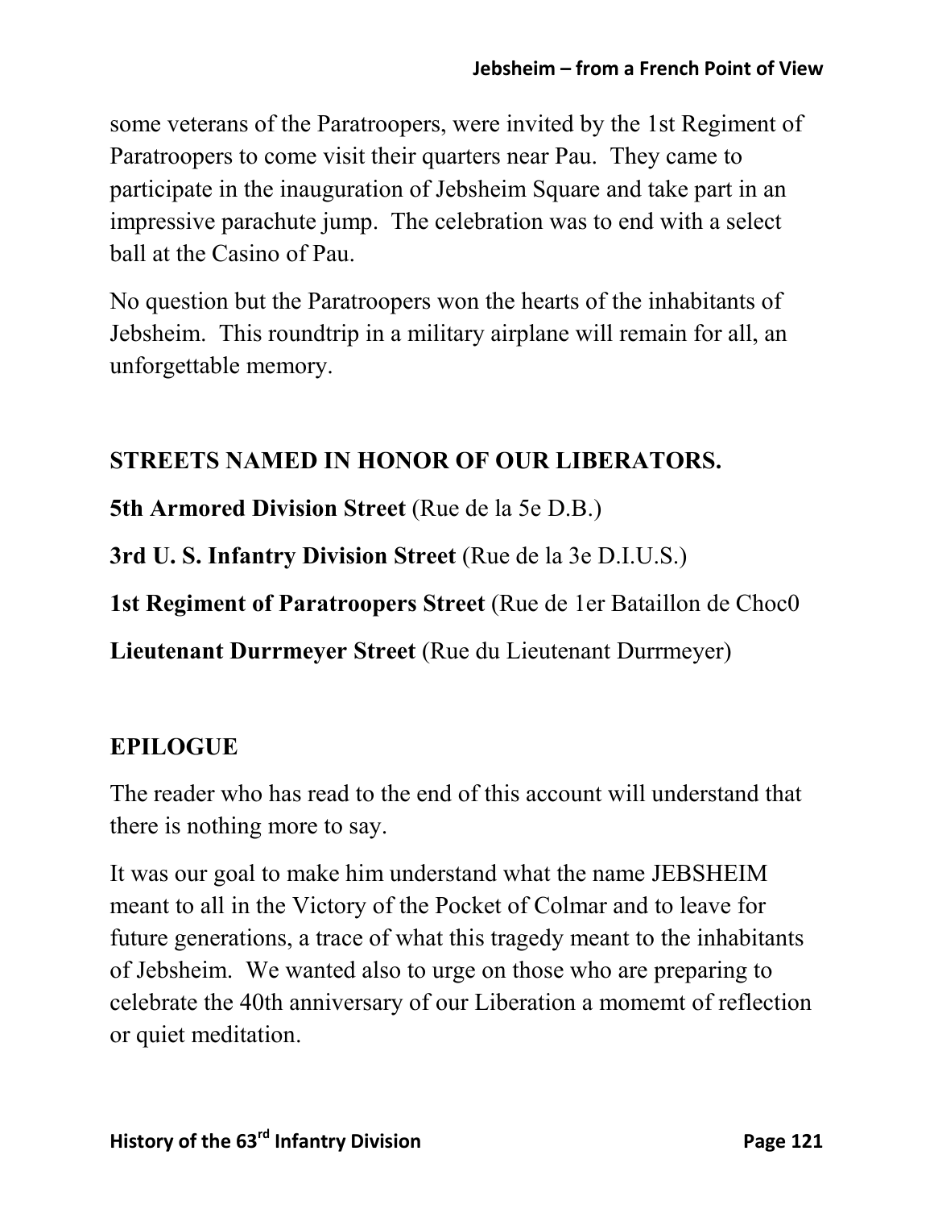some veterans of the Paratroopers, were invited by the 1st Regiment of Paratroopers to come visit their quarters near Pau. They came to participate in the inauguration of Jebsheim Square and take part in an impressive parachute jump. The celebration was to end with a select ball at the Casino of Pau.

No question but the Paratroopers won the hearts of the inhabitants of Jebsheim. This roundtrip in a military airplane will remain for all, an unforgettable memory.

## STREETS NAMED IN HONOR OF OUR LIBERATORS.

**5th Armored Division Street** (Rue de la 5e D.B.)

**3rd U. S. Infantry Division Street** (Rue de la 3e D.I.U.S.)

**1st Regiment of Paratroopers Street** (Rue de 1er Bataillon de Choc0

**Lieutenant Durrmeyer Street** (Rue du Lieutenant Durrmeyer)

## EPILOGUE

The reader who has read to the end of this account will understand that there is nothing more to say.

It was our goal to make him understand what the name JEBSHEIM meant to all in the Victory of the Pocket of Colmar and to leave for future generations, a trace of what this tragedy meant to the inhabitants of Jebsheim. We wanted also to urge on those who are preparing to celebrate the 40th anniversary of our Liberation a momemt of reflection or quiet meditation.